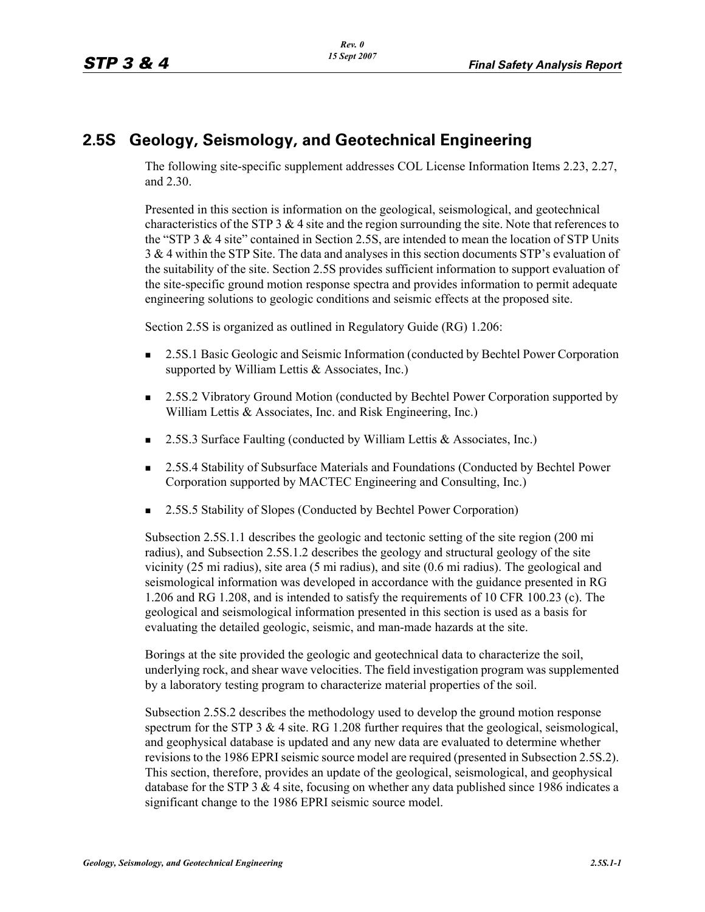## 2.5S Geology, Seismology, and Geotechnical Engineering

The following site-specific supplement addresses COL License Information Items 2.23, 2.27, and 2.30.

Presented in this section is information on the geological, seismological, and geotechnical characteristics of the STP 3 & 4 site and the region surrounding the site. Note that references to the "STP 3 & 4 site" contained in Section 2.5S, are intended to mean the location of STP Units 3 & 4 within the STP Site. The data and analyses in this section documents STP's evaluation of the suitability of the site. Section 2.5S provides sufficient information to support evaluation of the site-specific ground motion response spectra and provides information to permit adequate engineering solutions to geologic conditions and seismic effects at the proposed site.

Section 2.5S is organized as outlined in Regulatory Guide (RG) 1.206:

- 2.5S.1 Basic Geologic and Seismic Information (conducted by Bechtel Power Corporation supported by William Lettis & Associates, Inc.)
- 2.5S.2 Vibratory Ground Motion (conducted by Bechtel Power Corporation supported by William Lettis & Associates, Inc. and Risk Engineering, Inc.)
- 2.5S.3 Surface Faulting (conducted by William Lettis & Associates, Inc.)
- 2.5S.4 Stability of Subsurface Materials and Foundations (Conducted by Bechtel Power Corporation supported by MACTEC Engineering and Consulting, Inc.)
- 2.5S.5 Stability of Slopes (Conducted by Bechtel Power Corporation)

Subsection 2.5S.1.1 describes the geologic and tectonic setting of the site region (200 mi radius), and Subsection 2.5S.1.2 describes the geology and structural geology of the site vicinity (25 mi radius), site area (5 mi radius), and site (0.6 mi radius). The geological and seismological information was developed in accordance with the guidance presented in RG 1.206 and RG 1.208, and is intended to satisfy the requirements of 10 CFR 100.23 (c). The geological and seismological information presented in this section is used as a basis for evaluating the detailed geologic, seismic, and man-made hazards at the site.

Borings at the site provided the geologic and geotechnical data to characterize the soil, underlying rock, and shear wave velocities. The field investigation program was supplemented by a laboratory testing program to characterize material properties of the soil.

Subsection 2.5S.2 describes the methodology used to develop the ground motion response spectrum for the STP 3 & 4 site. RG 1.208 further requires that the geological, seismological, and geophysical database is updated and any new data are evaluated to determine whether revisions to the 1986 EPRI seismic source model are required (presented in Subsection 2.5S.2). This section, therefore, provides an update of the geological, seismological, and geophysical database for the STP 3 & 4 site, focusing on whether any data published since 1986 indicates a significant change to the 1986 EPRI seismic source model.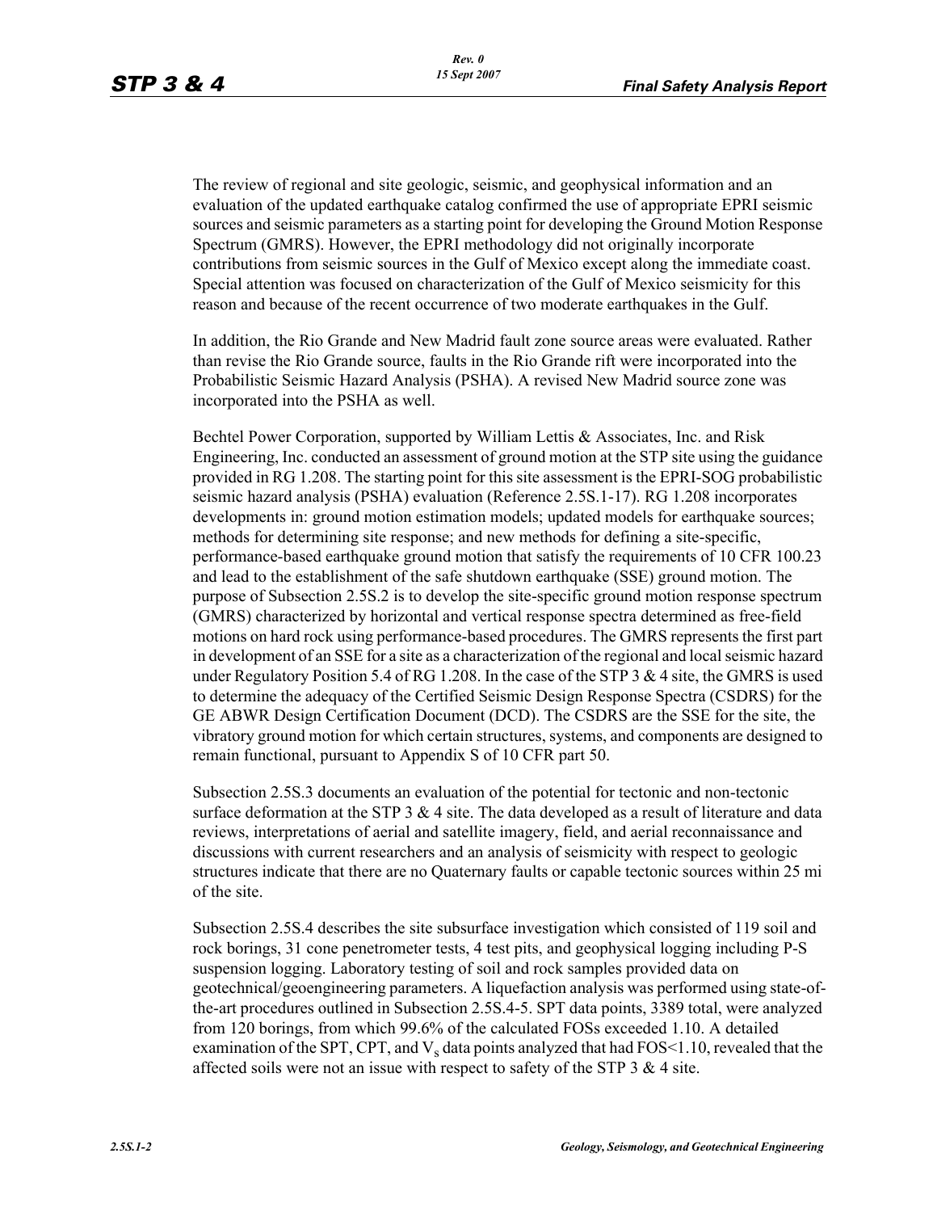The review of regional and site geologic, seismic, and geophysical information and an evaluation of the updated earthquake catalog confirmed the use of appropriate EPRI seismic sources and seismic parameters as a starting point for developing the Ground Motion Response Spectrum (GMRS). However, the EPRI methodology did not originally incorporate contributions from seismic sources in the Gulf of Mexico except along the immediate coast. Special attention was focused on characterization of the Gulf of Mexico seismicity for this reason and because of the recent occurrence of two moderate earthquakes in the Gulf.

In addition, the Rio Grande and New Madrid fault zone source areas were evaluated. Rather than revise the Rio Grande source, faults in the Rio Grande rift were incorporated into the Probabilistic Seismic Hazard Analysis (PSHA). A revised New Madrid source zone was incorporated into the PSHA as well.

Bechtel Power Corporation, supported by William Lettis & Associates, Inc. and Risk Engineering, Inc. conducted an assessment of ground motion at the STP site using the guidance provided in RG 1.208. The starting point for this site assessment is the EPRI-SOG probabilistic seismic hazard analysis (PSHA) evaluation (Reference 2.5S.1-17). RG 1.208 incorporates developments in: ground motion estimation models; updated models for earthquake sources; methods for determining site response; and new methods for defining a site-specific, performance-based earthquake ground motion that satisfy the requirements of 10 CFR 100.23 and lead to the establishment of the safe shutdown earthquake (SSE) ground motion. The purpose of Subsection 2.5S.2 is to develop the site-specific ground motion response spectrum (GMRS) characterized by horizontal and vertical response spectra determined as free-field motions on hard rock using performance-based procedures. The GMRS represents the first part in development of an SSE for a site as a characterization of the regional and local seismic hazard under Regulatory Position 5.4 of RG 1.208. In the case of the STP 3 & 4 site, the GMRS is used to determine the adequacy of the Certified Seismic Design Response Spectra (CSDRS) for the GE ABWR Design Certification Document (DCD). The CSDRS are the SSE for the site, the vibratory ground motion for which certain structures, systems, and components are designed to remain functional, pursuant to Appendix S of 10 CFR part 50.

Subsection 2.5S.3 documents an evaluation of the potential for tectonic and non-tectonic surface deformation at the STP 3 & 4 site. The data developed as a result of literature and data reviews, interpretations of aerial and satellite imagery, field, and aerial reconnaissance and discussions with current researchers and an analysis of seismicity with respect to geologic structures indicate that there are no Quaternary faults or capable tectonic sources within 25 mi of the site.

Subsection 2.5S.4 describes the site subsurface investigation which consisted of 119 soil and rock borings, 31 cone penetrometer tests, 4 test pits, and geophysical logging including P-S suspension logging. Laboratory testing of soil and rock samples provided data on geotechnical/geoengineering parameters. A liquefaction analysis was performed using state-of-the-art procedures outlined in Subsection 2.5S.4-5. SPT data points, 3389 total, were analyzed from 120 borings, from which 99.6% of the calculated FOSs exceeded 1.10. A detailed examination of the SPT, CPT, and $V_s$ data points analyzed that had FOS<1.10, revealed that the affected soils were not an issue with respect to safety of the STP 3 & 4 site.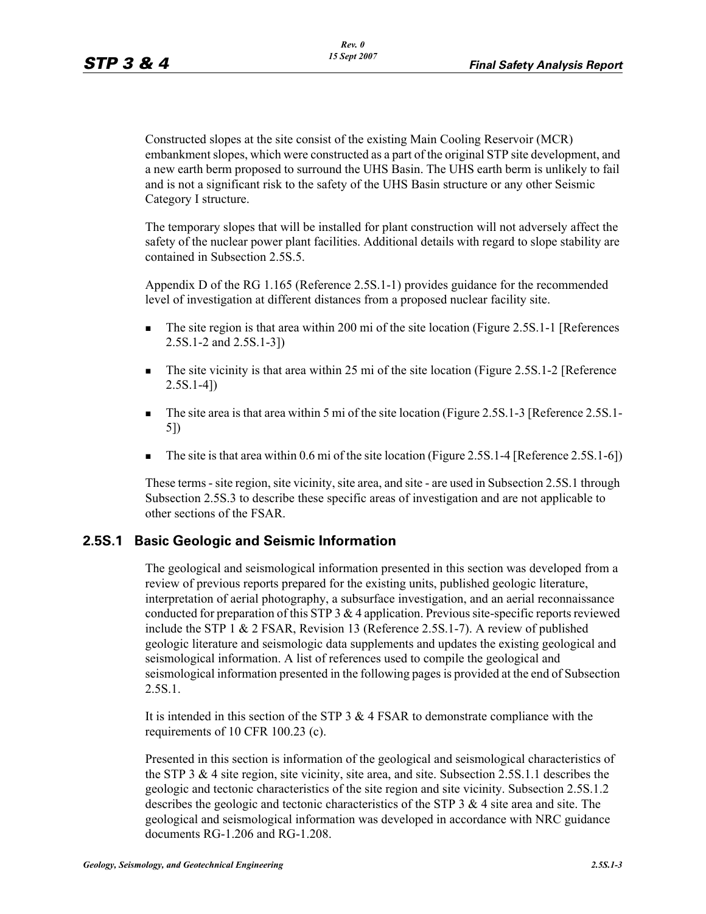Constructed slopes at the site consist of the existing Main Cooling Reservoir (MCR) embankment slopes, which were constructed as a part of the original STP site development, and a new earth berm proposed to surround the UHS Basin. The UHS earth berm is unlikely to fail and is not a significant risk to the safety of the UHS Basin structure or any other Seismic Category I structure.

The temporary slopes that will be installed for plant construction will not adversely affect the safety of the nuclear power plant facilities. Additional details with regard to slope stability are contained in Subsection 2.5S.5.

Appendix D of the RG 1.165 (Reference 2.5S.1-1) provides guidance for the recommended level of investigation at different distances from a proposed nuclear facility site.

- The site region is that area within 200 mi of the site location (Figure 2.5S.1-1 [References 2.5S.1-2 and 2.5S.1-3])
- The site vicinity is that area within 25 mi of the site location (Figure 2.5S.1-2 [Reference 2.5S.1-4])
- The site area is that area within 5 mi of the site location (Figure 2.5S.1-3 [Reference 2.5S.1-5])
- The site is that area within 0.6 mi of the site location (Figure 2.5S.1-4 [Reference 2.5S.1-6])

These terms - site region, site vicinity, site area, and site - are used in Subsection 2.5S.1 through Subsection 2.5S.3 to describe these specific areas of investigation and are not applicable to other sections of the FSAR.

## 2.5S.1 Basic Geologic and Seismic Information

The geological and seismological information presented in this section was developed from a review of previous reports prepared for the existing units, published geologic literature, interpretation of aerial photography, a subsurface investigation, and an aerial reconnaissance conducted for preparation of this STP 3 & 4 application. Previous site-specific reports reviewed include the STP 1 & 2 FSAR, Revision 13 (Reference 2.5S.1-7). A review of published geologic literature and seismologic data supplements and updates the existing geological and seismological information. A list of references used to compile the geological and seismological information presented in the following pages is provided at the end of Subsection 2.5S.1.

It is intended in this section of the STP 3 & 4 FSAR to demonstrate compliance with the requirements of 10 CFR 100.23 (c).

Presented in this section is information of the geological and seismological characteristics of the STP 3 & 4 site region, site vicinity, site area, and site. Subsection 2.5S.1.1 describes the geologic and tectonic characteristics of the site region and site vicinity. Subsection 2.5S.1.2 describes the geologic and tectonic characteristics of the STP 3 & 4 site area and site. The geological and seismological information was developed in accordance with NRC guidance documents RG-1.206 and RG-1.208.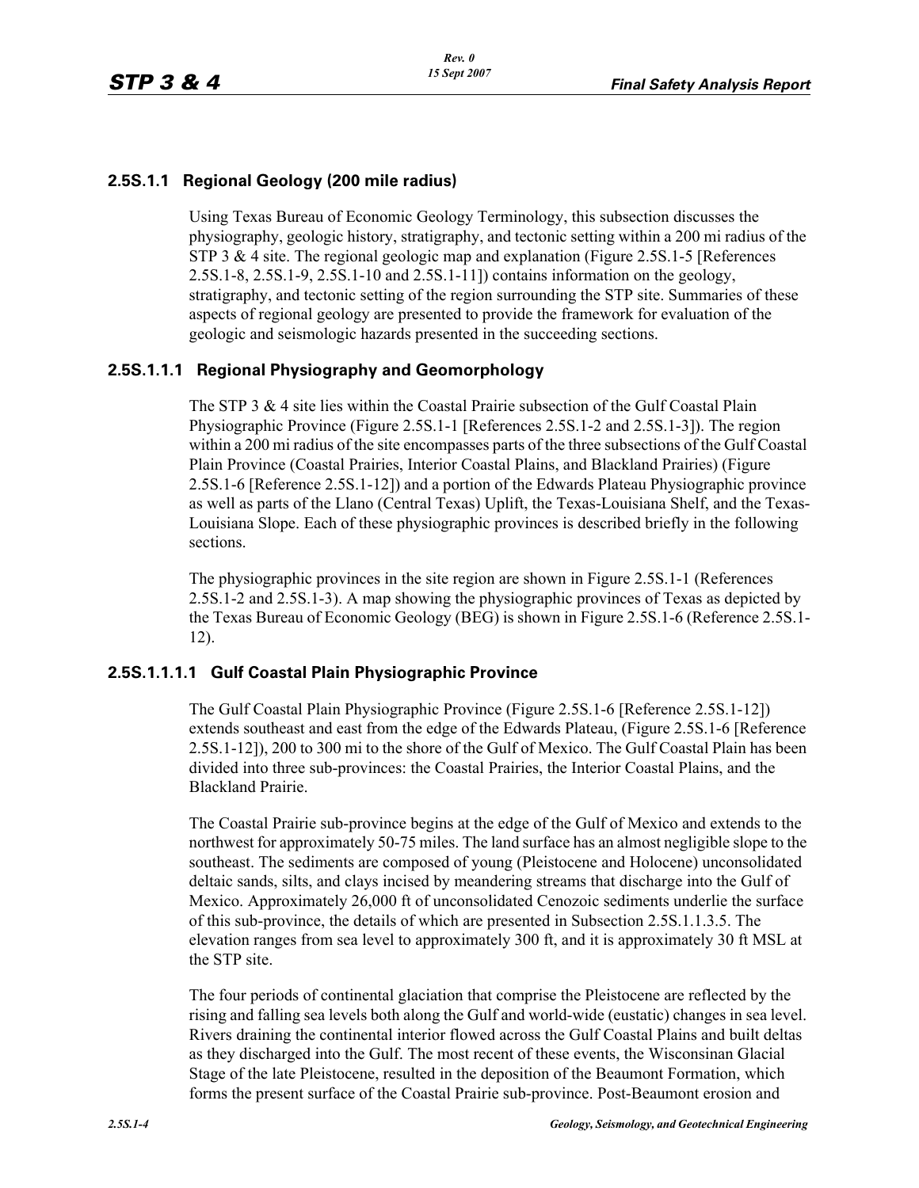### 2.5S.1.1 Regional Geology (200 mile radius)

Using Texas Bureau of Economic Geology Terminology, this subsection discusses the physiography, geologic history, stratigraphy, and tectonic setting within a 200 mi radius of the STP 3 & 4 site. The regional geologic map and explanation (Figure 2.5S.1-5 [References 2.5S.1-8, 2.5S.1-9, 2.5S.1-10 and 2.5S.1-11]) contains information on the geology, stratigraphy, and tectonic setting of the region surrounding the STP site. Summaries of these aspects of regional geology are presented to provide the framework for evaluation of the geologic and seismologic hazards presented in the succeeding sections.

#### 2.5S.1.1.1 Regional Physiography and Geomorphology

The STP 3 & 4 site lies within the Coastal Prairie subsection of the Gulf Coastal Plain Physiographic Province (Figure 2.5S.1-1 [References 2.5S.1-2 and 2.5S.1-3]). The region within a 200 mi radius of the site encompasses parts of the three subsections of the Gulf Coastal Plain Province (Coastal Prairies, Interior Coastal Plains, and Blackland Prairies) (Figure 2.5S.1-6 [Reference 2.5S.1-12]) and a portion of the Edwards Plateau Physiographic province as well as parts of the Llano (Central Texas) Uplift, the Texas-Louisiana Shelf, and the Texas-Louisiana Slope. Each of these physiographic provinces is described briefly in the following sections.

The physiographic provinces in the site region are shown in Figure 2.5S.1-1 (References 2.5S.1-2 and 2.5S.1-3). A map showing the physiographic provinces of Texas as depicted by the Texas Bureau of Economic Geology (BEG) is shown in Figure 2.5S.1-6 (Reference 2.5S.1-12).

##### 2.5S.1.1.1.1 Gulf Coastal Plain Physiographic Province

The Gulf Coastal Plain Physiographic Province (Figure 2.5S.1-6 [Reference 2.5S.1-12]) extends southeast and east from the edge of the Edwards Plateau, (Figure 2.5S.1-6 [Reference 2.5S.1-12]), 200 to 300 mi to the shore of the Gulf of Mexico. The Gulf Coastal Plain has been divided into three sub-provinces: the Coastal Prairies, the Interior Coastal Plains, and the Blackland Prairie.

The Coastal Prairie sub-province begins at the edge of the Gulf of Mexico and extends to the northwest for approximately 50-75 miles. The land surface has an almost negligible slope to the southeast. The sediments are composed of young (Pleistocene and Holocene) unconsolidated deltaic sands, silts, and clays incised by meandering streams that discharge into the Gulf of Mexico. Approximately 26,000 ft of unconsolidated Cenozoic sediments underlie the surface of this sub-province, the details of which are presented in Subsection 2.5S.1.1.3.5. The elevation ranges from sea level to approximately 300 ft, and it is approximately 30 ft MSL at the STP site.

The four periods of continental glaciation that comprise the Pleistocene are reflected by the rising and falling sea levels both along the Gulf and world-wide (eustatic) changes in sea level. Rivers draining the continental interior flowed across the Gulf Coastal Plains and built deltas as they discharged into the Gulf. The most recent of these events, the Wisconsinan Glacial Stage of the late Pleistocene, resulted in the deposition of the Beaumont Formation, which forms the present surface of the Coastal Prairie sub-province. Post-Beaumont erosion and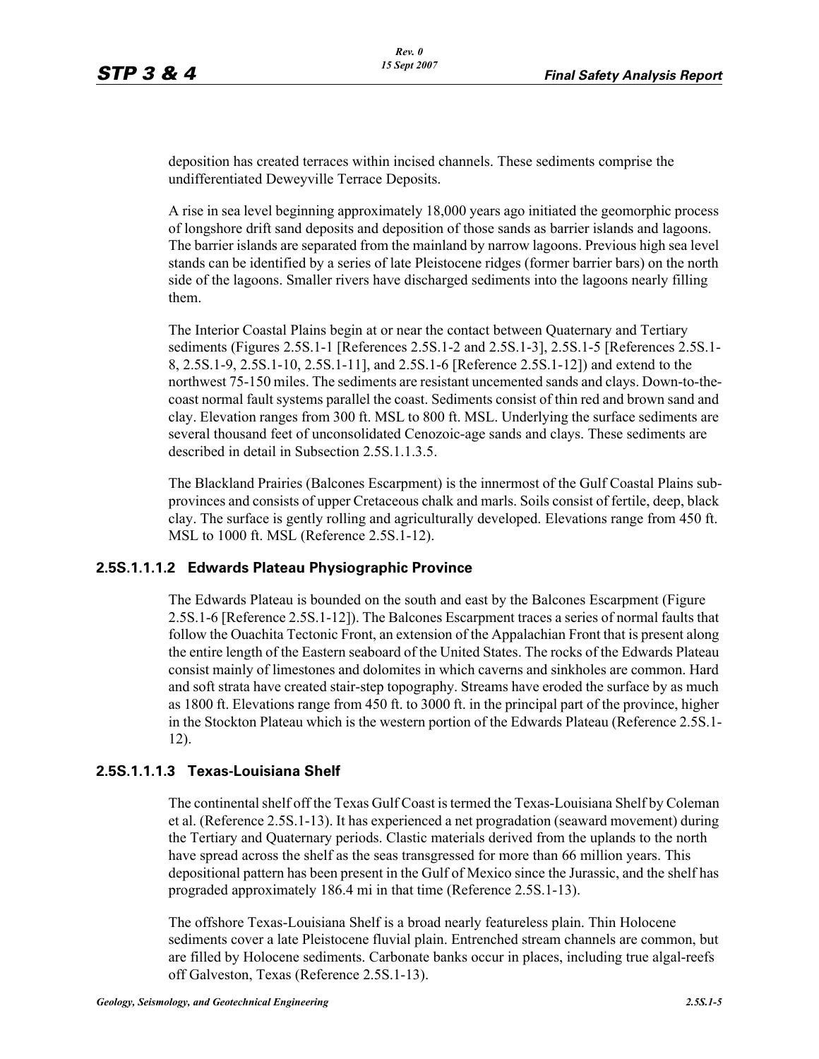deposition has created terraces within incised channels. These sediments comprise the undifferentiated Deweyville Terrace Deposits.

A rise in sea level beginning approximately 18,000 years ago initiated the geomorphic process of longshore drift sand deposits and deposition of those sands as barrier islands and lagoons. The barrier islands are separated from the mainland by narrow lagoons. Previous high sea level stands can be identified by a series of late Pleistocene ridges (former barrier bars) on the north side of the lagoons. Smaller rivers have discharged sediments into the lagoons nearly filling them.

The Interior Coastal Plains begin at or near the contact between Quaternary and Tertiary sediments (Figures 2.5S.1-1 [References 2.5S.1-2 and 2.5S.1-3], 2.5S.1-5 [References 2.5S.1-8, 2.5S.1-9, 2.5S.1-10, 2.5S.1-11], and 2.5S.1-6 [Reference 2.5S.1-12]) and extend to the northwest 75-150 miles. The sediments are resistant uncemented sands and clays. Down-to-the-coast normal fault systems parallel the coast. Sediments consist of thin red and brown sand and clay. Elevation ranges from 300 ft. MSL to 800 ft. MSL. Underlying the surface sediments are several thousand feet of unconsolidated Cenozoic-age sands and clays. These sediments are described in detail in Subsection 2.5S.1.1.3.5.

The Blackland Prairies (Balcones Escarpment) is the innermost of the Gulf Coastal Plains sub-provinces and consists of upper Cretaceous chalk and marls. Soils consist of fertile, deep, black clay. The surface is gently rolling and agriculturally developed. Elevations range from 450 ft. MSL to 1000 ft. MSL (Reference 2.5S.1-12).

### 2.5S.1.1.1.2 Edwards Plateau Physiographic Province

The Edwards Plateau is bounded on the south and east by the Balcones Escarpment (Figure 2.5S.1-6 [Reference 2.5S.1-12]). The Balcones Escarpment traces a series of normal faults that follow the Ouachita Tectonic Front, an extension of the Appalachian Front that is present along the entire length of the Eastern seaboard of the United States. The rocks of the Edwards Plateau consist mainly of limestones and dolomites in which caverns and sinkholes are common. Hard and soft strata have created stair-step topography. Streams have eroded the surface by as much as 1800 ft. Elevations range from 450 ft. to 3000 ft. in the principal part of the province, higher in the Stockton Plateau which is the western portion of the Edwards Plateau (Reference 2.5S.1-12).

### 2.5S.1.1.1.3 Texas-Louisiana Shelf

The continental shelf off the Texas Gulf Coast is termed the Texas-Louisiana Shelf by Coleman et al. (Reference 2.5S.1-13). It has experienced a net progradation (seaward movement) during the Tertiary and Quaternary periods. Clastic materials derived from the uplands to the north have spread across the shelf as the seas transgressed for more than 66 million years. This depositional pattern has been present in the Gulf of Mexico since the Jurassic, and the shelf has prograded approximately 186.4 mi in that time (Reference 2.5S.1-13).

The offshore Texas-Louisiana Shelf is a broad nearly featureless plain. Thin Holocene sediments cover a late Pleistocene fluvial plain. Entrenched stream channels are common, but are filled by Holocene sediments. Carbonate banks occur in places, including true algal-reefs off Galveston, Texas (Reference 2.5S.1-13).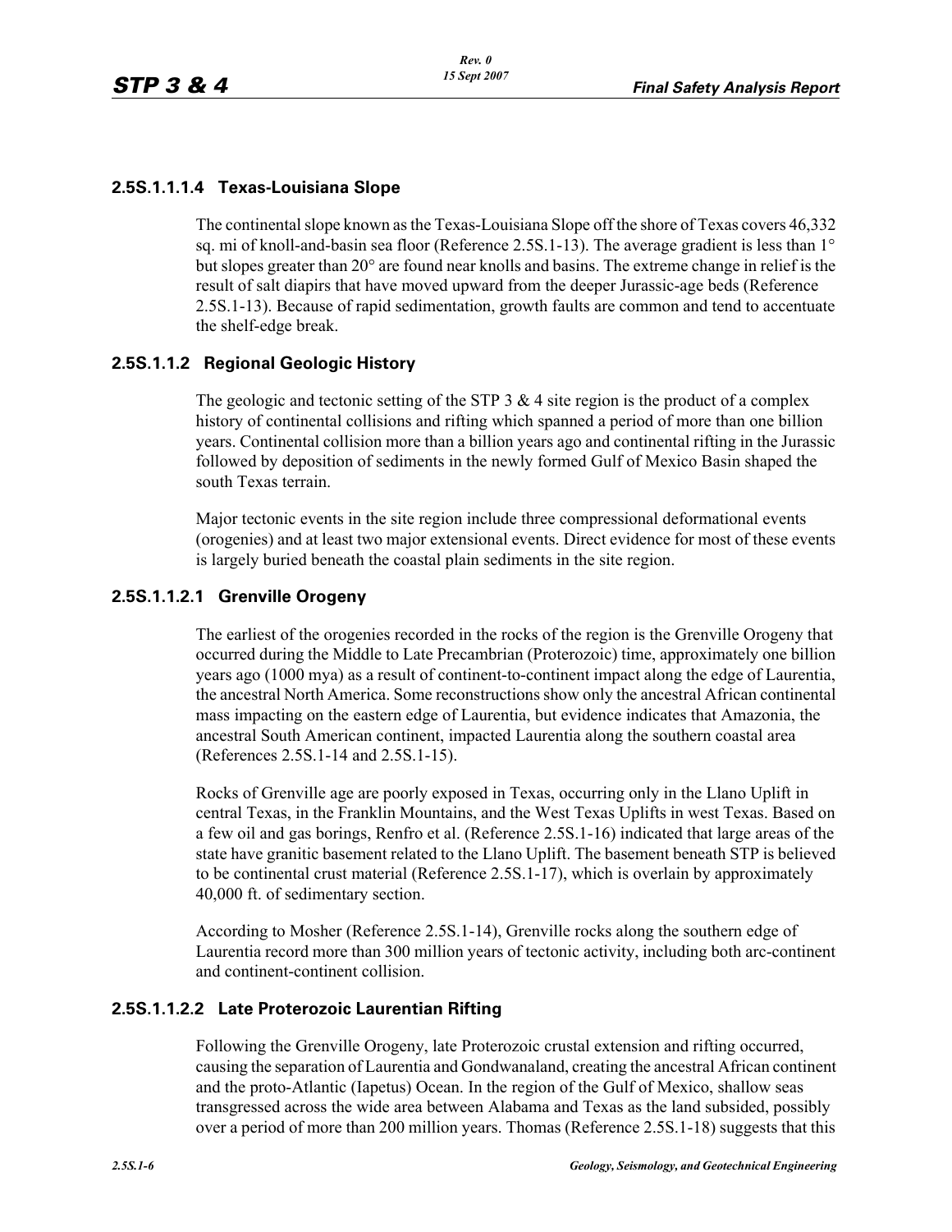#### 2.5S.1.1.1.4 Texas-Louisiana Slope

The continental slope known as the Texas-Louisiana Slope off the shore of Texas covers 46,332 sq. mi of knoll-and-basin sea floor (Reference 2.5S.1-13). The average gradient is less than 1° but slopes greater than 20° are found near knolls and basins. The extreme change in relief is the result of salt diapirs that have moved upward from the deeper Jurassic-age beds (Reference 2.5S.1-13). Because of rapid sedimentation, growth faults are common and tend to accentuate the shelf-edge break.

### 2.5S.1.1.2 Regional Geologic History

The geologic and tectonic setting of the STP 3 & 4 site region is the product of a complex history of continental collisions and rifting which spanned a period of more than one billion years. Continental collision more than a billion years ago and continental rifting in the Jurassic followed by deposition of sediments in the newly formed Gulf of Mexico Basin shaped the south Texas terrain.

Major tectonic events in the site region include three compressional deformational events (orogenies) and at least two major extensional events. Direct evidence for most of these events is largely buried beneath the coastal plain sediments in the site region.

#### 2.5S.1.1.2.1 Grenville Orogeny

The earliest of the orogenies recorded in the rocks of the region is the Grenville Orogeny that occurred during the Middle to Late Precambrian (Proterozoic) time, approximately one billion years ago (1000 mya) as a result of continent-to-continent impact along the edge of Laurentia, the ancestral North America. Some reconstructions show only the ancestral African continental mass impacting on the eastern edge of Laurentia, but evidence indicates that Amazonia, the ancestral South American continent, impacted Laurentia along the southern coastal area (References 2.5S.1-14 and 2.5S.1-15).

Rocks of Grenville age are poorly exposed in Texas, occurring only in the Llano Uplift in central Texas, in the Franklin Mountains, and the West Texas Uplifts in west Texas. Based on a few oil and gas borings, Renfro et al. (Reference 2.5S.1-16) indicated that large areas of the state have granitic basement related to the Llano Uplift. The basement beneath STP is believed to be continental crust material (Reference 2.5S.1-17), which is overlain by approximately 40,000 ft. of sedimentary section.

According to Mosher (Reference 2.5S.1-14), Grenville rocks along the southern edge of Laurentia record more than 300 million years of tectonic activity, including both arc-continent and continent-continent collision.

#### 2.5S.1.1.2.2 Late Proterozoic Laurentian Rifting

Following the Grenville Orogeny, late Proterozoic crustal extension and rifting occurred, causing the separation of Laurentia and Gondwanaland, creating the ancestral African continent and the proto-Atlantic (Iapetus) Ocean. In the region of the Gulf of Mexico, shallow seas transgressed across the wide area between Alabama and Texas as the land subsided, possibly over a period of more than 200 million years. Thomas (Reference 2.5S.1-18) suggests that this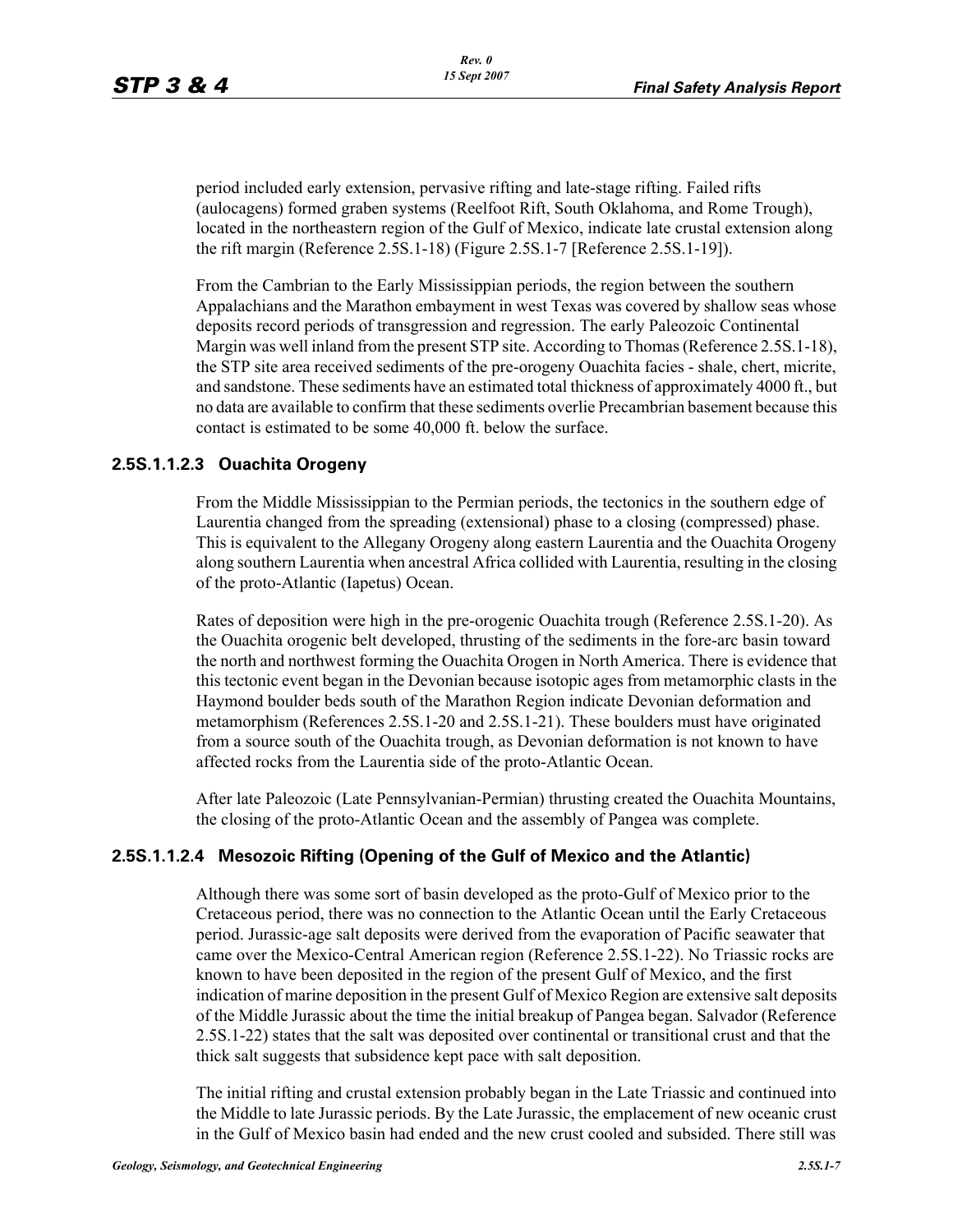period included early extension, pervasive rifting and late-stage rifting. Failed rifts (aulocagens) formed graben systems (Reelfoot Rift, South Oklahoma, and Rome Trough), located in the northeastern region of the Gulf of Mexico, indicate late crustal extension along the rift margin (Reference 2.5S.1-18) (Figure 2.5S.1-7 [Reference 2.5S.1-19]).

From the Cambrian to the Early Mississippian periods, the region between the southern Appalachians and the Marathon embayment in west Texas was covered by shallow seas whose deposits record periods of transgression and regression. The early Paleozoic Continental Margin was well inland from the present STP site. According to Thomas (Reference 2.5S.1-18), the STP site area received sediments of the pre-orogeny Ouachita facies - shale, chert, micrite, and sandstone. These sediments have an estimated total thickness of approximately 4000 ft., but no data are available to confirm that these sediments overlie Precambrian basement because this contact is estimated to be some 40,000 ft. below the surface.

#### 2.5S.1.1.2.3 Ouachita Orogeny

From the Middle Mississippian to the Permian periods, the tectonics in the southern edge of Laurentia changed from the spreading (extensional) phase to a closing (compressed) phase. This is equivalent to the Allegany Orogeny along eastern Laurentia and the Ouachita Orogeny along southern Laurentia when ancestral Africa collided with Laurentia, resulting in the closing of the proto-Atlantic (Iapetus) Ocean.

Rates of deposition were high in the pre-orogenic Ouachita trough (Reference 2.5S.1-20). As the Ouachita orogenic belt developed, thrusting of the sediments in the fore-arc basin toward the north and northwest forming the Ouachita Orogen in North America. There is evidence that this tectonic event began in the Devonian because isotopic ages from metamorphic clasts in the Haymond boulder beds south of the Marathon Region indicate Devonian deformation and metamorphism (References 2.5S.1-20 and 2.5S.1-21). These boulders must have originated from a source south of the Ouachita trough, as Devonian deformation is not known to have affected rocks from the Laurentia side of the proto-Atlantic Ocean.

After late Paleozoic (Late Pennsylvanian-Permian) thrusting created the Ouachita Mountains, the closing of the proto-Atlantic Ocean and the assembly of Pangea was complete.

#### 2.5S.1.1.2.4 Mesozoic Rifting (Opening of the Gulf of Mexico and the Atlantic)

Although there was some sort of basin developed as the proto-Gulf of Mexico prior to the Cretaceous period, there was no connection to the Atlantic Ocean until the Early Cretaceous period. Jurassic-age salt deposits were derived from the evaporation of Pacific seawater that came over the Mexico-Central American region (Reference 2.5S.1-22). No Triassic rocks are known to have been deposited in the region of the present Gulf of Mexico, and the first indication of marine deposition in the present Gulf of Mexico Region are extensive salt deposits of the Middle Jurassic about the time the initial breakup of Pangea began. Salvador (Reference 2.5S.1-22) states that the salt was deposited over continental or transitional crust and that the thick salt suggests that subsidence kept pace with salt deposition.

The initial rifting and crustal extension probably began in the Late Triassic and continued into the Middle to late Jurassic periods. By the Late Jurassic, the emplacement of new oceanic crust in the Gulf of Mexico basin had ended and the new crust cooled and subsided. There still was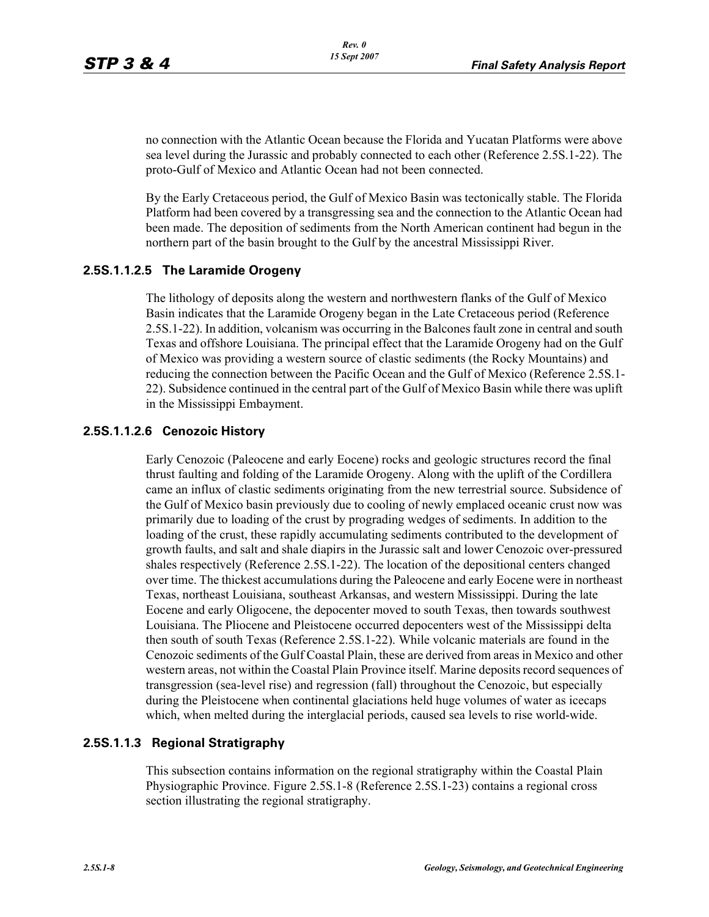no connection with the Atlantic Ocean because the Florida and Yucatan Platforms were above sea level during the Jurassic and probably connected to each other (Reference 2.5S.1-22). The proto-Gulf of Mexico and Atlantic Ocean had not been connected.

By the Early Cretaceous period, the Gulf of Mexico Basin was tectonically stable. The Florida Platform had been covered by a transgressing sea and the connection to the Atlantic Ocean had been made. The deposition of sediments from the North American continent had begun in the northern part of the basin brought to the Gulf by the ancestral Mississippi River.

#### 2.5S.1.1.2.5 The Laramide Orogeny

The lithology of deposits along the western and northwestern flanks of the Gulf of Mexico Basin indicates that the Laramide Orogeny began in the Late Cretaceous period (Reference 2.5S.1-22). In addition, volcanism was occurring in the Balcones fault zone in central and south Texas and offshore Louisiana. The principal effect that the Laramide Orogeny had on the Gulf of Mexico was providing a western source of clastic sediments (the Rocky Mountains) and reducing the connection between the Pacific Ocean and the Gulf of Mexico (Reference 2.5S.1-22). Subsidence continued in the central part of the Gulf of Mexico Basin while there was uplift in the Mississippi Embayment.

#### 2.5S.1.1.2.6 Cenozoic History

Early Cenozoic (Paleocene and early Eocene) rocks and geologic structures record the final thrust faulting and folding of the Laramide Orogeny. Along with the uplift of the Cordillera came an influx of clastic sediments originating from the new terrestrial source. Subsidence of the Gulf of Mexico basin previously due to cooling of newly emplaced oceanic crust now was primarily due to loading of the crust by prograding wedges of sediments. In addition to the loading of the crust, these rapidly accumulating sediments contributed to the development of growth faults, and salt and shale diapirs in the Jurassic salt and lower Cenozoic over-pressured shales respectively (Reference 2.5S.1-22). The location of the depositional centers changed over time. The thickest accumulations during the Paleocene and early Eocene were in northeast Texas, northeast Louisiana, southeast Arkansas, and western Mississippi. During the late Eocene and early Oligocene, the depocenter moved to south Texas, then towards southwest Louisiana. The Pliocene and Pleistocene occurred depocenters west of the Mississippi delta then south of south Texas (Reference 2.5S.1-22). While volcanic materials are found in the Cenozoic sediments of the Gulf Coastal Plain, these are derived from areas in Mexico and other western areas, not within the Coastal Plain Province itself. Marine deposits record sequences of transgression (sea-level rise) and regression (fall) throughout the Cenozoic, but especially during the Pleistocene when continental glaciations held huge volumes of water as icecaps which, when melted during the interglacial periods, caused sea levels to rise world-wide.

### 2.5S.1.1.3 Regional Stratigraphy

This subsection contains information on the regional stratigraphy within the Coastal Plain Physiographic Province. Figure 2.5S.1-8 (Reference 2.5S.1-23) contains a regional cross section illustrating the regional stratigraphy.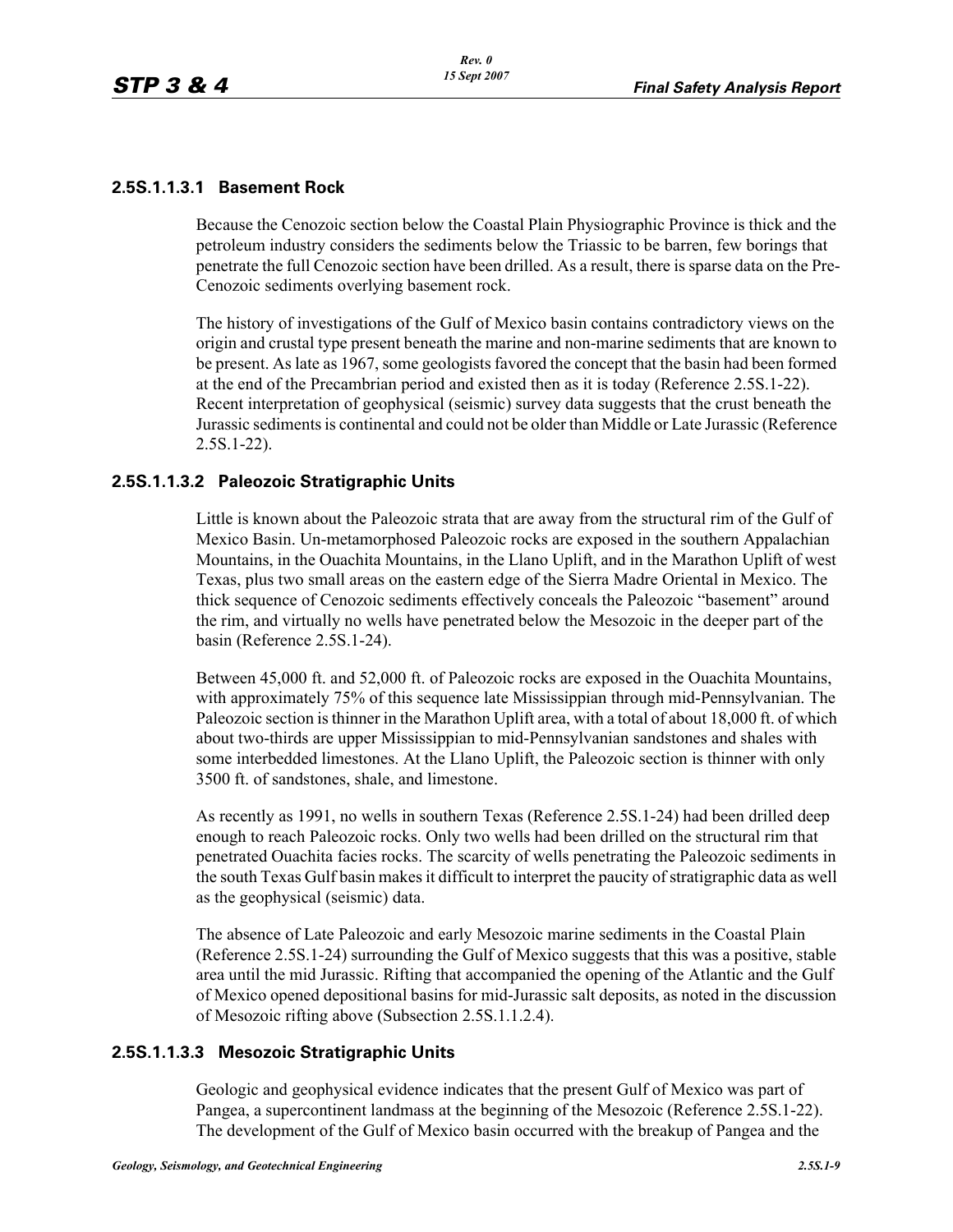#### 2.5S.1.1.3.1 Basement Rock

Because the Cenozoic section below the Coastal Plain Physiographic Province is thick and the petroleum industry considers the sediments below the Triassic to be barren, few borings that penetrate the full Cenozoic section have been drilled. As a result, there is sparse data on the Pre-Cenozoic sediments overlying basement rock.

The history of investigations of the Gulf of Mexico basin contains contradictory views on the origin and crustal type present beneath the marine and non-marine sediments that are known to be present. As late as 1967, some geologists favored the concept that the basin had been formed at the end of the Precambrian period and existed then as it is today (Reference 2.5S.1-22). Recent interpretation of geophysical (seismic) survey data suggests that the crust beneath the Jurassic sediments is continental and could not be older than Middle or Late Jurassic (Reference 2.5S.1-22).

#### 2.5S.1.1.3.2 Paleozoic Stratigraphic Units

Little is known about the Paleozoic strata that are away from the structural rim of the Gulf of Mexico Basin. Un-metamorphosed Paleozoic rocks are exposed in the southern Appalachian Mountains, in the Ouachita Mountains, in the Llano Uplift, and in the Marathon Uplift of west Texas, plus two small areas on the eastern edge of the Sierra Madre Oriental in Mexico. The thick sequence of Cenozoic sediments effectively conceals the Paleozoic "basement" around the rim, and virtually no wells have penetrated below the Mesozoic in the deeper part of the basin (Reference 2.5S.1-24).

Between 45,000 ft. and 52,000 ft. of Paleozoic rocks are exposed in the Ouachita Mountains, with approximately 75% of this sequence late Mississippian through mid-Pennsylvanian. The Paleozoic section is thinner in the Marathon Uplift area, with a total of about 18,000 ft. of which about two-thirds are upper Mississippian to mid-Pennsylvanian sandstones and shales with some interbedded limestones. At the Llano Uplift, the Paleozoic section is thinner with only 3500 ft. of sandstones, shale, and limestone.

As recently as 1991, no wells in southern Texas (Reference 2.5S.1-24) had been drilled deep enough to reach Paleozoic rocks. Only two wells had been drilled on the structural rim that penetrated Ouachita facies rocks. The scarcity of wells penetrating the Paleozoic sediments in the south Texas Gulf basin makes it difficult to interpret the paucity of stratigraphic data as well as the geophysical (seismic) data.

The absence of Late Paleozoic and early Mesozoic marine sediments in the Coastal Plain (Reference 2.5S.1-24) surrounding the Gulf of Mexico suggests that this was a positive, stable area until the mid Jurassic. Rifting that accompanied the opening of the Atlantic and the Gulf of Mexico opened depositional basins for mid-Jurassic salt deposits, as noted in the discussion of Mesozoic rifting above (Subsection 2.5S.1.1.2.4).

#### 2.5S.1.1.3.3 Mesozoic Stratigraphic Units

Geologic and geophysical evidence indicates that the present Gulf of Mexico was part of Pangea, a supercontinent landmass at the beginning of the Mesozoic (Reference 2.5S.1-22). The development of the Gulf of Mexico basin occurred with the breakup of Pangea and the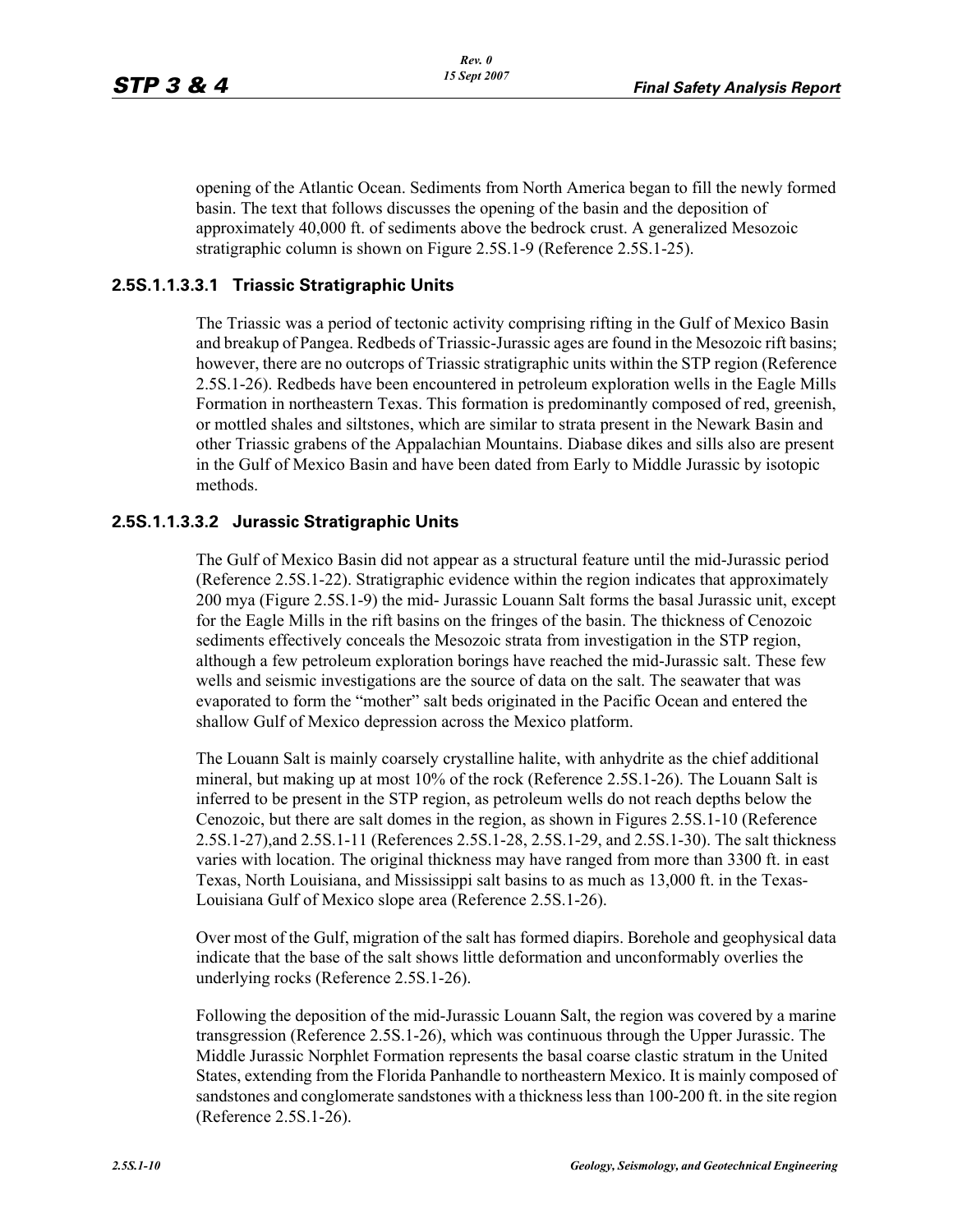opening of the Atlantic Ocean. Sediments from North America began to fill the newly formed basin. The text that follows discusses the opening of the basin and the deposition of approximately 40,000 ft. of sediments above the bedrock crust. A generalized Mesozoic stratigraphic column is shown on Figure 2.5S.1-9 (Reference 2.5S.1-25).

### 2.5S.1.1.3.3.1 Triassic Stratigraphic Units

The Triassic was a period of tectonic activity comprising rifting in the Gulf of Mexico Basin and breakup of Pangea. Redbeds of Triassic-Jurassic ages are found in the Mesozoic rift basins; however, there are no outcrops of Triassic stratigraphic units within the STP region (Reference 2.5S.1-26). Redbeds have been encountered in petroleum exploration wells in the Eagle Mills Formation in northeastern Texas. This formation is predominantly composed of red, greenish, or mottled shales and siltstones, which are similar to strata present in the Newark Basin and other Triassic grabens of the Appalachian Mountains. Diabase dikes and sills also are present in the Gulf of Mexico Basin and have been dated from Early to Middle Jurassic by isotopic methods.

### 2.5S.1.1.3.3.2 Jurassic Stratigraphic Units

The Gulf of Mexico Basin did not appear as a structural feature until the mid-Jurassic period (Reference 2.5S.1-22). Stratigraphic evidence within the region indicates that approximately 200 mya (Figure 2.5S.1-9) the mid- Jurassic Louann Salt forms the basal Jurassic unit, except for the Eagle Mills in the rift basins on the fringes of the basin. The thickness of Cenozoic sediments effectively conceals the Mesozoic strata from investigation in the STP region, although a few petroleum exploration borings have reached the mid-Jurassic salt. These few wells and seismic investigations are the source of data on the salt. The seawater that was evaporated to form the "mother" salt beds originated in the Pacific Ocean and entered the shallow Gulf of Mexico depression across the Mexico platform.

The Louann Salt is mainly coarsely crystalline halite, with anhydrite as the chief additional mineral, but making up at most 10% of the rock (Reference 2.5S.1-26). The Louann Salt is inferred to be present in the STP region, as petroleum wells do not reach depths below the Cenozoic, but there are salt domes in the region, as shown in Figures 2.5S.1-10 (Reference 2.5S.1-27),and 2.5S.1-11 (References 2.5S.1-28, 2.5S.1-29, and 2.5S.1-30). The salt thickness varies with location. The original thickness may have ranged from more than 3300 ft. in east Texas, North Louisiana, and Mississippi salt basins to as much as 13,000 ft. in the Texas-Louisiana Gulf of Mexico slope area (Reference 2.5S.1-26).

Over most of the Gulf, migration of the salt has formed diapirs. Borehole and geophysical data indicate that the base of the salt shows little deformation and unconformably overlies the underlying rocks (Reference 2.5S.1-26).

Following the deposition of the mid-Jurassic Louann Salt, the region was covered by a marine transgression (Reference 2.5S.1-26), which was continuous through the Upper Jurassic. The Middle Jurassic Norphlet Formation represents the basal coarse clastic stratum in the United States, extending from the Florida Panhandle to northeastern Mexico. It is mainly composed of sandstones and conglomerate sandstones with a thickness less than 100-200 ft. in the site region (Reference 2.5S.1-26).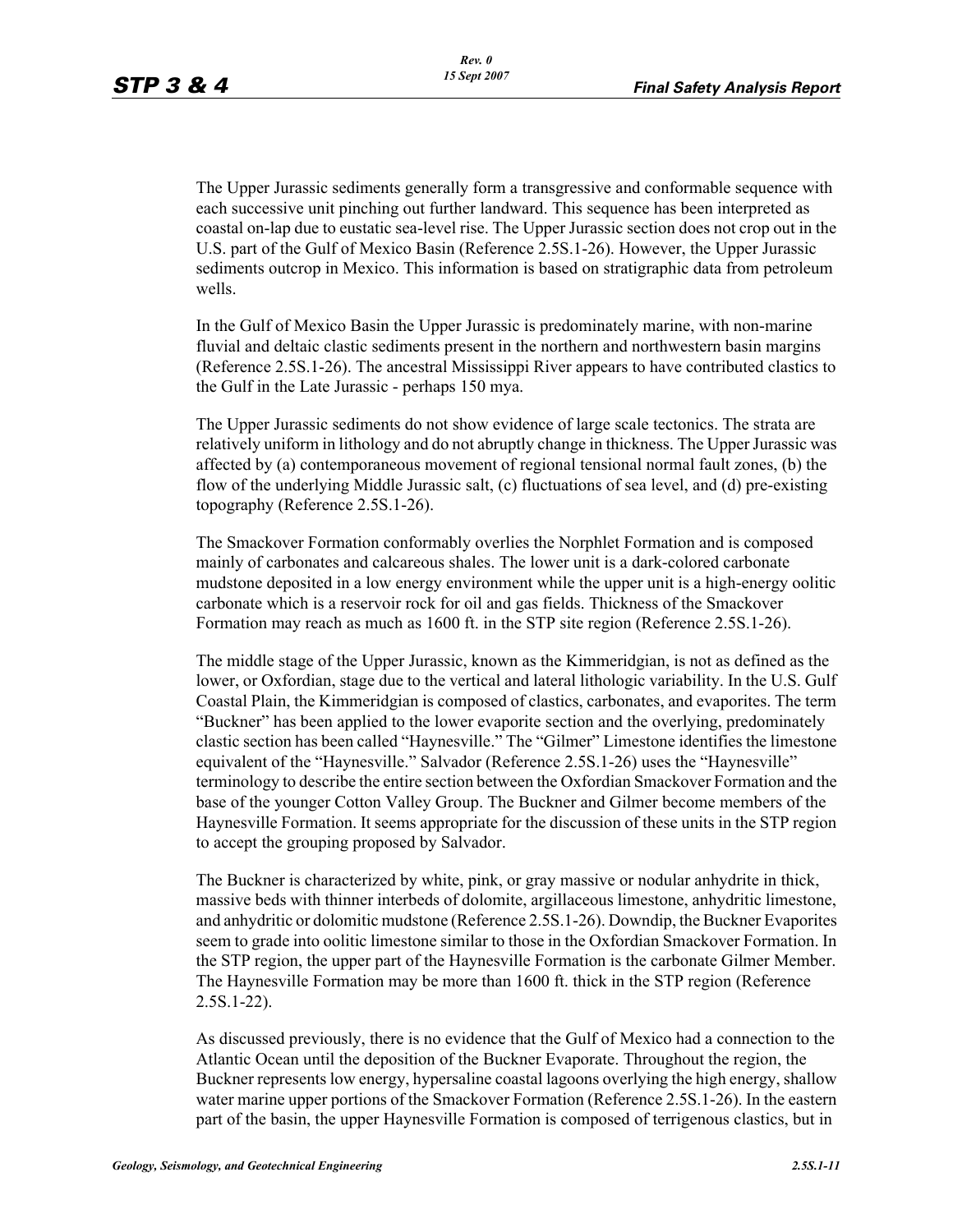The Upper Jurassic sediments generally form a transgressive and conformable sequence with each successive unit pinching out further landward. This sequence has been interpreted as coastal on-lap due to eustatic sea-level rise. The Upper Jurassic section does not crop out in the U.S. part of the Gulf of Mexico Basin (Reference 2.5S.1-26). However, the Upper Jurassic sediments outcrop in Mexico. This information is based on stratigraphic data from petroleum wells.

In the Gulf of Mexico Basin the Upper Jurassic is predominately marine, with non-marine fluvial and deltaic clastic sediments present in the northern and northwestern basin margins (Reference 2.5S.1-26). The ancestral Mississippi River appears to have contributed clastics to the Gulf in the Late Jurassic - perhaps 150 mya.

The Upper Jurassic sediments do not show evidence of large scale tectonics. The strata are relatively uniform in lithology and do not abruptly change in thickness. The Upper Jurassic was affected by (a) contemporaneous movement of regional tensional normal fault zones, (b) the flow of the underlying Middle Jurassic salt, (c) fluctuations of sea level, and (d) pre-existing topography (Reference 2.5S.1-26).

The Smackover Formation conformably overlies the Norphlet Formation and is composed mainly of carbonates and calcareous shales. The lower unit is a dark-colored carbonate mudstone deposited in a low energy environment while the upper unit is a high-energy oolitic carbonate which is a reservoir rock for oil and gas fields. Thickness of the Smackover Formation may reach as much as 1600 ft. in the STP site region (Reference 2.5S.1-26).

The middle stage of the Upper Jurassic, known as the Kimmeridgian, is not as defined as the lower, or Oxfordian, stage due to the vertical and lateral lithologic variability. In the U.S. Gulf Coastal Plain, the Kimmeridgian is composed of clastics, carbonates, and evaporites. The term "Buckner" has been applied to the lower evaporite section and the overlying, predominately clastic section has been called "Haynesville." The "Gilmer" Limestone identifies the limestone equivalent of the "Haynesville." Salvador (Reference 2.5S.1-26) uses the "Haynesville" terminology to describe the entire section between the Oxfordian Smackover Formation and the base of the younger Cotton Valley Group. The Buckner and Gilmer become members of the Haynesville Formation. It seems appropriate for the discussion of these units in the STP region to accept the grouping proposed by Salvador.

The Buckner is characterized by white, pink, or gray massive or nodular anhydrite in thick, massive beds with thinner interbeds of dolomite, argillaceous limestone, anhydritic limestone, and anhydritic or dolomitic mudstone (Reference 2.5S.1-26). Downdip, the Buckner Evaporites seem to grade into oolitic limestone similar to those in the Oxfordian Smackover Formation. In the STP region, the upper part of the Haynesville Formation is the carbonate Gilmer Member. The Haynesville Formation may be more than 1600 ft. thick in the STP region (Reference 2.5S.1-22).

As discussed previously, there is no evidence that the Gulf of Mexico had a connection to the Atlantic Ocean until the deposition of the Buckner Evaporate. Throughout the region, the Buckner represents low energy, hypersaline coastal lagoons overlying the high energy, shallow water marine upper portions of the Smackover Formation (Reference 2.5S.1-26). In the eastern part of the basin, the upper Haynesville Formation is composed of terrigenous clastics, but in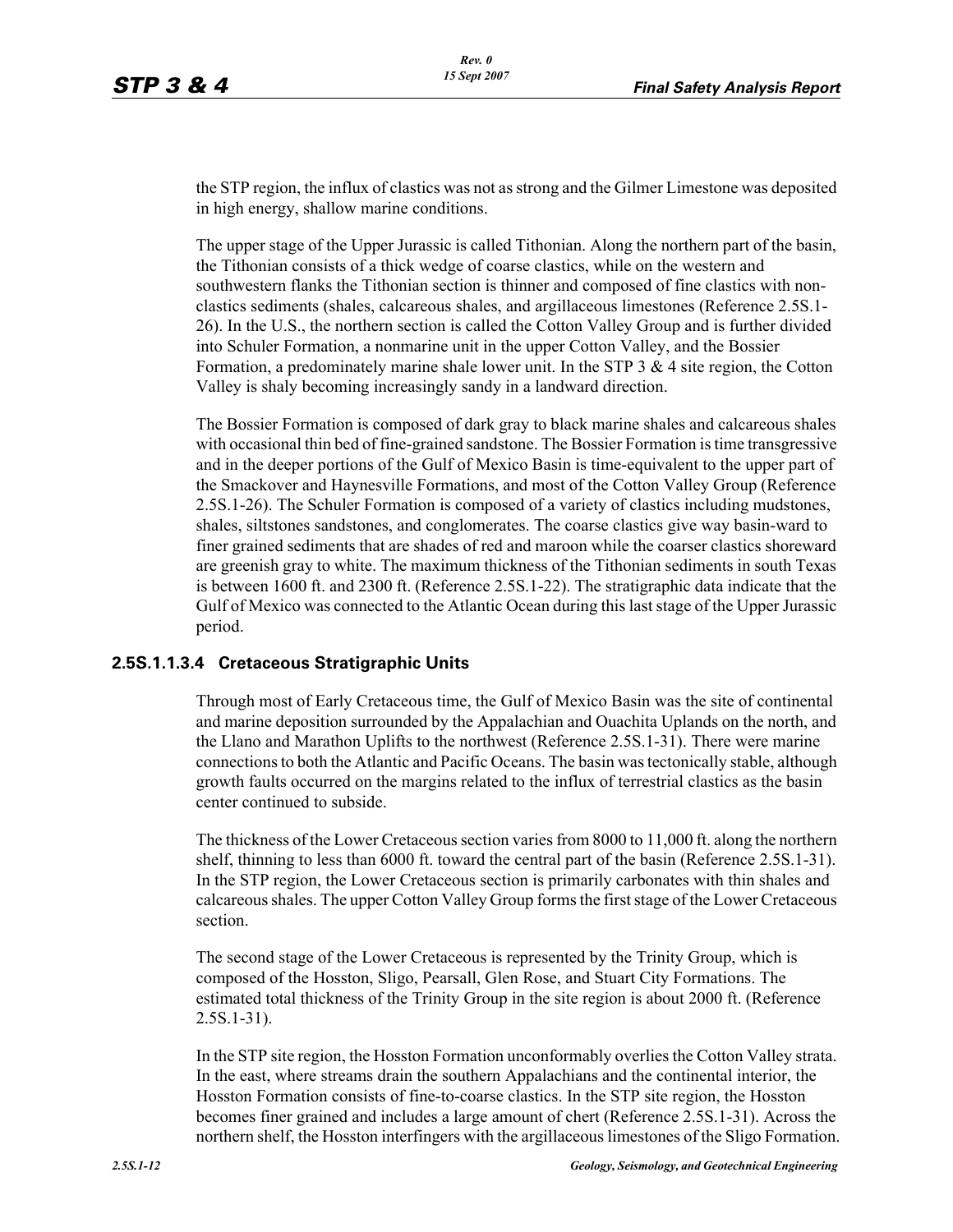the STP region, the influx of clastics was not as strong and the Gilmer Limestone was deposited in high energy, shallow marine conditions.

The upper stage of the Upper Jurassic is called Tithonian. Along the northern part of the basin, the Tithonian consists of a thick wedge of coarse clastics, while on the western and southwestern flanks the Tithonian section is thinner and composed of fine clastics with non-clastics sediments (shales, calcareous shales, and argillaceous limestones (Reference 2.5S.1-26). In the U.S., the northern section is called the Cotton Valley Group and is further divided into Schuler Formation, a nonmarine unit in the upper Cotton Valley, and the Bossier Formation, a predominately marine shale lower unit. In the STP 3 & 4 site region, the Cotton Valley is shaly becoming increasingly sandy in a landward direction.

The Bossier Formation is composed of dark gray to black marine shales and calcareous shales with occasional thin bed of fine-grained sandstone. The Bossier Formation is time transgressive and in the deeper portions of the Gulf of Mexico Basin is time-equivalent to the upper part of the Smackover and Haynesville Formations, and most of the Cotton Valley Group (Reference 2.5S.1-26). The Schuler Formation is composed of a variety of clastics including mudstones, shales, siltstones sandstones, and conglomerates. The coarse clastics give way basin-ward to finer grained sediments that are shades of red and maroon while the coarser clastics shoreward are greenish gray to white. The maximum thickness of the Tithonian sediments in south Texas is between 1600 ft. and 2300 ft. (Reference 2.5S.1-22). The stratigraphic data indicate that the Gulf of Mexico was connected to the Atlantic Ocean during this last stage of the Upper Jurassic period.

#### 2.5S.1.1.3.4 Cretaceous Stratigraphic Units

Through most of Early Cretaceous time, the Gulf of Mexico Basin was the site of continental and marine deposition surrounded by the Appalachian and Ouachita Uplands on the north, and the Llano and Marathon Uplifts to the northwest (Reference 2.5S.1-31). There were marine connections to both the Atlantic and Pacific Oceans. The basin was tectonically stable, although growth faults occurred on the margins related to the influx of terrestrial clastics as the basin center continued to subside.

The thickness of the Lower Cretaceous section varies from 8000 to 11,000 ft. along the northern shelf, thinning to less than 6000 ft. toward the central part of the basin (Reference 2.5S.1-31). In the STP region, the Lower Cretaceous section is primarily carbonates with thin shales and calcareous shales. The upper Cotton Valley Group forms the first stage of the Lower Cretaceous section.

The second stage of the Lower Cretaceous is represented by the Trinity Group, which is composed of the Hosston, Sligo, Pearsall, Glen Rose, and Stuart City Formations. The estimated total thickness of the Trinity Group in the site region is about 2000 ft. (Reference 2.5S.1-31).

In the STP site region, the Hosston Formation unconformably overlies the Cotton Valley strata. In the east, where streams drain the southern Appalachians and the continental interior, the Hosston Formation consists of fine-to-coarse clastics. In the STP site region, the Hosston becomes finer grained and includes a large amount of chert (Reference 2.5S.1-31). Across the northern shelf, the Hosston interfingers with the argillaceous limestones of the Sligo Formation.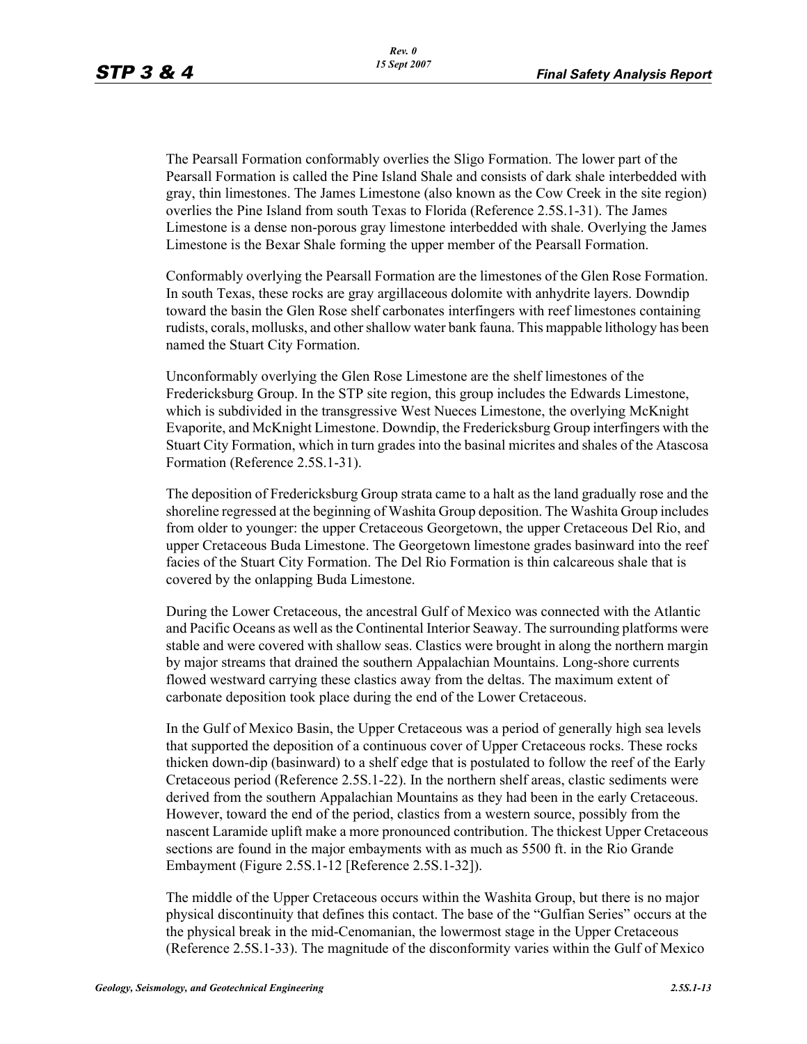The Pearsall Formation conformably overlies the Sligo Formation. The lower part of the Pearsall Formation is called the Pine Island Shale and consists of dark shale interbedded with gray, thin limestones. The James Limestone (also known as the Cow Creek in the site region) overlies the Pine Island from south Texas to Florida (Reference 2.5S.1-31). The James Limestone is a dense non-porous gray limestone interbedded with shale. Overlying the James Limestone is the Bexar Shale forming the upper member of the Pearsall Formation.

Conformably overlying the Pearsall Formation are the limestones of the Glen Rose Formation. In south Texas, these rocks are gray argillaceous dolomite with anhydrite layers. Downdip toward the basin the Glen Rose shelf carbonates interfingers with reef limestones containing rudists, corals, mollusks, and other shallow water bank fauna. This mappable lithology has been named the Stuart City Formation.

Unconformably overlying the Glen Rose Limestone are the shelf limestones of the Fredericksburg Group. In the STP site region, this group includes the Edwards Limestone, which is subdivided in the transgressive West Nueces Limestone, the overlying McKnight Evaporite, and McKnight Limestone. Downdip, the Fredericksburg Group interfingers with the Stuart City Formation, which in turn grades into the basinal micrites and shales of the Atascosa Formation (Reference 2.5S.1-31).

The deposition of Fredericksburg Group strata came to a halt as the land gradually rose and the shoreline regressed at the beginning of Washita Group deposition. The Washita Group includes from older to younger: the upper Cretaceous Georgetown, the upper Cretaceous Del Rio, and upper Cretaceous Buda Limestone. The Georgetown limestone grades basinward into the reef facies of the Stuart City Formation. The Del Rio Formation is thin calcareous shale that is covered by the onlapping Buda Limestone.

During the Lower Cretaceous, the ancestral Gulf of Mexico was connected with the Atlantic and Pacific Oceans as well as the Continental Interior Seaway. The surrounding platforms were stable and were covered with shallow seas. Clastics were brought in along the northern margin by major streams that drained the southern Appalachian Mountains. Long-shore currents flowed westward carrying these clastics away from the deltas. The maximum extent of carbonate deposition took place during the end of the Lower Cretaceous.

In the Gulf of Mexico Basin, the Upper Cretaceous was a period of generally high sea levels that supported the deposition of a continuous cover of Upper Cretaceous rocks. These rocks thicken down-dip (basinward) to a shelf edge that is postulated to follow the reef of the Early Cretaceous period (Reference 2.5S.1-22). In the northern shelf areas, clastic sediments were derived from the southern Appalachian Mountains as they had been in the early Cretaceous. However, toward the end of the period, clastics from a western source, possibly from the nascent Laramide uplift make a more pronounced contribution. The thickest Upper Cretaceous sections are found in the major embayments with as much as 5500 ft. in the Rio Grande Embayment (Figure 2.5S.1-12 [Reference 2.5S.1-32]).

The middle of the Upper Cretaceous occurs within the Washita Group, but there is no major physical discontinuity that defines this contact. The base of the "Gulfian Series" occurs at the the physical break in the mid-Cenomanian, the lowermost stage in the Upper Cretaceous (Reference 2.5S.1-33). The magnitude of the disconformity varies within the Gulf of Mexico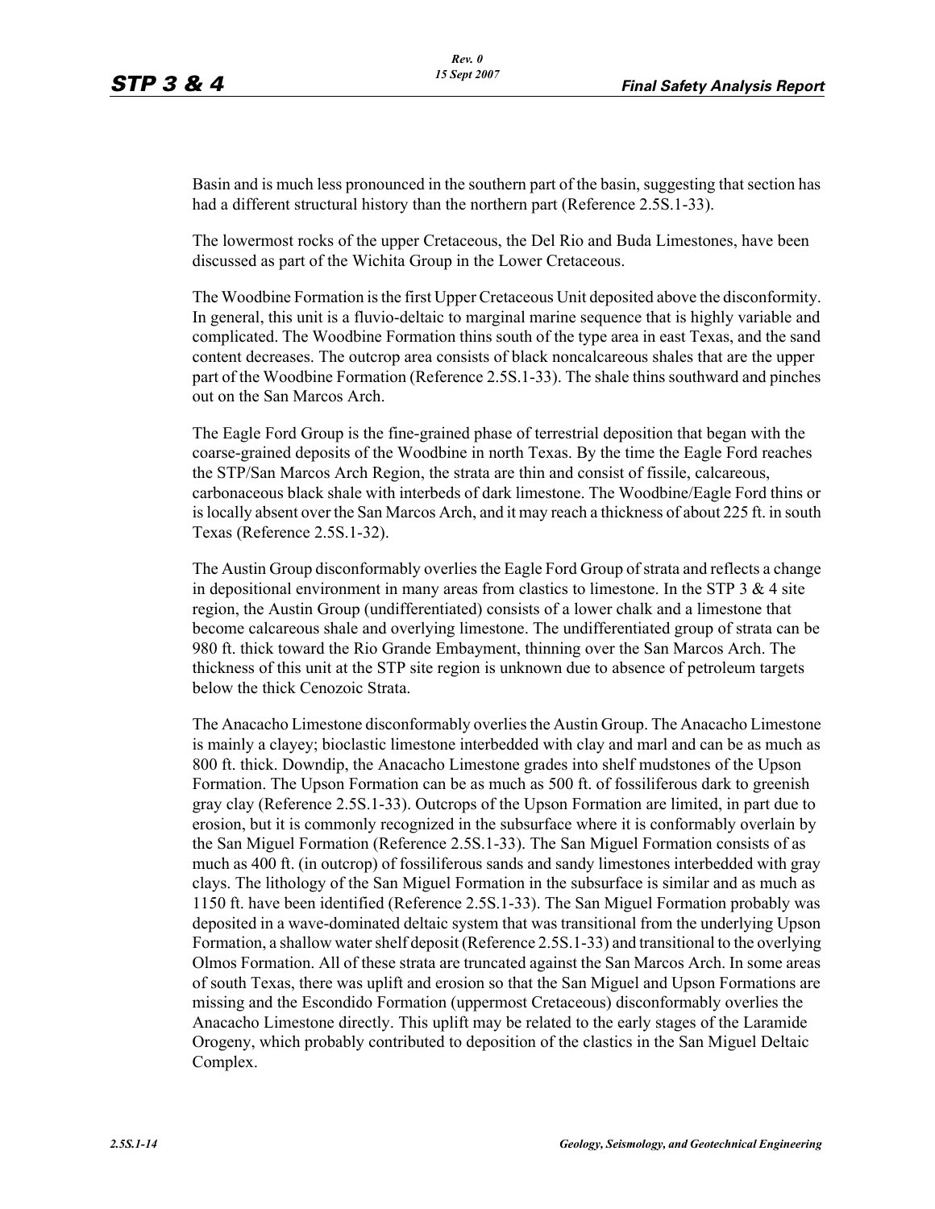Basin and is much less pronounced in the southern part of the basin, suggesting that section has had a different structural history than the northern part (Reference 2.5S.1-33).

The lowermost rocks of the upper Cretaceous, the Del Rio and Buda Limestones, have been discussed as part of the Wichita Group in the Lower Cretaceous.

The Woodbine Formation is the first Upper Cretaceous Unit deposited above the disconformity. In general, this unit is a fluvio-deltaic to marginal marine sequence that is highly variable and complicated. The Woodbine Formation thins south of the type area in east Texas, and the sand content decreases. The outcrop area consists of black noncalcareous shales that are the upper part of the Woodbine Formation (Reference 2.5S.1-33). The shale thins southward and pinches out on the San Marcos Arch.

The Eagle Ford Group is the fine-grained phase of terrestrial deposition that began with the coarse-grained deposits of the Woodbine in north Texas. By the time the Eagle Ford reaches the STP/San Marcos Arch Region, the strata are thin and consist of fissile, calcareous, carbonaceous black shale with interbeds of dark limestone. The Woodbine/Eagle Ford thins or is locally absent over the San Marcos Arch, and it may reach a thickness of about 225 ft. in south Texas (Reference 2.5S.1-32).

The Austin Group disconformably overlies the Eagle Ford Group of strata and reflects a change in depositional environment in many areas from clastics to limestone. In the STP 3 & 4 site region, the Austin Group (undifferentiated) consists of a lower chalk and a limestone that become calcareous shale and overlying limestone. The undifferentiated group of strata can be 980 ft. thick toward the Rio Grande Embayment, thinning over the San Marcos Arch. The thickness of this unit at the STP site region is unknown due to absence of petroleum targets below the thick Cenozoic Strata.

The Anacacho Limestone disconformably overlies the Austin Group. The Anacacho Limestone is mainly a clayey; bioclastic limestone interbedded with clay and marl and can be as much as 800 ft. thick. Downdip, the Anacacho Limestone grades into shelf mudstones of the Upson Formation. The Upson Formation can be as much as 500 ft. of fossiliferous dark to greenish gray clay (Reference 2.5S.1-33). Outcrops of the Upson Formation are limited, in part due to erosion, but it is commonly recognized in the subsurface where it is conformably overlain by the San Miguel Formation (Reference 2.5S.1-33). The San Miguel Formation consists of as much as 400 ft. (in outcrop) of fossiliferous sands and sandy limestones interbedded with gray clays. The lithology of the San Miguel Formation in the subsurface is similar and as much as 1150 ft. have been identified (Reference 2.5S.1-33). The San Miguel Formation probably was deposited in a wave-dominated deltaic system that was transitional from the underlying Upson Formation, a shallow water shelf deposit (Reference 2.5S.1-33) and transitional to the overlying Olmos Formation. All of these strata are truncated against the San Marcos Arch. In some areas of south Texas, there was uplift and erosion so that the San Miguel and Upson Formations are missing and the Escondido Formation (uppermost Cretaceous) disconformably overlies the Anacacho Limestone directly. This uplift may be related to the early stages of the Laramide Orogeny, which probably contributed to deposition of the clastics in the San Miguel Deltaic Complex.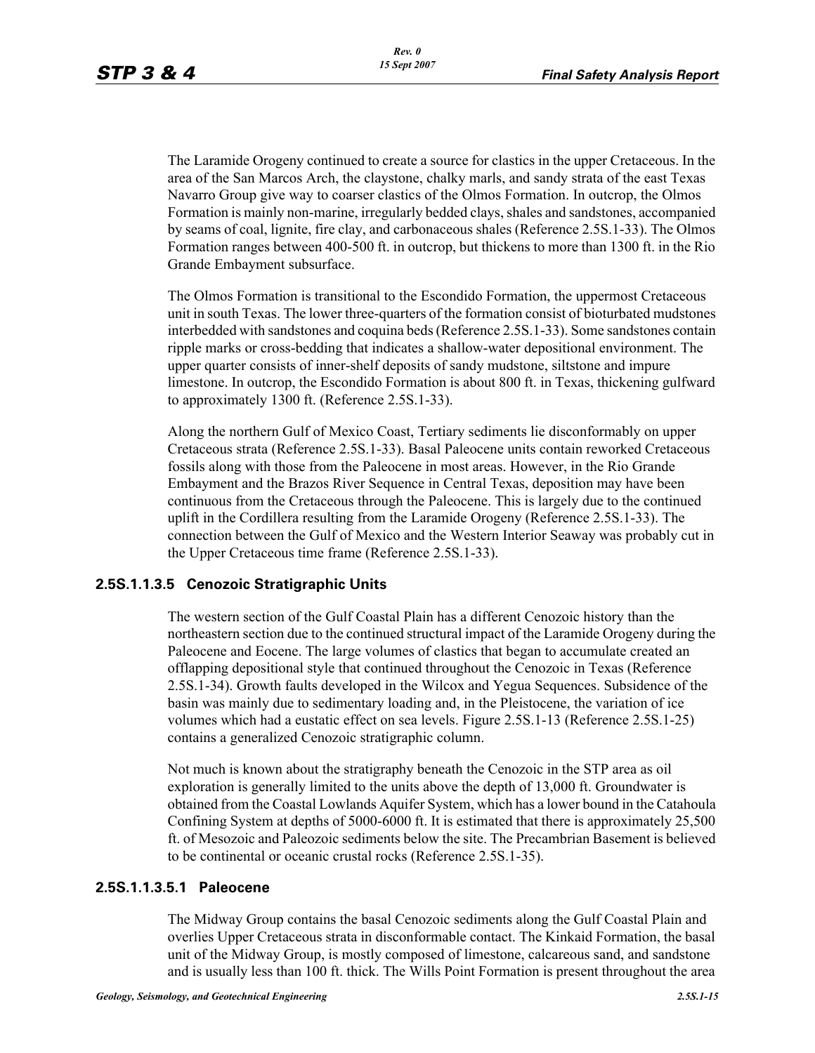The Laramide Orogeny continued to create a source for clastics in the upper Cretaceous. In the area of the San Marcos Arch, the claystone, chalky marls, and sandy strata of the east Texas Navarro Group give way to coarser clastics of the Olmos Formation. In outcrop, the Olmos Formation is mainly non-marine, irregularly bedded clays, shales and sandstones, accompanied by seams of coal, lignite, fire clay, and carbonaceous shales (Reference 2.5S.1-33). The Olmos Formation ranges between 400-500 ft. in outcrop, but thickens to more than 1300 ft. in the Rio Grande Embayment subsurface.

The Olmos Formation is transitional to the Escondido Formation, the uppermost Cretaceous unit in south Texas. The lower three-quarters of the formation consist of bioturbated mudstones interbedded with sandstones and coquina beds (Reference 2.5S.1-33). Some sandstones contain ripple marks or cross-bedding that indicates a shallow-water depositional environment. The upper quarter consists of inner-shelf deposits of sandy mudstone, siltstone and impure limestone. In outcrop, the Escondido Formation is about 800 ft. in Texas, thickening gulfward to approximately 1300 ft. (Reference 2.5S.1-33).

Along the northern Gulf of Mexico Coast, Tertiary sediments lie disconformably on upper Cretaceous strata (Reference 2.5S.1-33). Basal Paleocene units contain reworked Cretaceous fossils along with those from the Paleocene in most areas. However, in the Rio Grande Embayment and the Brazos River Sequence in Central Texas, deposition may have been continuous from the Cretaceous through the Paleocene. This is largely due to the continued uplift in the Cordillera resulting from the Laramide Orogeny (Reference 2.5S.1-33). The connection between the Gulf of Mexico and the Western Interior Seaway was probably cut in the Upper Cretaceous time frame (Reference 2.5S.1-33).

#### 2.5S.1.1.3.5 Cenozoic Stratigraphic Units

The western section of the Gulf Coastal Plain has a different Cenozoic history than the northeastern section due to the continued structural impact of the Laramide Orogeny during the Paleocene and Eocene. The large volumes of clastics that began to accumulate created an offlapping depositional style that continued throughout the Cenozoic in Texas (Reference 2.5S.1-34). Growth faults developed in the Wilcox and Yegua Sequences. Subsidence of the basin was mainly due to sedimentary loading and, in the Pleistocene, the variation of ice volumes which had a eustatic effect on sea levels. Figure 2.5S.1-13 (Reference 2.5S.1-25) contains a generalized Cenozoic stratigraphic column.

Not much is known about the stratigraphy beneath the Cenozoic in the STP area as oil exploration is generally limited to the units above the depth of 13,000 ft. Groundwater is obtained from the Coastal Lowlands Aquifer System, which has a lower bound in the Catahoula Confining System at depths of 5000-6000 ft. It is estimated that there is approximately 25,500 ft. of Mesozoic and Paleozoic sediments below the site. The Precambrian Basement is believed to be continental or oceanic crustal rocks (Reference 2.5S.1-35).

##### 2.5S.1.1.3.5.1 Paleocene

The Midway Group contains the basal Cenozoic sediments along the Gulf Coastal Plain and overlies Upper Cretaceous strata in disconformable contact. The Kinkaid Formation, the basal unit of the Midway Group, is mostly composed of limestone, calcareous sand, and sandstone and is usually less than 100 ft. thick. The Wills Point Formation is present throughout the area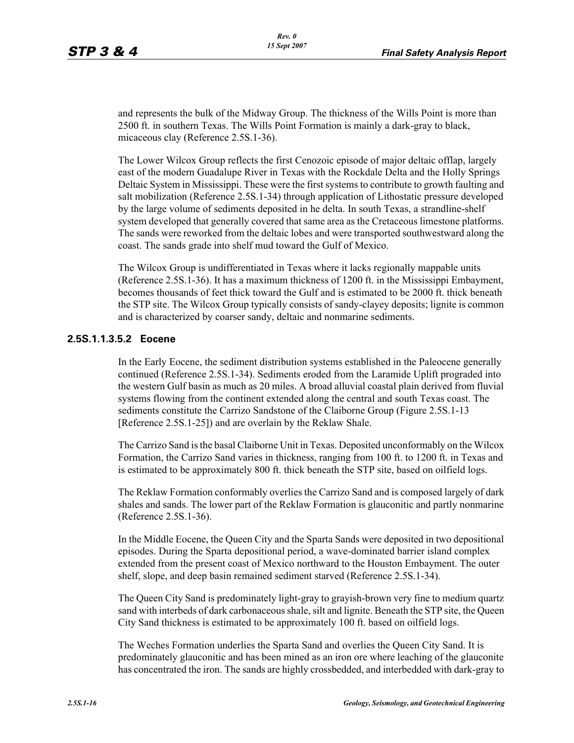and represents the bulk of the Midway Group. The thickness of the Wills Point is more than 2500 ft. in southern Texas. The Wills Point Formation is mainly a dark-gray to black, micaceous clay (Reference 2.5S.1-36).

The Lower Wilcox Group reflects the first Cenozoic episode of major deltaic offlap, largely east of the modern Guadalupe River in Texas with the Rockdale Delta and the Holly Springs Deltaic System in Mississippi. These were the first systems to contribute to growth faulting and salt mobilization (Reference 2.5S.1-34) through application of Lithostatic pressure developed by the large volume of sediments deposited in he delta. In south Texas, a strandline-shelf system developed that generally covered that same area as the Cretaceous limestone platforms. The sands were reworked from the deltaic lobes and were transported southwestward along the coast. The sands grade into shelf mud toward the Gulf of Mexico.

The Wilcox Group is undifferentiated in Texas where it lacks regionally mappable units (Reference 2.5S.1-36). It has a maximum thickness of 1200 ft. in the Mississippi Embayment, becomes thousands of feet thick toward the Gulf and is estimated to be 2000 ft. thick beneath the STP site. The Wilcox Group typically consists of sandy-clayey deposits; lignite is common and is characterized by coarser sandy, deltaic and nonmarine sediments.

#### 2.5S.1.1.3.5.2 Eocene

In the Early Eocene, the sediment distribution systems established in the Paleocene generally continued (Reference 2.5S.1-34). Sediments eroded from the Laramide Uplift prograded into the western Gulf basin as much as 20 miles. A broad alluvial coastal plain derived from fluvial systems flowing from the continent extended along the central and south Texas coast. The sediments constitute the Carrizo Sandstone of the Claiborne Group (Figure 2.5S.1-13 [Reference 2.5S.1-25]) and are overlain by the Reklaw Shale.

The Carrizo Sand is the basal Claiborne Unit in Texas. Deposited unconformably on the Wilcox Formation, the Carrizo Sand varies in thickness, ranging from 100 ft. to 1200 ft. in Texas and is estimated to be approximately 800 ft. thick beneath the STP site, based on oilfield logs.

The Reklaw Formation conformably overlies the Carrizo Sand and is composed largely of dark shales and sands. The lower part of the Reklaw Formation is glauconitic and partly nonmarine (Reference 2.5S.1-36).

In the Middle Eocene, the Queen City and the Sparta Sands were deposited in two depositional episodes. During the Sparta depositional period, a wave-dominated barrier island complex extended from the present coast of Mexico northward to the Houston Embayment. The outer shelf, slope, and deep basin remained sediment starved (Reference 2.5S.1-34).

The Queen City Sand is predominately light-gray to grayish-brown very fine to medium quartz sand with interbeds of dark carbonaceous shale, silt and lignite. Beneath the STP site, the Queen City Sand thickness is estimated to be approximately 100 ft. based on oilfield logs.

The Weches Formation underlies the Sparta Sand and overlies the Queen City Sand. It is predominately glauconitic and has been mined as an iron ore where leaching of the glauconite has concentrated the iron. The sands are highly crossbedded, and interbedded with dark-gray to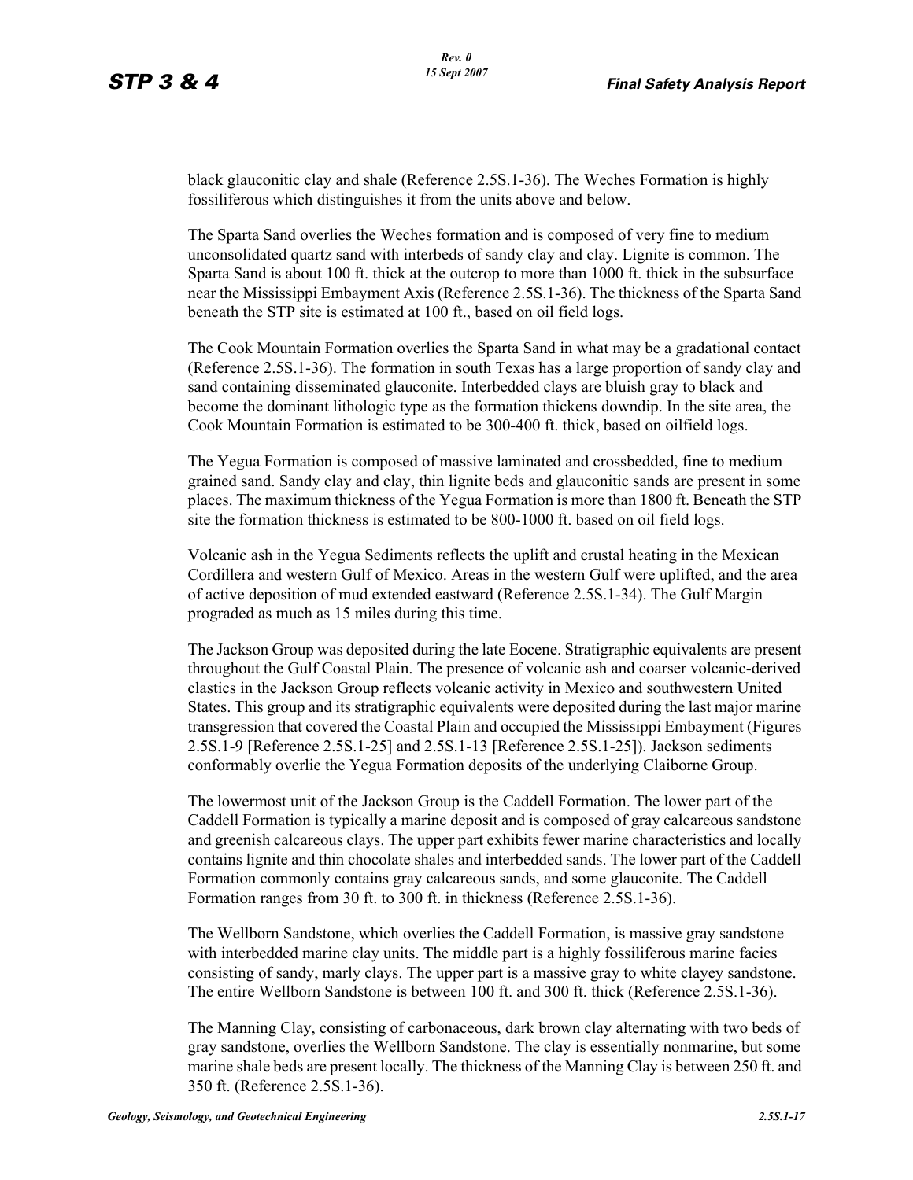black glauconitic clay and shale (Reference 2.5S.1-36). The Weches Formation is highly fossiliferous which distinguishes it from the units above and below.

The Sparta Sand overlies the Weches formation and is composed of very fine to medium unconsolidated quartz sand with interbeds of sandy clay and clay. Lignite is common. The Sparta Sand is about 100 ft. thick at the outcrop to more than 1000 ft. thick in the subsurface near the Mississippi Embayment Axis (Reference 2.5S.1-36). The thickness of the Sparta Sand beneath the STP site is estimated at 100 ft., based on oil field logs.

The Cook Mountain Formation overlies the Sparta Sand in what may be a gradational contact (Reference 2.5S.1-36). The formation in south Texas has a large proportion of sandy clay and sand containing disseminated glauconite. Interbedded clays are bluish gray to black and become the dominant lithologic type as the formation thickens downdip. In the site area, the Cook Mountain Formation is estimated to be 300-400 ft. thick, based on oilfield logs.

The Yegua Formation is composed of massive laminated and crossbedded, fine to medium grained sand. Sandy clay and clay, thin lignite beds and glauconitic sands are present in some places. The maximum thickness of the Yegua Formation is more than 1800 ft. Beneath the STP site the formation thickness is estimated to be 800-1000 ft. based on oil field logs.

Volcanic ash in the Yegua Sediments reflects the uplift and crustal heating in the Mexican Cordillera and western Gulf of Mexico. Areas in the western Gulf were uplifted, and the area of active deposition of mud extended eastward (Reference 2.5S.1-34). The Gulf Margin prograded as much as 15 miles during this time.

The Jackson Group was deposited during the late Eocene. Stratigraphic equivalents are present throughout the Gulf Coastal Plain. The presence of volcanic ash and coarser volcanic-derived clastics in the Jackson Group reflects volcanic activity in Mexico and southwestern United States. This group and its stratigraphic equivalents were deposited during the last major marine transgression that covered the Coastal Plain and occupied the Mississippi Embayment (Figures 2.5S.1-9 [Reference 2.5S.1-25] and 2.5S.1-13 [Reference 2.5S.1-25]). Jackson sediments conformably overlie the Yegua Formation deposits of the underlying Claiborne Group.

The lowermost unit of the Jackson Group is the Caddell Formation. The lower part of the Caddell Formation is typically a marine deposit and is composed of gray calcareous sandstone and greenish calcareous clays. The upper part exhibits fewer marine characteristics and locally contains lignite and thin chocolate shales and interbedded sands. The lower part of the Caddell Formation commonly contains gray calcareous sands, and some glauconite. The Caddell Formation ranges from 30 ft. to 300 ft. in thickness (Reference 2.5S.1-36).

The Wellborn Sandstone, which overlies the Caddell Formation, is massive gray sandstone with interbedded marine clay units. The middle part is a highly fossiliferous marine facies consisting of sandy, marly clays. The upper part is a massive gray to white clayey sandstone. The entire Wellborn Sandstone is between 100 ft. and 300 ft. thick (Reference 2.5S.1-36).

The Manning Clay, consisting of carbonaceous, dark brown clay alternating with two beds of gray sandstone, overlies the Wellborn Sandstone. The clay is essentially nonmarine, but some marine shale beds are present locally. The thickness of the Manning Clay is between 250 ft. and 350 ft. (Reference 2.5S.1-36).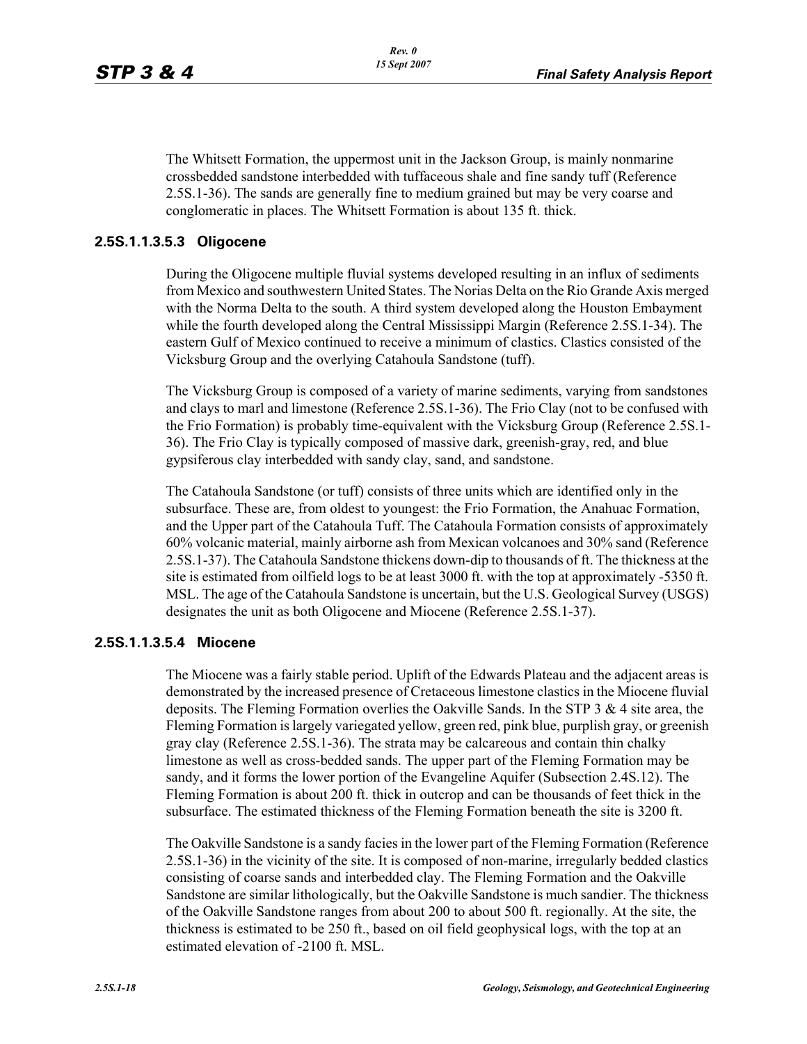The Whitsett Formation, the uppermost unit in the Jackson Group, is mainly nonmarine crossbedded sandstone interbedded with tuffaceous shale and fine sandy tuff (Reference 2.5S.1-36). The sands are generally fine to medium grained but may be very coarse and conglomeratic in places. The Whitsett Formation is about 135 ft. thick.

#### 2.5S.1.1.3.5.3 Oligocene

During the Oligocene multiple fluvial systems developed resulting in an influx of sediments from Mexico and southwestern United States. The Norias Delta on the Rio Grande Axis merged with the Norma Delta to the south. A third system developed along the Houston Embayment while the fourth developed along the Central Mississippi Margin (Reference 2.5S.1-34). The eastern Gulf of Mexico continued to receive a minimum of clastics. Clastics consisted of the Vicksburg Group and the overlying Catahoula Sandstone (tuff).

The Vicksburg Group is composed of a variety of marine sediments, varying from sandstones and clays to marl and limestone (Reference 2.5S.1-36). The Frio Clay (not to be confused with the Frio Formation) is probably time-equivalent with the Vicksburg Group (Reference 2.5S.1-36). The Frio Clay is typically composed of massive dark, greenish-gray, red, and blue gypsiferous clay interbedded with sandy clay, sand, and sandstone.

The Catahoula Sandstone (or tuff) consists of three units which are identified only in the subsurface. These are, from oldest to youngest: the Frio Formation, the Anahuac Formation, and the Upper part of the Catahoula Tuff. The Catahoula Formation consists of approximately 60% volcanic material, mainly airborne ash from Mexican volcanoes and 30% sand (Reference 2.5S.1-37). The Catahoula Sandstone thickens down-dip to thousands of ft. The thickness at the site is estimated from oilfield logs to be at least 3000 ft. with the top at approximately -5350 ft. MSL. The age of the Catahoula Sandstone is uncertain, but the U.S. Geological Survey (USGS) designates the unit as both Oligocene and Miocene (Reference 2.5S.1-37).

#### 2.5S.1.1.3.5.4 Miocene

The Miocene was a fairly stable period. Uplift of the Edwards Plateau and the adjacent areas is demonstrated by the increased presence of Cretaceous limestone clastics in the Miocene fluvial deposits. The Fleming Formation overlies the Oakville Sands. In the STP 3 & 4 site area, the Fleming Formation is largely variegated yellow, green red, pink blue, purplish gray, or greenish gray clay (Reference 2.5S.1-36). The strata may be calcareous and contain thin chalky limestone as well as cross-bedded sands. The upper part of the Fleming Formation may be sandy, and it forms the lower portion of the Evangeline Aquifer (Subsection 2.4S.12). The Fleming Formation is about 200 ft. thick in outcrop and can be thousands of feet thick in the subsurface. The estimated thickness of the Fleming Formation beneath the site is 3200 ft.

The Oakville Sandstone is a sandy facies in the lower part of the Fleming Formation (Reference 2.5S.1-36) in the vicinity of the site. It is composed of non-marine, irregularly bedded clastics consisting of coarse sands and interbedded clay. The Fleming Formation and the Oakville Sandstone are similar lithologically, but the Oakville Sandstone is much sandier. The thickness of the Oakville Sandstone ranges from about 200 to about 500 ft. regionally. At the site, the thickness is estimated to be 250 ft., based on oil field geophysical logs, with the top at an estimated elevation of -2100 ft. MSL.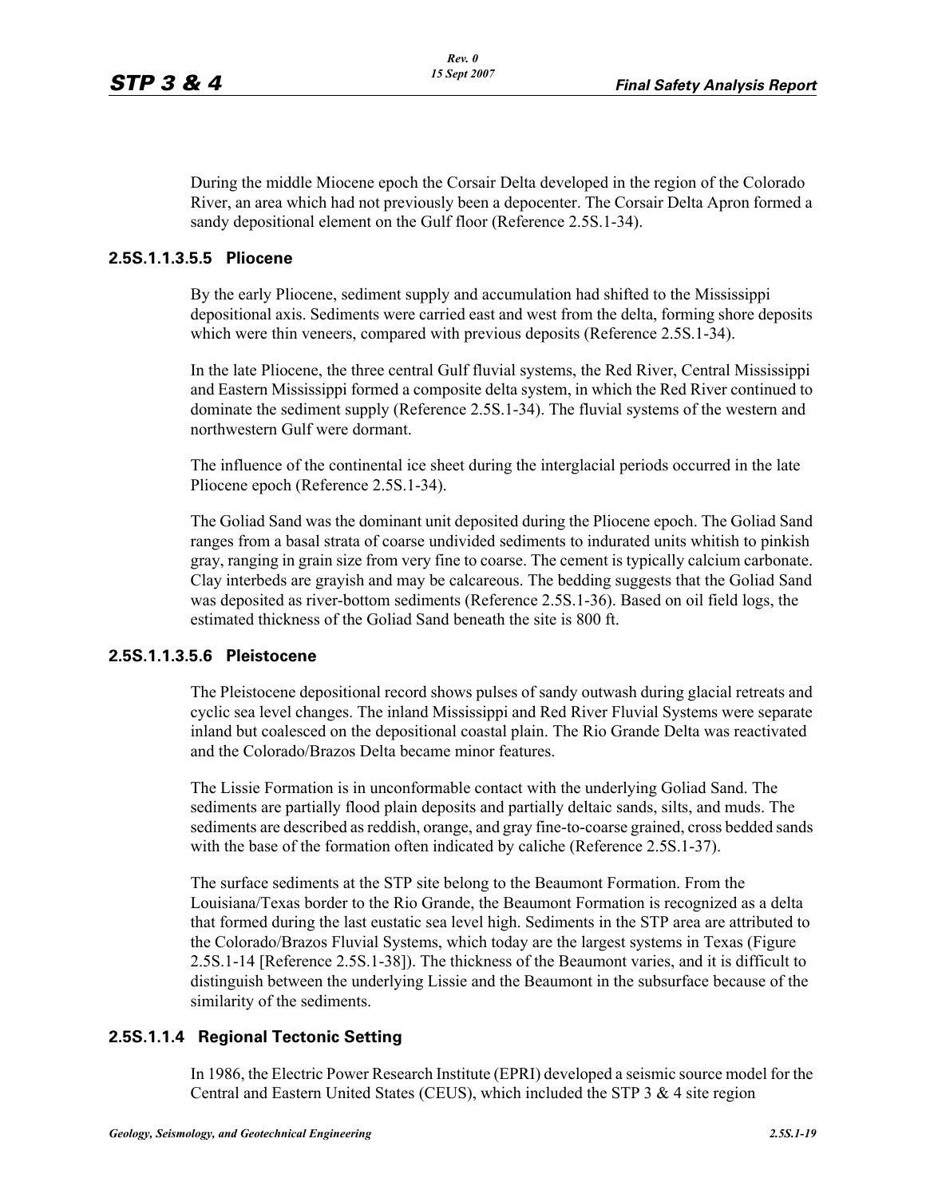During the middle Miocene epoch the Corsair Delta developed in the region of the Colorado River, an area which had not previously been a depocenter. The Corsair Delta Apron formed a sandy depositional element on the Gulf floor (Reference 2.5S.1-34).

#### 2.5S.1.1.3.5.5 Pliocene

By the early Pliocene, sediment supply and accumulation had shifted to the Mississippi depositional axis. Sediments were carried east and west from the delta, forming shore deposits which were thin veneers, compared with previous deposits (Reference 2.5S.1-34).

In the late Pliocene, the three central Gulf fluvial systems, the Red River, Central Mississippi and Eastern Mississippi formed a composite delta system, in which the Red River continued to dominate the sediment supply (Reference 2.5S.1-34). The fluvial systems of the western and northwestern Gulf were dormant.

The influence of the continental ice sheet during the interglacial periods occurred in the late Pliocene epoch (Reference 2.5S.1-34).

The Goliad Sand was the dominant unit deposited during the Pliocene epoch. The Goliad Sand ranges from a basal strata of coarse undivided sediments to indurated units whitish to pinkish gray, ranging in grain size from very fine to coarse. The cement is typically calcium carbonate. Clay interbeds are grayish and may be calcareous. The bedding suggests that the Goliad Sand was deposited as river-bottom sediments (Reference 2.5S.1-36). Based on oil field logs, the estimated thickness of the Goliad Sand beneath the site is 800 ft.

#### 2.5S.1.1.3.5.6 Pleistocene

The Pleistocene depositional record shows pulses of sandy outwash during glacial retreats and cyclic sea level changes. The inland Mississippi and Red River Fluvial Systems were separate inland but coalesced on the depositional coastal plain. The Rio Grande Delta was reactivated and the Colorado/Brazos Delta became minor features.

The Lissie Formation is in unconformable contact with the underlying Goliad Sand. The sediments are partially flood plain deposits and partially deltaic sands, silts, and muds. The sediments are described as reddish, orange, and gray fine-to-coarse grained, cross bedded sands with the base of the formation often indicated by caliche (Reference 2.5S.1-37).

The surface sediments at the STP site belong to the Beaumont Formation. From the Louisiana/Texas border to the Rio Grande, the Beaumont Formation is recognized as a delta that formed during the last eustatic sea level high. Sediments in the STP area are attributed to the Colorado/Brazos Fluvial Systems, which today are the largest systems in Texas (Figure 2.5S.1-14 [Reference 2.5S.1-38]). The thickness of the Beaumont varies, and it is difficult to distinguish between the underlying Lissie and the Beaumont in the subsurface because of the similarity of the sediments.

### 2.5S.1.1.4 Regional Tectonic Setting

In 1986, the Electric Power Research Institute (EPRI) developed a seismic source model for the Central and Eastern United States (CEUS), which included the STP 3 & 4 site region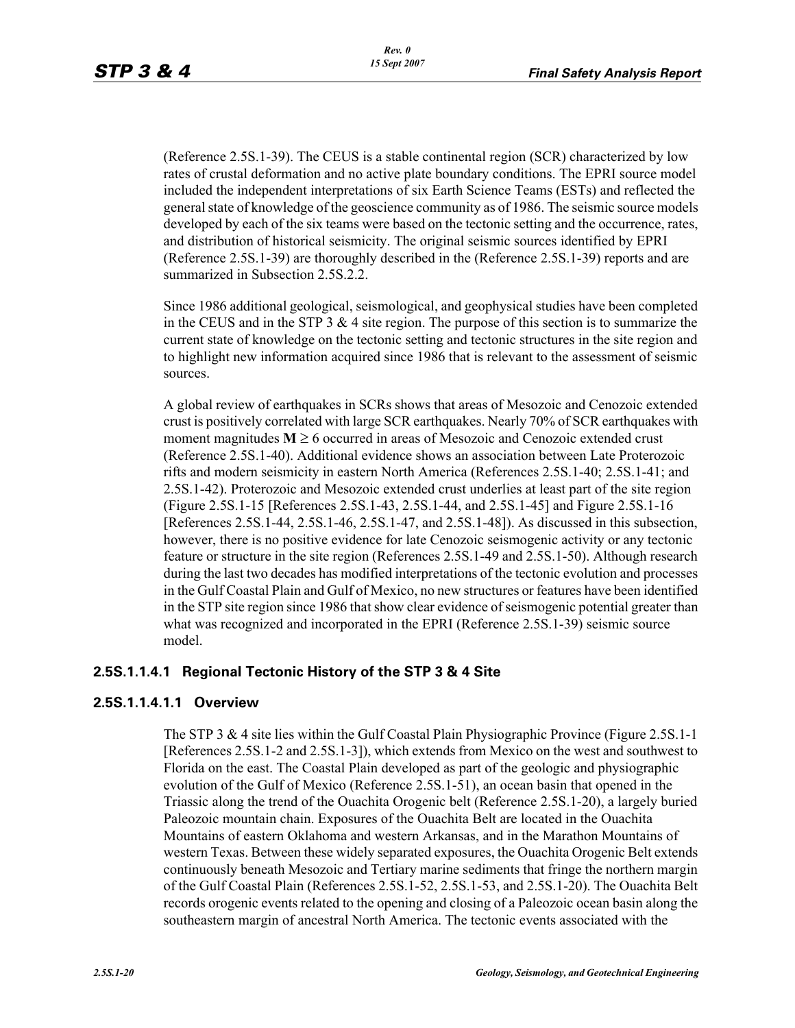(Reference 2.5S.1-39). The CEUS is a stable continental region (SCR) characterized by low rates of crustal deformation and no active plate boundary conditions. The EPRI source model included the independent interpretations of six Earth Science Teams (ESTs) and reflected the general state of knowledge of the geoscience community as of 1986. The seismic source models developed by each of the six teams were based on the tectonic setting and the occurrence, rates, and distribution of historical seismicity. The original seismic sources identified by EPRI (Reference 2.5S.1-39) are thoroughly described in the (Reference 2.5S.1-39) reports and are summarized in Subsection 2.5S.2.2.

Since 1986 additional geological, seismological, and geophysical studies have been completed in the CEUS and in the STP 3 & 4 site region. The purpose of this section is to summarize the current state of knowledge on the tectonic setting and tectonic structures in the site region and to highlight new information acquired since 1986 that is relevant to the assessment of seismic sources.

A global review of earthquakes in SCRs shows that areas of Mesozoic and Cenozoic extended crust is positively correlated with large SCR earthquakes. Nearly 70% of SCR earthquakes with moment magnitudes $\mathbf{M} \geq 6$ occurred in areas of Mesozoic and Cenozoic extended crust (Reference 2.5S.1-40). Additional evidence shows an association between Late Proterozoic rifts and modern seismicity in eastern North America (References 2.5S.1-40; 2.5S.1-41; and 2.5S.1-42). Proterozoic and Mesozoic extended crust underlies at least part of the site region (Figure 2.5S.1-15 [References 2.5S.1-43, 2.5S.1-44, and 2.5S.1-45] and Figure 2.5S.1-16 [References 2.5S.1-44, 2.5S.1-46, 2.5S.1-47, and 2.5S.1-48]). As discussed in this subsection, however, there is no positive evidence for late Cenozoic seismogenic activity or any tectonic feature or structure in the site region (References 2.5S.1-49 and 2.5S.1-50). Although research during the last two decades has modified interpretations of the tectonic evolution and processes in the Gulf Coastal Plain and Gulf of Mexico, no new structures or features have been identified in the STP site region since 1986 that show clear evidence of seismogenic potential greater than what was recognized and incorporated in the EPRI (Reference 2.5S.1-39) seismic source model.

### 2.5S.1.1.4.1 Regional Tectonic History of the STP 3 & 4 Site

#### 2.5S.1.1.4.1.1 Overview

The STP 3 & 4 site lies within the Gulf Coastal Plain Physiographic Province (Figure 2.5S.1-1 [References 2.5S.1-2 and 2.5S.1-3]), which extends from Mexico on the west and southwest to Florida on the east. The Coastal Plain developed as part of the geologic and physiographic evolution of the Gulf of Mexico (Reference 2.5S.1-51), an ocean basin that opened in the Triassic along the trend of the Ouachita Orogenic belt (Reference 2.5S.1-20), a largely buried Paleozoic mountain chain. Exposures of the Ouachita Belt are located in the Ouachita Mountains of eastern Oklahoma and western Arkansas, and in the Marathon Mountains of western Texas. Between these widely separated exposures, the Ouachita Orogenic Belt extends continuously beneath Mesozoic and Tertiary marine sediments that fringe the northern margin of the Gulf Coastal Plain (References 2.5S.1-52, 2.5S.1-53, and 2.5S.1-20). The Ouachita Belt records orogenic events related to the opening and closing of a Paleozoic ocean basin along the southeastern margin of ancestral North America. The tectonic events associated with the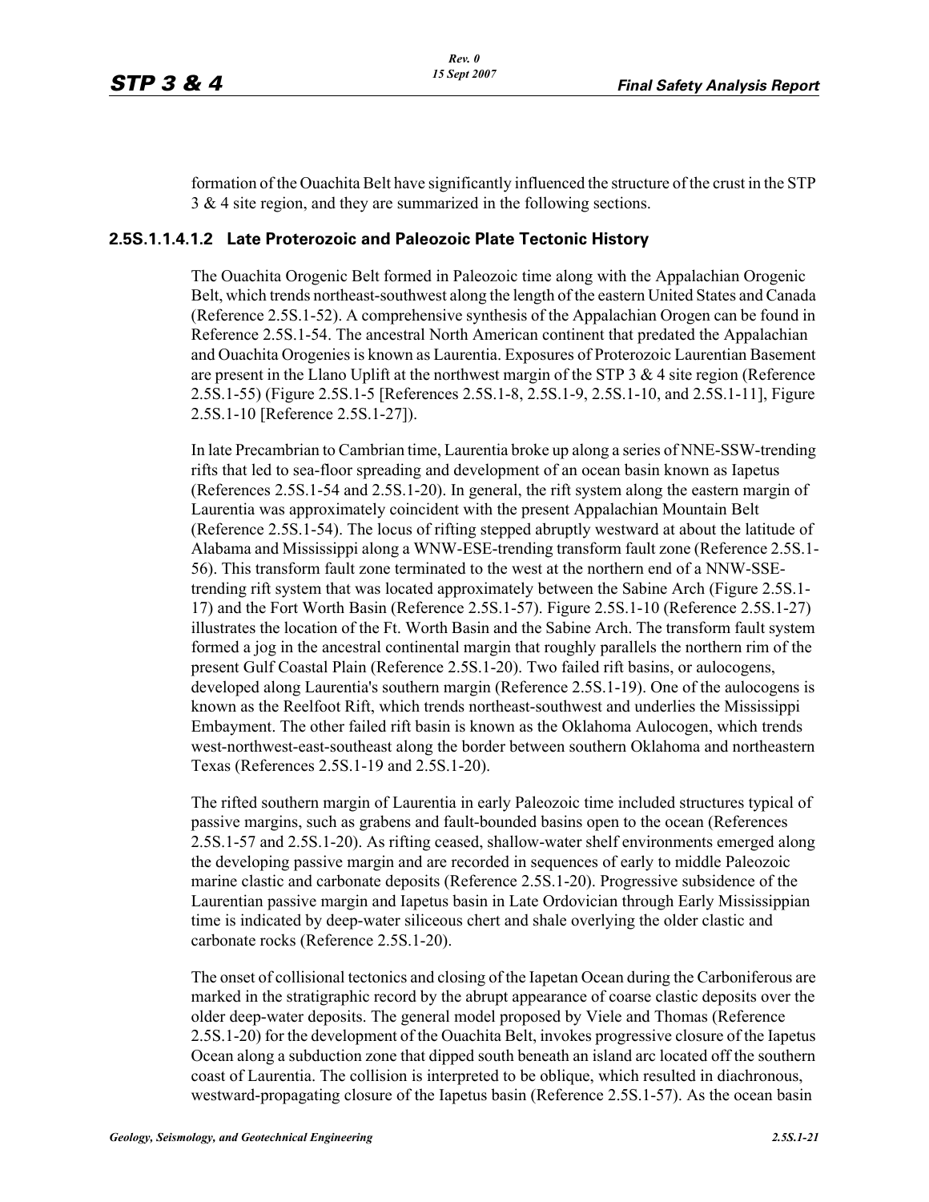formation of the Ouachita Belt have significantly influenced the structure of the crust in the STP 3 & 4 site region, and they are summarized in the following sections.

#### 2.5S.1.1.4.1.2 Late Proterozoic and Paleozoic Plate Tectonic History

The Ouachita Orogenic Belt formed in Paleozoic time along with the Appalachian Orogenic Belt, which trends northeast-southwest along the length of the eastern United States and Canada (Reference 2.5S.1-52). A comprehensive synthesis of the Appalachian Orogen can be found in Reference 2.5S.1-54. The ancestral North American continent that predated the Appalachian and Ouachita Orogenies is known as Laurentia. Exposures of Proterozoic Laurentian Basement are present in the Llano Uplift at the northwest margin of the STP 3 & 4 site region (Reference 2.5S.1-55) (Figure 2.5S.1-5 [References 2.5S.1-8, 2.5S.1-9, 2.5S.1-10, and 2.5S.1-11], Figure 2.5S.1-10 [Reference 2.5S.1-27]).

In late Precambrian to Cambrian time, Laurentia broke up along a series of NNE-SSW-trending rifts that led to sea-floor spreading and development of an ocean basin known as Iapetus (References 2.5S.1-54 and 2.5S.1-20). In general, the rift system along the eastern margin of Laurentia was approximately coincident with the present Appalachian Mountain Belt (Reference 2.5S.1-54). The locus of rifting stepped abruptly westward at about the latitude of Alabama and Mississippi along a WNW-ESE-trending transform fault zone (Reference 2.5S.1-56). This transform fault zone terminated to the west at the northern end of a NNW-SSE-trending rift system that was located approximately between the Sabine Arch (Figure 2.5S.1-17) and the Fort Worth Basin (Reference 2.5S.1-57). Figure 2.5S.1-10 (Reference 2.5S.1-27) illustrates the location of the Ft. Worth Basin and the Sabine Arch. The transform fault system formed a jog in the ancestral continental margin that roughly parallels the northern rim of the present Gulf Coastal Plain (Reference 2.5S.1-20). Two failed rift basins, or aulocogens, developed along Laurentia's southern margin (Reference 2.5S.1-19). One of the aulocogens is known as the Reelfoot Rift, which trends northeast-southwest and underlies the Mississippi Embayment. The other failed rift basin is known as the Oklahoma Aulocogen, which trends west-northwest-east-southeast along the border between southern Oklahoma and northeastern Texas (References 2.5S.1-19 and 2.5S.1-20).

The rifted southern margin of Laurentia in early Paleozoic time included structures typical of passive margins, such as grabens and fault-bounded basins open to the ocean (References 2.5S.1-57 and 2.5S.1-20). As rifting ceased, shallow-water shelf environments emerged along the developing passive margin and are recorded in sequences of early to middle Paleozoic marine clastic and carbonate deposits (Reference 2.5S.1-20). Progressive subsidence of the Laurentian passive margin and Iapetus basin in Late Ordovician through Early Mississippian time is indicated by deep-water siliceous chert and shale overlying the older clastic and carbonate rocks (Reference 2.5S.1-20).

The onset of collisional tectonics and closing of the Iapetan Ocean during the Carboniferous are marked in the stratigraphic record by the abrupt appearance of coarse clastic deposits over the older deep-water deposits. The general model proposed by Viele and Thomas (Reference 2.5S.1-20) for the development of the Ouachita Belt, invokes progressive closure of the Iapetus Ocean along a subduction zone that dipped south beneath an island arc located off the southern coast of Laurentia. The collision is interpreted to be oblique, which resulted in diachronous, westward-propagating closure of the Iapetus basin (Reference 2.5S.1-57). As the ocean basin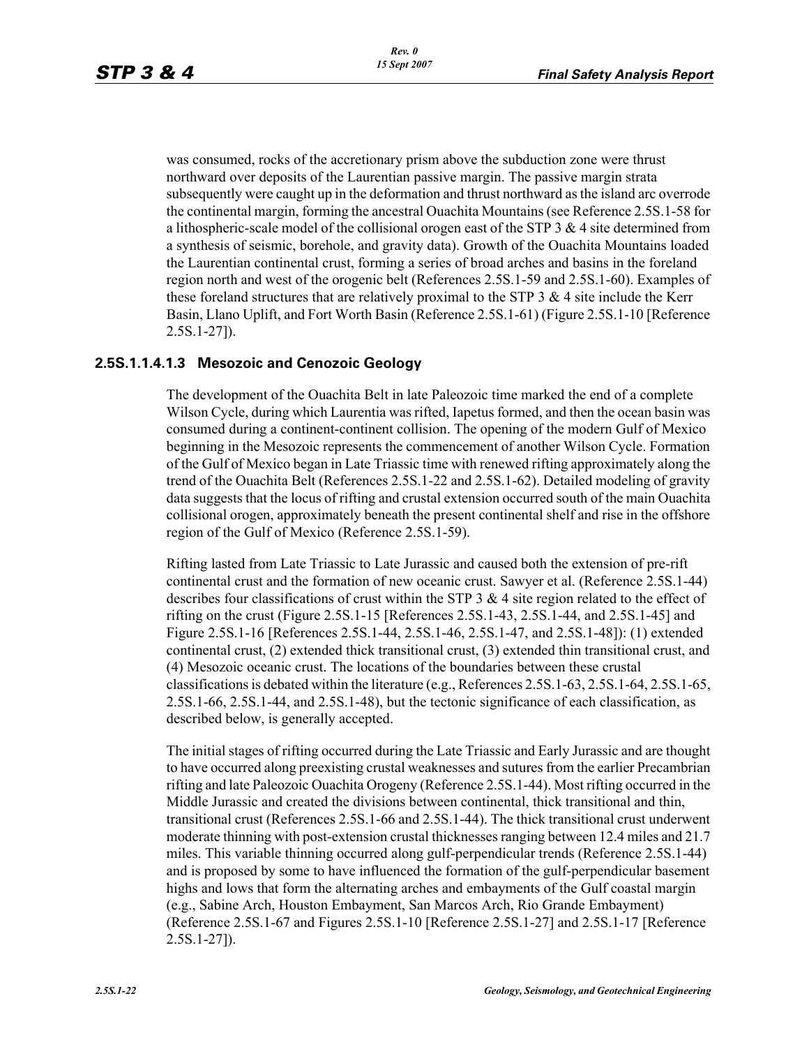was consumed, rocks of the accretionary prism above the subduction zone were thrust northward over deposits of the Laurentian passive margin. The passive margin strata subsequently were caught up in the deformation and thrust northward as the island arc overrode the continental margin, forming the ancestral Ouachita Mountains (see Reference 2.5S.1-58 for a lithospheric-scale model of the collisional orogen east of the STP 3 & 4 site determined from a synthesis of seismic, borehole, and gravity data). Growth of the Ouachita Mountains loaded the Laurentian continental crust, forming a series of broad arches and basins in the foreland region north and west of the orogenic belt (References 2.5S.1-59 and 2.5S.1-60). Examples of these foreland structures that are relatively proximal to the STP 3 & 4 site include the Kerr Basin, Llano Uplift, and Fort Worth Basin (Reference 2.5S.1-61) (Figure 2.5S.1-10 [Reference 2.5S.1-27]).

#### 2.5S.1.1.4.1.3 Mesozoic and Cenozoic Geology

The development of the Ouachita Belt in late Paleozoic time marked the end of a complete Wilson Cycle, during which Laurentia was rifted, Iapetus formed, and then the ocean basin was consumed during a continent-continent collision. The opening of the modern Gulf of Mexico beginning in the Mesozoic represents the commencement of another Wilson Cycle. Formation of the Gulf of Mexico began in Late Triassic time with renewed rifting approximately along the trend of the Ouachita Belt (References 2.5S.1-22 and 2.5S.1-62). Detailed modeling of gravity data suggests that the locus of rifting and crustal extension occurred south of the main Ouachita collisional orogen, approximately beneath the present continental shelf and rise in the offshore region of the Gulf of Mexico (Reference 2.5S.1-59).

Rifting lasted from Late Triassic to Late Jurassic and caused both the extension of pre-rift continental crust and the formation of new oceanic crust. Sawyer et al. (Reference 2.5S.1-44) describes four classifications of crust within the STP 3 & 4 site region related to the effect of rifting on the crust (Figure 2.5S.1-15 [References 2.5S.1-43, 2.5S.1-44, and 2.5S.1-45] and Figure 2.5S.1-16 [References 2.5S.1-44, 2.5S.1-46, 2.5S.1-47, and 2.5S.1-48]): (1) extended continental crust, (2) extended thick transitional crust, (3) extended thin transitional crust, and (4) Mesozoic oceanic crust. The locations of the boundaries between these crustal classifications is debated within the literature (e.g., References 2.5S.1-63, 2.5S.1-64, 2.5S.1-65, 2.5S.1-66, 2.5S.1-44, and 2.5S.1-48), but the tectonic significance of each classification, as described below, is generally accepted.

The initial stages of rifting occurred during the Late Triassic and Early Jurassic and are thought to have occurred along preexisting crustal weaknesses and sutures from the earlier Precambrian rifting and late Paleozoic Ouachita Orogeny (Reference 2.5S.1-44). Most rifting occurred in the Middle Jurassic and created the divisions between continental, thick transitional and thin, transitional crust (References 2.5S.1-66 and 2.5S.1-44). The thick transitional crust underwent moderate thinning with post-extension crustal thicknesses ranging between 12.4 miles and 21.7 miles. This variable thinning occurred along gulf-perpendicular trends (Reference 2.5S.1-44) and is proposed by some to have influenced the formation of the gulf-perpendicular basement highs and lows that form the alternating arches and embayments of the Gulf coastal margin (e.g., Sabine Arch, Houston Embayment, San Marcos Arch, Rio Grande Embayment) (Reference 2.5S.1-67 and Figures 2.5S.1-10 [Reference 2.5S.1-27] and 2.5S.1-17 [Reference 2.5S.1-27]).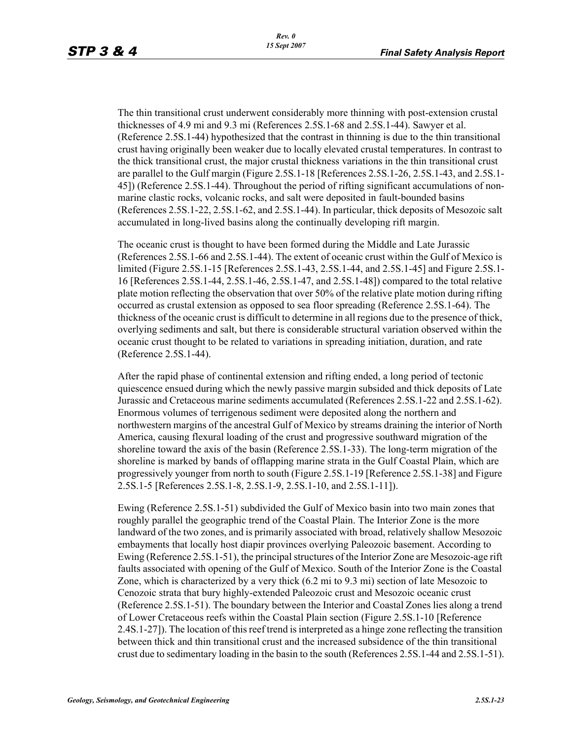The thin transitional crust underwent considerably more thinning with post-extension crustal thicknesses of 4.9 mi and 9.3 mi (References 2.5S.1-68 and 2.5S.1-44). Sawyer et al. (Reference 2.5S.1-44) hypothesized that the contrast in thinning is due to the thin transitional crust having originally been weaker due to locally elevated crustal temperatures. In contrast to the thick transitional crust, the major crustal thickness variations in the thin transitional crust are parallel to the Gulf margin (Figure 2.5S.1-18 [References 2.5S.1-26, 2.5S.1-43, and 2.5S.1-45]) (Reference 2.5S.1-44). Throughout the period of rifting significant accumulations of non-marine clastic rocks, volcanic rocks, and salt were deposited in fault-bounded basins (References 2.5S.1-22, 2.5S.1-62, and 2.5S.1-44). In particular, thick deposits of Mesozoic salt accumulated in long-lived basins along the continually developing rift margin.

The oceanic crust is thought to have been formed during the Middle and Late Jurassic (References 2.5S.1-66 and 2.5S.1-44). The extent of oceanic crust within the Gulf of Mexico is limited (Figure 2.5S.1-15 [References 2.5S.1-43, 2.5S.1-44, and 2.5S.1-45] and Figure 2.5S.1-16 [References 2.5S.1-44, 2.5S.1-46, 2.5S.1-47, and 2.5S.1-48]) compared to the total relative plate motion reflecting the observation that over 50% of the relative plate motion during rifting occurred as crustal extension as opposed to sea floor spreading (Reference 2.5S.1-64). The thickness of the oceanic crust is difficult to determine in all regions due to the presence of thick, overlying sediments and salt, but there is considerable structural variation observed within the oceanic crust thought to be related to variations in spreading initiation, duration, and rate (Reference 2.5S.1-44).

After the rapid phase of continental extension and rifting ended, a long period of tectonic quiescence ensued during which the newly passive margin subsided and thick deposits of Late Jurassic and Cretaceous marine sediments accumulated (References 2.5S.1-22 and 2.5S.1-62). Enormous volumes of terrigenous sediment were deposited along the northern and northwestern margins of the ancestral Gulf of Mexico by streams draining the interior of North America, causing flexural loading of the crust and progressive southward migration of the shoreline toward the axis of the basin (Reference 2.5S.1-33). The long-term migration of the shoreline is marked by bands of offlapping marine strata in the Gulf Coastal Plain, which are progressively younger from north to south (Figure 2.5S.1-19 [Reference 2.5S.1-38] and Figure 2.5S.1-5 [References 2.5S.1-8, 2.5S.1-9, 2.5S.1-10, and 2.5S.1-11]).

Ewing (Reference 2.5S.1-51) subdivided the Gulf of Mexico basin into two main zones that roughly parallel the geographic trend of the Coastal Plain. The Interior Zone is the more landward of the two zones, and is primarily associated with broad, relatively shallow Mesozoic embayments that locally host diapir provinces overlying Paleozoic basement. According to Ewing (Reference 2.5S.1-51), the principal structures of the Interior Zone are Mesozoic-age rift faults associated with opening of the Gulf of Mexico. South of the Interior Zone is the Coastal Zone, which is characterized by a very thick (6.2 mi to 9.3 mi) section of late Mesozoic to Cenozoic strata that bury highly-extended Paleozoic crust and Mesozoic oceanic crust (Reference 2.5S.1-51). The boundary between the Interior and Coastal Zones lies along a trend of Lower Cretaceous reefs within the Coastal Plain section (Figure 2.5S.1-10 [Reference 2.4S.1-27]). The location of this reef trend is interpreted as a hinge zone reflecting the transition between thick and thin transitional crust and the increased subsidence of the thin transitional crust due to sedimentary loading in the basin to the south (References 2.5S.1-44 and 2.5S.1-51).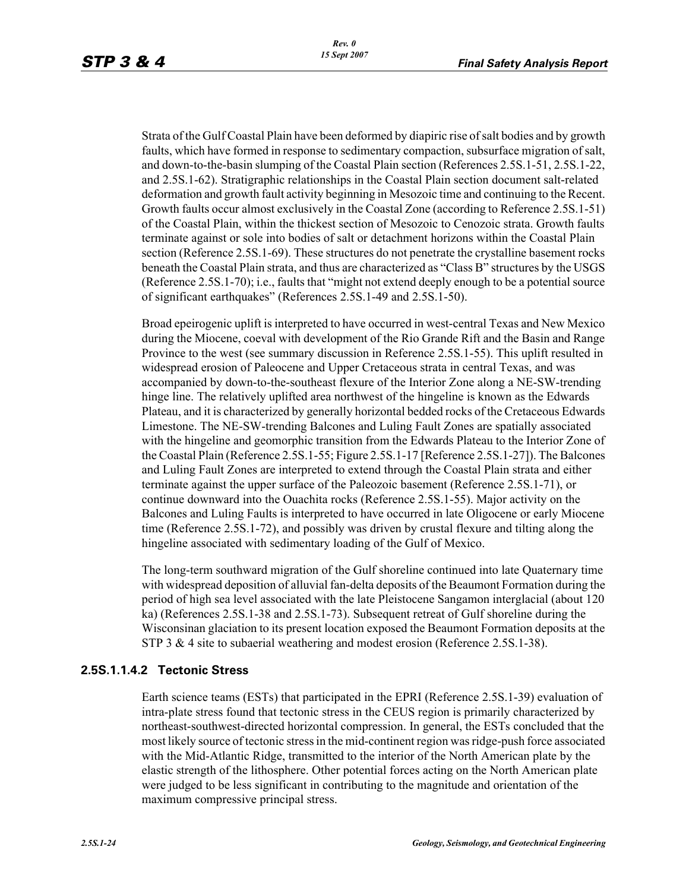Strata of the Gulf Coastal Plain have been deformed by diapiric rise of salt bodies and by growth faults, which have formed in response to sedimentary compaction, subsurface migration of salt, and down-to-the-basin slumping of the Coastal Plain section (References 2.5S.1-51, 2.5S.1-22, and 2.5S.1-62). Stratigraphic relationships in the Coastal Plain section document salt-related deformation and growth fault activity beginning in Mesozoic time and continuing to the Recent. Growth faults occur almost exclusively in the Coastal Zone (according to Reference 2.5S.1-51) of the Coastal Plain, within the thickest section of Mesozoic to Cenozoic strata. Growth faults terminate against or sole into bodies of salt or detachment horizons within the Coastal Plain section (Reference 2.5S.1-69). These structures do not penetrate the crystalline basement rocks beneath the Coastal Plain strata, and thus are characterized as "Class B" structures by the USGS (Reference 2.5S.1-70); i.e., faults that "might not extend deeply enough to be a potential source of significant earthquakes" (References 2.5S.1-49 and 2.5S.1-50).

Broad epeirogenic uplift is interpreted to have occurred in west-central Texas and New Mexico during the Miocene, coeval with development of the Rio Grande Rift and the Basin and Range Province to the west (see summary discussion in Reference 2.5S.1-55). This uplift resulted in widespread erosion of Paleocene and Upper Cretaceous strata in central Texas, and was accompanied by down-to-the-southeast flexure of the Interior Zone along a NE-SW-trending hinge line. The relatively uplifted area northwest of the hingeline is known as the Edwards Plateau, and it is characterized by generally horizontal bedded rocks of the Cretaceous Edwards Limestone. The NE-SW-trending Balcones and Luling Fault Zones are spatially associated with the hingeline and geomorphic transition from the Edwards Plateau to the Interior Zone of the Coastal Plain (Reference 2.5S.1-55; Figure 2.5S.1-17 [Reference 2.5S.1-27]). The Balcones and Luling Fault Zones are interpreted to extend through the Coastal Plain strata and either terminate against the upper surface of the Paleozoic basement (Reference 2.5S.1-71), or continue downward into the Ouachita rocks (Reference 2.5S.1-55). Major activity on the Balcones and Luling Faults is interpreted to have occurred in late Oligocene or early Miocene time (Reference 2.5S.1-72), and possibly was driven by crustal flexure and tilting along the hingeline associated with sedimentary loading of the Gulf of Mexico.

The long-term southward migration of the Gulf shoreline continued into late Quaternary time with widespread deposition of alluvial fan-delta deposits of the Beaumont Formation during the period of high sea level associated with the late Pleistocene Sangamon interglacial (about 120 ka) (References 2.5S.1-38 and 2.5S.1-73). Subsequent retreat of Gulf shoreline during the Wisconsinan glaciation to its present location exposed the Beaumont Formation deposits at the STP 3 & 4 site to subaerial weathering and modest erosion (Reference 2.5S.1-38).

#### 2.5S.1.1.4.2 Tectonic Stress

Earth science teams (ESTs) that participated in the EPRI (Reference 2.5S.1-39) evaluation of intra-plate stress found that tectonic stress in the CEUS region is primarily characterized by northeast-southwest-directed horizontal compression. In general, the ESTs concluded that the most likely source of tectonic stress in the mid-continent region was ridge-push force associated with the Mid-Atlantic Ridge, transmitted to the interior of the North American plate by the elastic strength of the lithosphere. Other potential forces acting on the North American plate were judged to be less significant in contributing to the magnitude and orientation of the maximum compressive principal stress.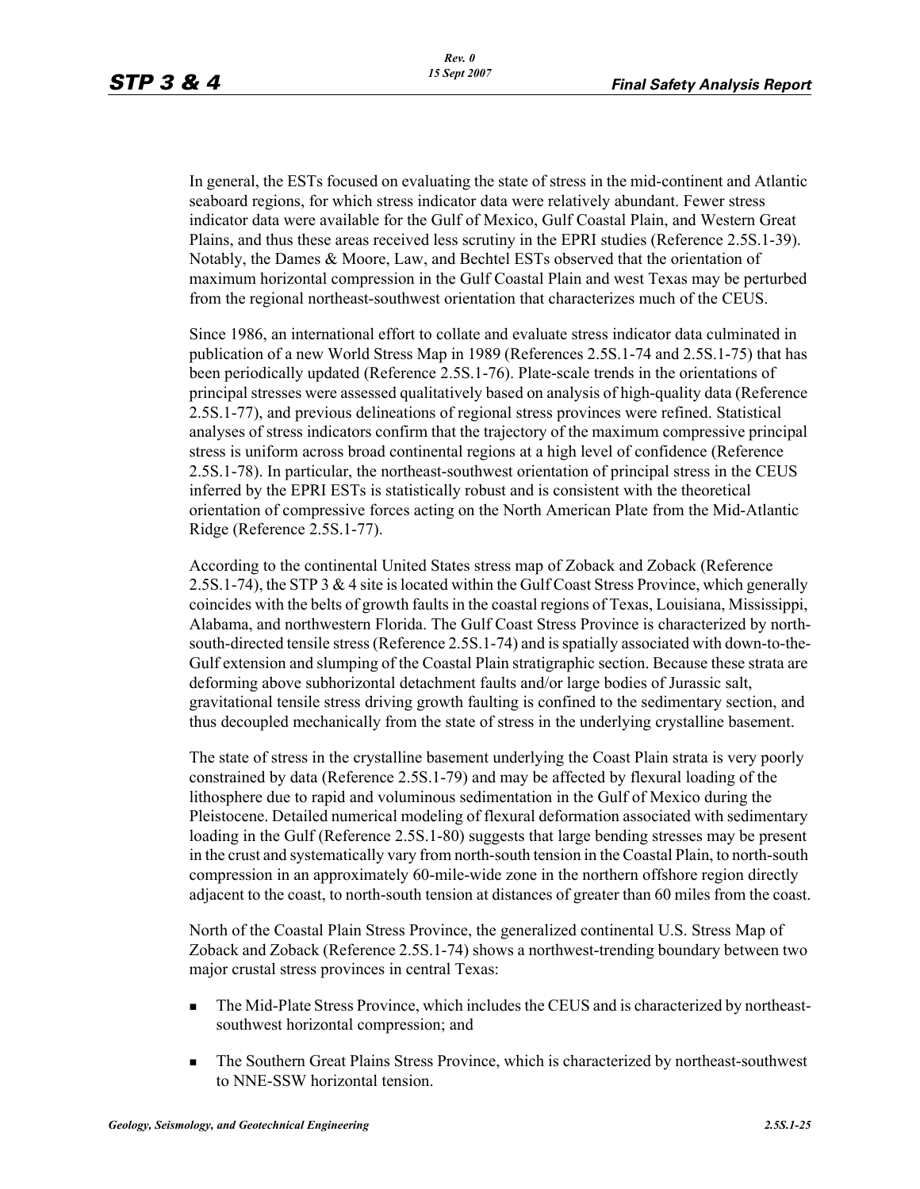In general, the ESTs focused on evaluating the state of stress in the mid-continent and Atlantic seaboard regions, for which stress indicator data were relatively abundant. Fewer stress indicator data were available for the Gulf of Mexico, Gulf Coastal Plain, and Western Great Plains, and thus these areas received less scrutiny in the EPRI studies (Reference 2.5S.1-39). Notably, the Dames & Moore, Law, and Bechtel ESTs observed that the orientation of maximum horizontal compression in the Gulf Coastal Plain and west Texas may be perturbed from the regional northeast-southwest orientation that characterizes much of the CEUS.

Since 1986, an international effort to collate and evaluate stress indicator data culminated in publication of a new World Stress Map in 1989 (References 2.5S.1-74 and 2.5S.1-75) that has been periodically updated (Reference 2.5S.1-76). Plate-scale trends in the orientations of principal stresses were assessed qualitatively based on analysis of high-quality data (Reference 2.5S.1-77), and previous delineations of regional stress provinces were refined. Statistical analyses of stress indicators confirm that the trajectory of the maximum compressive principal stress is uniform across broad continental regions at a high level of confidence (Reference 2.5S.1-78). In particular, the northeast-southwest orientation of principal stress in the CEUS inferred by the EPRI ESTs is statistically robust and is consistent with the theoretical orientation of compressive forces acting on the North American Plate from the Mid-Atlantic Ridge (Reference 2.5S.1-77).

According to the continental United States stress map of Zoback and Zoback (Reference 2.5S.1-74), the STP 3 & 4 site is located within the Gulf Coast Stress Province, which generally coincides with the belts of growth faults in the coastal regions of Texas, Louisiana, Mississippi, Alabama, and northwestern Florida. The Gulf Coast Stress Province is characterized by north-south-directed tensile stress (Reference 2.5S.1-74) and is spatially associated with down-to-the-Gulf extension and slumping of the Coastal Plain stratigraphic section. Because these strata are deforming above subhorizontal detachment faults and/or large bodies of Jurassic salt, gravitational tensile stress driving growth faulting is confined to the sedimentary section, and thus decoupled mechanically from the state of stress in the underlying crystalline basement.

The state of stress in the crystalline basement underlying the Coast Plain strata is very poorly constrained by data (Reference 2.5S.1-79) and may be affected by flexural loading of the lithosphere due to rapid and voluminous sedimentation in the Gulf of Mexico during the Pleistocene. Detailed numerical modeling of flexural deformation associated with sedimentary loading in the Gulf (Reference 2.5S.1-80) suggests that large bending stresses may be present in the crust and systematically vary from north-south tension in the Coastal Plain, to north-south compression in an approximately 60-mile-wide zone in the northern offshore region directly adjacent to the coast, to north-south tension at distances of greater than 60 miles from the coast.

North of the Coastal Plain Stress Province, the generalized continental U.S. Stress Map of Zoback and Zoback (Reference 2.5S.1-74) shows a northwest-trending boundary between two major crustal stress provinces in central Texas:

- The Mid-Plate Stress Province, which includes the CEUS and is characterized by northeast-southwest horizontal compression; and
- The Southern Great Plains Stress Province, which is characterized by northeast-southwest to NNE-SSW horizontal tension.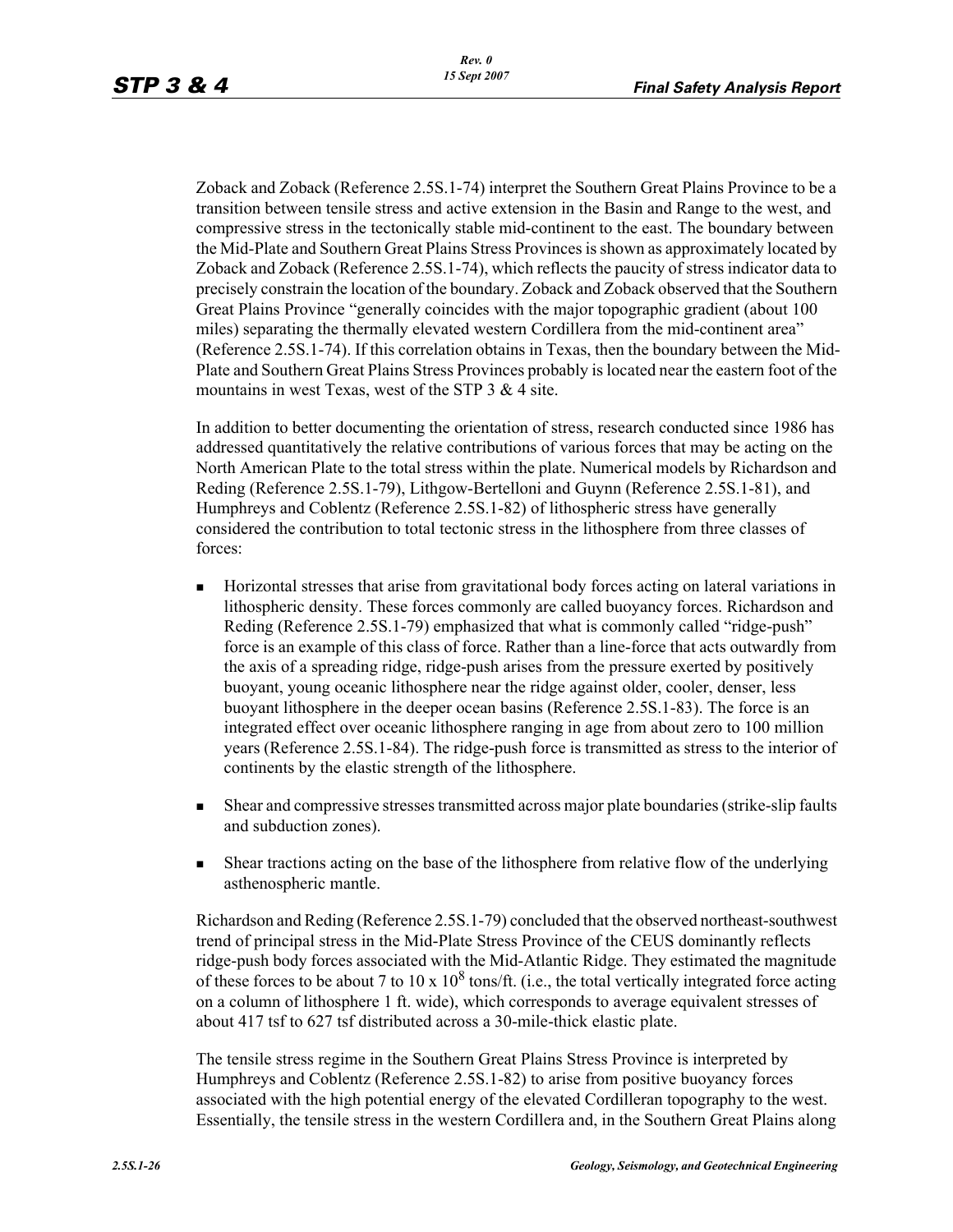Zoback and Zoback (Reference 2.5S.1-74) interpret the Southern Great Plains Province to be a transition between tensile stress and active extension in the Basin and Range to the west, and compressive stress in the tectonically stable mid-continent to the east. The boundary between the Mid-Plate and Southern Great Plains Stress Provinces is shown as approximately located by Zoback and Zoback (Reference 2.5S.1-74), which reflects the paucity of stress indicator data to precisely constrain the location of the boundary. Zoback and Zoback observed that the Southern Great Plains Province "generally coincides with the major topographic gradient (about 100 miles) separating the thermally elevated western Cordillera from the mid-continent area" (Reference 2.5S.1-74). If this correlation obtains in Texas, then the boundary between the Mid-Plate and Southern Great Plains Stress Provinces probably is located near the eastern foot of the mountains in west Texas, west of the STP 3 & 4 site.

In addition to better documenting the orientation of stress, research conducted since 1986 has addressed quantitatively the relative contributions of various forces that may be acting on the North American Plate to the total stress within the plate. Numerical models by Richardson and Reding (Reference 2.5S.1-79), Lithgow-Bertelloni and Guynn (Reference 2.5S.1-81), and Humphreys and Coblentz (Reference 2.5S.1-82) of lithospheric stress have generally considered the contribution to total tectonic stress in the lithosphere from three classes of forces:

- Horizontal stresses that arise from gravitational body forces acting on lateral variations in lithospheric density. These forces commonly are called buoyancy forces. Richardson and Reding (Reference 2.5S.1-79) emphasized that what is commonly called "ridge-push" force is an example of this class of force. Rather than a line-force that acts outwardly from the axis of a spreading ridge, ridge-push arises from the pressure exerted by positively buoyant, young oceanic lithosphere near the ridge against older, cooler, denser, less buoyant lithosphere in the deeper ocean basins (Reference 2.5S.1-83). The force is an integrated effect over oceanic lithosphere ranging in age from about zero to 100 million years (Reference 2.5S.1-84). The ridge-push force is transmitted as stress to the interior of continents by the elastic strength of the lithosphere.
- Shear and compressive stresses transmitted across major plate boundaries (strike-slip faults and subduction zones).
- Shear tractions acting on the base of the lithosphere from relative flow of the underlying asthenospheric mantle.

Richardson and Reding (Reference 2.5S.1-79) concluded that the observed northeast-southwest trend of principal stress in the Mid-Plate Stress Province of the CEUS dominantly reflects ridge-push body forces associated with the Mid-Atlantic Ridge. They estimated the magnitude of these forces to be about 7 to 10 x $10^8$ tons/ft. (i.e., the total vertically integrated force acting on a column of lithosphere 1 ft. wide), which corresponds to average equivalent stresses of about 417 tsf to 627 tsf distributed across a 30-mile-thick elastic plate.

The tensile stress regime in the Southern Great Plains Stress Province is interpreted by Humphreys and Coblentz (Reference 2.5S.1-82) to arise from positive buoyancy forces associated with the high potential energy of the elevated Cordilleran topography to the west. Essentially, the tensile stress in the western Cordillera and, in the Southern Great Plains along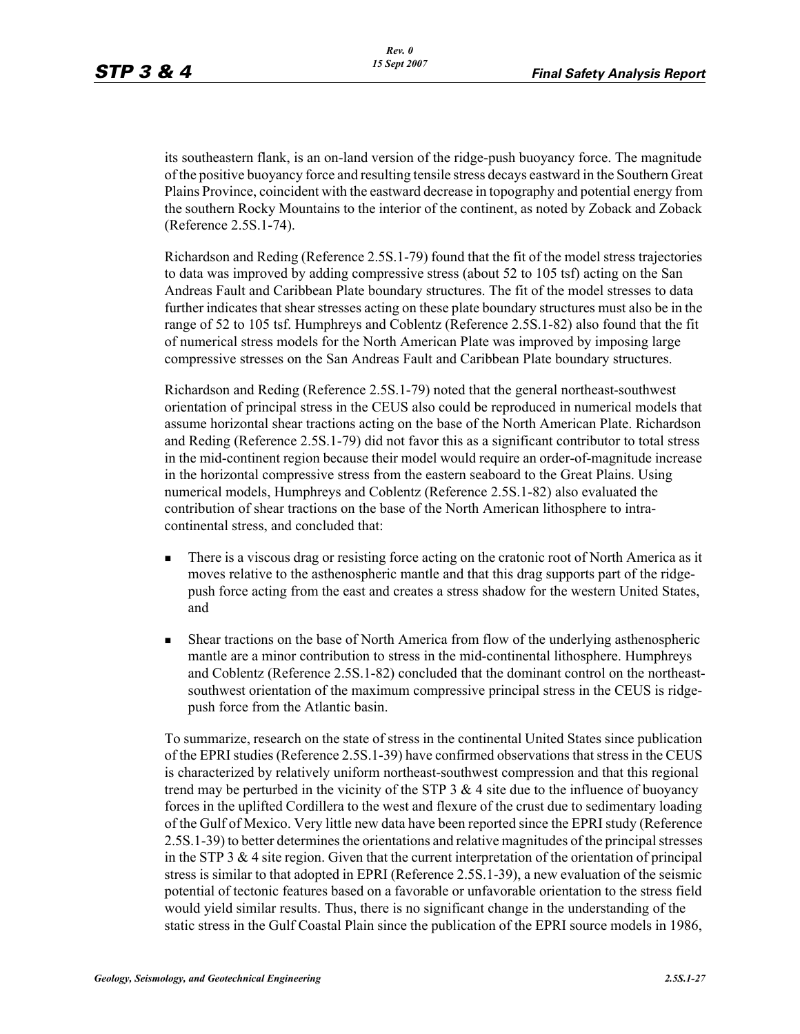its southeastern flank, is an on-land version of the ridge-push buoyancy force. The magnitude of the positive buoyancy force and resulting tensile stress decays eastward in the Southern Great Plains Province, coincident with the eastward decrease in topography and potential energy from the southern Rocky Mountains to the interior of the continent, as noted by Zoback and Zoback (Reference 2.5S.1-74).

Richardson and Reding (Reference 2.5S.1-79) found that the fit of the model stress trajectories to data was improved by adding compressive stress (about 52 to 105 tsf) acting on the San Andreas Fault and Caribbean Plate boundary structures. The fit of the model stresses to data further indicates that shear stresses acting on these plate boundary structures must also be in the range of 52 to 105 tsf. Humphreys and Coblentz (Reference 2.5S.1-82) also found that the fit of numerical stress models for the North American Plate was improved by imposing large compressive stresses on the San Andreas Fault and Caribbean Plate boundary structures.

Richardson and Reding (Reference 2.5S.1-79) noted that the general northeast-southwest orientation of principal stress in the CEUS also could be reproduced in numerical models that assume horizontal shear tractions acting on the base of the North American Plate. Richardson and Reding (Reference 2.5S.1-79) did not favor this as a significant contributor to total stress in the mid-continent region because their model would require an order-of-magnitude increase in the horizontal compressive stress from the eastern seaboard to the Great Plains. Using numerical models, Humphreys and Coblentz (Reference 2.5S.1-82) also evaluated the contribution of shear tractions on the base of the North American lithosphere to intra-continental stress, and concluded that:

- There is a viscous drag or resisting force acting on the cratonic root of North America as it moves relative to the asthenospheric mantle and that this drag supports part of the ridge-push force acting from the east and creates a stress shadow for the western United States, and
- Shear tractions on the base of North America from flow of the underlying asthenospheric mantle are a minor contribution to stress in the mid-continental lithosphere. Humphreys and Coblentz (Reference 2.5S.1-82) concluded that the dominant control on the northeast-southwest orientation of the maximum compressive principal stress in the CEUS is ridge-push force from the Atlantic basin.

To summarize, research on the state of stress in the continental United States since publication of the EPRI studies (Reference 2.5S.1-39) have confirmed observations that stress in the CEUS is characterized by relatively uniform northeast-southwest compression and that this regional trend may be perturbed in the vicinity of the STP 3 & 4 site due to the influence of buoyancy forces in the uplifted Cordillera to the west and flexure of the crust due to sedimentary loading of the Gulf of Mexico. Very little new data have been reported since the EPRI study (Reference 2.5S.1-39) to better determines the orientations and relative magnitudes of the principal stresses in the STP 3 & 4 site region. Given that the current interpretation of the orientation of principal stress is similar to that adopted in EPRI (Reference 2.5S.1-39), a new evaluation of the seismic potential of tectonic features based on a favorable or unfavorable orientation to the stress field would yield similar results. Thus, there is no significant change in the understanding of the static stress in the Gulf Coastal Plain since the publication of the EPRI source models in 1986,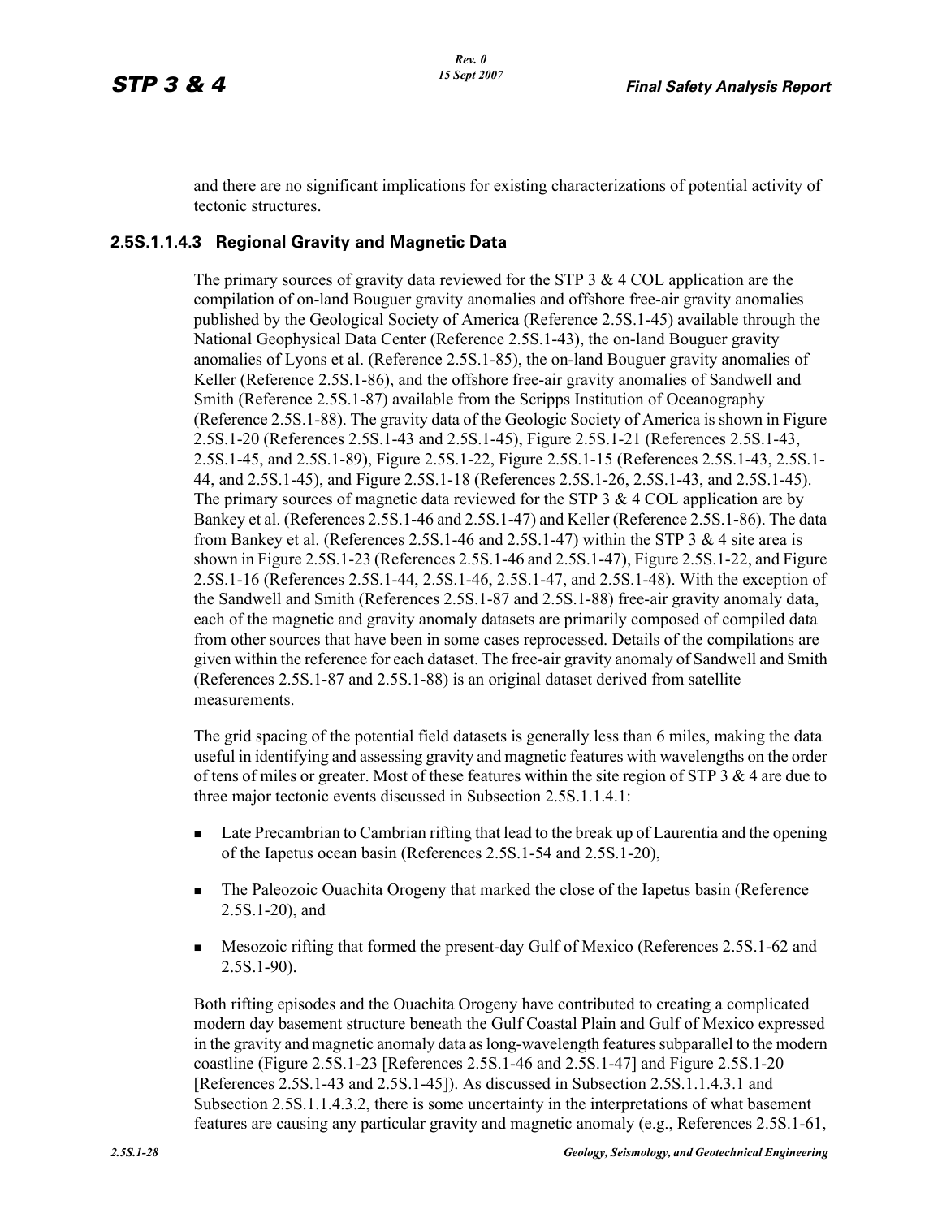and there are no significant implications for existing characterizations of potential activity of tectonic structures.

### 2.5S.1.1.4.3 Regional Gravity and Magnetic Data

The primary sources of gravity data reviewed for the STP 3 & 4 COL application are the compilation of on-land Bouguer gravity anomalies and offshore free-air gravity anomalies published by the Geological Society of America (Reference 2.5S.1-45) available through the National Geophysical Data Center (Reference 2.5S.1-43), the on-land Bouguer gravity anomalies of Lyons et al. (Reference 2.5S.1-85), the on-land Bouguer gravity anomalies of Keller (Reference 2.5S.1-86), and the offshore free-air gravity anomalies of Sandwell and Smith (Reference 2.5S.1-87) available from the Scripps Institution of Oceanography (Reference 2.5S.1-88). The gravity data of the Geologic Society of America is shown in Figure 2.5S.1-20 (References 2.5S.1-43 and 2.5S.1-45), Figure 2.5S.1-21 (References 2.5S.1-43, 2.5S.1-45, and 2.5S.1-89), Figure 2.5S.1-22, Figure 2.5S.1-15 (References 2.5S.1-43, 2.5S.1-44, and 2.5S.1-45), and Figure 2.5S.1-18 (References 2.5S.1-26, 2.5S.1-43, and 2.5S.1-45). The primary sources of magnetic data reviewed for the STP 3 & 4 COL application are by Bankey et al. (References 2.5S.1-46 and 2.5S.1-47) and Keller (Reference 2.5S.1-86). The data from Bankey et al. (References 2.5S.1-46 and 2.5S.1-47) within the STP 3 & 4 site area is shown in Figure 2.5S.1-23 (References 2.5S.1-46 and 2.5S.1-47), Figure 2.5S.1-22, and Figure 2.5S.1-16 (References 2.5S.1-44, 2.5S.1-46, 2.5S.1-47, and 2.5S.1-48). With the exception of the Sandwell and Smith (References 2.5S.1-87 and 2.5S.1-88) free-air gravity anomaly data, each of the magnetic and gravity anomaly datasets are primarily composed of compiled data from other sources that have been in some cases reprocessed. Details of the compilations are given within the reference for each dataset. The free-air gravity anomaly of Sandwell and Smith (References 2.5S.1-87 and 2.5S.1-88) is an original dataset derived from satellite measurements.

The grid spacing of the potential field datasets is generally less than 6 miles, making the data useful in identifying and assessing gravity and magnetic features with wavelengths on the order of tens of miles or greater. Most of these features within the site region of STP 3 & 4 are due to three major tectonic events discussed in Subsection 2.5S.1.1.4.1:

- Late Precambrian to Cambrian rifting that lead to the break up of Laurentia and the opening of the Iapetus ocean basin (References 2.5S.1-54 and 2.5S.1-20),
- The Paleozoic Ouachita Orogeny that marked the close of the Iapetus basin (Reference 2.5S.1-20), and
- Mesozoic rifting that formed the present-day Gulf of Mexico (References 2.5S.1-62 and 2.5S.1-90).

Both rifting episodes and the Ouachita Orogeny have contributed to creating a complicated modern day basement structure beneath the Gulf Coastal Plain and Gulf of Mexico expressed in the gravity and magnetic anomaly data as long-wavelength features subparallel to the modern coastline (Figure 2.5S.1-23 [References 2.5S.1-46 and 2.5S.1-47] and Figure 2.5S.1-20 [References 2.5S.1-43 and 2.5S.1-45]). As discussed in Subsection 2.5S.1.1.4.3.1 and Subsection 2.5S.1.1.4.3.2, there is some uncertainty in the interpretations of what basement features are causing any particular gravity and magnetic anomaly (e.g., References 2.5S.1-61,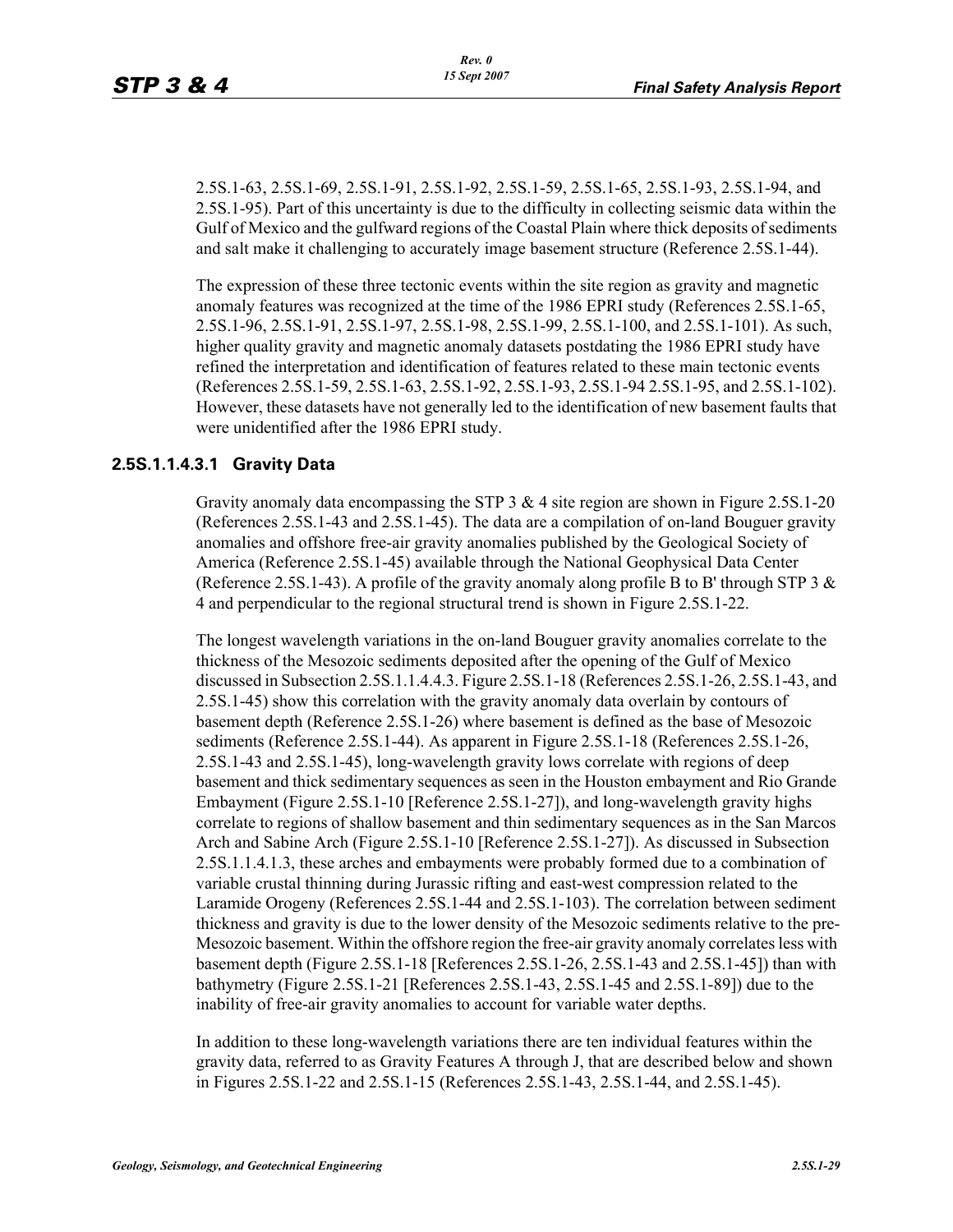2.5S.1-63, 2.5S.1-69, 2.5S.1-91, 2.5S.1-92, 2.5S.1-59, 2.5S.1-65, 2.5S.1-93, 2.5S.1-94, and 2.5S.1-95). Part of this uncertainty is due to the difficulty in collecting seismic data within the Gulf of Mexico and the gulfward regions of the Coastal Plain where thick deposits of sediments and salt make it challenging to accurately image basement structure (Reference 2.5S.1-44).

The expression of these three tectonic events within the site region as gravity and magnetic anomaly features was recognized at the time of the 1986 EPRI study (References 2.5S.1-65, 2.5S.1-96, 2.5S.1-91, 2.5S.1-97, 2.5S.1-98, 2.5S.1-99, 2.5S.1-100, and 2.5S.1-101). As such, higher quality gravity and magnetic anomaly datasets postdating the 1986 EPRI study have refined the interpretation and identification of features related to these main tectonic events (References 2.5S.1-59, 2.5S.1-63, 2.5S.1-92, 2.5S.1-93, 2.5S.1-94 2.5S.1-95, and 2.5S.1-102). However, these datasets have not generally led to the identification of new basement faults that were unidentified after the 1986 EPRI study.

### 2.5S.1.1.4.3.1 Gravity Data

Gravity anomaly data encompassing the STP 3 & 4 site region are shown in Figure 2.5S.1-20 (References 2.5S.1-43 and 2.5S.1-45). The data are a compilation of on-land Bouguer gravity anomalies and offshore free-air gravity anomalies published by the Geological Society of America (Reference 2.5S.1-45) available through the National Geophysical Data Center (Reference 2.5S.1-43). A profile of the gravity anomaly along profile B to B' through STP 3 & 4 and perpendicular to the regional structural trend is shown in Figure 2.5S.1-22.

The longest wavelength variations in the on-land Bouguer gravity anomalies correlate to the thickness of the Mesozoic sediments deposited after the opening of the Gulf of Mexico discussed in Subsection 2.5S.1.1.4.4.3. Figure 2.5S.1-18 (References 2.5S.1-26, 2.5S.1-43, and 2.5S.1-45) show this correlation with the gravity anomaly data overlain by contours of basement depth (Reference 2.5S.1-26) where basement is defined as the base of Mesozoic sediments (Reference 2.5S.1-44). As apparent in Figure 2.5S.1-18 (References 2.5S.1-26, 2.5S.1-43 and 2.5S.1-45), long-wavelength gravity lows correlate with regions of deep basement and thick sedimentary sequences as seen in the Houston embayment and Rio Grande Embayment (Figure 2.5S.1-10 [Reference 2.5S.1-27]), and long-wavelength gravity highs correlate to regions of shallow basement and thin sedimentary sequences as in the San Marcos Arch and Sabine Arch (Figure 2.5S.1-10 [Reference 2.5S.1-27]). As discussed in Subsection 2.5S.1.1.4.1.3, these arches and embayments were probably formed due to a combination of variable crustal thinning during Jurassic rifting and east-west compression related to the Laramide Orogeny (References 2.5S.1-44 and 2.5S.1-103). The correlation between sediment thickness and gravity is due to the lower density of the Mesozoic sediments relative to the pre-Mesozoic basement. Within the offshore region the free-air gravity anomaly correlates less with basement depth (Figure 2.5S.1-18 [References 2.5S.1-26, 2.5S.1-43 and 2.5S.1-45]) than with bathymetry (Figure 2.5S.1-21 [References 2.5S.1-43, 2.5S.1-45 and 2.5S.1-89]) due to the inability of free-air gravity anomalies to account for variable water depths.

In addition to these long-wavelength variations there are ten individual features within the gravity data, referred to as Gravity Features A through J, that are described below and shown in Figures 2.5S.1-22 and 2.5S.1-15 (References 2.5S.1-43, 2.5S.1-44, and 2.5S.1-45).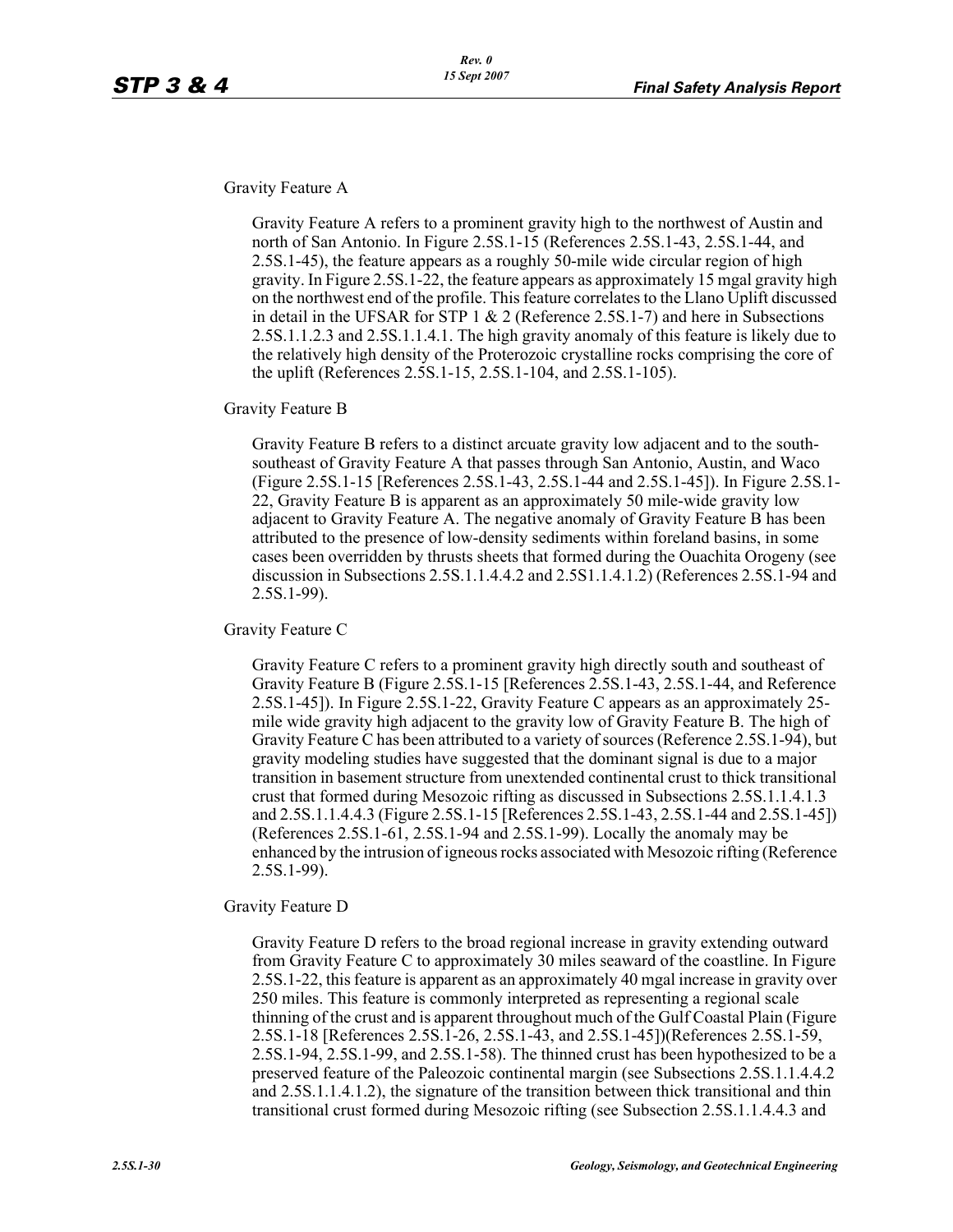Gravity Feature A

Gravity Feature A refers to a prominent gravity high to the northwest of Austin and north of San Antonio. In Figure 2.5S.1-15 (References 2.5S.1-43, 2.5S.1-44, and 2.5S.1-45), the feature appears as a roughly 50-mile wide circular region of high gravity. In Figure 2.5S.1-22, the feature appears as approximately 15 mgal gravity high on the northwest end of the profile. This feature correlates to the Llano Uplift discussed in detail in the UFSAR for STP 1 & 2 (Reference 2.5S.1-7) and here in Subsections 2.5S.1.1.2.3 and 2.5S.1.1.4.1. The high gravity anomaly of this feature is likely due to the relatively high density of the Proterozoic crystalline rocks comprising the core of the uplift (References 2.5S.1-15, 2.5S.1-104, and 2.5S.1-105).

Gravity Feature B

Gravity Feature B refers to a distinct arcuate gravity low adjacent and to the south-southeast of Gravity Feature A that passes through San Antonio, Austin, and Waco (Figure 2.5S.1-15 [References 2.5S.1-43, 2.5S.1-44 and 2.5S.1-45]). In Figure 2.5S.1-22, Gravity Feature B is apparent as an approximately 50 mile-wide gravity low adjacent to Gravity Feature A. The negative anomaly of Gravity Feature B has been attributed to the presence of low-density sediments within foreland basins, in some cases been overridden by thrusts sheets that formed during the Ouachita Orogeny (see discussion in Subsections 2.5S.1.1.4.4.2 and 2.5S1.1.4.1.2) (References 2.5S.1-94 and 2.5S.1-99).

Gravity Feature C

Gravity Feature C refers to a prominent gravity high directly south and southeast of Gravity Feature B (Figure 2.5S.1-15 [References 2.5S.1-43, 2.5S.1-44, and Reference 2.5S.1-45]). In Figure 2.5S.1-22, Gravity Feature C appears as an approximately 25-mile wide gravity high adjacent to the gravity low of Gravity Feature B. The high of Gravity Feature C has been attributed to a variety of sources (Reference 2.5S.1-94), but gravity modeling studies have suggested that the dominant signal is due to a major transition in basement structure from unextended continental crust to thick transitional crust that formed during Mesozoic rifting as discussed in Subsections 2.5S.1.1.4.1.3 and 2.5S.1.1.4.4.3 (Figure 2.5S.1-15 [References 2.5S.1-43, 2.5S.1-44 and 2.5S.1-45]) (References 2.5S.1-61, 2.5S.1-94 and 2.5S.1-99). Locally the anomaly may be enhanced by the intrusion of igneous rocks associated with Mesozoic rifting (Reference 2.5S.1-99).

Gravity Feature D

Gravity Feature D refers to the broad regional increase in gravity extending outward from Gravity Feature C to approximately 30 miles seaward of the coastline. In Figure 2.5S.1-22, this feature is apparent as an approximately 40 mgal increase in gravity over 250 miles. This feature is commonly interpreted as representing a regional scale thinning of the crust and is apparent throughout much of the Gulf Coastal Plain (Figure 2.5S.1-18 [References 2.5S.1-26, 2.5S.1-43, and 2.5S.1-45])(References 2.5S.1-59, 2.5S.1-94, 2.5S.1-99, and 2.5S.1-58). The thinned crust has been hypothesized to be a preserved feature of the Paleozoic continental margin (see Subsections 2.5S.1.1.4.4.2 and 2.5S.1.1.4.1.2), the signature of the transition between thick transitional and thin transitional crust formed during Mesozoic rifting (see Subsection 2.5S.1.1.4.4.3 and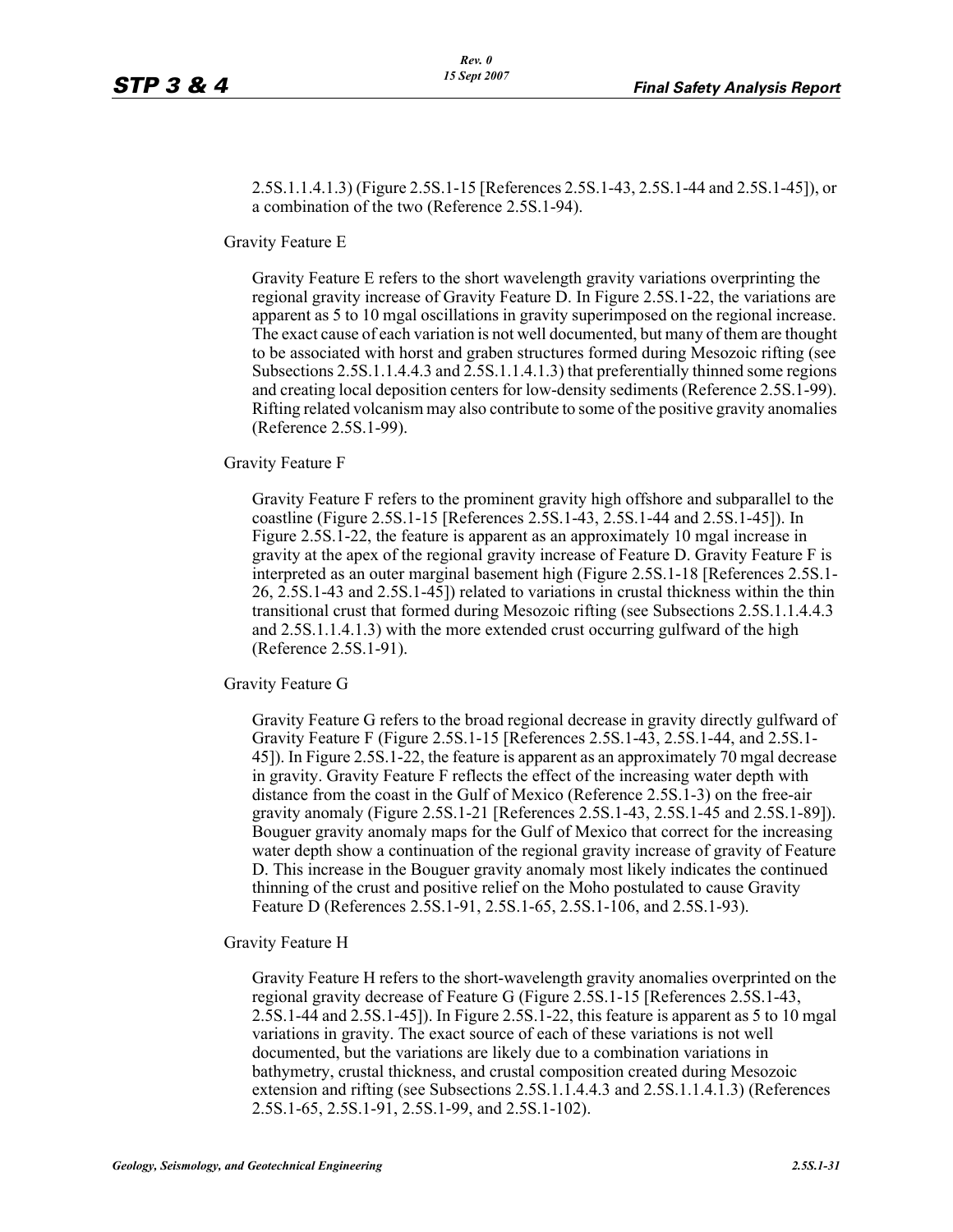2.5S.1.1.4.1.3) (Figure 2.5S.1-15 [References 2.5S.1-43, 2.5S.1-44 and 2.5S.1-45]), or a combination of the two (Reference 2.5S.1-94).

Gravity Feature E

Gravity Feature E refers to the short wavelength gravity variations overprinting the regional gravity increase of Gravity Feature D. In Figure 2.5S.1-22, the variations are apparent as 5 to 10 mgal oscillations in gravity superimposed on the regional increase. The exact cause of each variation is not well documented, but many of them are thought to be associated with horst and graben structures formed during Mesozoic rifting (see Subsections 2.5S.1.1.4.4.3 and 2.5S.1.1.4.1.3) that preferentially thinned some regions and creating local deposition centers for low-density sediments (Reference 2.5S.1-99). Rifting related volcanism may also contribute to some of the positive gravity anomalies (Reference 2.5S.1-99).

Gravity Feature F

Gravity Feature F refers to the prominent gravity high offshore and subparallel to the coastline (Figure 2.5S.1-15 [References 2.5S.1-43, 2.5S.1-44 and 2.5S.1-45]). In Figure 2.5S.1-22, the feature is apparent as an approximately 10 mgal increase in gravity at the apex of the regional gravity increase of Feature D. Gravity Feature F is interpreted as an outer marginal basement high (Figure 2.5S.1-18 [References 2.5S.1-26, 2.5S.1-43 and 2.5S.1-45]) related to variations in crustal thickness within the thin transitional crust that formed during Mesozoic rifting (see Subsections 2.5S.1.1.4.4.3 and 2.5S.1.1.4.1.3) with the more extended crust occurring gulfward of the high (Reference 2.5S.1-91).

Gravity Feature G

Gravity Feature G refers to the broad regional decrease in gravity directly gulfward of Gravity Feature F (Figure 2.5S.1-15 [References 2.5S.1-43, 2.5S.1-44, and 2.5S.1-45]). In Figure 2.5S.1-22, the feature is apparent as an approximately 70 mgal decrease in gravity. Gravity Feature F reflects the effect of the increasing water depth with distance from the coast in the Gulf of Mexico (Reference 2.5S.1-3) on the free-air gravity anomaly (Figure 2.5S.1-21 [References 2.5S.1-43, 2.5S.1-45 and 2.5S.1-89]). Bouguer gravity anomaly maps for the Gulf of Mexico that correct for the increasing water depth show a continuation of the regional gravity increase of gravity of Feature D. This increase in the Bouguer gravity anomaly most likely indicates the continued thinning of the crust and positive relief on the Moho postulated to cause Gravity Feature D (References 2.5S.1-91, 2.5S.1-65, 2.5S.1-106, and 2.5S.1-93).

Gravity Feature H

Gravity Feature H refers to the short-wavelength gravity anomalies overprinted on the regional gravity decrease of Feature G (Figure 2.5S.1-15 [References 2.5S.1-43, 2.5S.1-44 and 2.5S.1-45]). In Figure 2.5S.1-22, this feature is apparent as 5 to 10 mgal variations in gravity. The exact source of each of these variations is not well documented, but the variations are likely due to a combination variations in bathymetry, crustal thickness, and crustal composition created during Mesozoic extension and rifting (see Subsections 2.5S.1.1.4.4.3 and 2.5S.1.1.4.1.3) (References 2.5S.1-65, 2.5S.1-91, 2.5S.1-99, and 2.5S.1-102).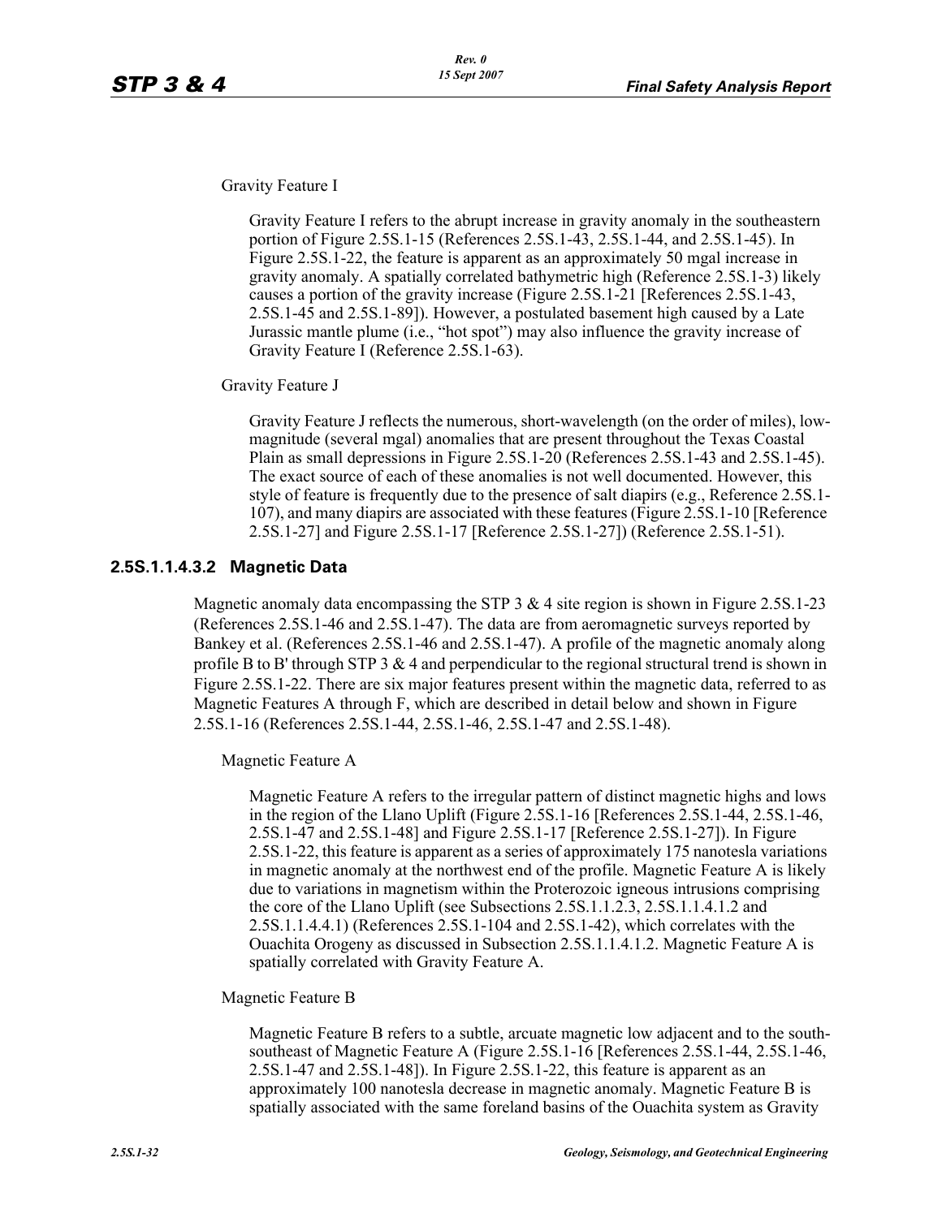Gravity Feature I

Gravity Feature I refers to the abrupt increase in gravity anomaly in the southeastern portion of Figure 2.5S.1-15 (References 2.5S.1-43, 2.5S.1-44, and 2.5S.1-45). In Figure 2.5S.1-22, the feature is apparent as an approximately 50 mgal increase in gravity anomaly. A spatially correlated bathymetric high (Reference 2.5S.1-3) likely causes a portion of the gravity increase (Figure 2.5S.1-21 [References 2.5S.1-43, 2.5S.1-45 and 2.5S.1-89]). However, a postulated basement high caused by a Late Jurassic mantle plume (i.e., "hot spot") may also influence the gravity increase of Gravity Feature I (Reference 2.5S.1-63).

Gravity Feature J

Gravity Feature J reflects the numerous, short-wavelength (on the order of miles), low-magnitude (several mgal) anomalies that are present throughout the Texas Coastal Plain as small depressions in Figure 2.5S.1-20 (References 2.5S.1-43 and 2.5S.1-45). The exact source of each of these anomalies is not well documented. However, this style of feature is frequently due to the presence of salt diapirs (e.g., Reference 2.5S.1-107), and many diapirs are associated with these features (Figure 2.5S.1-10 [Reference 2.5S.1-27] and Figure 2.5S.1-17 [Reference 2.5S.1-27]) (Reference 2.5S.1-51).

### 2.5S.1.1.4.3.2 Magnetic Data

Magnetic anomaly data encompassing the STP 3 & 4 site region is shown in Figure 2.5S.1-23 (References 2.5S.1-46 and 2.5S.1-47). The data are from aeromagnetic surveys reported by Bankey et al. (References 2.5S.1-46 and 2.5S.1-47). A profile of the magnetic anomaly along profile B to B' through STP 3 & 4 and perpendicular to the regional structural trend is shown in Figure 2.5S.1-22. There are six major features present within the magnetic data, referred to as Magnetic Features A through F, which are described in detail below and shown in Figure 2.5S.1-16 (References 2.5S.1-44, 2.5S.1-46, 2.5S.1-47 and 2.5S.1-48).

Magnetic Feature A

Magnetic Feature A refers to the irregular pattern of distinct magnetic highs and lows in the region of the Llano Uplift (Figure 2.5S.1-16 [References 2.5S.1-44, 2.5S.1-46, 2.5S.1-47 and 2.5S.1-48] and Figure 2.5S.1-17 [Reference 2.5S.1-27]). In Figure 2.5S.1-22, this feature is apparent as a series of approximately 175 nanotesla variations in magnetic anomaly at the northwest end of the profile. Magnetic Feature A is likely due to variations in magnetism within the Proterozoic igneous intrusions comprising the core of the Llano Uplift (see Subsections 2.5S.1.1.2.3, 2.5S.1.1.4.1.2 and 2.5S.1.1.4.4.1) (References 2.5S.1-104 and 2.5S.1-42), which correlates with the Ouachita Orogeny as discussed in Subsection 2.5S.1.1.4.1.2. Magnetic Feature A is spatially correlated with Gravity Feature A.

Magnetic Feature B

Magnetic Feature B refers to a subtle, arcuate magnetic low adjacent and to the south-southeast of Magnetic Feature A (Figure 2.5S.1-16 [References 2.5S.1-44, 2.5S.1-46, 2.5S.1-47 and 2.5S.1-48]). In Figure 2.5S.1-22, this feature is apparent as an approximately 100 nanotesla decrease in magnetic anomaly. Magnetic Feature B is spatially associated with the same foreland basins of the Ouachita system as Gravity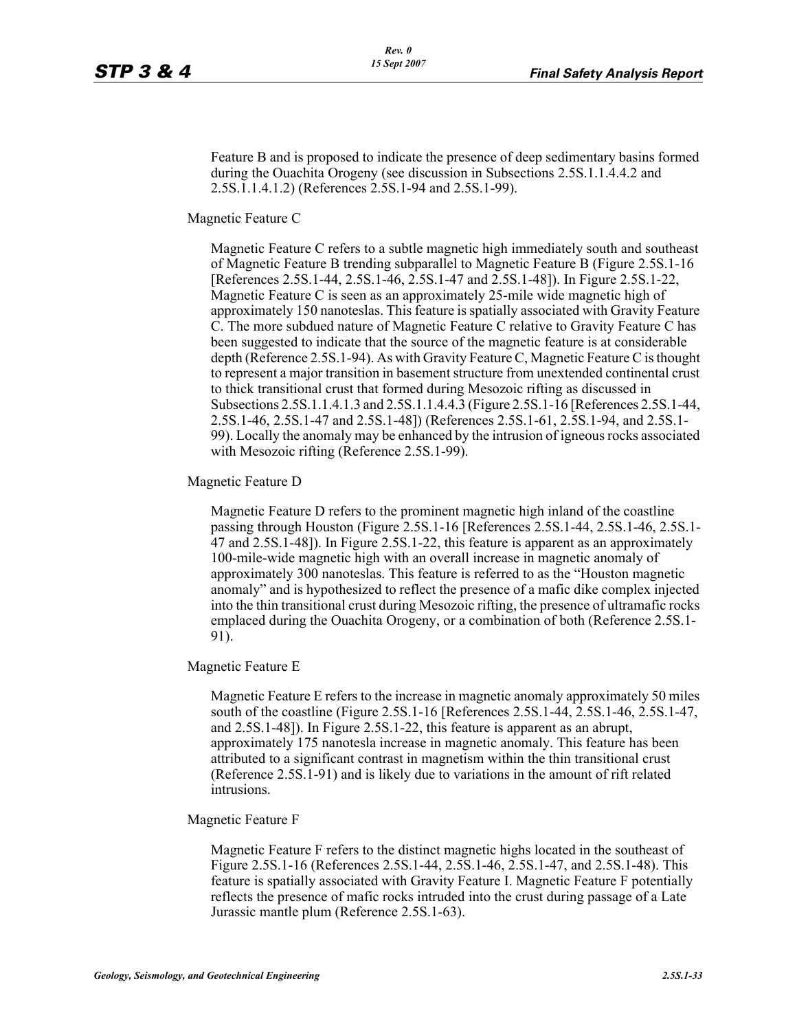Feature B and is proposed to indicate the presence of deep sedimentary basins formed during the Ouachita Orogeny (see discussion in Subsections 2.5S.1.1.4.4.2 and 2.5S.1.1.4.1.2) (References 2.5S.1-94 and 2.5S.1-99).

Magnetic Feature C

Magnetic Feature C refers to a subtle magnetic high immediately south and southeast of Magnetic Feature B trending subparallel to Magnetic Feature B (Figure 2.5S.1-16 [References 2.5S.1-44, 2.5S.1-46, 2.5S.1-47 and 2.5S.1-48]). In Figure 2.5S.1-22, Magnetic Feature C is seen as an approximately 25-mile wide magnetic high of approximately 150 nanoteslas. This feature is spatially associated with Gravity Feature C. The more subdued nature of Magnetic Feature C relative to Gravity Feature C has been suggested to indicate that the source of the magnetic feature is at considerable depth (Reference 2.5S.1-94). As with Gravity Feature C, Magnetic Feature C is thought to represent a major transition in basement structure from unextended continental crust to thick transitional crust that formed during Mesozoic rifting as discussed in Subsections 2.5S.1.1.4.1.3 and 2.5S.1.1.4.4.3 (Figure 2.5S.1-16 [References 2.5S.1-44, 2.5S.1-46, 2.5S.1-47 and 2.5S.1-48]) (References 2.5S.1-61, 2.5S.1-94, and 2.5S.1-99). Locally the anomaly may be enhanced by the intrusion of igneous rocks associated with Mesozoic rifting (Reference 2.5S.1-99).

Magnetic Feature D

Magnetic Feature D refers to the prominent magnetic high inland of the coastline passing through Houston (Figure 2.5S.1-16 [References 2.5S.1-44, 2.5S.1-46, 2.5S.1-47 and 2.5S.1-48]). In Figure 2.5S.1-22, this feature is apparent as an approximately 100-mile-wide magnetic high with an overall increase in magnetic anomaly of approximately 300 nanoteslas. This feature is referred to as the "Houston magnetic anomaly" and is hypothesized to reflect the presence of a mafic dike complex injected into the thin transitional crust during Mesozoic rifting, the presence of ultramafic rocks emplaced during the Ouachita Orogeny, or a combination of both (Reference 2.5S.1-91).

Magnetic Feature E

Magnetic Feature E refers to the increase in magnetic anomaly approximately 50 miles south of the coastline (Figure 2.5S.1-16 [References 2.5S.1-44, 2.5S.1-46, 2.5S.1-47, and 2.5S.1-48]). In Figure 2.5S.1-22, this feature is apparent as an abrupt, approximately 175 nanotesla increase in magnetic anomaly. This feature has been attributed to a significant contrast in magnetism within the thin transitional crust (Reference 2.5S.1-91) and is likely due to variations in the amount of rift related intrusions.

Magnetic Feature F

Magnetic Feature F refers to the distinct magnetic highs located in the southeast of Figure 2.5S.1-16 (References 2.5S.1-44, 2.5S.1-46, 2.5S.1-47, and 2.5S.1-48). This feature is spatially associated with Gravity Feature I. Magnetic Feature F potentially reflects the presence of mafic rocks intruded into the crust during passage of a Late Jurassic mantle plum (Reference 2.5S.1-63).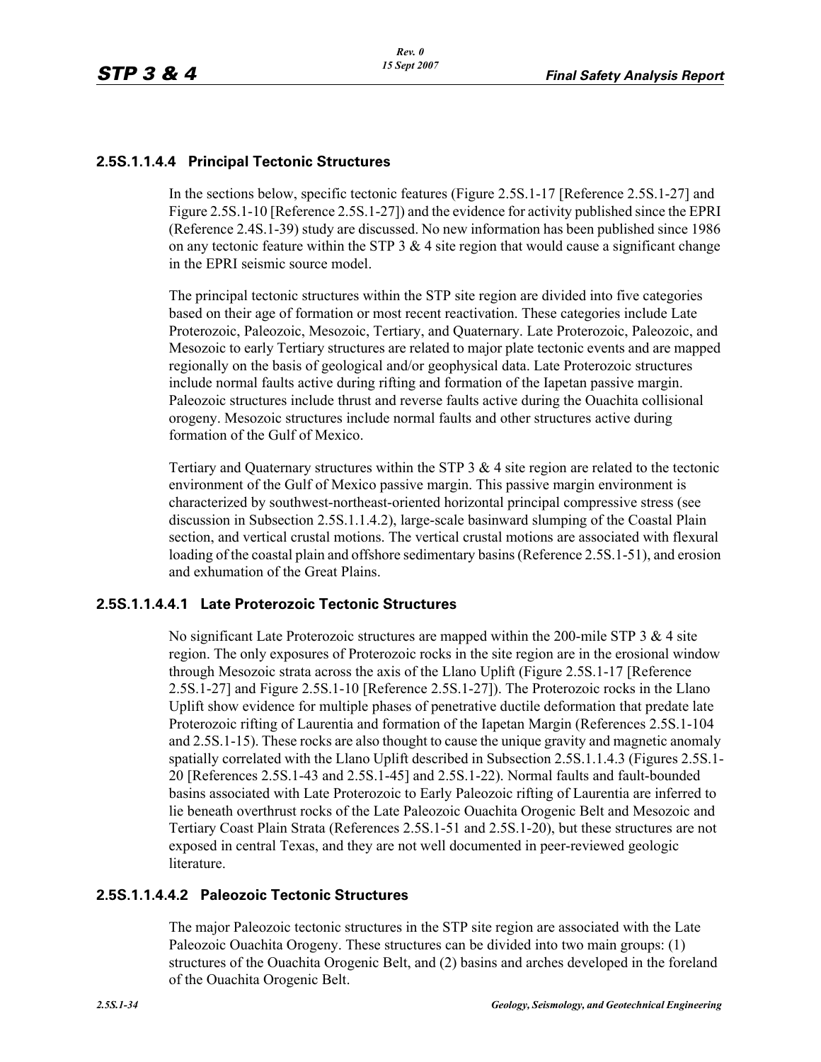### 2.5S.1.1.4.4 Principal Tectonic Structures

In the sections below, specific tectonic features (Figure 2.5S.1-17 [Reference 2.5S.1-27] and Figure 2.5S.1-10 [Reference 2.5S.1-27]) and the evidence for activity published since the EPRI (Reference 2.4S.1-39) study are discussed. No new information has been published since 1986 on any tectonic feature within the STP 3 & 4 site region that would cause a significant change in the EPRI seismic source model.

The principal tectonic structures within the STP site region are divided into five categories based on their age of formation or most recent reactivation. These categories include Late Proterozoic, Paleozoic, Mesozoic, Tertiary, and Quaternary. Late Proterozoic, Paleozoic, and Mesozoic to early Tertiary structures are related to major plate tectonic events and are mapped regionally on the basis of geological and/or geophysical data. Late Proterozoic structures include normal faults active during rifting and formation of the Iapetan passive margin. Paleozoic structures include thrust and reverse faults active during the Ouachita collisional orogeny. Mesozoic structures include normal faults and other structures active during formation of the Gulf of Mexico.

Tertiary and Quaternary structures within the STP 3 & 4 site region are related to the tectonic environment of the Gulf of Mexico passive margin. This passive margin environment is characterized by southwest-northeast-oriented horizontal principal compressive stress (see discussion in Subsection 2.5S.1.1.4.2), large-scale basinward slumping of the Coastal Plain section, and vertical crustal motions. The vertical crustal motions are associated with flexural loading of the coastal plain and offshore sedimentary basins (Reference 2.5S.1-51), and erosion and exhumation of the Great Plains.

#### 2.5S.1.1.4.4.1 Late Proterozoic Tectonic Structures

No significant Late Proterozoic structures are mapped within the 200-mile STP 3 & 4 site region. The only exposures of Proterozoic rocks in the site region are in the erosional window through Mesozoic strata across the axis of the Llano Uplift (Figure 2.5S.1-17 [Reference 2.5S.1-27] and Figure 2.5S.1-10 [Reference 2.5S.1-27]). The Proterozoic rocks in the Llano Uplift show evidence for multiple phases of penetrative ductile deformation that predate late Proterozoic rifting of Laurentia and formation of the Iapetan Margin (References 2.5S.1-104 and 2.5S.1-15). These rocks are also thought to cause the unique gravity and magnetic anomaly spatially correlated with the Llano Uplift described in Subsection 2.5S.1.1.4.3 (Figures 2.5S.1-20 [References 2.5S.1-43 and 2.5S.1-45] and 2.5S.1-22). Normal faults and fault-bounded basins associated with Late Proterozoic to Early Paleozoic rifting of Laurentia are inferred to lie beneath overthrust rocks of the Late Paleozoic Ouachita Orogenic Belt and Mesozoic and Tertiary Coast Plain Strata (References 2.5S.1-51 and 2.5S.1-20), but these structures are not exposed in central Texas, and they are not well documented in peer-reviewed geologic literature.

#### 2.5S.1.1.4.4.2 Paleozoic Tectonic Structures

The major Paleozoic tectonic structures in the STP site region are associated with the Late Paleozoic Ouachita Orogeny. These structures can be divided into two main groups: (1) structures of the Ouachita Orogenic Belt, and (2) basins and arches developed in the foreland of the Ouachita Orogenic Belt.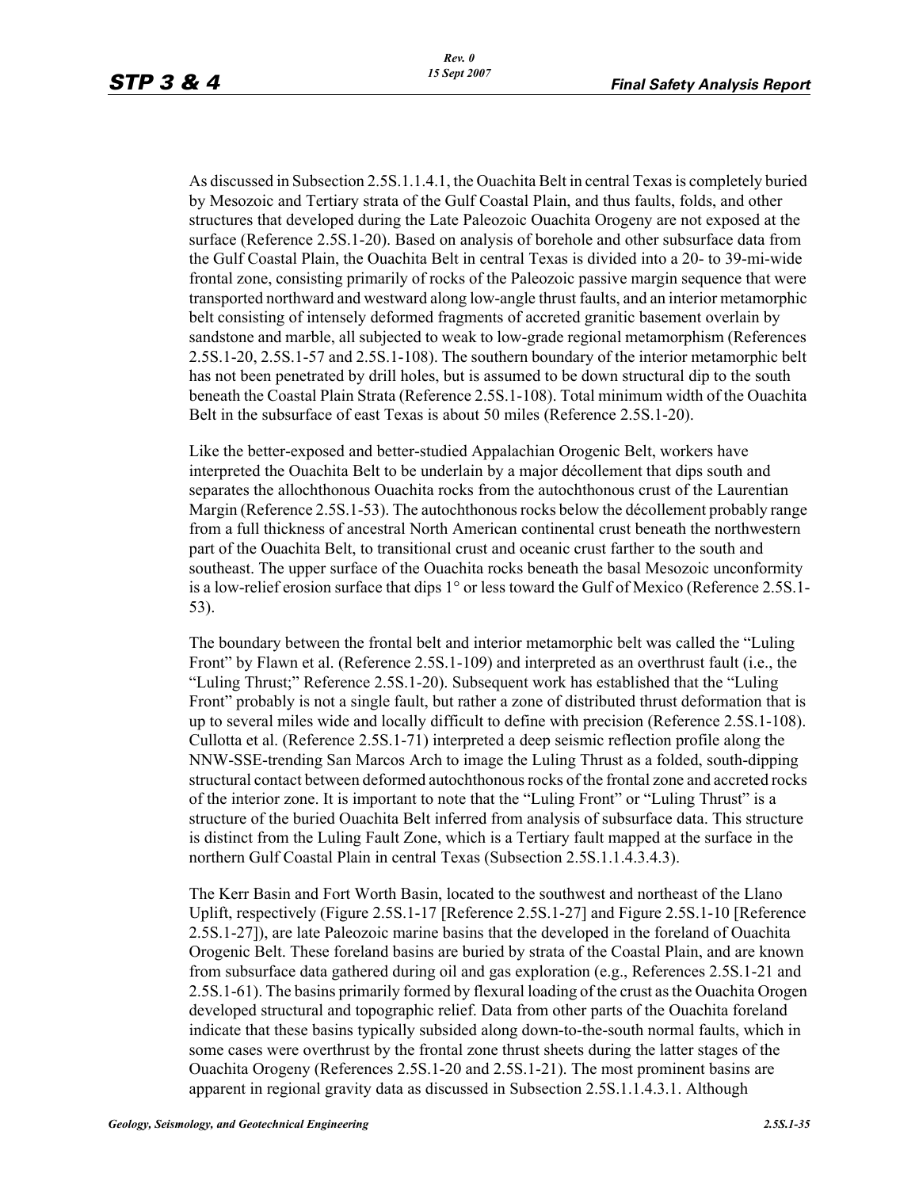As discussed in Subsection 2.5S.1.1.4.1, the Ouachita Belt in central Texas is completely buried by Mesozoic and Tertiary strata of the Gulf Coastal Plain, and thus faults, folds, and other structures that developed during the Late Paleozoic Ouachita Orogeny are not exposed at the surface (Reference 2.5S.1-20). Based on analysis of borehole and other subsurface data from the Gulf Coastal Plain, the Ouachita Belt in central Texas is divided into a 20- to 39-mi-wide frontal zone, consisting primarily of rocks of the Paleozoic passive margin sequence that were transported northward and westward along low-angle thrust faults, and an interior metamorphic belt consisting of intensely deformed fragments of accreted granitic basement overlain by sandstone and marble, all subjected to weak to low-grade regional metamorphism (References 2.5S.1-20, 2.5S.1-57 and 2.5S.1-108). The southern boundary of the interior metamorphic belt has not been penetrated by drill holes, but is assumed to be down structural dip to the south beneath the Coastal Plain Strata (Reference 2.5S.1-108). Total minimum width of the Ouachita Belt in the subsurface of east Texas is about 50 miles (Reference 2.5S.1-20).

Like the better-exposed and better-studied Appalachian Orogenic Belt, workers have interpreted the Ouachita Belt to be underlain by a major décollement that dips south and separates the allochthonous Ouachita rocks from the autochthonous crust of the Laurentian Margin (Reference 2.5S.1-53). The autochthonous rocks below the décollement probably range from a full thickness of ancestral North American continental crust beneath the northwestern part of the Ouachita Belt, to transitional crust and oceanic crust farther to the south and southeast. The upper surface of the Ouachita rocks beneath the basal Mesozoic unconformity is a low-relief erosion surface that dips 1° or less toward the Gulf of Mexico (Reference 2.5S.1-53).

The boundary between the frontal belt and interior metamorphic belt was called the "Luling Front" by Flawn et al. (Reference 2.5S.1-109) and interpreted as an overthrust fault (i.e., the "Luling Thrust;" Reference 2.5S.1-20). Subsequent work has established that the "Luling Front" probably is not a single fault, but rather a zone of distributed thrust deformation that is up to several miles wide and locally difficult to define with precision (Reference 2.5S.1-108). Cullotta et al. (Reference 2.5S.1-71) interpreted a deep seismic reflection profile along the NNW-SSE-trending San Marcos Arch to image the Luling Thrust as a folded, south-dipping structural contact between deformed autochthonous rocks of the frontal zone and accreted rocks of the interior zone. It is important to note that the "Luling Front" or "Luling Thrust" is a structure of the buried Ouachita Belt inferred from analysis of subsurface data. This structure is distinct from the Luling Fault Zone, which is a Tertiary fault mapped at the surface in the northern Gulf Coastal Plain in central Texas (Subsection 2.5S.1.1.4.3.4.3).

The Kerr Basin and Fort Worth Basin, located to the southwest and northeast of the Llano Uplift, respectively (Figure 2.5S.1-17 [Reference 2.5S.1-27] and Figure 2.5S.1-10 [Reference 2.5S.1-27]), are late Paleozoic marine basins that the developed in the foreland of Ouachita Orogenic Belt. These foreland basins are buried by strata of the Coastal Plain, and are known from subsurface data gathered during oil and gas exploration (e.g., References 2.5S.1-21 and 2.5S.1-61). The basins primarily formed by flexural loading of the crust as the Ouachita Orogen developed structural and topographic relief. Data from other parts of the Ouachita foreland indicate that these basins typically subsided along down-to-the-south normal faults, which in some cases were overthrust by the frontal zone thrust sheets during the latter stages of the Ouachita Orogeny (References 2.5S.1-20 and 2.5S.1-21). The most prominent basins are apparent in regional gravity data as discussed in Subsection 2.5S.1.1.4.3.1. Although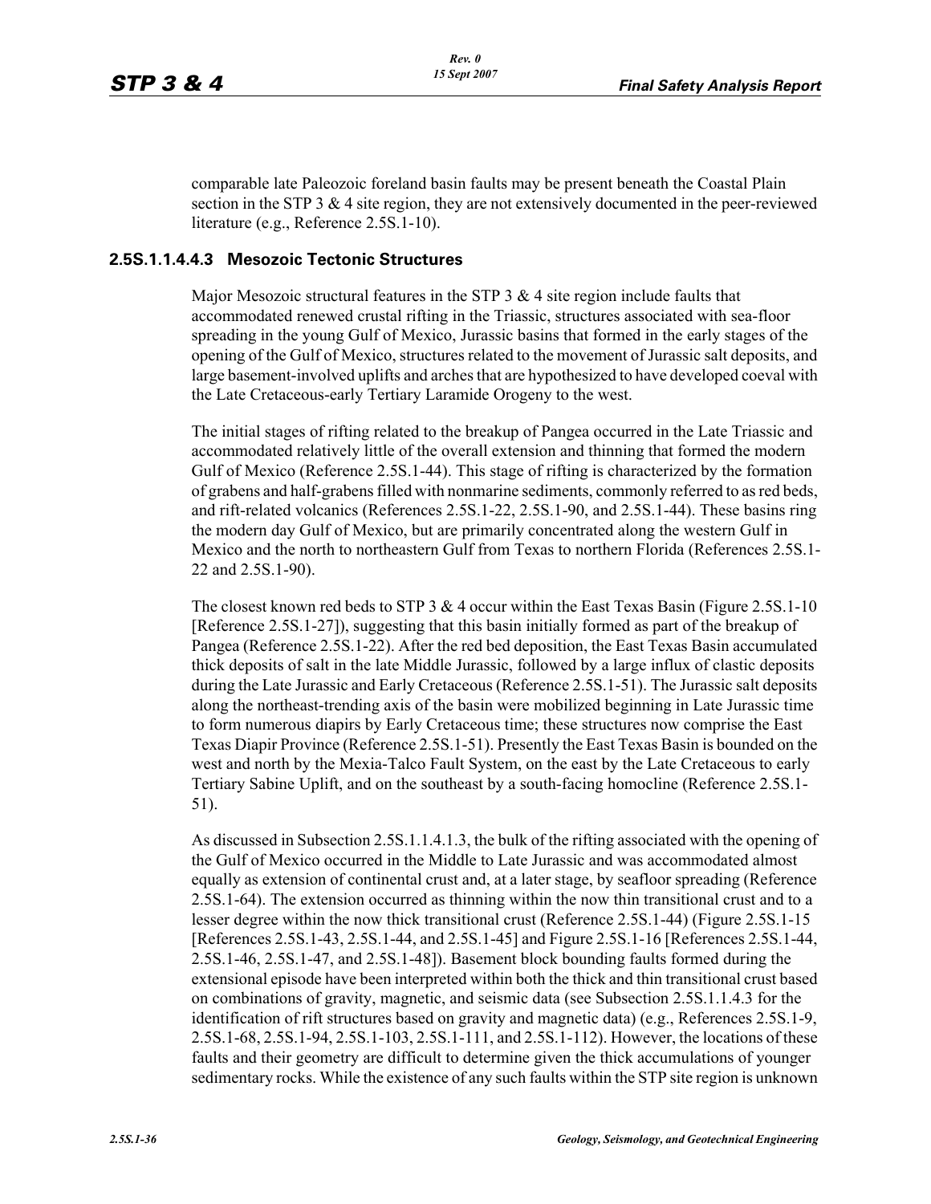comparable late Paleozoic foreland basin faults may be present beneath the Coastal Plain section in the STP 3 & 4 site region, they are not extensively documented in the peer-reviewed literature (e.g., Reference 2.5S.1-10).

### 2.5S.1.1.4.4.3 Mesozoic Tectonic Structures

Major Mesozoic structural features in the STP 3 & 4 site region include faults that accommodated renewed crustal rifting in the Triassic, structures associated with sea-floor spreading in the young Gulf of Mexico, Jurassic basins that formed in the early stages of the opening of the Gulf of Mexico, structures related to the movement of Jurassic salt deposits, and large basement-involved uplifts and arches that are hypothesized to have developed coeval with the Late Cretaceous-early Tertiary Laramide Orogeny to the west.

The initial stages of rifting related to the breakup of Pangea occurred in the Late Triassic and accommodated relatively little of the overall extension and thinning that formed the modern Gulf of Mexico (Reference 2.5S.1-44). This stage of rifting is characterized by the formation of grabens and half-grabens filled with nonmarine sediments, commonly referred to as red beds, and rift-related volcanics (References 2.5S.1-22, 2.5S.1-90, and 2.5S.1-44). These basins ring the modern day Gulf of Mexico, but are primarily concentrated along the western Gulf in Mexico and the north to northeastern Gulf from Texas to northern Florida (References 2.5S.1-22 and 2.5S.1-90).

The closest known red beds to STP 3 & 4 occur within the East Texas Basin (Figure 2.5S.1-10 [Reference 2.5S.1-27]), suggesting that this basin initially formed as part of the breakup of Pangea (Reference 2.5S.1-22). After the red bed deposition, the East Texas Basin accumulated thick deposits of salt in the late Middle Jurassic, followed by a large influx of clastic deposits during the Late Jurassic and Early Cretaceous (Reference 2.5S.1-51). The Jurassic salt deposits along the northeast-trending axis of the basin were mobilized beginning in Late Jurassic time to form numerous diapirs by Early Cretaceous time; these structures now comprise the East Texas Diapir Province (Reference 2.5S.1-51). Presently the East Texas Basin is bounded on the west and north by the Mexia-Talco Fault System, on the east by the Late Cretaceous to early Tertiary Sabine Uplift, and on the southeast by a south-facing homocline (Reference 2.5S.1-51).

As discussed in Subsection 2.5S.1.1.4.1.3, the bulk of the rifting associated with the opening of the Gulf of Mexico occurred in the Middle to Late Jurassic and was accommodated almost equally as extension of continental crust and, at a later stage, by seafloor spreading (Reference 2.5S.1-64). The extension occurred as thinning within the now thin transitional crust and to a lesser degree within the now thick transitional crust (Reference 2.5S.1-44) (Figure 2.5S.1-15 [References 2.5S.1-43, 2.5S.1-44, and 2.5S.1-45] and Figure 2.5S.1-16 [References 2.5S.1-44, 2.5S.1-46, 2.5S.1-47, and 2.5S.1-48]). Basement block bounding faults formed during the extensional episode have been interpreted within both the thick and thin transitional crust based on combinations of gravity, magnetic, and seismic data (see Subsection 2.5S.1.1.4.3 for the identification of rift structures based on gravity and magnetic data) (e.g., References 2.5S.1-9, 2.5S.1-68, 2.5S.1-94, 2.5S.1-103, 2.5S.1-111, and 2.5S.1-112). However, the locations of these faults and their geometry are difficult to determine given the thick accumulations of younger sedimentary rocks. While the existence of any such faults within the STP site region is unknown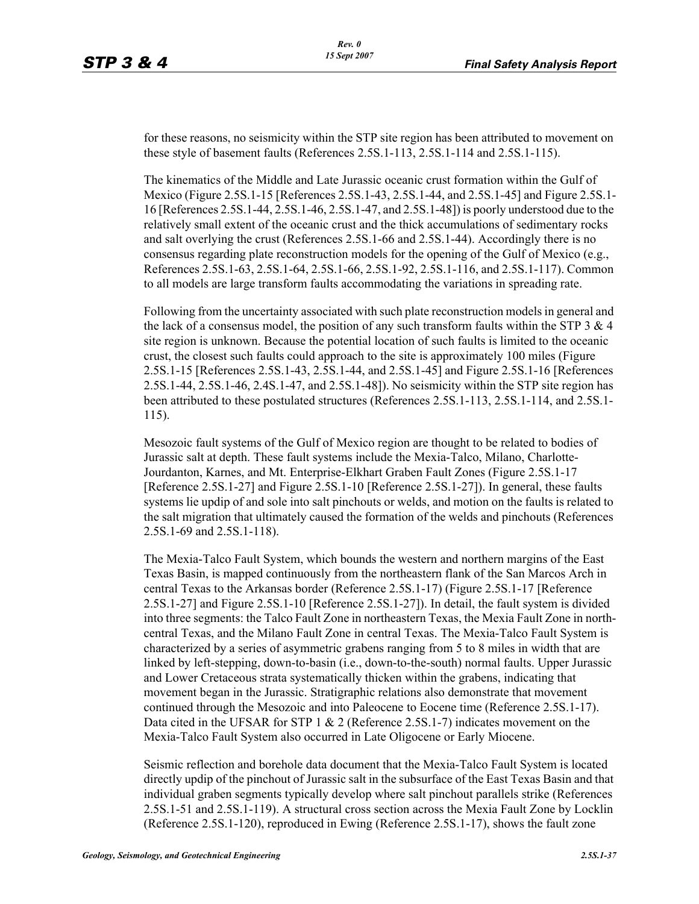for these reasons, no seismicity within the STP site region has been attributed to movement on these style of basement faults (References 2.5S.1-113, 2.5S.1-114 and 2.5S.1-115).

The kinematics of the Middle and Late Jurassic oceanic crust formation within the Gulf of Mexico (Figure 2.5S.1-15 [References 2.5S.1-43, 2.5S.1-44, and 2.5S.1-45] and Figure 2.5S.1-16 [References 2.5S.1-44, 2.5S.1-46, 2.5S.1-47, and 2.5S.1-48]) is poorly understood due to the relatively small extent of the oceanic crust and the thick accumulations of sedimentary rocks and salt overlying the crust (References 2.5S.1-66 and 2.5S.1-44). Accordingly there is no consensus regarding plate reconstruction models for the opening of the Gulf of Mexico (e.g., References 2.5S.1-63, 2.5S.1-64, 2.5S.1-66, 2.5S.1-92, 2.5S.1-116, and 2.5S.1-117). Common to all models are large transform faults accommodating the variations in spreading rate.

Following from the uncertainty associated with such plate reconstruction models in general and the lack of a consensus model, the position of any such transform faults within the STP 3 & 4 site region is unknown. Because the potential location of such faults is limited to the oceanic crust, the closest such faults could approach to the site is approximately 100 miles (Figure 2.5S.1-15 [References 2.5S.1-43, 2.5S.1-44, and 2.5S.1-45] and Figure 2.5S.1-16 [References 2.5S.1-44, 2.5S.1-46, 2.4S.1-47, and 2.5S.1-48]). No seismicity within the STP site region has been attributed to these postulated structures (References 2.5S.1-113, 2.5S.1-114, and 2.5S.1-115).

Mesozoic fault systems of the Gulf of Mexico region are thought to be related to bodies of Jurassic salt at depth. These fault systems include the Mexia-Talco, Milano, Charlotte-Jourdanton, Karnes, and Mt. Enterprise-Elkhart Graben Fault Zones (Figure 2.5S.1-17 [Reference 2.5S.1-27] and Figure 2.5S.1-10 [Reference 2.5S.1-27]). In general, these faults systems lie updip of and sole into salt pinchouts or welds, and motion on the faults is related to the salt migration that ultimately caused the formation of the welds and pinchouts (References 2.5S.1-69 and 2.5S.1-118).

The Mexia-Talco Fault System, which bounds the western and northern margins of the East Texas Basin, is mapped continuously from the northeastern flank of the San Marcos Arch in central Texas to the Arkansas border (Reference 2.5S.1-17) (Figure 2.5S.1-17 [Reference 2.5S.1-27] and Figure 2.5S.1-10 [Reference 2.5S.1-27]). In detail, the fault system is divided into three segments: the Talco Fault Zone in northeastern Texas, the Mexia Fault Zone in north-central Texas, and the Milano Fault Zone in central Texas. The Mexia-Talco Fault System is characterized by a series of asymmetric grabens ranging from 5 to 8 miles in width that are linked by left-stepping, down-to-basin (i.e., down-to-the-south) normal faults. Upper Jurassic and Lower Cretaceous strata systematically thicken within the grabens, indicating that movement began in the Jurassic. Stratigraphic relations also demonstrate that movement continued through the Mesozoic and into Paleocene to Eocene time (Reference 2.5S.1-17). Data cited in the UFSAR for STP 1 & 2 (Reference 2.5S.1-7) indicates movement on the Mexia-Talco Fault System also occurred in Late Oligocene or Early Miocene.

Seismic reflection and borehole data document that the Mexia-Talco Fault System is located directly updip of the pinchout of Jurassic salt in the subsurface of the East Texas Basin and that individual graben segments typically develop where salt pinchout parallels strike (References 2.5S.1-51 and 2.5S.1-119). A structural cross section across the Mexia Fault Zone by Locklin (Reference 2.5S.1-120), reproduced in Ewing (Reference 2.5S.1-17), shows the fault zone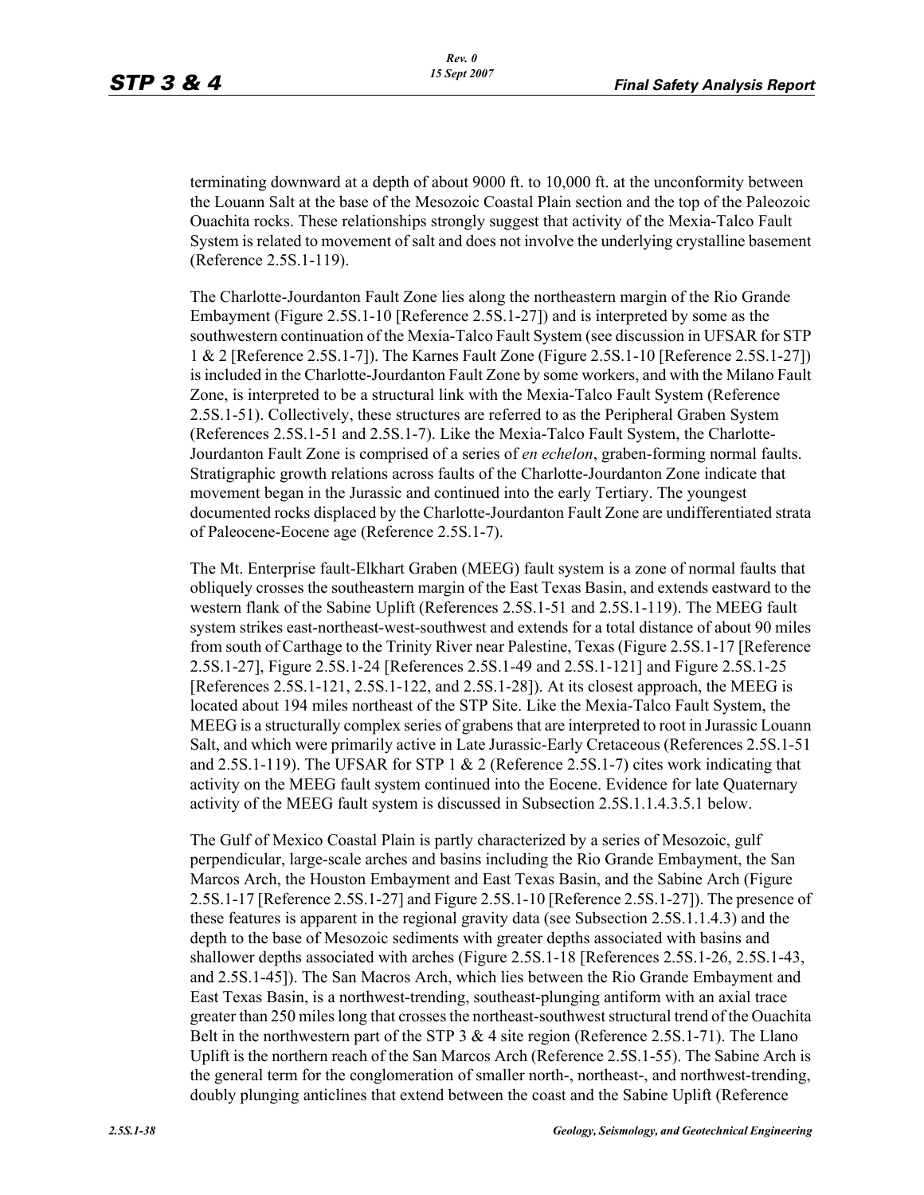terminating downward at a depth of about 9000 ft. to 10,000 ft. at the unconformity between the Louann Salt at the base of the Mesozoic Coastal Plain section and the top of the Paleozoic Ouachita rocks. These relationships strongly suggest that activity of the Mexia-Talco Fault System is related to movement of salt and does not involve the underlying crystalline basement (Reference 2.5S.1-119).

The Charlotte-Jourdanton Fault Zone lies along the northeastern margin of the Rio Grande Embayment (Figure 2.5S.1-10 [Reference 2.5S.1-27]) and is interpreted by some as the southwestern continuation of the Mexia-Talco Fault System (see discussion in UFSAR for STP 1 & 2 [Reference 2.5S.1-7]). The Karnes Fault Zone (Figure 2.5S.1-10 [Reference 2.5S.1-27]) is included in the Charlotte-Jourdanton Fault Zone by some workers, and with the Milano Fault Zone, is interpreted to be a structural link with the Mexia-Talco Fault System (Reference 2.5S.1-51). Collectively, these structures are referred to as the Peripheral Graben System (References 2.5S.1-51 and 2.5S.1-7). Like the Mexia-Talco Fault System, the Charlotte-Jourdanton Fault Zone is comprised of a series of *en echelon*, graben-forming normal faults. Stratigraphic growth relations across faults of the Charlotte-Jourdanton Zone indicate that movement began in the Jurassic and continued into the early Tertiary. The youngest documented rocks displaced by the Charlotte-Jourdanton Fault Zone are undifferentiated strata of Paleocene-Eocene age (Reference 2.5S.1-7).

The Mt. Enterprise fault-Elkhart Graben (MEEG) fault system is a zone of normal faults that obliquely crosses the southeastern margin of the East Texas Basin, and extends eastward to the western flank of the Sabine Uplift (References 2.5S.1-51 and 2.5S.1-119). The MEEG fault system strikes east-northeast-west-southwest and extends for a total distance of about 90 miles from south of Carthage to the Trinity River near Palestine, Texas (Figure 2.5S.1-17 [Reference 2.5S.1-27], Figure 2.5S.1-24 [References 2.5S.1-49 and 2.5S.1-121] and Figure 2.5S.1-25 [References 2.5S.1-121, 2.5S.1-122, and 2.5S.1-28]). At its closest approach, the MEEG is located about 194 miles northeast of the STP Site. Like the Mexia-Talco Fault System, the MEEG is a structurally complex series of grabens that are interpreted to root in Jurassic Louann Salt, and which were primarily active in Late Jurassic-Early Cretaceous (References 2.5S.1-51 and 2.5S.1-119). The UFSAR for STP 1 & 2 (Reference 2.5S.1-7) cites work indicating that activity on the MEEG fault system continued into the Eocene. Evidence for late Quaternary activity of the MEEG fault system is discussed in Subsection 2.5S.1.1.4.3.5.1 below.

The Gulf of Mexico Coastal Plain is partly characterized by a series of Mesozoic, gulf perpendicular, large-scale arches and basins including the Rio Grande Embayment, the San Marcos Arch, the Houston Embayment and East Texas Basin, and the Sabine Arch (Figure 2.5S.1-17 [Reference 2.5S.1-27] and Figure 2.5S.1-10 [Reference 2.5S.1-27]). The presence of these features is apparent in the regional gravity data (see Subsection 2.5S.1.1.4.3) and the depth to the base of Mesozoic sediments with greater depths associated with basins and shallower depths associated with arches (Figure 2.5S.1-18 [References 2.5S.1-26, 2.5S.1-43, and 2.5S.1-45]). The San Macros Arch, which lies between the Rio Grande Embayment and East Texas Basin, is a northwest-trending, southeast-plunging antiform with an axial trace greater than 250 miles long that crosses the northeast-southwest structural trend of the Ouachita Belt in the northwestern part of the STP 3 & 4 site region (Reference 2.5S.1-71). The Llano Uplift is the northern reach of the San Marcos Arch (Reference 2.5S.1-55). The Sabine Arch is the general term for the conglomeration of smaller north-, northeast-, and northwest-trending, doubly plunging anticlines that extend between the coast and the Sabine Uplift (Reference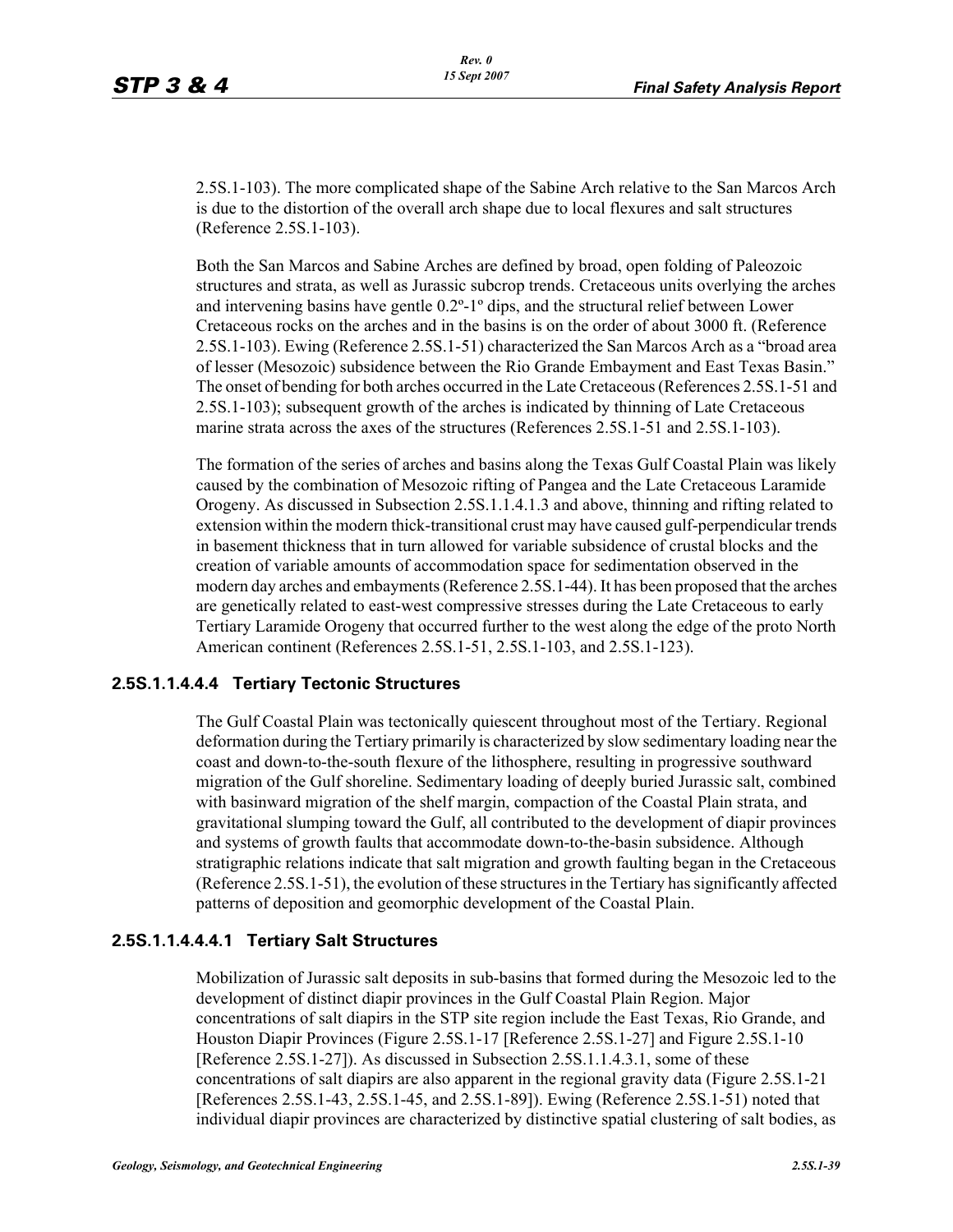2.5S.1-103). The more complicated shape of the Sabine Arch relative to the San Marcos Arch is due to the distortion of the overall arch shape due to local flexures and salt structures (Reference 2.5S.1-103).

Both the San Marcos and Sabine Arches are defined by broad, open folding of Paleozoic structures and strata, as well as Jurassic subcrop trends. Cretaceous units overlying the arches and intervening basins have gentle 0.2º-1º dips, and the structural relief between Lower Cretaceous rocks on the arches and in the basins is on the order of about 3000 ft. (Reference 2.5S.1-103). Ewing (Reference 2.5S.1-51) characterized the San Marcos Arch as a "broad area of lesser (Mesozoic) subsidence between the Rio Grande Embayment and East Texas Basin." The onset of bending for both arches occurred in the Late Cretaceous (References 2.5S.1-51 and 2.5S.1-103); subsequent growth of the arches is indicated by thinning of Late Cretaceous marine strata across the axes of the structures (References 2.5S.1-51 and 2.5S.1-103).

The formation of the series of arches and basins along the Texas Gulf Coastal Plain was likely caused by the combination of Mesozoic rifting of Pangea and the Late Cretaceous Laramide Orogeny. As discussed in Subsection 2.5S.1.1.4.1.3 and above, thinning and rifting related to extension within the modern thick-transitional crust may have caused gulf-perpendicular trends in basement thickness that in turn allowed for variable subsidence of crustal blocks and the creation of variable amounts of accommodation space for sedimentation observed in the modern day arches and embayments (Reference 2.5S.1-44). It has been proposed that the arches are genetically related to east-west compressive stresses during the Late Cretaceous to early Tertiary Laramide Orogeny that occurred further to the west along the edge of the proto North American continent (References 2.5S.1-51, 2.5S.1-103, and 2.5S.1-123).

### 2.5S.1.1.4.4.4 Tertiary Tectonic Structures

The Gulf Coastal Plain was tectonically quiescent throughout most of the Tertiary. Regional deformation during the Tertiary primarily is characterized by slow sedimentary loading near the coast and down-to-the-south flexure of the lithosphere, resulting in progressive southward migration of the Gulf shoreline. Sedimentary loading of deeply buried Jurassic salt, combined with basinward migration of the shelf margin, compaction of the Coastal Plain strata, and gravitational slumping toward the Gulf, all contributed to the development of diapir provinces and systems of growth faults that accommodate down-to-the-basin subsidence. Although stratigraphic relations indicate that salt migration and growth faulting began in the Cretaceous (Reference 2.5S.1-51), the evolution of these structures in the Tertiary has significantly affected patterns of deposition and geomorphic development of the Coastal Plain.

### 2.5S.1.1.4.4.4.1 Tertiary Salt Structures

Mobilization of Jurassic salt deposits in sub-basins that formed during the Mesozoic led to the development of distinct diapir provinces in the Gulf Coastal Plain Region. Major concentrations of salt diapirs in the STP site region include the East Texas, Rio Grande, and Houston Diapir Provinces (Figure 2.5S.1-17 [Reference 2.5S.1-27] and Figure 2.5S.1-10 [Reference 2.5S.1-27]). As discussed in Subsection 2.5S.1.1.4.3.1, some of these concentrations of salt diapirs are also apparent in the regional gravity data (Figure 2.5S.1-21 [References 2.5S.1-43, 2.5S.1-45, and 2.5S.1-89]). Ewing (Reference 2.5S.1-51) noted that individual diapir provinces are characterized by distinctive spatial clustering of salt bodies, as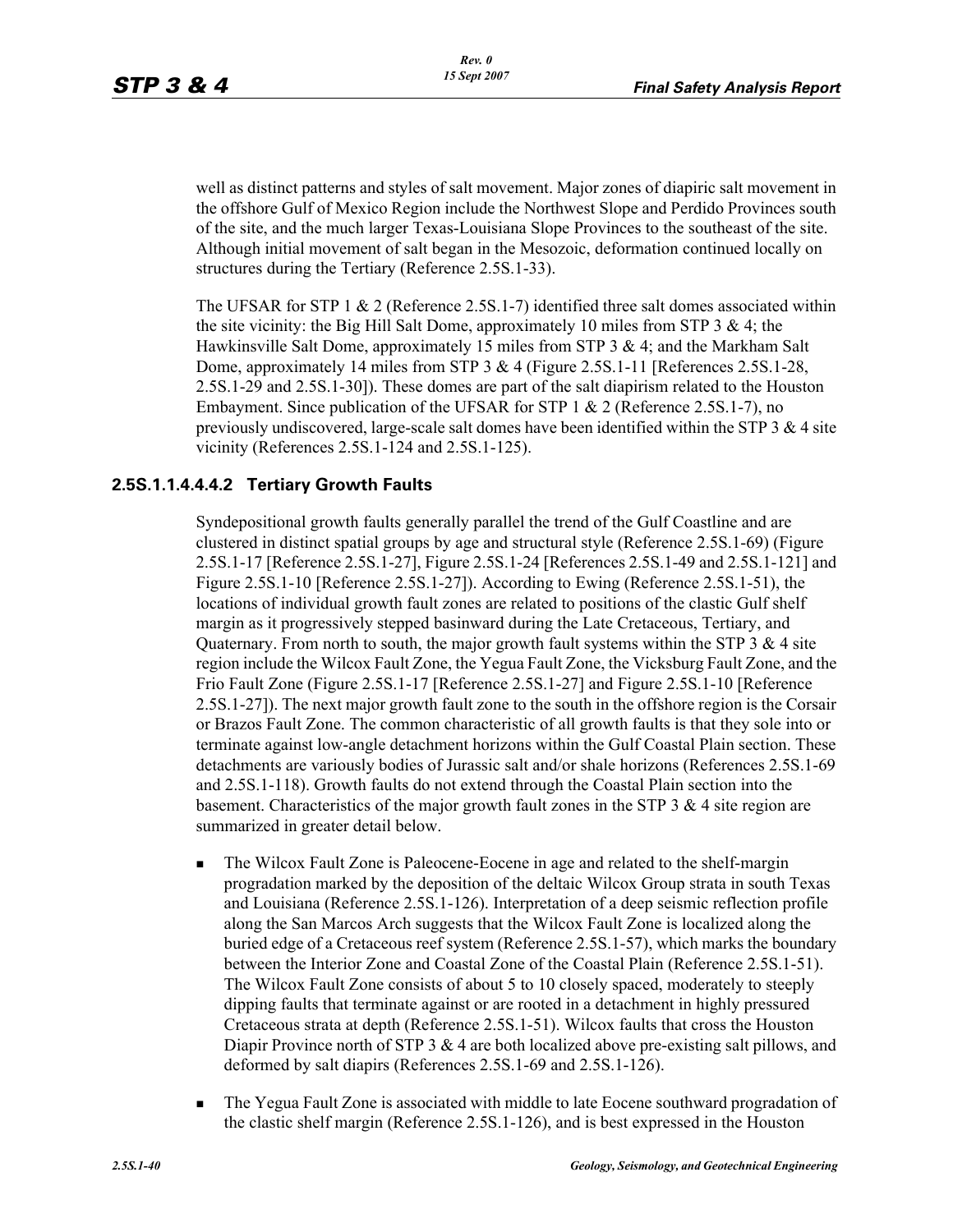well as distinct patterns and styles of salt movement. Major zones of diapiric salt movement in the offshore Gulf of Mexico Region include the Northwest Slope and Perdido Provinces south of the site, and the much larger Texas-Louisiana Slope Provinces to the southeast of the site. Although initial movement of salt began in the Mesozoic, deformation continued locally on structures during the Tertiary (Reference 2.5S.1-33).

The UFSAR for STP 1 & 2 (Reference 2.5S.1-7) identified three salt domes associated within the site vicinity: the Big Hill Salt Dome, approximately 10 miles from STP 3 & 4; the Hawkinsville Salt Dome, approximately 15 miles from STP 3 & 4; and the Markham Salt Dome, approximately 14 miles from STP 3 & 4 (Figure 2.5S.1-11 [References 2.5S.1-28, 2.5S.1-29 and 2.5S.1-30]). These domes are part of the salt diapirism related to the Houston Embayment. Since publication of the UFSAR for STP 1 & 2 (Reference 2.5S.1-7), no previously undiscovered, large-scale salt domes have been identified within the STP 3 & 4 site vicinity (References 2.5S.1-124 and 2.5S.1-125).

### 2.5S.1.1.4.4.4.2 Tertiary Growth Faults

Syndepositional growth faults generally parallel the trend of the Gulf Coastline and are clustered in distinct spatial groups by age and structural style (Reference 2.5S.1-69) (Figure 2.5S.1-17 [Reference 2.5S.1-27], Figure 2.5S.1-24 [References 2.5S.1-49 and 2.5S.1-121] and Figure 2.5S.1-10 [Reference 2.5S.1-27]). According to Ewing (Reference 2.5S.1-51), the locations of individual growth fault zones are related to positions of the clastic Gulf shelf margin as it progressively stepped basinward during the Late Cretaceous, Tertiary, and Quaternary. From north to south, the major growth fault systems within the STP 3 & 4 site region include the Wilcox Fault Zone, the Yegua Fault Zone, the Vicksburg Fault Zone, and the Frio Fault Zone (Figure 2.5S.1-17 [Reference 2.5S.1-27] and Figure 2.5S.1-10 [Reference 2.5S.1-27]). The next major growth fault zone to the south in the offshore region is the Corsair or Brazos Fault Zone. The common characteristic of all growth faults is that they sole into or terminate against low-angle detachment horizons within the Gulf Coastal Plain section. These detachments are variously bodies of Jurassic salt and/or shale horizons (References 2.5S.1-69 and 2.5S.1-118). Growth faults do not extend through the Coastal Plain section into the basement. Characteristics of the major growth fault zones in the STP 3 & 4 site region are summarized in greater detail below.

- The Wilcox Fault Zone is Paleocene-Eocene in age and related to the shelf-margin progradation marked by the deposition of the deltaic Wilcox Group strata in south Texas and Louisiana (Reference 2.5S.1-126). Interpretation of a deep seismic reflection profile along the San Marcos Arch suggests that the Wilcox Fault Zone is localized along the buried edge of a Cretaceous reef system (Reference 2.5S.1-57), which marks the boundary between the Interior Zone and Coastal Zone of the Coastal Plain (Reference 2.5S.1-51). The Wilcox Fault Zone consists of about 5 to 10 closely spaced, moderately to steeply dipping faults that terminate against or are rooted in a detachment in highly pressured Cretaceous strata at depth (Reference 2.5S.1-51). Wilcox faults that cross the Houston Diapir Province north of STP 3 & 4 are both localized above pre-existing salt pillows, and deformed by salt diapirs (References 2.5S.1-69 and 2.5S.1-126).
- The Yegua Fault Zone is associated with middle to late Eocene southward progradation of the clastic shelf margin (Reference 2.5S.1-126), and is best expressed in the Houston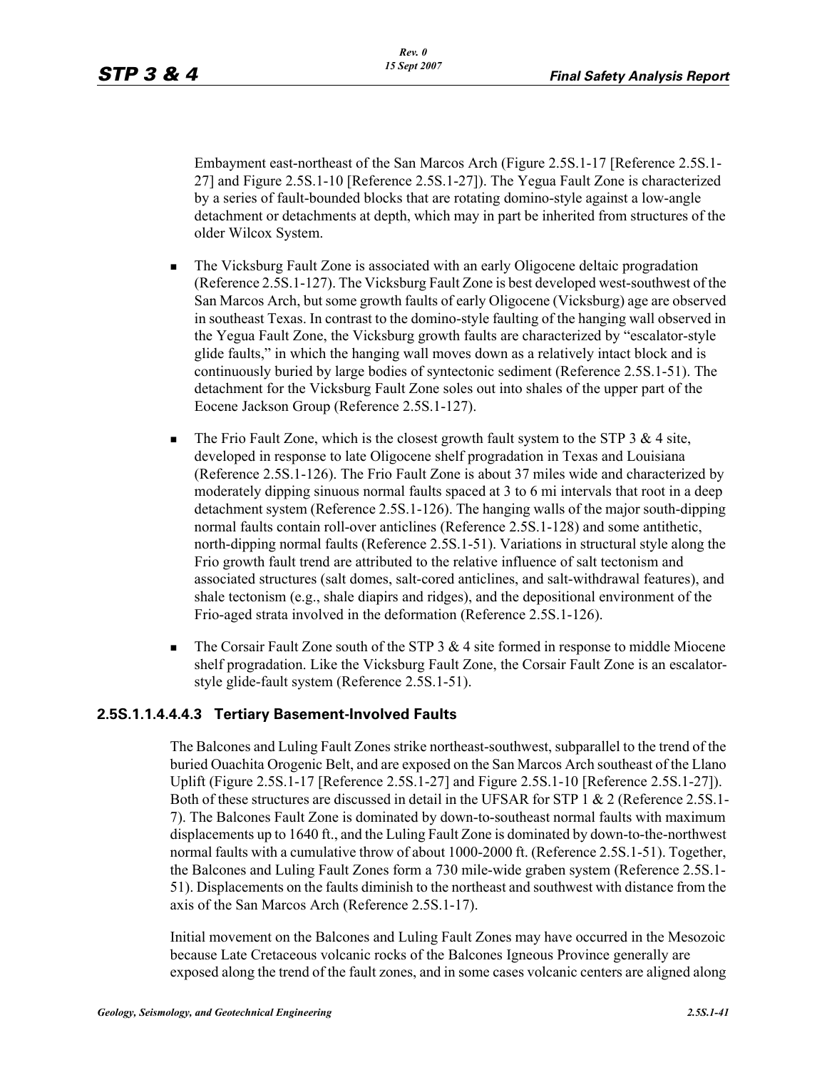Embayment east-northeast of the San Marcos Arch (Figure 2.5S.1-17 [Reference 2.5S.1-27] and Figure 2.5S.1-10 [Reference 2.5S.1-27]). The Yegua Fault Zone is characterized by a series of fault-bounded blocks that are rotating domino-style against a low-angle detachment or detachments at depth, which may in part be inherited from structures of the older Wilcox System.

- The Vicksburg Fault Zone is associated with an early Oligocene deltaic progradation (Reference 2.5S.1-127). The Vicksburg Fault Zone is best developed west-southwest of the San Marcos Arch, but some growth faults of early Oligocene (Vicksburg) age are observed in southeast Texas. In contrast to the domino-style faulting of the hanging wall observed in the Yegua Fault Zone, the Vicksburg growth faults are characterized by "escalator-style glide faults," in which the hanging wall moves down as a relatively intact block and is continuously buried by large bodies of syntectonic sediment (Reference 2.5S.1-51). The detachment for the Vicksburg Fault Zone soles out into shales of the upper part of the Eocene Jackson Group (Reference 2.5S.1-127).
- The Frio Fault Zone, which is the closest growth fault system to the STP 3 & 4 site, developed in response to late Oligocene shelf progradation in Texas and Louisiana (Reference 2.5S.1-126). The Frio Fault Zone is about 37 miles wide and characterized by moderately dipping sinuous normal faults spaced at 3 to 6 mi intervals that root in a deep detachment system (Reference 2.5S.1-126). The hanging walls of the major south-dipping normal faults contain roll-over anticlines (Reference 2.5S.1-128) and some antithetic, north-dipping normal faults (Reference 2.5S.1-51). Variations in structural style along the Frio growth fault trend are attributed to the relative influence of salt tectonism and associated structures (salt domes, salt-cored anticlines, and salt-withdrawal features), and shale tectonism (e.g., shale diapirs and ridges), and the depositional environment of the Frio-aged strata involved in the deformation (Reference 2.5S.1-126).
- The Corsair Fault Zone south of the STP 3 & 4 site formed in response to middle Miocene shelf progradation. Like the Vicksburg Fault Zone, the Corsair Fault Zone is an escalator-style glide-fault system (Reference 2.5S.1-51).

#### 2.5S.1.1.4.4.4.3 Tertiary Basement-Involved Faults

The Balcones and Luling Fault Zones strike northeast-southwest, subparallel to the trend of the buried Ouachita Orogenic Belt, and are exposed on the San Marcos Arch southeast of the Llano Uplift (Figure 2.5S.1-17 [Reference 2.5S.1-27] and Figure 2.5S.1-10 [Reference 2.5S.1-27]). Both of these structures are discussed in detail in the UFSAR for STP 1 & 2 (Reference 2.5S.1-7). The Balcones Fault Zone is dominated by down-to-southeast normal faults with maximum displacements up to 1640 ft., and the Luling Fault Zone is dominated by down-to-the-northwest normal faults with a cumulative throw of about 1000-2000 ft. (Reference 2.5S.1-51). Together, the Balcones and Luling Fault Zones form a 730 mile-wide graben system (Reference 2.5S.1-51). Displacements on the faults diminish to the northeast and southwest with distance from the axis of the San Marcos Arch (Reference 2.5S.1-17).

Initial movement on the Balcones and Luling Fault Zones may have occurred in the Mesozoic because Late Cretaceous volcanic rocks of the Balcones Igneous Province generally are exposed along the trend of the fault zones, and in some cases volcanic centers are aligned along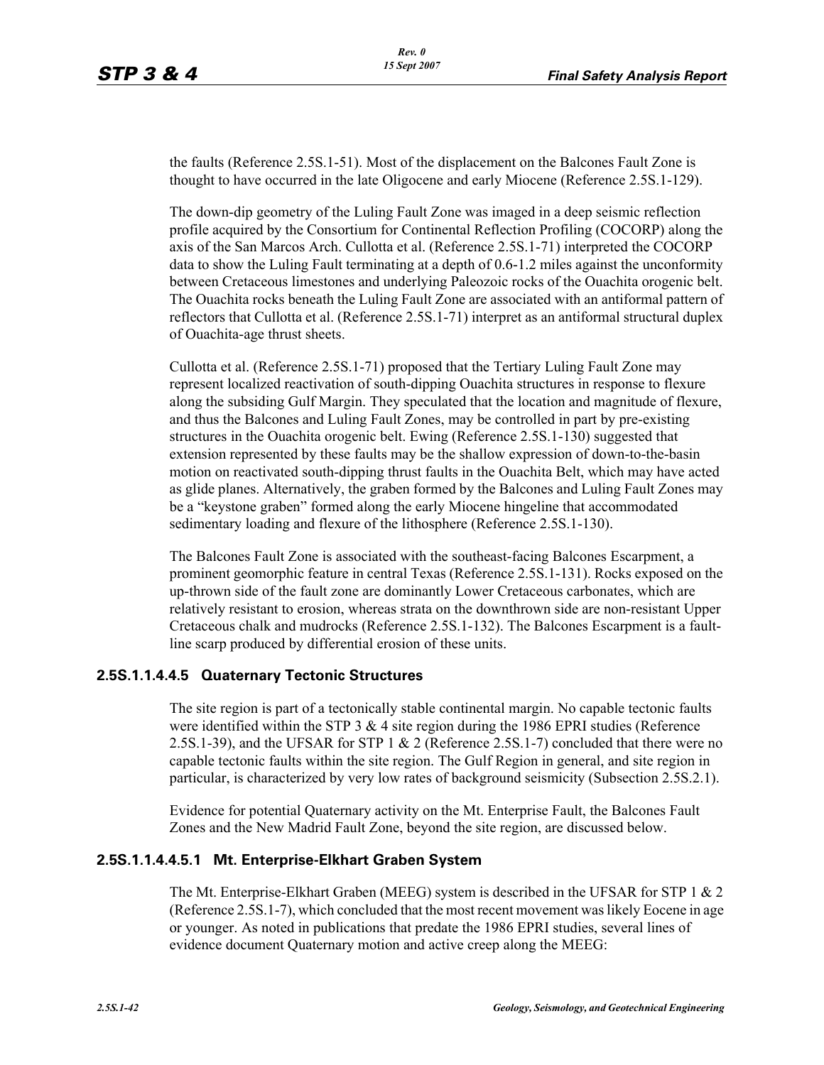the faults (Reference 2.5S.1-51). Most of the displacement on the Balcones Fault Zone is thought to have occurred in the late Oligocene and early Miocene (Reference 2.5S.1-129).

The down-dip geometry of the Luling Fault Zone was imaged in a deep seismic reflection profile acquired by the Consortium for Continental Reflection Profiling (COCORP) along the axis of the San Marcos Arch. Cullotta et al. (Reference 2.5S.1-71) interpreted the COCORP data to show the Luling Fault terminating at a depth of 0.6-1.2 miles against the unconformity between Cretaceous limestones and underlying Paleozoic rocks of the Ouachita orogenic belt. The Ouachita rocks beneath the Luling Fault Zone are associated with an antiformal pattern of reflectors that Cullotta et al. (Reference 2.5S.1-71) interpret as an antiformal structural duplex of Ouachita-age thrust sheets.

Cullotta et al. (Reference 2.5S.1-71) proposed that the Tertiary Luling Fault Zone may represent localized reactivation of south-dipping Ouachita structures in response to flexure along the subsiding Gulf Margin. They speculated that the location and magnitude of flexure, and thus the Balcones and Luling Fault Zones, may be controlled in part by pre-existing structures in the Ouachita orogenic belt. Ewing (Reference 2.5S.1-130) suggested that extension represented by these faults may be the shallow expression of down-to-the-basin motion on reactivated south-dipping thrust faults in the Ouachita Belt, which may have acted as glide planes. Alternatively, the graben formed by the Balcones and Luling Fault Zones may be a "keystone graben" formed along the early Miocene hingeline that accommodated sedimentary loading and flexure of the lithosphere (Reference 2.5S.1-130).

The Balcones Fault Zone is associated with the southeast-facing Balcones Escarpment, a prominent geomorphic feature in central Texas (Reference 2.5S.1-131). Rocks exposed on the up-thrown side of the fault zone are dominantly Lower Cretaceous carbonates, which are relatively resistant to erosion, whereas strata on the downthrown side are non-resistant Upper Cretaceous chalk and mudrocks (Reference 2.5S.1-132). The Balcones Escarpment is a fault-line scarp produced by differential erosion of these units.

### 2.5S.1.1.4.4.5 Quaternary Tectonic Structures

The site region is part of a tectonically stable continental margin. No capable tectonic faults were identified within the STP 3 & 4 site region during the 1986 EPRI studies (Reference 2.5S.1-39), and the UFSAR for STP 1 & 2 (Reference 2.5S.1-7) concluded that there were no capable tectonic faults within the site region. The Gulf Region in general, and site region in particular, is characterized by very low rates of background seismicity (Subsection 2.5S.2.1).

Evidence for potential Quaternary activity on the Mt. Enterprise Fault, the Balcones Fault Zones and the New Madrid Fault Zone, beyond the site region, are discussed below.

#### 2.5S.1.1.4.4.5.1 Mt. Enterprise-Elkhart Graben System

The Mt. Enterprise-Elkhart Graben (MEEG) system is described in the UFSAR for STP 1 & 2 (Reference 2.5S.1-7), which concluded that the most recent movement was likely Eocene in age or younger. As noted in publications that predate the 1986 EPRI studies, several lines of evidence document Quaternary motion and active creep along the MEEG: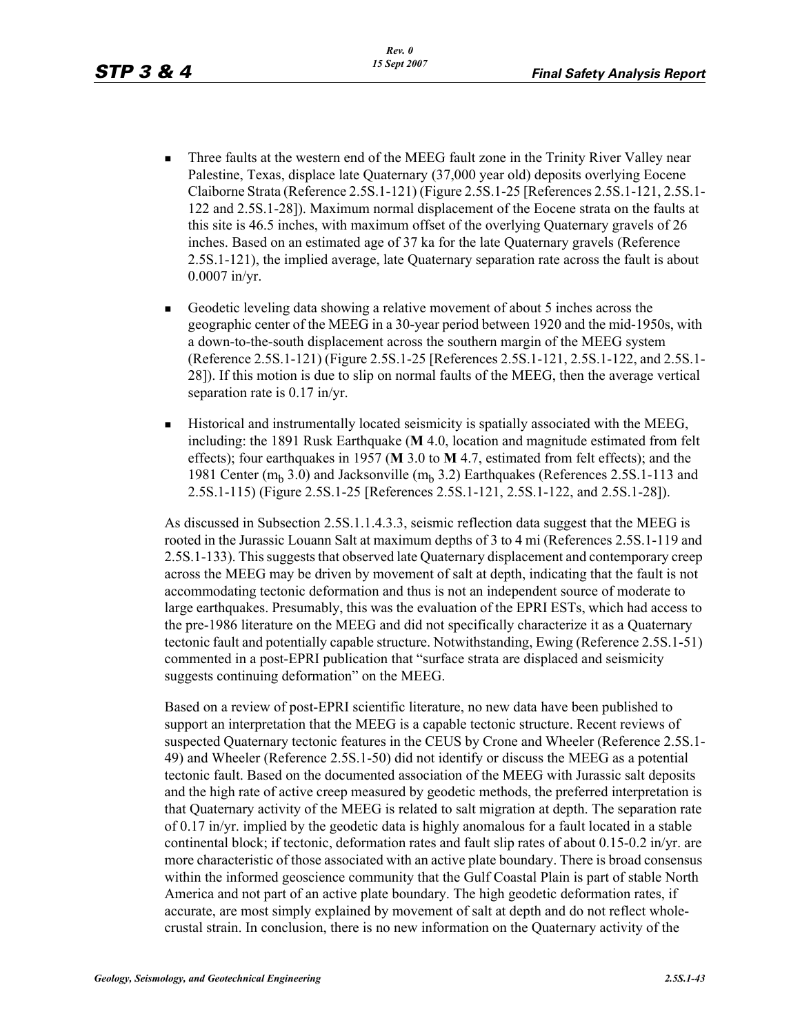- Three faults at the western end of the MEEG fault zone in the Trinity River Valley near Palestine, Texas, displace late Quaternary (37,000 year old) deposits overlying Eocene Claiborne Strata (Reference 2.5S.1-121) (Figure 2.5S.1-25 [References 2.5S.1-121, 2.5S.1-122 and 2.5S.1-28]). Maximum normal displacement of the Eocene strata on the faults at this site is 46.5 inches, with maximum offset of the overlying Quaternary gravels of 26 inches. Based on an estimated age of 37 ka for the late Quaternary gravels (Reference 2.5S.1-121), the implied average, late Quaternary separation rate across the fault is about 0.0007 in/yr.

- Geodetic leveling data showing a relative movement of about 5 inches across the geographic center of the MEEG in a 30-year period between 1920 and the mid-1950s, with a down-to-the-south displacement across the southern margin of the MEEG system (Reference 2.5S.1-121) (Figure 2.5S.1-25 [References 2.5S.1-121, 2.5S.1-122, and 2.5S.1-28]). If this motion is due to slip on normal faults of the MEEG, then the average vertical separation rate is 0.17 in/yr.

- Historical and instrumentally located seismicity is spatially associated with the MEEG, including: the 1891 Rusk Earthquake (**M** 4.0, location and magnitude estimated from felt effects); four earthquakes in 1957 (**M** 3.0 to **M** 4.7, estimated from felt effects); and the 1981 Center ($m_b$ 3.0) and Jacksonville ($m_b$ 3.2) Earthquakes (References 2.5S.1-113 and 2.5S.1-115) (Figure 2.5S.1-25 [References 2.5S.1-121, 2.5S.1-122, and 2.5S.1-28]).

As discussed in Subsection 2.5S.1.1.4.3.3, seismic reflection data suggest that the MEEG is rooted in the Jurassic Louann Salt at maximum depths of 3 to 4 mi (References 2.5S.1-119 and 2.5S.1-133). This suggests that observed late Quaternary displacement and contemporary creep across the MEEG may be driven by movement of salt at depth, indicating that the fault is not accommodating tectonic deformation and thus is not an independent source of moderate to large earthquakes. Presumably, this was the evaluation of the EPRI ESTs, which had access to the pre-1986 literature on the MEEG and did not specifically characterize it as a Quaternary tectonic fault and potentially capable structure. Notwithstanding, Ewing (Reference 2.5S.1-51) commented in a post-EPRI publication that "surface strata are displaced and seismicity suggests continuing deformation" on the MEEG.

Based on a review of post-EPRI scientific literature, no new data have been published to support an interpretation that the MEEG is a capable tectonic structure. Recent reviews of suspected Quaternary tectonic features in the CEUS by Crone and Wheeler (Reference 2.5S.1-49) and Wheeler (Reference 2.5S.1-50) did not identify or discuss the MEEG as a potential tectonic fault. Based on the documented association of the MEEG with Jurassic salt deposits and the high rate of active creep measured by geodetic methods, the preferred interpretation is that Quaternary activity of the MEEG is related to salt migration at depth. The separation rate of 0.17 in/yr. implied by the geodetic data is highly anomalous for a fault located in a stable continental block; if tectonic, deformation rates and fault slip rates of about 0.15-0.2 in/yr. are more characteristic of those associated with an active plate boundary. There is broad consensus within the informed geoscience community that the Gulf Coastal Plain is part of stable North America and not part of an active plate boundary. The high geodetic deformation rates, if accurate, are most simply explained by movement of salt at depth and do not reflect whole-crustal strain. In conclusion, there is no new information on the Quaternary activity of the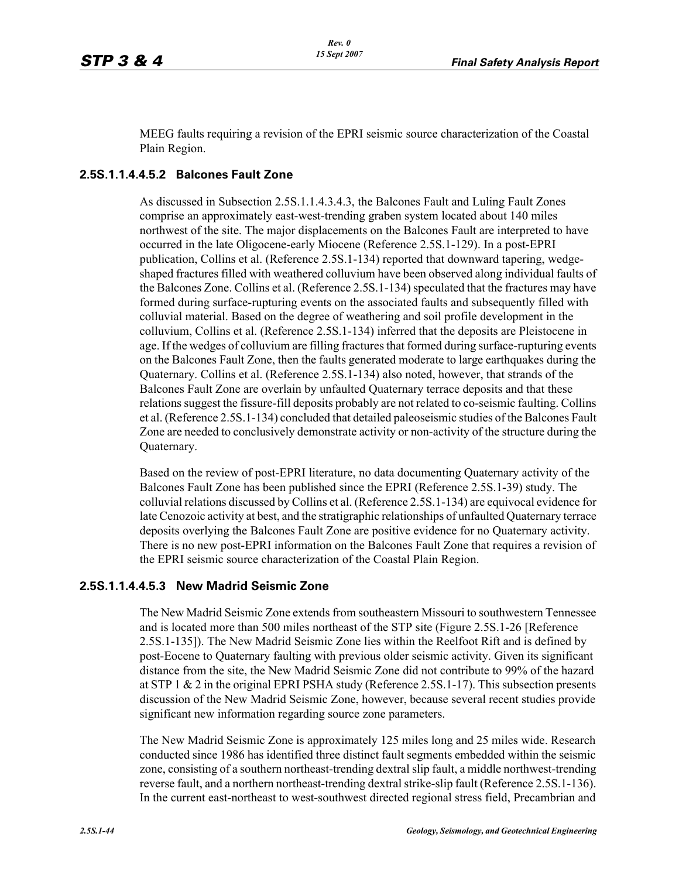MEEG faults requiring a revision of the EPRI seismic source characterization of the Coastal Plain Region.

### 2.5S.1.1.4.4.5.2 Balcones Fault Zone

As discussed in Subsection 2.5S.1.1.4.3.4.3, the Balcones Fault and Luling Fault Zones comprise an approximately east-west-trending graben system located about 140 miles northwest of the site. The major displacements on the Balcones Fault are interpreted to have occurred in the late Oligocene-early Miocene (Reference 2.5S.1-129). In a post-EPRI publication, Collins et al. (Reference 2.5S.1-134) reported that downward tapering, wedge-shaped fractures filled with weathered colluvium have been observed along individual faults of the Balcones Zone. Collins et al. (Reference 2.5S.1-134) speculated that the fractures may have formed during surface-rupturing events on the associated faults and subsequently filled with colluvial material. Based on the degree of weathering and soil profile development in the colluvium, Collins et al. (Reference 2.5S.1-134) inferred that the deposits are Pleistocene in age. If the wedges of colluvium are filling fractures that formed during surface-rupturing events on the Balcones Fault Zone, then the faults generated moderate to large earthquakes during the Quaternary. Collins et al. (Reference 2.5S.1-134) also noted, however, that strands of the Balcones Fault Zone are overlain by unfaulted Quaternary terrace deposits and that these relations suggest the fissure-fill deposits probably are not related to co-seismic faulting. Collins et al. (Reference 2.5S.1-134) concluded that detailed paleoseismic studies of the Balcones Fault Zone are needed to conclusively demonstrate activity or non-activity of the structure during the Quaternary.

Based on the review of post-EPRI literature, no data documenting Quaternary activity of the Balcones Fault Zone has been published since the EPRI (Reference 2.5S.1-39) study. The colluvial relations discussed by Collins et al. (Reference 2.5S.1-134) are equivocal evidence for late Cenozoic activity at best, and the stratigraphic relationships of unfaulted Quaternary terrace deposits overlying the Balcones Fault Zone are positive evidence for no Quaternary activity. There is no new post-EPRI information on the Balcones Fault Zone that requires a revision of the EPRI seismic source characterization of the Coastal Plain Region.

### 2.5S.1.1.4.4.5.3 New Madrid Seismic Zone

The New Madrid Seismic Zone extends from southeastern Missouri to southwestern Tennessee and is located more than 500 miles northeast of the STP site (Figure 2.5S.1-26 [Reference 2.5S.1-135]). The New Madrid Seismic Zone lies within the Reelfoot Rift and is defined by post-Eocene to Quaternary faulting with previous older seismic activity. Given its significant distance from the site, the New Madrid Seismic Zone did not contribute to 99% of the hazard at STP 1 & 2 in the original EPRI PSHA study (Reference 2.5S.1-17). This subsection presents discussion of the New Madrid Seismic Zone, however, because several recent studies provide significant new information regarding source zone parameters.

The New Madrid Seismic Zone is approximately 125 miles long and 25 miles wide. Research conducted since 1986 has identified three distinct fault segments embedded within the seismic zone, consisting of a southern northeast-trending dextral slip fault, a middle northwest-trending reverse fault, and a northern northeast-trending dextral strike-slip fault (Reference 2.5S.1-136). In the current east-northeast to west-southwest directed regional stress field, Precambrian and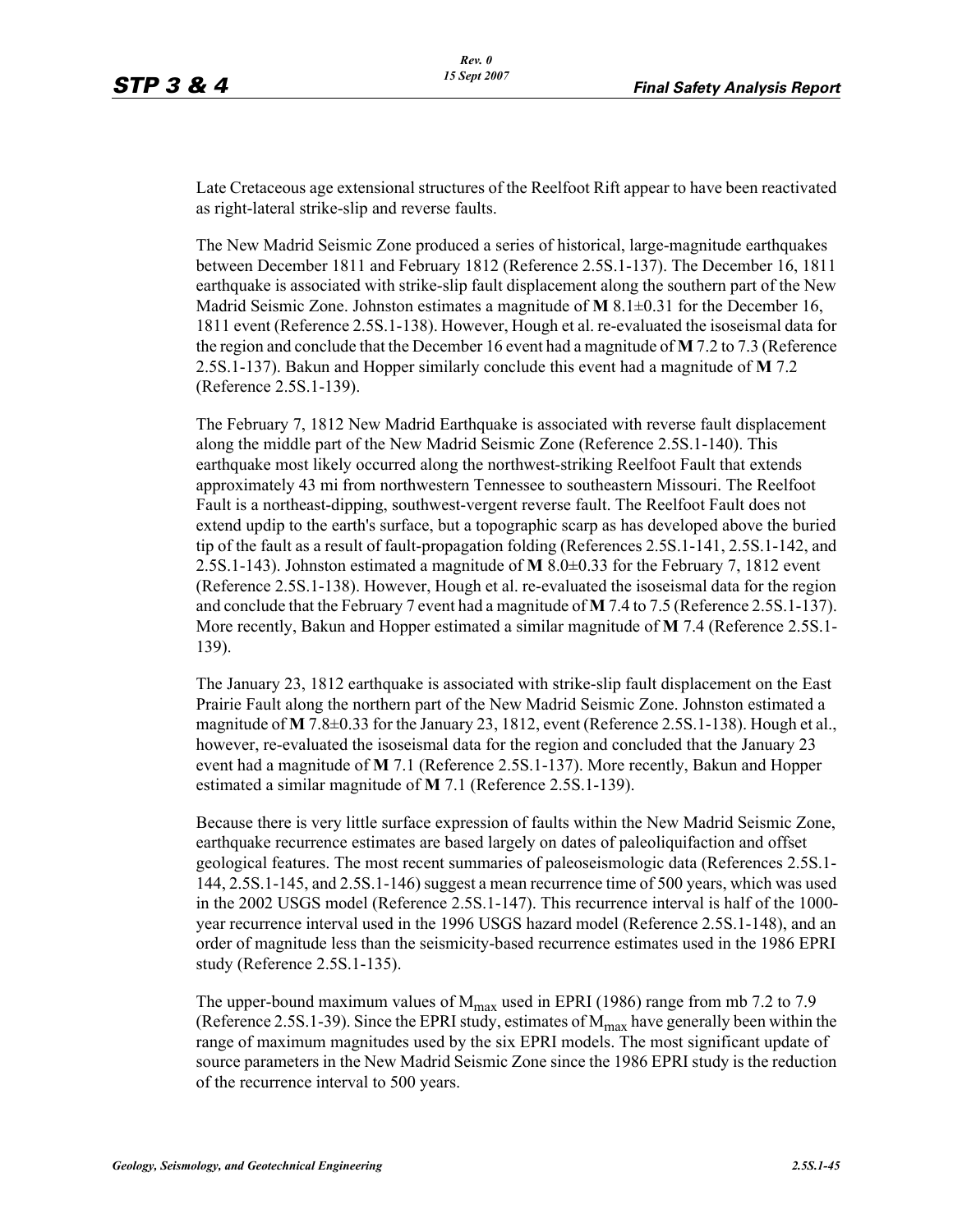Late Cretaceous age extensional structures of the Reelfoot Rift appear to have been reactivated as right-lateral strike-slip and reverse faults.

The New Madrid Seismic Zone produced a series of historical, large-magnitude earthquakes between December 1811 and February 1812 (Reference 2.5S.1-137). The December 16, 1811 earthquake is associated with strike-slip fault displacement along the southern part of the New Madrid Seismic Zone. Johnston estimates a magnitude of **M** 8.1±0.31 for the December 16, 1811 event (Reference 2.5S.1-138). However, Hough et al. re-evaluated the isoseismal data for the region and conclude that the December 16 event had a magnitude of **M** 7.2 to 7.3 (Reference 2.5S.1-137). Bakun and Hopper similarly conclude this event had a magnitude of **M** 7.2 (Reference 2.5S.1-139).

The February 7, 1812 New Madrid Earthquake is associated with reverse fault displacement along the middle part of the New Madrid Seismic Zone (Reference 2.5S.1-140). This earthquake most likely occurred along the northwest-striking Reelfoot Fault that extends approximately 43 mi from northwestern Tennessee to southeastern Missouri. The Reelfoot Fault is a northeast-dipping, southwest-vergent reverse fault. The Reelfoot Fault does not extend updip to the earth's surface, but a topographic scarp as has developed above the buried tip of the fault as a result of fault-propagation folding (References 2.5S.1-141, 2.5S.1-142, and 2.5S.1-143). Johnston estimated a magnitude of **M** 8.0±0.33 for the February 7, 1812 event (Reference 2.5S.1-138). However, Hough et al. re-evaluated the isoseismal data for the region and conclude that the February 7 event had a magnitude of **M** 7.4 to 7.5 (Reference 2.5S.1-137). More recently, Bakun and Hopper estimated a similar magnitude of **M** 7.4 (Reference 2.5S.1-139).

The January 23, 1812 earthquake is associated with strike-slip fault displacement on the East Prairie Fault along the northern part of the New Madrid Seismic Zone. Johnston estimated a magnitude of **M** 7.8±0.33 for the January 23, 1812, event (Reference 2.5S.1-138). Hough et al., however, re-evaluated the isoseismal data for the region and concluded that the January 23 event had a magnitude of **M** 7.1 (Reference 2.5S.1-137). More recently, Bakun and Hopper estimated a similar magnitude of **M** 7.1 (Reference 2.5S.1-139).

Because there is very little surface expression of faults within the New Madrid Seismic Zone, earthquake recurrence estimates are based largely on dates of paleoliquifaction and offset geological features. The most recent summaries of paleoseismologic data (References 2.5S.1-144, 2.5S.1-145, and 2.5S.1-146) suggest a mean recurrence time of 500 years, which was used in the 2002 USGS model (Reference 2.5S.1-147). This recurrence interval is half of the 1000-year recurrence interval used in the 1996 USGS hazard model (Reference 2.5S.1-148), and an order of magnitude less than the seismicity-based recurrence estimates used in the 1986 EPRI study (Reference 2.5S.1-135).

The upper-bound maximum values of $M_{max}$ used in EPRI (1986) range from mb 7.2 to 7.9 (Reference 2.5S.1-39). Since the EPRI study, estimates of $M_{max}$ have generally been within the range of maximum magnitudes used by the six EPRI models. The most significant update of source parameters in the New Madrid Seismic Zone since the 1986 EPRI study is the reduction of the recurrence interval to 500 years.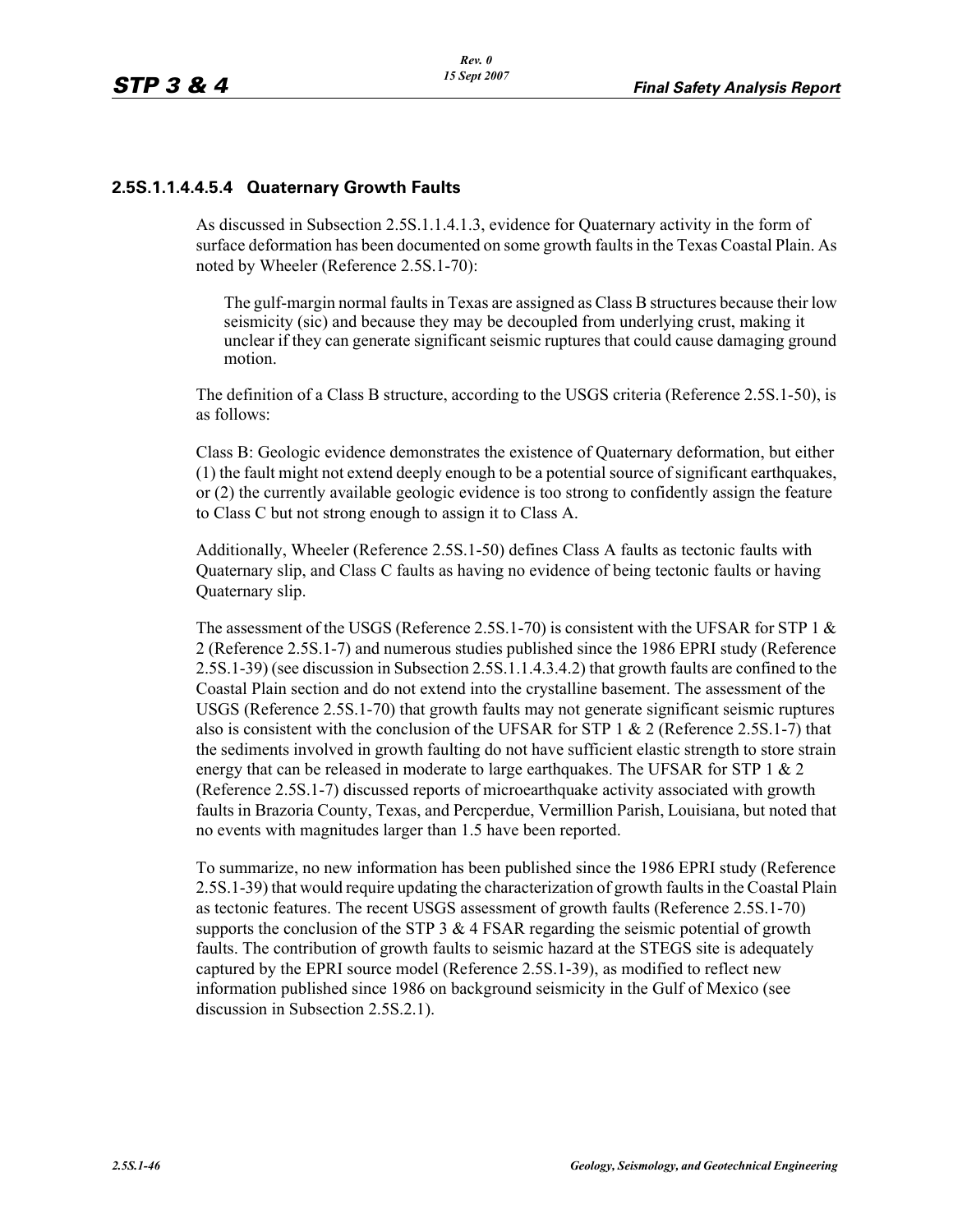#### 2.5S.1.1.4.4.5.4 Quaternary Growth Faults

As discussed in Subsection 2.5S.1.1.4.1.3, evidence for Quaternary activity in the form of surface deformation has been documented on some growth faults in the Texas Coastal Plain. As noted by Wheeler (Reference 2.5S.1-70):

> The gulf-margin normal faults in Texas are assigned as Class B structures because their low seismicity (sic) and because they may be decoupled from underlying crust, making it unclear if they can generate significant seismic ruptures that could cause damaging ground motion.

The definition of a Class B structure, according to the USGS criteria (Reference 2.5S.1-50), is as follows:

Class B: Geologic evidence demonstrates the existence of Quaternary deformation, but either (1) the fault might not extend deeply enough to be a potential source of significant earthquakes, or (2) the currently available geologic evidence is too strong to confidently assign the feature to Class C but not strong enough to assign it to Class A.

Additionally, Wheeler (Reference 2.5S.1-50) defines Class A faults as tectonic faults with Quaternary slip, and Class C faults as having no evidence of being tectonic faults or having Quaternary slip.

The assessment of the USGS (Reference 2.5S.1-70) is consistent with the UFSAR for STP 1 & 2 (Reference 2.5S.1-7) and numerous studies published since the 1986 EPRI study (Reference 2.5S.1-39) (see discussion in Subsection 2.5S.1.1.4.3.4.2) that growth faults are confined to the Coastal Plain section and do not extend into the crystalline basement. The assessment of the USGS (Reference 2.5S.1-70) that growth faults may not generate significant seismic ruptures also is consistent with the conclusion of the UFSAR for STP 1 & 2 (Reference 2.5S.1-7) that the sediments involved in growth faulting do not have sufficient elastic strength to store strain energy that can be released in moderate to large earthquakes. The UFSAR for STP 1 & 2 (Reference 2.5S.1-7) discussed reports of microearthquake activity associated with growth faults in Brazoria County, Texas, and Percperdue, Vermillion Parish, Louisiana, but noted that no events with magnitudes larger than 1.5 have been reported.

To summarize, no new information has been published since the 1986 EPRI study (Reference 2.5S.1-39) that would require updating the characterization of growth faults in the Coastal Plain as tectonic features. The recent USGS assessment of growth faults (Reference 2.5S.1-70) supports the conclusion of the STP 3 & 4 FSAR regarding the seismic potential of growth faults. The contribution of growth faults to seismic hazard at the STEGS site is adequately captured by the EPRI source model (Reference 2.5S.1-39), as modified to reflect new information published since 1986 on background seismicity in the Gulf of Mexico (see discussion in Subsection 2.5S.2.1).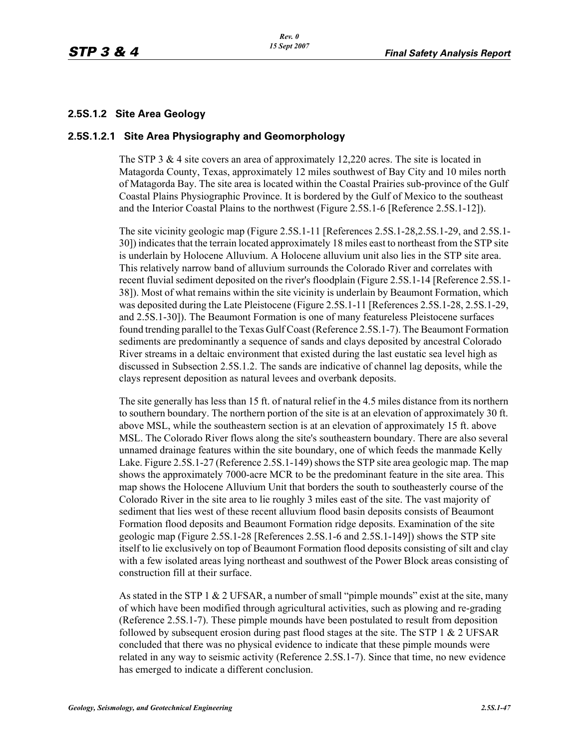### 2.5S.1.2 Site Area Geology

#### 2.5S.1.2.1 Site Area Physiography and Geomorphology

The STP 3 & 4 site covers an area of approximately 12,220 acres. The site is located in Matagorda County, Texas, approximately 12 miles southwest of Bay City and 10 miles north of Matagorda Bay. The site area is located within the Coastal Prairies sub-province of the Gulf Coastal Plains Physiographic Province. It is bordered by the Gulf of Mexico to the southeast and the Interior Coastal Plains to the northwest (Figure 2.5S.1-6 [Reference 2.5S.1-12]).

The site vicinity geologic map (Figure 2.5S.1-11 [References 2.5S.1-28,2.5S.1-29, and 2.5S.1-30]) indicates that the terrain located approximately 18 miles east to northeast from the STP site is underlain by Holocene Alluvium. A Holocene alluvium unit also lies in the STP site area. This relatively narrow band of alluvium surrounds the Colorado River and correlates with recent fluvial sediment deposited on the river's floodplain (Figure 2.5S.1-14 [Reference 2.5S.1-38]). Most of what remains within the site vicinity is underlain by Beaumont Formation, which was deposited during the Late Pleistocene (Figure 2.5S.1-11 [References 2.5S.1-28, 2.5S.1-29, and 2.5S.1-30]). The Beaumont Formation is one of many featureless Pleistocene surfaces found trending parallel to the Texas Gulf Coast (Reference 2.5S.1-7). The Beaumont Formation sediments are predominantly a sequence of sands and clays deposited by ancestral Colorado River streams in a deltaic environment that existed during the last eustatic sea level high as discussed in Subsection 2.5S.1.2. The sands are indicative of channel lag deposits, while the clays represent deposition as natural levees and overbank deposits.

The site generally has less than 15 ft. of natural relief in the 4.5 miles distance from its northern to southern boundary. The northern portion of the site is at an elevation of approximately 30 ft. above MSL, while the southeastern section is at an elevation of approximately 15 ft. above MSL. The Colorado River flows along the site's southeastern boundary. There are also several unnamed drainage features within the site boundary, one of which feeds the manmade Kelly Lake. Figure 2.5S.1-27 (Reference 2.5S.1-149) shows the STP site area geologic map. The map shows the approximately 7000-acre MCR to be the predominant feature in the site area. This map shows the Holocene Alluvium Unit that borders the south to southeasterly course of the Colorado River in the site area to lie roughly 3 miles east of the site. The vast majority of sediment that lies west of these recent alluvium flood basin deposits consists of Beaumont Formation flood deposits and Beaumont Formation ridge deposits. Examination of the site geologic map (Figure 2.5S.1-28 [References 2.5S.1-6 and 2.5S.1-149]) shows the STP site itself to lie exclusively on top of Beaumont Formation flood deposits consisting of silt and clay with a few isolated areas lying northeast and southwest of the Power Block areas consisting of construction fill at their surface.

As stated in the STP 1 & 2 UFSAR, a number of small “pimple mounds” exist at the site, many of which have been modified through agricultural activities, such as plowing and re-grading (Reference 2.5S.1-7). These pimple mounds have been postulated to result from deposition followed by subsequent erosion during past flood stages at the site. The STP 1 & 2 UFSAR concluded that there was no physical evidence to indicate that these pimple mounds were related in any way to seismic activity (Reference 2.5S.1-7). Since that time, no new evidence has emerged to indicate a different conclusion.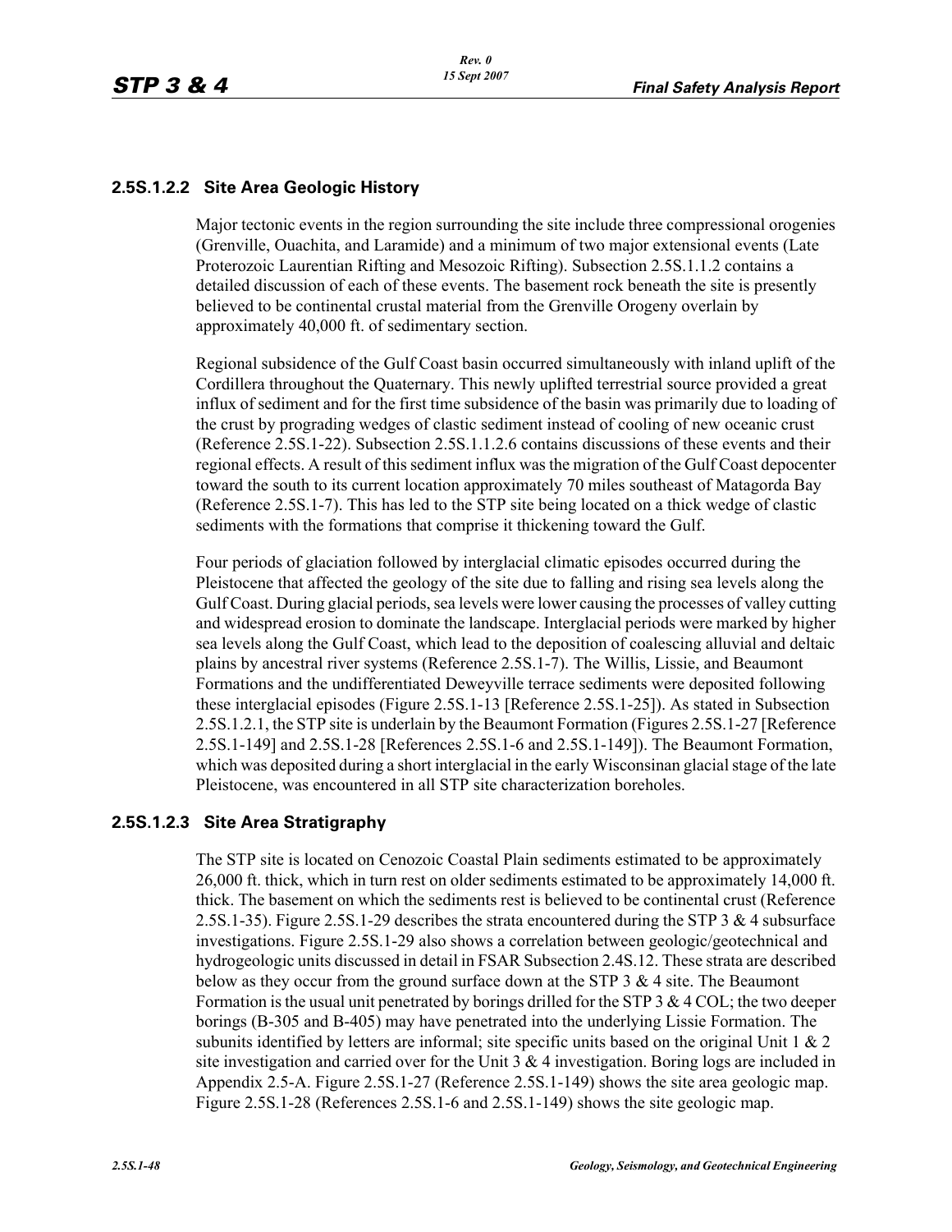### 2.5S.1.2.2 Site Area Geologic History

Major tectonic events in the region surrounding the site include three compressional orogenies (Grenville, Ouachita, and Laramide) and a minimum of two major extensional events (Late Proterozoic Laurentian Rifting and Mesozoic Rifting). Subsection 2.5S.1.1.2 contains a detailed discussion of each of these events. The basement rock beneath the site is presently believed to be continental crustal material from the Grenville Orogeny overlain by approximately 40,000 ft. of sedimentary section.

Regional subsidence of the Gulf Coast basin occurred simultaneously with inland uplift of the Cordillera throughout the Quaternary. This newly uplifted terrestrial source provided a great influx of sediment and for the first time subsidence of the basin was primarily due to loading of the crust by prograding wedges of clastic sediment instead of cooling of new oceanic crust (Reference 2.5S.1-22). Subsection 2.5S.1.1.2.6 contains discussions of these events and their regional effects. A result of this sediment influx was the migration of the Gulf Coast depocenter toward the south to its current location approximately 70 miles southeast of Matagorda Bay (Reference 2.5S.1-7). This has led to the STP site being located on a thick wedge of clastic sediments with the formations that comprise it thickening toward the Gulf.

Four periods of glaciation followed by interglacial climatic episodes occurred during the Pleistocene that affected the geology of the site due to falling and rising sea levels along the Gulf Coast. During glacial periods, sea levels were lower causing the processes of valley cutting and widespread erosion to dominate the landscape. Interglacial periods were marked by higher sea levels along the Gulf Coast, which lead to the deposition of coalescing alluvial and deltaic plains by ancestral river systems (Reference 2.5S.1-7). The Willis, Lissie, and Beaumont Formations and the undifferentiated Deweyville terrace sediments were deposited following these interglacial episodes (Figure 2.5S.1-13 [Reference 2.5S.1-25]). As stated in Subsection 2.5S.1.2.1, the STP site is underlain by the Beaumont Formation (Figures 2.5S.1-27 [Reference 2.5S.1-149] and 2.5S.1-28 [References 2.5S.1-6 and 2.5S.1-149]). The Beaumont Formation, which was deposited during a short interglacial in the early Wisconsinan glacial stage of the late Pleistocene, was encountered in all STP site characterization boreholes.

### 2.5S.1.2.3 Site Area Stratigraphy

The STP site is located on Cenozoic Coastal Plain sediments estimated to be approximately 26,000 ft. thick, which in turn rest on older sediments estimated to be approximately 14,000 ft. thick. The basement on which the sediments rest is believed to be continental crust (Reference 2.5S.1-35). Figure 2.5S.1-29 describes the strata encountered during the STP 3 & 4 subsurface investigations. Figure 2.5S.1-29 also shows a correlation between geologic/geotechnical and hydrogeologic units discussed in detail in FSAR Subsection 2.4S.12. These strata are described below as they occur from the ground surface down at the STP 3 & 4 site. The Beaumont Formation is the usual unit penetrated by borings drilled for the STP 3 & 4 COL; the two deeper borings (B-305 and B-405) may have penetrated into the underlying Lissie Formation. The subunits identified by letters are informal; site specific units based on the original Unit 1 & 2 site investigation and carried over for the Unit 3 & 4 investigation. Boring logs are included in Appendix 2.5-A. Figure 2.5S.1-27 (Reference 2.5S.1-149) shows the site area geologic map. Figure 2.5S.1-28 (References 2.5S.1-6 and 2.5S.1-149) shows the site geologic map.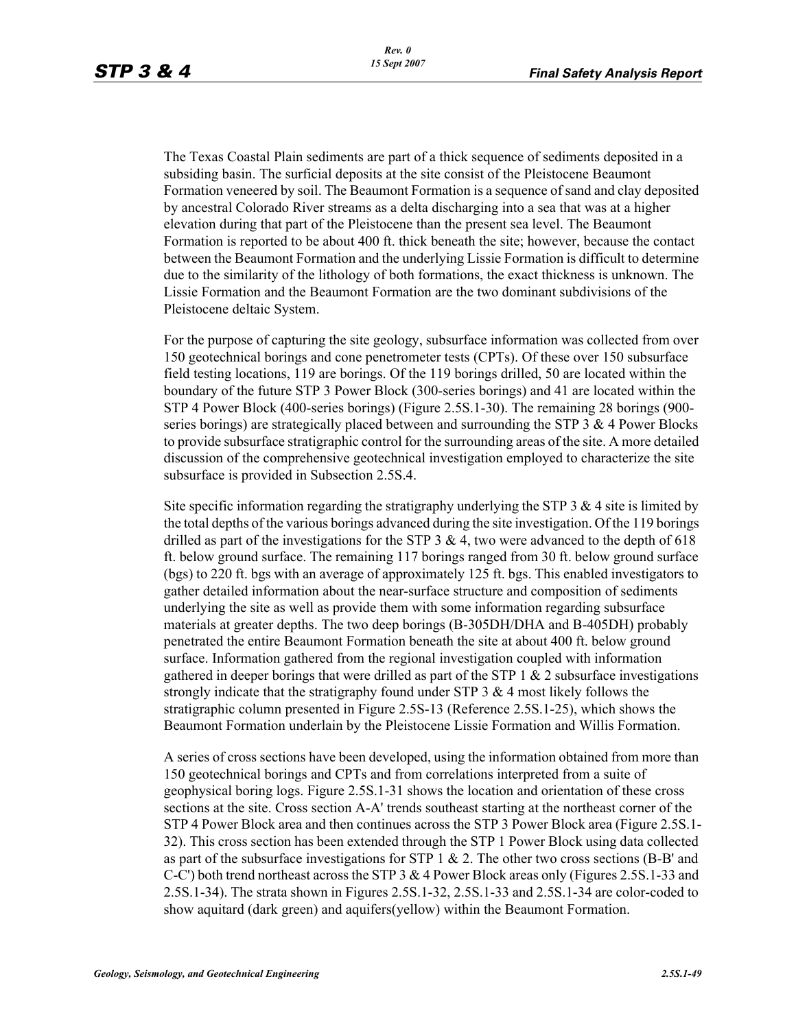The Texas Coastal Plain sediments are part of a thick sequence of sediments deposited in a subsiding basin. The surficial deposits at the site consist of the Pleistocene Beaumont Formation veneered by soil. The Beaumont Formation is a sequence of sand and clay deposited by ancestral Colorado River streams as a delta discharging into a sea that was at a higher elevation during that part of the Pleistocene than the present sea level. The Beaumont Formation is reported to be about 400 ft. thick beneath the site; however, because the contact between the Beaumont Formation and the underlying Lissie Formation is difficult to determine due to the similarity of the lithology of both formations, the exact thickness is unknown. The Lissie Formation and the Beaumont Formation are the two dominant subdivisions of the Pleistocene deltaic System.

For the purpose of capturing the site geology, subsurface information was collected from over 150 geotechnical borings and cone penetrometer tests (CPTs). Of these over 150 subsurface field testing locations, 119 are borings. Of the 119 borings drilled, 50 are located within the boundary of the future STP 3 Power Block (300-series borings) and 41 are located within the STP 4 Power Block (400-series borings) (Figure 2.5S.1-30). The remaining 28 borings (900-series borings) are strategically placed between and surrounding the STP 3 & 4 Power Blocks to provide subsurface stratigraphic control for the surrounding areas of the site. A more detailed discussion of the comprehensive geotechnical investigation employed to characterize the site subsurface is provided in Subsection 2.5S.4.

Site specific information regarding the stratigraphy underlying the STP 3 & 4 site is limited by the total depths of the various borings advanced during the site investigation. Of the 119 borings drilled as part of the investigations for the STP 3 & 4, two were advanced to the depth of 618 ft. below ground surface. The remaining 117 borings ranged from 30 ft. below ground surface (bgs) to 220 ft. bgs with an average of approximately 125 ft. bgs. This enabled investigators to gather detailed information about the near-surface structure and composition of sediments underlying the site as well as provide them with some information regarding subsurface materials at greater depths. The two deep borings (B-305DH/DHA and B-405DH) probably penetrated the entire Beaumont Formation beneath the site at about 400 ft. below ground surface. Information gathered from the regional investigation coupled with information gathered in deeper borings that were drilled as part of the STP 1 & 2 subsurface investigations strongly indicate that the stratigraphy found under STP 3 & 4 most likely follows the stratigraphic column presented in Figure 2.5S-13 (Reference 2.5S.1-25), which shows the Beaumont Formation underlain by the Pleistocene Lissie Formation and Willis Formation.

A series of cross sections have been developed, using the information obtained from more than 150 geotechnical borings and CPTs and from correlations interpreted from a suite of geophysical boring logs. Figure 2.5S.1-31 shows the location and orientation of these cross sections at the site. Cross section A-A' trends southeast starting at the northeast corner of the STP 4 Power Block area and then continues across the STP 3 Power Block area (Figure 2.5S.1-32). This cross section has been extended through the STP 1 Power Block using data collected as part of the subsurface investigations for STP 1 & 2. The other two cross sections (B-B' and C-C') both trend northeast across the STP 3 & 4 Power Block areas only (Figures 2.5S.1-33 and 2.5S.1-34). The strata shown in Figures 2.5S.1-32, 2.5S.1-33 and 2.5S.1-34 are color-coded to show aquitard (dark green) and aquifers(yellow) within the Beaumont Formation.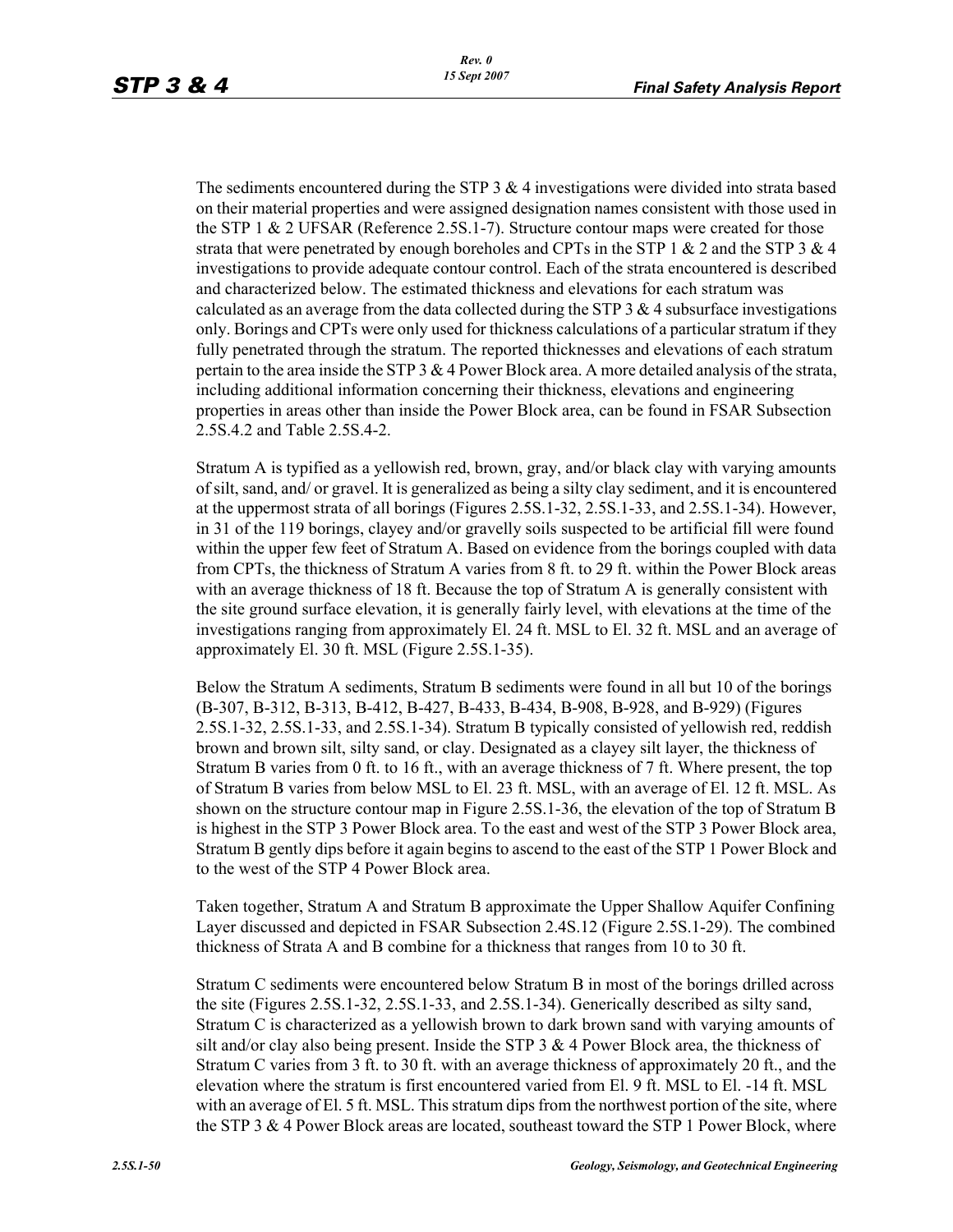The sediments encountered during the STP 3 & 4 investigations were divided into strata based on their material properties and were assigned designation names consistent with those used in the STP 1 & 2 UFSAR (Reference 2.5S.1-7). Structure contour maps were created for those strata that were penetrated by enough boreholes and CPTs in the STP 1 & 2 and the STP 3 & 4 investigations to provide adequate contour control. Each of the strata encountered is described and characterized below. The estimated thickness and elevations for each stratum was calculated as an average from the data collected during the STP 3 & 4 subsurface investigations only. Borings and CPTs were only used for thickness calculations of a particular stratum if they fully penetrated through the stratum. The reported thicknesses and elevations of each stratum pertain to the area inside the STP 3 & 4 Power Block area. A more detailed analysis of the strata, including additional information concerning their thickness, elevations and engineering properties in areas other than inside the Power Block area, can be found in FSAR Subsection 2.5S.4.2 and Table 2.5S.4-2.

Stratum A is typified as a yellowish red, brown, gray, and/or black clay with varying amounts of silt, sand, and/ or gravel. It is generalized as being a silty clay sediment, and it is encountered at the uppermost strata of all borings (Figures 2.5S.1-32, 2.5S.1-33, and 2.5S.1-34). However, in 31 of the 119 borings, clayey and/or gravelly soils suspected to be artificial fill were found within the upper few feet of Stratum A. Based on evidence from the borings coupled with data from CPTs, the thickness of Stratum A varies from 8 ft. to 29 ft. within the Power Block areas with an average thickness of 18 ft. Because the top of Stratum A is generally consistent with the site ground surface elevation, it is generally fairly level, with elevations at the time of the investigations ranging from approximately El. 24 ft. MSL to El. 32 ft. MSL and an average of approximately El. 30 ft. MSL (Figure 2.5S.1-35).

Below the Stratum A sediments, Stratum B sediments were found in all but 10 of the borings (B-307, B-312, B-313, B-412, B-427, B-433, B-434, B-908, B-928, and B-929) (Figures 2.5S.1-32, 2.5S.1-33, and 2.5S.1-34). Stratum B typically consisted of yellowish red, reddish brown and brown silt, silty sand, or clay. Designated as a clayey silt layer, the thickness of Stratum B varies from 0 ft. to 16 ft., with an average thickness of 7 ft. Where present, the top of Stratum B varies from below MSL to El. 23 ft. MSL, with an average of El. 12 ft. MSL. As shown on the structure contour map in Figure 2.5S.1-36, the elevation of the top of Stratum B is highest in the STP 3 Power Block area. To the east and west of the STP 3 Power Block area, Stratum B gently dips before it again begins to ascend to the east of the STP 1 Power Block and to the west of the STP 4 Power Block area.

Taken together, Stratum A and Stratum B approximate the Upper Shallow Aquifer Confining Layer discussed and depicted in FSAR Subsection 2.4S.12 (Figure 2.5S.1-29). The combined thickness of Strata A and B combine for a thickness that ranges from 10 to 30 ft.

Stratum C sediments were encountered below Stratum B in most of the borings drilled across the site (Figures 2.5S.1-32, 2.5S.1-33, and 2.5S.1-34). Generically described as silty sand, Stratum C is characterized as a yellowish brown to dark brown sand with varying amounts of silt and/or clay also being present. Inside the STP 3 & 4 Power Block area, the thickness of Stratum C varies from 3 ft. to 30 ft. with an average thickness of approximately 20 ft., and the elevation where the stratum is first encountered varied from El. 9 ft. MSL to El. -14 ft. MSL with an average of El. 5 ft. MSL. This stratum dips from the northwest portion of the site, where the STP 3 & 4 Power Block areas are located, southeast toward the STP 1 Power Block, where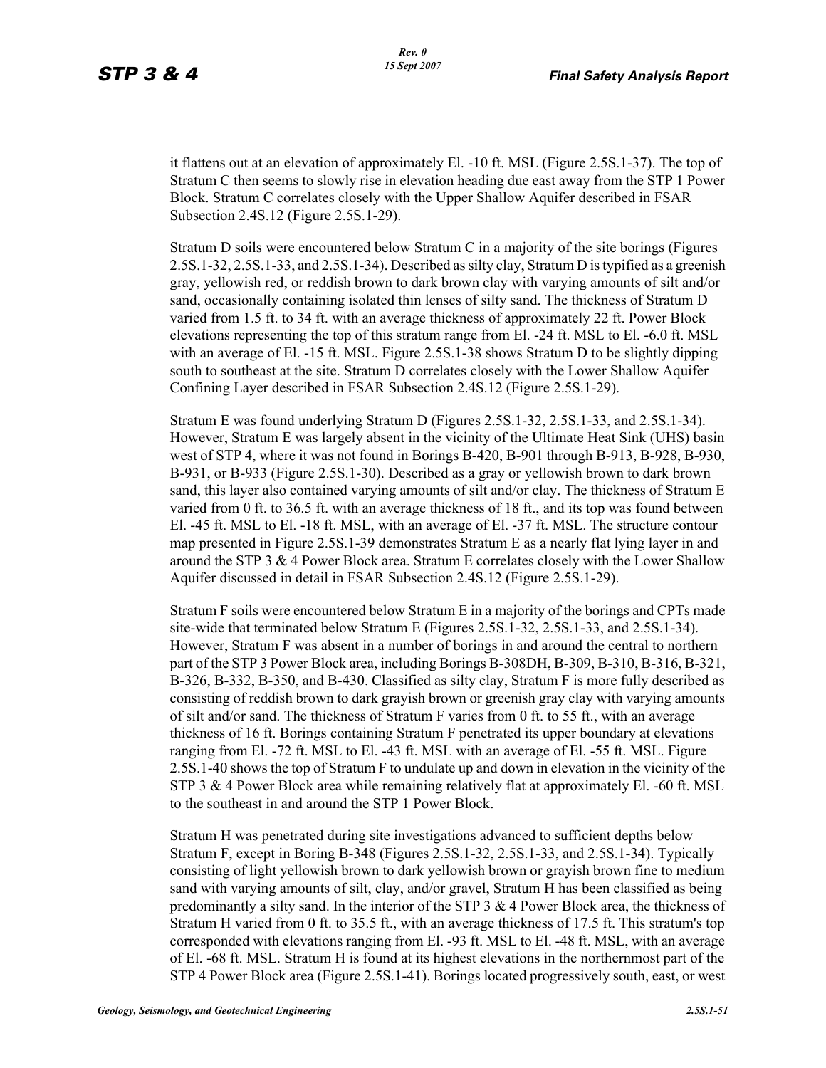it flattens out at an elevation of approximately El. -10 ft. MSL (Figure 2.5S.1-37). The top of Stratum C then seems to slowly rise in elevation heading due east away from the STP 1 Power Block. Stratum C correlates closely with the Upper Shallow Aquifer described in FSAR Subsection 2.4S.12 (Figure 2.5S.1-29).

Stratum D soils were encountered below Stratum C in a majority of the site borings (Figures 2.5S.1-32, 2.5S.1-33, and 2.5S.1-34). Described as silty clay, Stratum D is typified as a greenish gray, yellowish red, or reddish brown to dark brown clay with varying amounts of silt and/or sand, occasionally containing isolated thin lenses of silty sand. The thickness of Stratum D varied from 1.5 ft. to 34 ft. with an average thickness of approximately 22 ft. Power Block elevations representing the top of this stratum range from El. -24 ft. MSL to El. -6.0 ft. MSL with an average of El. -15 ft. MSL. Figure 2.5S.1-38 shows Stratum D to be slightly dipping south to southeast at the site. Stratum D correlates closely with the Lower Shallow Aquifer Confining Layer described in FSAR Subsection 2.4S.12 (Figure 2.5S.1-29).

Stratum E was found underlying Stratum D (Figures 2.5S.1-32, 2.5S.1-33, and 2.5S.1-34). However, Stratum E was largely absent in the vicinity of the Ultimate Heat Sink (UHS) basin west of STP 4, where it was not found in Borings B-420, B-901 through B-913, B-928, B-930, B-931, or B-933 (Figure 2.5S.1-30). Described as a gray or yellowish brown to dark brown sand, this layer also contained varying amounts of silt and/or clay. The thickness of Stratum E varied from 0 ft. to 36.5 ft. with an average thickness of 18 ft., and its top was found between El. -45 ft. MSL to El. -18 ft. MSL, with an average of El. -37 ft. MSL. The structure contour map presented in Figure 2.5S.1-39 demonstrates Stratum E as a nearly flat lying layer in and around the STP 3 & 4 Power Block area. Stratum E correlates closely with the Lower Shallow Aquifer discussed in detail in FSAR Subsection 2.4S.12 (Figure 2.5S.1-29).

Stratum F soils were encountered below Stratum E in a majority of the borings and CPTs made site-wide that terminated below Stratum E (Figures 2.5S.1-32, 2.5S.1-33, and 2.5S.1-34). However, Stratum F was absent in a number of borings in and around the central to northern part of the STP 3 Power Block area, including Borings B-308DH, B-309, B-310, B-316, B-321, B-326, B-332, B-350, and B-430. Classified as silty clay, Stratum F is more fully described as consisting of reddish brown to dark grayish brown or greenish gray clay with varying amounts of silt and/or sand. The thickness of Stratum F varies from 0 ft. to 55 ft., with an average thickness of 16 ft. Borings containing Stratum F penetrated its upper boundary at elevations ranging from El. -72 ft. MSL to El. -43 ft. MSL with an average of El. -55 ft. MSL. Figure 2.5S.1-40 shows the top of Stratum F to undulate up and down in elevation in the vicinity of the STP 3 & 4 Power Block area while remaining relatively flat at approximately El. -60 ft. MSL to the southeast in and around the STP 1 Power Block.

Stratum H was penetrated during site investigations advanced to sufficient depths below Stratum F, except in Boring B-348 (Figures 2.5S.1-32, 2.5S.1-33, and 2.5S.1-34). Typically consisting of light yellowish brown to dark yellowish brown or grayish brown fine to medium sand with varying amounts of silt, clay, and/or gravel, Stratum H has been classified as being predominantly a silty sand. In the interior of the STP 3 & 4 Power Block area, the thickness of Stratum H varied from 0 ft. to 35.5 ft., with an average thickness of 17.5 ft. This stratum's top corresponded with elevations ranging from El. -93 ft. MSL to El. -48 ft. MSL, with an average of El. -68 ft. MSL. Stratum H is found at its highest elevations in the northernmost part of the STP 4 Power Block area (Figure 2.5S.1-41). Borings located progressively south, east, or west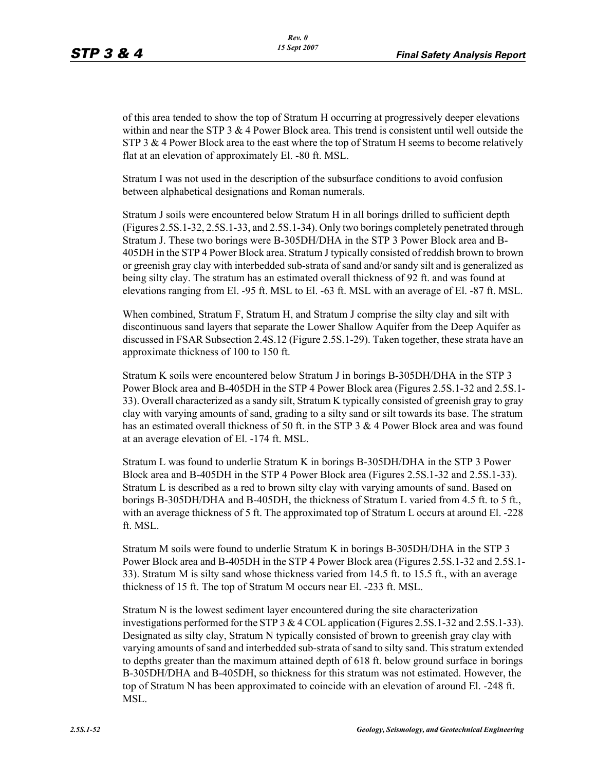of this area tended to show the top of Stratum H occurring at progressively deeper elevations within and near the STP 3 & 4 Power Block area. This trend is consistent until well outside the STP 3 & 4 Power Block area to the east where the top of Stratum H seems to become relatively flat at an elevation of approximately El. -80 ft. MSL.

Stratum I was not used in the description of the subsurface conditions to avoid confusion between alphabetical designations and Roman numerals.

Stratum J soils were encountered below Stratum H in all borings drilled to sufficient depth (Figures 2.5S.1-32, 2.5S.1-33, and 2.5S.1-34). Only two borings completely penetrated through Stratum J. These two borings were B-305DH/DHA in the STP 3 Power Block area and B-405DH in the STP 4 Power Block area. Stratum J typically consisted of reddish brown to brown or greenish gray clay with interbedded sub-strata of sand and/or sandy silt and is generalized as being silty clay. The stratum has an estimated overall thickness of 92 ft. and was found at elevations ranging from El. -95 ft. MSL to El. -63 ft. MSL with an average of El. -87 ft. MSL.

When combined, Stratum F, Stratum H, and Stratum J comprise the silty clay and silt with discontinuous sand layers that separate the Lower Shallow Aquifer from the Deep Aquifer as discussed in FSAR Subsection 2.4S.12 (Figure 2.5S.1-29). Taken together, these strata have an approximate thickness of 100 to 150 ft.

Stratum K soils were encountered below Stratum J in borings B-305DH/DHA in the STP 3 Power Block area and B-405DH in the STP 4 Power Block area (Figures 2.5S.1-32 and 2.5S.1-33). Overall characterized as a sandy silt, Stratum K typically consisted of greenish gray to gray clay with varying amounts of sand, grading to a silty sand or silt towards its base. The stratum has an estimated overall thickness of 50 ft. in the STP 3 & 4 Power Block area and was found at an average elevation of El. -174 ft. MSL.

Stratum L was found to underlie Stratum K in borings B-305DH/DHA in the STP 3 Power Block area and B-405DH in the STP 4 Power Block area (Figures 2.5S.1-32 and 2.5S.1-33). Stratum L is described as a red to brown silty clay with varying amounts of sand. Based on borings B-305DH/DHA and B-405DH, the thickness of Stratum L varied from 4.5 ft. to 5 ft., with an average thickness of 5 ft. The approximated top of Stratum L occurs at around El. -228 ft. MSL.

Stratum M soils were found to underlie Stratum K in borings B-305DH/DHA in the STP 3 Power Block area and B-405DH in the STP 4 Power Block area (Figures 2.5S.1-32 and 2.5S.1-33). Stratum M is silty sand whose thickness varied from 14.5 ft. to 15.5 ft., with an average thickness of 15 ft. The top of Stratum M occurs near El. -233 ft. MSL.

Stratum N is the lowest sediment layer encountered during the site characterization investigations performed for the STP 3 & 4 COL application (Figures 2.5S.1-32 and 2.5S.1-33). Designated as silty clay, Stratum N typically consisted of brown to greenish gray clay with varying amounts of sand and interbedded sub-strata of sand to silty sand. This stratum extended to depths greater than the maximum attained depth of 618 ft. below ground surface in borings B-305DH/DHA and B-405DH, so thickness for this stratum was not estimated. However, the top of Stratum N has been approximated to coincide with an elevation of around El. -248 ft. MSL.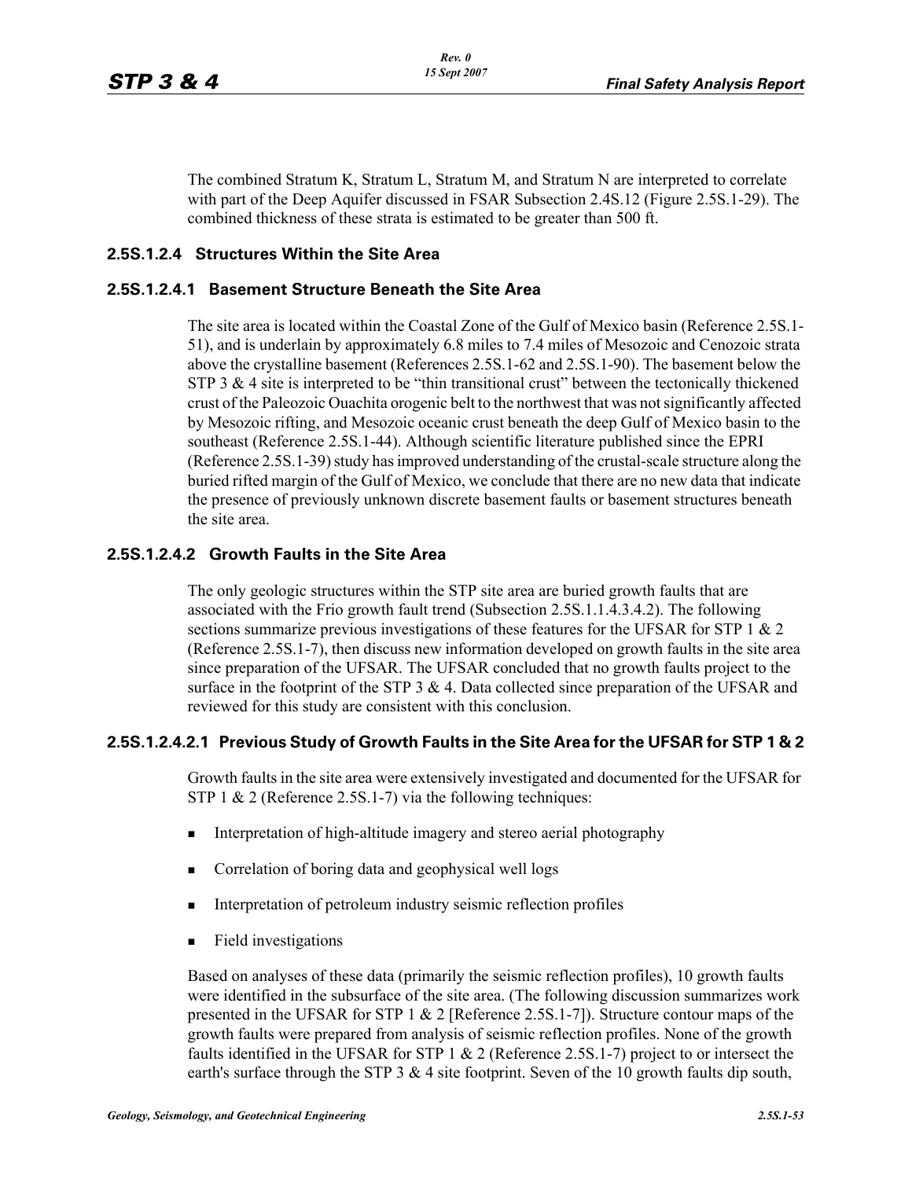The combined Stratum K, Stratum L, Stratum M, and Stratum N are interpreted to correlate with part of the Deep Aquifer discussed in FSAR Subsection 2.4S.12 (Figure 2.5S.1-29). The combined thickness of these strata is estimated to be greater than 500 ft.

### 2.5S.1.2.4 Structures Within the Site Area

#### 2.5S.1.2.4.1 Basement Structure Beneath the Site Area

The site area is located within the Coastal Zone of the Gulf of Mexico basin (Reference 2.5S.1-51), and is underlain by approximately 6.8 miles to 7.4 miles of Mesozoic and Cenozoic strata above the crystalline basement (References 2.5S.1-62 and 2.5S.1-90). The basement below the STP 3 & 4 site is interpreted to be "thin transitional crust" between the tectonically thickened crust of the Paleozoic Ouachita orogenic belt to the northwest that was not significantly affected by Mesozoic rifting, and Mesozoic oceanic crust beneath the deep Gulf of Mexico basin to the southeast (Reference 2.5S.1-44). Although scientific literature published since the EPRI (Reference 2.5S.1-39) study has improved understanding of the crustal-scale structure along the buried rifted margin of the Gulf of Mexico, we conclude that there are no new data that indicate the presence of previously unknown discrete basement faults or basement structures beneath the site area.

#### 2.5S.1.2.4.2 Growth Faults in the Site Area

The only geologic structures within the STP site area are buried growth faults that are associated with the Frio growth fault trend (Subsection 2.5S.1.1.4.3.4.2). The following sections summarize previous investigations of these features for the UFSAR for STP 1 & 2 (Reference 2.5S.1-7), then discuss new information developed on growth faults in the site area since preparation of the UFSAR. The UFSAR concluded that no growth faults project to the surface in the footprint of the STP 3 & 4. Data collected since preparation of the UFSAR and reviewed for this study are consistent with this conclusion.

##### 2.5S.1.2.4.2.1 Previous Study of Growth Faults in the Site Area for the UFSAR for STP 1 & 2

Growth faults in the site area were extensively investigated and documented for the UFSAR for STP 1 & 2 (Reference 2.5S.1-7) via the following techniques:

- Interpretation of high-altitude imagery and stereo aerial photography
- Correlation of boring data and geophysical well logs
- Interpretation of petroleum industry seismic reflection profiles
- Field investigations

Based on analyses of these data (primarily the seismic reflection profiles), 10 growth faults were identified in the subsurface of the site area. (The following discussion summarizes work presented in the UFSAR for STP 1 & 2 [Reference 2.5S.1-7]). Structure contour maps of the growth faults were prepared from analysis of seismic reflection profiles. None of the growth faults identified in the UFSAR for STP 1 & 2 (Reference 2.5S.1-7) project to or intersect the earth's surface through the STP 3 & 4 site footprint. Seven of the 10 growth faults dip south,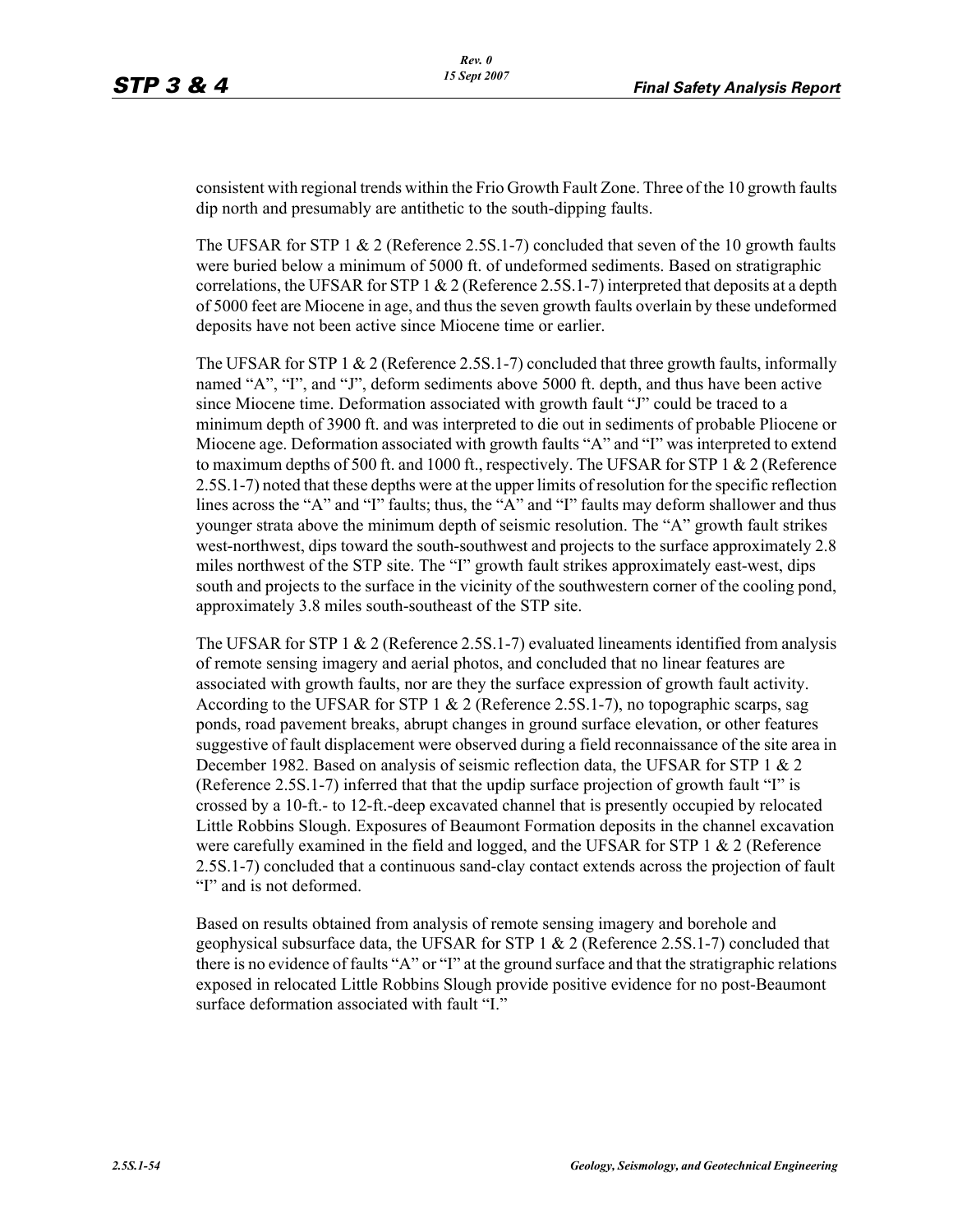consistent with regional trends within the Frio Growth Fault Zone. Three of the 10 growth faults dip north and presumably are antithetic to the south-dipping faults.

The UFSAR for STP 1 & 2 (Reference 2.5S.1-7) concluded that seven of the 10 growth faults were buried below a minimum of 5000 ft. of undeformed sediments. Based on stratigraphic correlations, the UFSAR for STP 1 & 2 (Reference 2.5S.1-7) interpreted that deposits at a depth of 5000 feet are Miocene in age, and thus the seven growth faults overlain by these undeformed deposits have not been active since Miocene time or earlier.

The UFSAR for STP 1 & 2 (Reference 2.5S.1-7) concluded that three growth faults, informally named "A", "I", and "J", deform sediments above 5000 ft. depth, and thus have been active since Miocene time. Deformation associated with growth fault "J" could be traced to a minimum depth of 3900 ft. and was interpreted to die out in sediments of probable Pliocene or Miocene age. Deformation associated with growth faults "A" and "I" was interpreted to extend to maximum depths of 500 ft. and 1000 ft., respectively. The UFSAR for STP 1 & 2 (Reference 2.5S.1-7) noted that these depths were at the upper limits of resolution for the specific reflection lines across the "A" and "I" faults; thus, the "A" and "I" faults may deform shallower and thus younger strata above the minimum depth of seismic resolution. The "A" growth fault strikes west-northwest, dips toward the south-southwest and projects to the surface approximately 2.8 miles northwest of the STP site. The "I" growth fault strikes approximately east-west, dips south and projects to the surface in the vicinity of the southwestern corner of the cooling pond, approximately 3.8 miles south-southeast of the STP site.

The UFSAR for STP 1 & 2 (Reference 2.5S.1-7) evaluated lineaments identified from analysis of remote sensing imagery and aerial photos, and concluded that no linear features are associated with growth faults, nor are they the surface expression of growth fault activity. According to the UFSAR for STP 1 & 2 (Reference 2.5S.1-7), no topographic scarps, sag ponds, road pavement breaks, abrupt changes in ground surface elevation, or other features suggestive of fault displacement were observed during a field reconnaissance of the site area in December 1982. Based on analysis of seismic reflection data, the UFSAR for STP 1 & 2 (Reference 2.5S.1-7) inferred that that the updip surface projection of growth fault "I" is crossed by a 10-ft.- to 12-ft.-deep excavated channel that is presently occupied by relocated Little Robbins Slough. Exposures of Beaumont Formation deposits in the channel excavation were carefully examined in the field and logged, and the UFSAR for STP 1 & 2 (Reference 2.5S.1-7) concluded that a continuous sand-clay contact extends across the projection of fault "I" and is not deformed.

Based on results obtained from analysis of remote sensing imagery and borehole and geophysical subsurface data, the UFSAR for STP 1 & 2 (Reference 2.5S.1-7) concluded that there is no evidence of faults "A" or "I" at the ground surface and that the stratigraphic relations exposed in relocated Little Robbins Slough provide positive evidence for no post-Beaumont surface deformation associated with fault "I."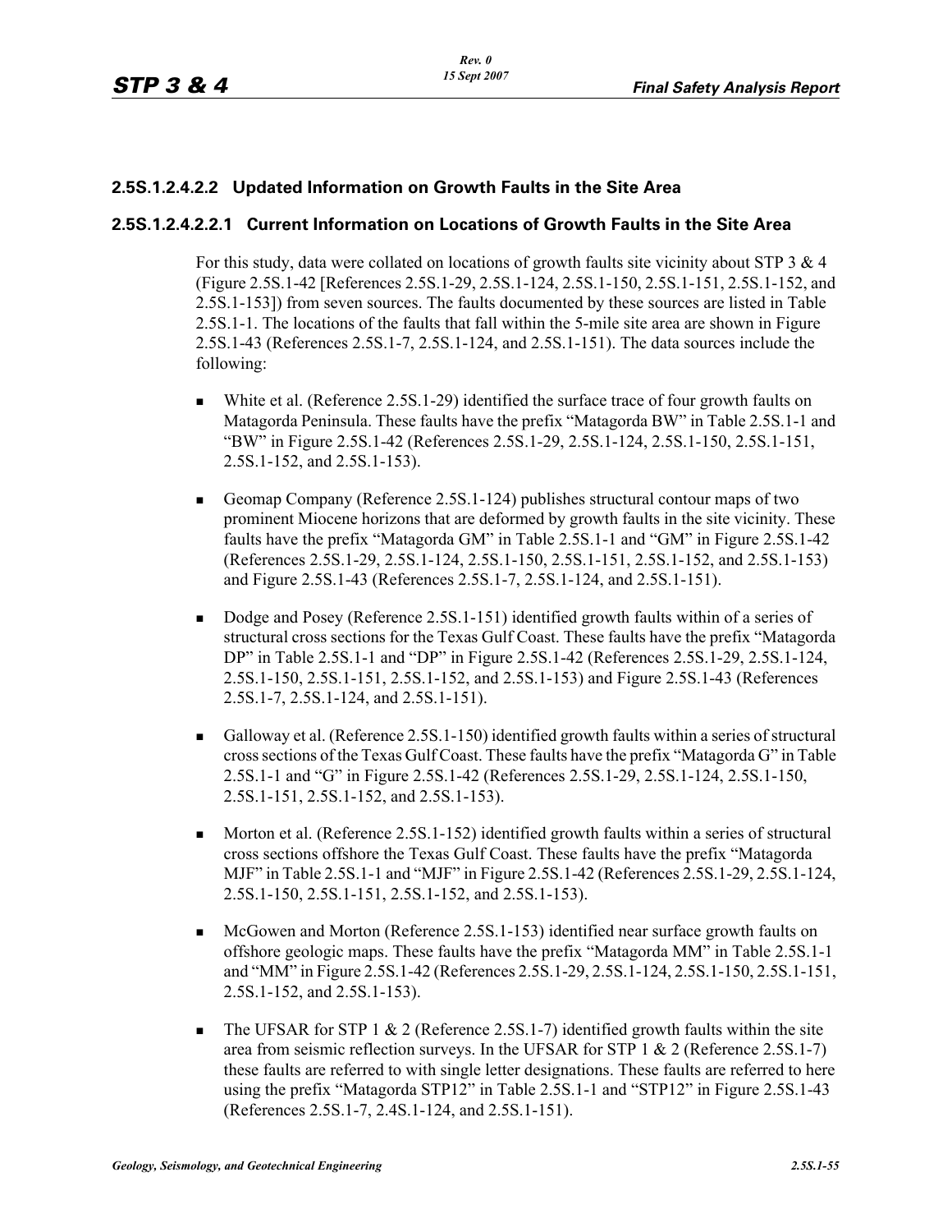### 2.5S.1.2.4.2.2 Updated Information on Growth Faults in the Site Area

#### 2.5S.1.2.4.2.2.1 Current Information on Locations of Growth Faults in the Site Area

For this study, data were collated on locations of growth faults site vicinity about STP 3 & 4 (Figure 2.5S.1-42 [References 2.5S.1-29, 2.5S.1-124, 2.5S.1-150, 2.5S.1-151, 2.5S.1-152, and 2.5S.1-153]) from seven sources. The faults documented by these sources are listed in Table 2.5S.1-1. The locations of the faults that fall within the 5-mile site area are shown in Figure 2.5S.1-43 (References 2.5S.1-7, 2.5S.1-124, and 2.5S.1-151). The data sources include the following:

- White et al. (Reference 2.5S.1-29) identified the surface trace of four growth faults on Matagorda Peninsula. These faults have the prefix "Matagorda BW" in Table 2.5S.1-1 and "BW" in Figure 2.5S.1-42 (References 2.5S.1-29, 2.5S.1-124, 2.5S.1-150, 2.5S.1-151, 2.5S.1-152, and 2.5S.1-153).
- Geomap Company (Reference 2.5S.1-124) publishes structural contour maps of two prominent Miocene horizons that are deformed by growth faults in the site vicinity. These faults have the prefix "Matagorda GM" in Table 2.5S.1-1 and "GM" in Figure 2.5S.1-42 (References 2.5S.1-29, 2.5S.1-124, 2.5S.1-150, 2.5S.1-151, 2.5S.1-152, and 2.5S.1-153) and Figure 2.5S.1-43 (References 2.5S.1-7, 2.5S.1-124, and 2.5S.1-151).
- Dodge and Posey (Reference 2.5S.1-151) identified growth faults within of a series of structural cross sections for the Texas Gulf Coast. These faults have the prefix "Matagorda DP" in Table 2.5S.1-1 and "DP" in Figure 2.5S.1-42 (References 2.5S.1-29, 2.5S.1-124, 2.5S.1-150, 2.5S.1-151, 2.5S.1-152, and 2.5S.1-153) and Figure 2.5S.1-43 (References 2.5S.1-7, 2.5S.1-124, and 2.5S.1-151).
- Galloway et al. (Reference 2.5S.1-150) identified growth faults within a series of structural cross sections of the Texas Gulf Coast. These faults have the prefix "Matagorda G" in Table 2.5S.1-1 and "G" in Figure 2.5S.1-42 (References 2.5S.1-29, 2.5S.1-124, 2.5S.1-150, 2.5S.1-151, 2.5S.1-152, and 2.5S.1-153).
- Morton et al. (Reference 2.5S.1-152) identified growth faults within a series of structural cross sections offshore the Texas Gulf Coast. These faults have the prefix "Matagorda MJF" in Table 2.5S.1-1 and "MJF" in Figure 2.5S.1-42 (References 2.5S.1-29, 2.5S.1-124, 2.5S.1-150, 2.5S.1-151, 2.5S.1-152, and 2.5S.1-153).
- McGowen and Morton (Reference 2.5S.1-153) identified near surface growth faults on offshore geologic maps. These faults have the prefix "Matagorda MM" in Table 2.5S.1-1 and "MM" in Figure 2.5S.1-42 (References 2.5S.1-29, 2.5S.1-124, 2.5S.1-150, 2.5S.1-151, 2.5S.1-152, and 2.5S.1-153).
- The UFSAR for STP 1 & 2 (Reference 2.5S.1-7) identified growth faults within the site area from seismic reflection surveys. In the UFSAR for STP 1 & 2 (Reference 2.5S.1-7) these faults are referred to with single letter designations. These faults are referred to here using the prefix "Matagorda STP12" in Table 2.5S.1-1 and "STP12" in Figure 2.5S.1-43 (References 2.5S.1-7, 2.4S.1-124, and 2.5S.1-151).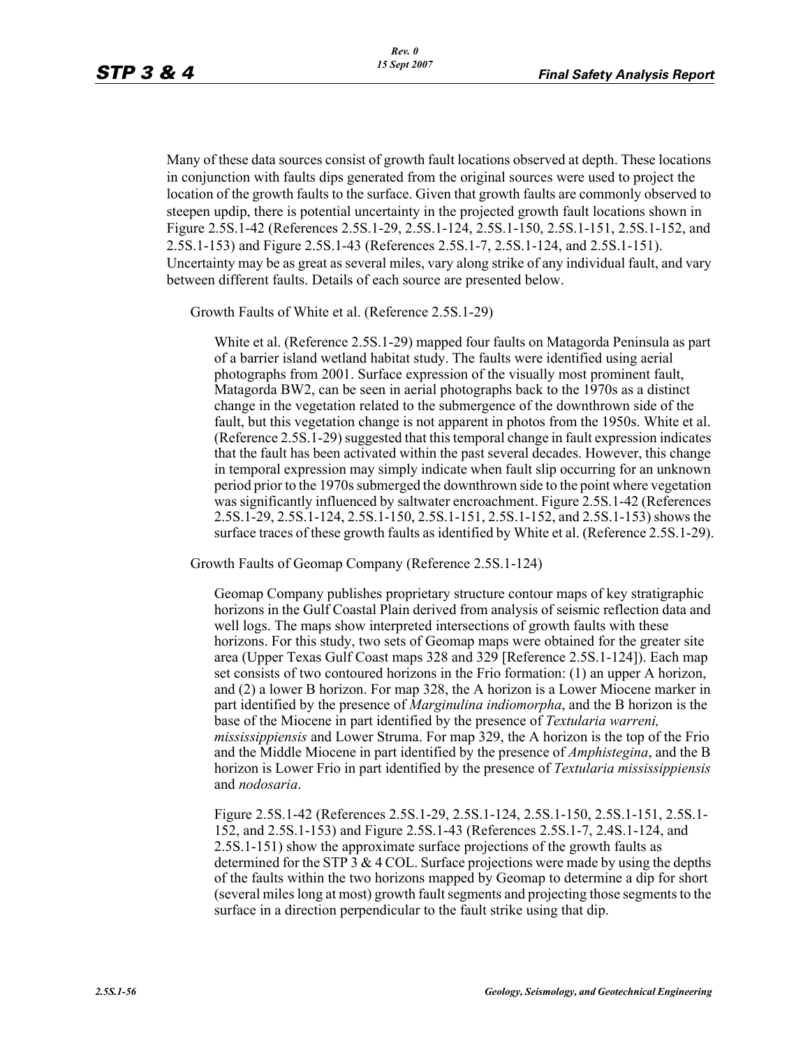Many of these data sources consist of growth fault locations observed at depth. These locations in conjunction with faults dips generated from the original sources were used to project the location of the growth faults to the surface. Given that growth faults are commonly observed to steepen updip, there is potential uncertainty in the projected growth fault locations shown in Figure 2.5S.1-42 (References 2.5S.1-29, 2.5S.1-124, 2.5S.1-150, 2.5S.1-151, 2.5S.1-152, and 2.5S.1-153) and Figure 2.5S.1-43 (References 2.5S.1-7, 2.5S.1-124, and 2.5S.1-151). Uncertainty may be as great as several miles, vary along strike of any individual fault, and vary between different faults. Details of each source are presented below.

Growth Faults of White et al. (Reference 2.5S.1-29)

White et al. (Reference 2.5S.1-29) mapped four faults on Matagorda Peninsula as part of a barrier island wetland habitat study. The faults were identified using aerial photographs from 2001. Surface expression of the visually most prominent fault, Matagorda BW2, can be seen in aerial photographs back to the 1970s as a distinct change in the vegetation related to the submergence of the downthrown side of the fault, but this vegetation change is not apparent in photos from the 1950s. White et al. (Reference 2.5S.1-29) suggested that this temporal change in fault expression indicates that the fault has been activated within the past several decades. However, this change in temporal expression may simply indicate when fault slip occurring for an unknown period prior to the 1970s submerged the downthrown side to the point where vegetation was significantly influenced by saltwater encroachment. Figure 2.5S.1-42 (References 2.5S.1-29, 2.5S.1-124, 2.5S.1-150, 2.5S.1-151, 2.5S.1-152, and 2.5S.1-153) shows the surface traces of these growth faults as identified by White et al. (Reference 2.5S.1-29).

Growth Faults of Geomap Company (Reference 2.5S.1-124)

Geomap Company publishes proprietary structure contour maps of key stratigraphic horizons in the Gulf Coastal Plain derived from analysis of seismic reflection data and well logs. The maps show interpreted intersections of growth faults with these horizons. For this study, two sets of Geomap maps were obtained for the greater site area (Upper Texas Gulf Coast maps 328 and 329 [Reference 2.5S.1-124]). Each map set consists of two contoured horizons in the Frio formation: (1) an upper A horizon, and (2) a lower B horizon. For map 328, the A horizon is a Lower Miocene marker in part identified by the presence of *Marginulina indiomorpha*, and the B horizon is the base of the Miocene in part identified by the presence of *Textularia warreni, mississippiensis* and Lower Struma. For map 329, the A horizon is the top of the Frio and the Middle Miocene in part identified by the presence of *Amphistegina*, and the B horizon is Lower Frio in part identified by the presence of *Textularia mississippiensis* and *nodosaria*.

Figure 2.5S.1-42 (References 2.5S.1-29, 2.5S.1-124, 2.5S.1-150, 2.5S.1-151, 2.5S.1-152, and 2.5S.1-153) and Figure 2.5S.1-43 (References 2.5S.1-7, 2.4S.1-124, and 2.5S.1-151) show the approximate surface projections of the growth faults as determined for the STP 3 & 4 COL. Surface projections were made by using the depths of the faults within the two horizons mapped by Geomap to determine a dip for short (several miles long at most) growth fault segments and projecting those segments to the surface in a direction perpendicular to the fault strike using that dip.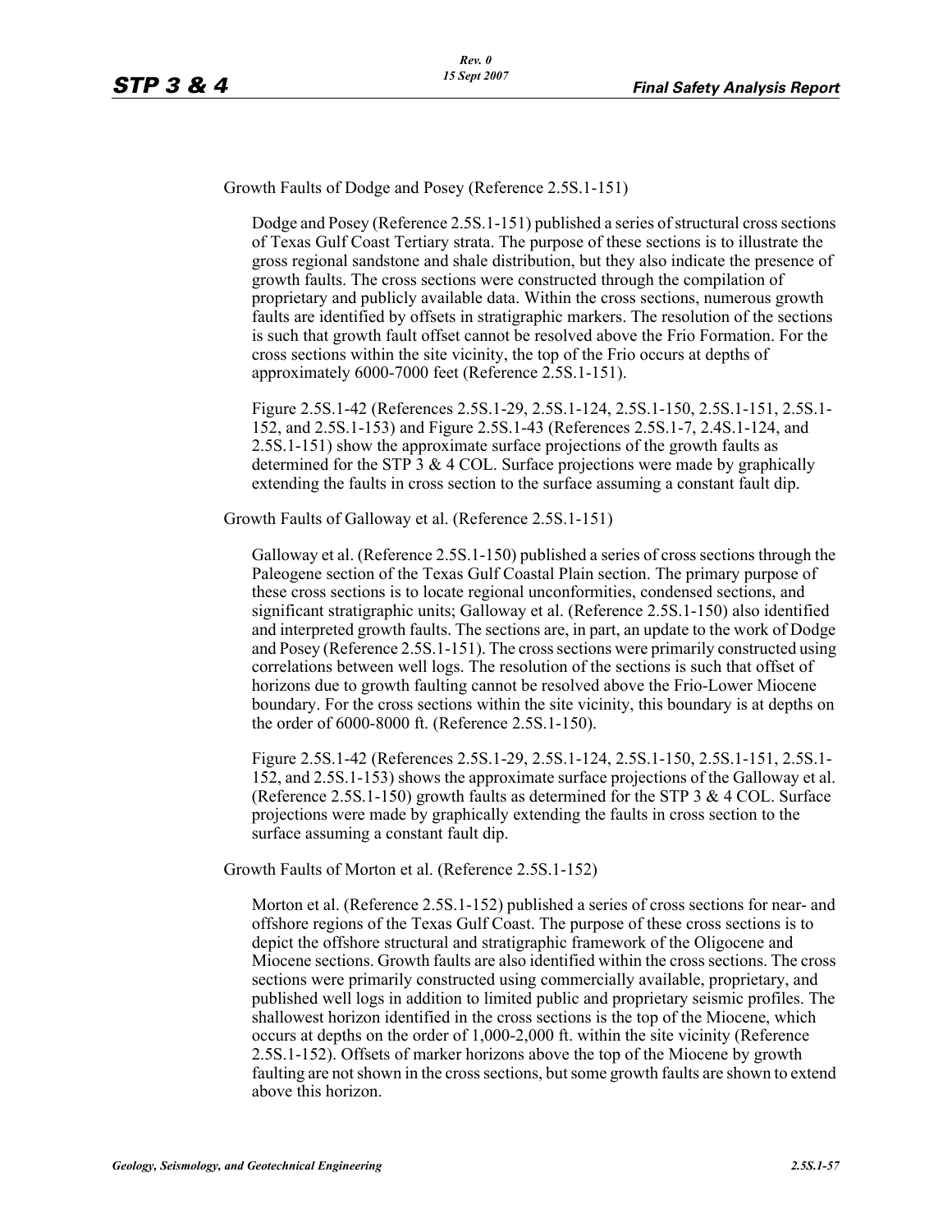Growth Faults of Dodge and Posey (Reference 2.5S.1-151)

Dodge and Posey (Reference 2.5S.1-151) published a series of structural cross sections of Texas Gulf Coast Tertiary strata. The purpose of these sections is to illustrate the gross regional sandstone and shale distribution, but they also indicate the presence of growth faults. The cross sections were constructed through the compilation of proprietary and publicly available data. Within the cross sections, numerous growth faults are identified by offsets in stratigraphic markers. The resolution of the sections is such that growth fault offset cannot be resolved above the Frio Formation. For the cross sections within the site vicinity, the top of the Frio occurs at depths of approximately 6000-7000 feet (Reference 2.5S.1-151).

Figure 2.5S.1-42 (References 2.5S.1-29, 2.5S.1-124, 2.5S.1-150, 2.5S.1-151, 2.5S.1-152, and 2.5S.1-153) and Figure 2.5S.1-43 (References 2.5S.1-7, 2.4S.1-124, and 2.5S.1-151) show the approximate surface projections of the growth faults as determined for the STP 3 & 4 COL. Surface projections were made by graphically extending the faults in cross section to the surface assuming a constant fault dip.

Growth Faults of Galloway et al. (Reference 2.5S.1-151)

Galloway et al. (Reference 2.5S.1-150) published a series of cross sections through the Paleogene section of the Texas Gulf Coastal Plain section. The primary purpose of these cross sections is to locate regional unconformities, condensed sections, and significant stratigraphic units; Galloway et al. (Reference 2.5S.1-150) also identified and interpreted growth faults. The sections are, in part, an update to the work of Dodge and Posey (Reference 2.5S.1-151). The cross sections were primarily constructed using correlations between well logs. The resolution of the sections is such that offset of horizons due to growth faulting cannot be resolved above the Frio-Lower Miocene boundary. For the cross sections within the site vicinity, this boundary is at depths on the order of 6000-8000 ft. (Reference 2.5S.1-150).

Figure 2.5S.1-42 (References 2.5S.1-29, 2.5S.1-124, 2.5S.1-150, 2.5S.1-151, 2.5S.1-152, and 2.5S.1-153) shows the approximate surface projections of the Galloway et al. (Reference 2.5S.1-150) growth faults as determined for the STP 3 & 4 COL. Surface projections were made by graphically extending the faults in cross section to the surface assuming a constant fault dip.

Growth Faults of Morton et al. (Reference 2.5S.1-152)

Morton et al. (Reference 2.5S.1-152) published a series of cross sections for near- and offshore regions of the Texas Gulf Coast. The purpose of these cross sections is to depict the offshore structural and stratigraphic framework of the Oligocene and Miocene sections. Growth faults are also identified within the cross sections. The cross sections were primarily constructed using commercially available, proprietary, and published well logs in addition to limited public and proprietary seismic profiles. The shallowest horizon identified in the cross sections is the top of the Miocene, which occurs at depths on the order of 1,000-2,000 ft. within the site vicinity (Reference 2.5S.1-152). Offsets of marker horizons above the top of the Miocene by growth faulting are not shown in the cross sections, but some growth faults are shown to extend above this horizon.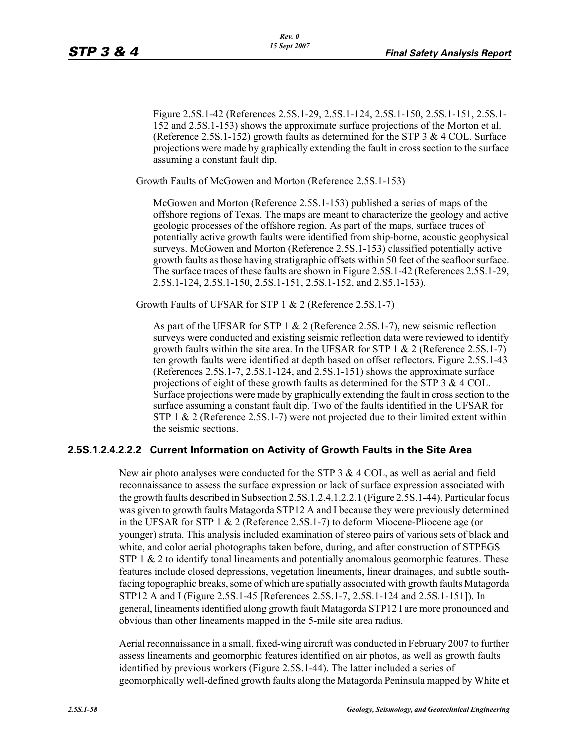Figure 2.5S.1-42 (References 2.5S.1-29, 2.5S.1-124, 2.5S.1-150, 2.5S.1-151, 2.5S.1-152 and 2.5S.1-153) shows the approximate surface projections of the Morton et al. (Reference 2.5S.1-152) growth faults as determined for the STP 3 & 4 COL. Surface projections were made by graphically extending the fault in cross section to the surface assuming a constant fault dip.

Growth Faults of McGowen and Morton (Reference 2.5S.1-153)

McGowen and Morton (Reference 2.5S.1-153) published a series of maps of the offshore regions of Texas. The maps are meant to characterize the geology and active geologic processes of the offshore region. As part of the maps, surface traces of potentially active growth faults were identified from ship-borne, acoustic geophysical surveys. McGowen and Morton (Reference 2.5S.1-153) classified potentially active growth faults as those having stratigraphic offsets within 50 feet of the seafloor surface. The surface traces of these faults are shown in Figure 2.5S.1-42 (References 2.5S.1-29, 2.5S.1-124, 2.5S.1-150, 2.5S.1-151, 2.5S.1-152, and 2.S5.1-153).

Growth Faults of UFSAR for STP 1 & 2 (Reference 2.5S.1-7)

As part of the UFSAR for STP 1 & 2 (Reference 2.5S.1-7), new seismic reflection surveys were conducted and existing seismic reflection data were reviewed to identify growth faults within the site area. In the UFSAR for STP 1 & 2 (Reference 2.5S.1-7) ten growth faults were identified at depth based on offset reflectors. Figure 2.5S.1-43 (References 2.5S.1-7, 2.5S.1-124, and 2.5S.1-151) shows the approximate surface projections of eight of these growth faults as determined for the STP 3 & 4 COL. Surface projections were made by graphically extending the fault in cross section to the surface assuming a constant fault dip. Two of the faults identified in the UFSAR for STP 1 & 2 (Reference 2.5S.1-7) were not projected due to their limited extent within the seismic sections.

### 2.5S.1.2.4.2.2.2 Current Information on Activity of Growth Faults in the Site Area

New air photo analyses were conducted for the STP 3 & 4 COL, as well as aerial and field reconnaissance to assess the surface expression or lack of surface expression associated with the growth faults described in Subsection 2.5S.1.2.4.1.2.2.1 (Figure 2.5S.1-44). Particular focus was given to growth faults Matagorda STP12 A and I because they were previously determined in the UFSAR for STP 1 & 2 (Reference 2.5S.1-7) to deform Miocene-Pliocene age (or younger) strata. This analysis included examination of stereo pairs of various sets of black and white, and color aerial photographs taken before, during, and after construction of STPEGS STP 1 & 2 to identify tonal lineaments and potentially anomalous geomorphic features. These features include closed depressions, vegetation lineaments, linear drainages, and subtle south-facing topographic breaks, some of which are spatially associated with growth faults Matagorda STP12 A and I (Figure 2.5S.1-45 [References 2.5S.1-7, 2.5S.1-124 and 2.5S.1-151]). In general, lineaments identified along growth fault Matagorda STP12 I are more pronounced and obvious than other lineaments mapped in the 5-mile site area radius.

Aerial reconnaissance in a small, fixed-wing aircraft was conducted in February 2007 to further assess lineaments and geomorphic features identified on air photos, as well as growth faults identified by previous workers (Figure 2.5S.1-44). The latter included a series of geomorphically well-defined growth faults along the Matagorda Peninsula mapped by White et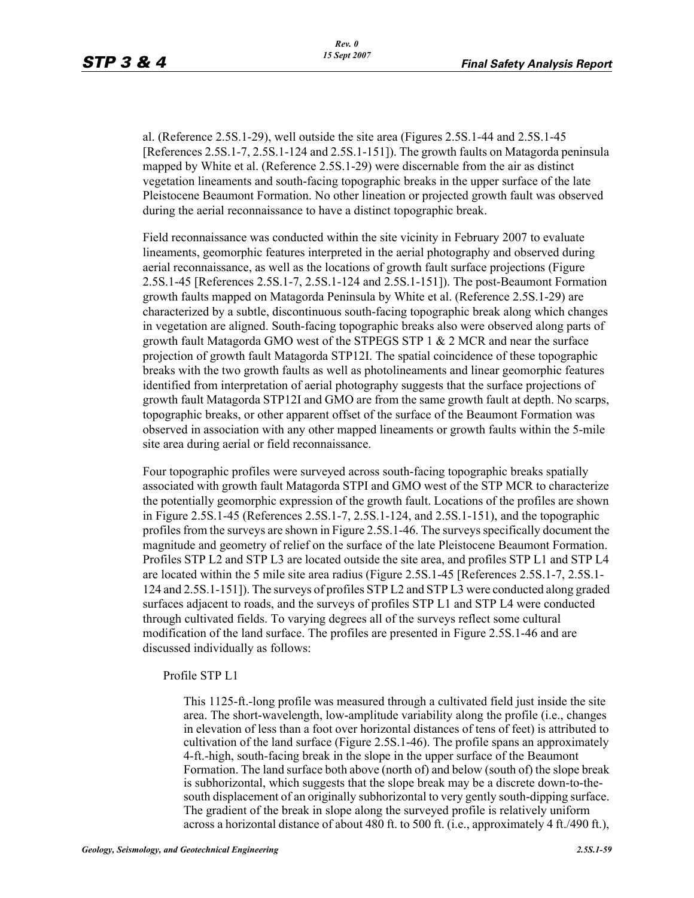al. (Reference 2.5S.1-29), well outside the site area (Figures 2.5S.1-44 and 2.5S.1-45 [References 2.5S.1-7, 2.5S.1-124 and 2.5S.1-151]). The growth faults on Matagorda peninsula mapped by White et al. (Reference 2.5S.1-29) were discernable from the air as distinct vegetation lineaments and south-facing topographic breaks in the upper surface of the late Pleistocene Beaumont Formation. No other lineation or projected growth fault was observed during the aerial reconnaissance to have a distinct topographic break.

Field reconnaissance was conducted within the site vicinity in February 2007 to evaluate lineaments, geomorphic features interpreted in the aerial photography and observed during aerial reconnaissance, as well as the locations of growth fault surface projections (Figure 2.5S.1-45 [References 2.5S.1-7, 2.5S.1-124 and 2.5S.1-151]). The post-Beaumont Formation growth faults mapped on Matagorda Peninsula by White et al. (Reference 2.5S.1-29) are characterized by a subtle, discontinuous south-facing topographic break along which changes in vegetation are aligned. South-facing topographic breaks also were observed along parts of growth fault Matagorda GMO west of the STPEGS STP 1 & 2 MCR and near the surface projection of growth fault Matagorda STP12I. The spatial coincidence of these topographic breaks with the two growth faults as well as photolineaments and linear geomorphic features identified from interpretation of aerial photography suggests that the surface projections of growth fault Matagorda STP12I and GMO are from the same growth fault at depth. No scarps, topographic breaks, or other apparent offset of the surface of the Beaumont Formation was observed in association with any other mapped lineaments or growth faults within the 5-mile site area during aerial or field reconnaissance.

Four topographic profiles were surveyed across south-facing topographic breaks spatially associated with growth fault Matagorda STPI and GMO west of the STP MCR to characterize the potentially geomorphic expression of the growth fault. Locations of the profiles are shown in Figure 2.5S.1-45 (References 2.5S.1-7, 2.5S.1-124, and 2.5S.1-151), and the topographic profiles from the surveys are shown in Figure 2.5S.1-46. The surveys specifically document the magnitude and geometry of relief on the surface of the late Pleistocene Beaumont Formation. Profiles STP L2 and STP L3 are located outside the site area, and profiles STP L1 and STP L4 are located within the 5 mile site area radius (Figure 2.5S.1-45 [References 2.5S.1-7, 2.5S.1-124 and 2.5S.1-151]). The surveys of profiles STP L2 and STP L3 were conducted along graded surfaces adjacent to roads, and the surveys of profiles STP L1 and STP L4 were conducted through cultivated fields. To varying degrees all of the surveys reflect some cultural modification of the land surface. The profiles are presented in Figure 2.5S.1-46 and are discussed individually as follows:

Profile STP L1

This 1125-ft.-long profile was measured through a cultivated field just inside the site area. The short-wavelength, low-amplitude variability along the profile (i.e., changes in elevation of less than a foot over horizontal distances of tens of feet) is attributed to cultivation of the land surface (Figure 2.5S.1-46). The profile spans an approximately 4-ft.-high, south-facing break in the slope in the upper surface of the Beaumont Formation. The land surface both above (north of) and below (south of) the slope break is subhorizontal, which suggests that the slope break may be a discrete down-to-the-south displacement of an originally subhorizontal to very gently south-dipping surface. The gradient of the break in slope along the surveyed profile is relatively uniform across a horizontal distance of about 480 ft. to 500 ft. (i.e., approximately 4 ft./490 ft.),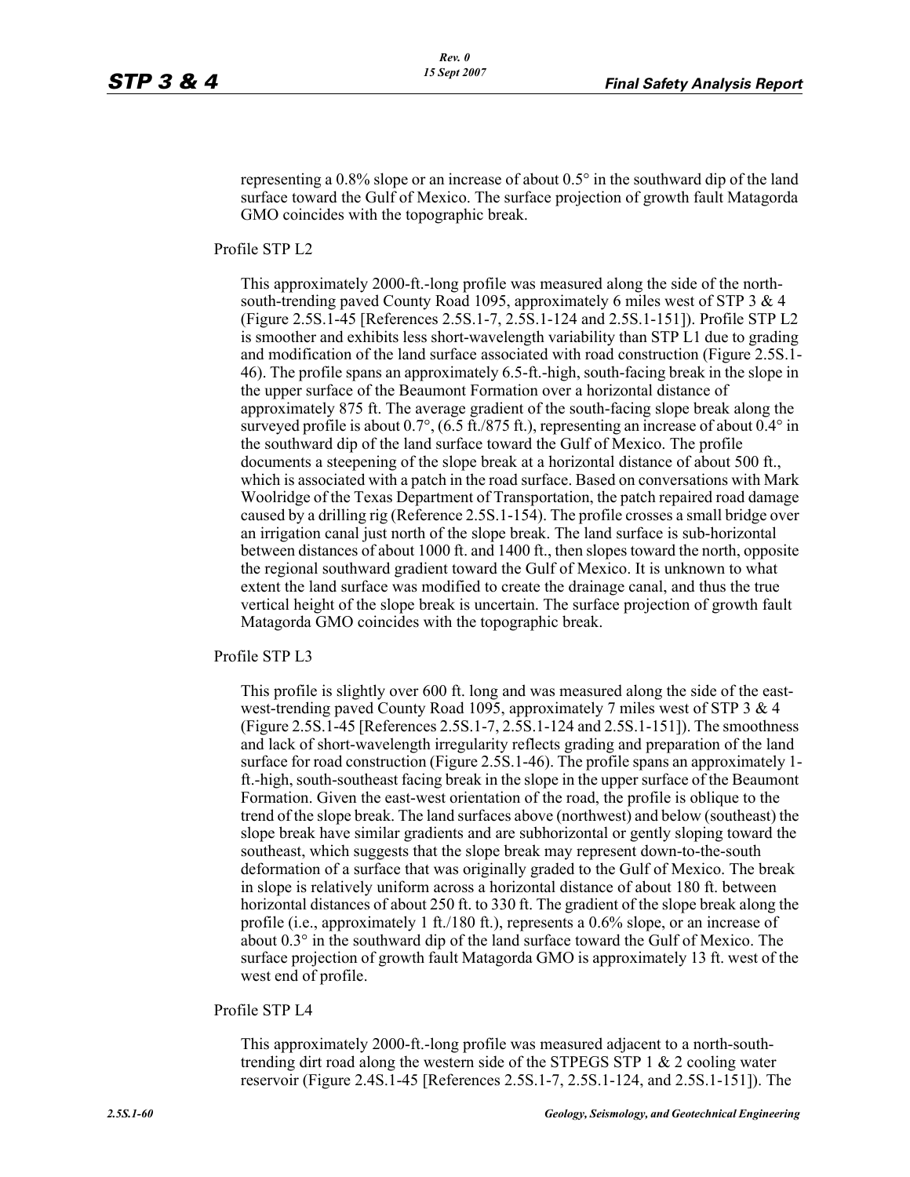representing a 0.8% slope or an increase of about 0.5° in the southward dip of the land surface toward the Gulf of Mexico. The surface projection of growth fault Matagorda GMO coincides with the topographic break.

Profile STP L2

This approximately 2000-ft.-long profile was measured along the side of the north-south-trending paved County Road 1095, approximately 6 miles west of STP 3 & 4 (Figure 2.5S.1-45 [References 2.5S.1-7, 2.5S.1-124 and 2.5S.1-151]). Profile STP L2 is smoother and exhibits less short-wavelength variability than STP L1 due to grading and modification of the land surface associated with road construction (Figure 2.5S.1-46). The profile spans an approximately 6.5-ft.-high, south-facing break in the slope in the upper surface of the Beaumont Formation over a horizontal distance of approximately 875 ft. The average gradient of the south-facing slope break along the surveyed profile is about 0.7°, (6.5 ft./875 ft.), representing an increase of about 0.4° in the southward dip of the land surface toward the Gulf of Mexico. The profile documents a steepening of the slope break at a horizontal distance of about 500 ft., which is associated with a patch in the road surface. Based on conversations with Mark Woolridge of the Texas Department of Transportation, the patch repaired road damage caused by a drilling rig (Reference 2.5S.1-154). The profile crosses a small bridge over an irrigation canal just north of the slope break. The land surface is sub-horizontal between distances of about 1000 ft. and 1400 ft., then slopes toward the north, opposite the regional southward gradient toward the Gulf of Mexico. It is unknown to what extent the land surface was modified to create the drainage canal, and thus the true vertical height of the slope break is uncertain. The surface projection of growth fault Matagorda GMO coincides with the topographic break.

Profile STP L3

This profile is slightly over 600 ft. long and was measured along the side of the east-west-trending paved County Road 1095, approximately 7 miles west of STP 3 & 4 (Figure 2.5S.1-45 [References 2.5S.1-7, 2.5S.1-124 and 2.5S.1-151]). The smoothness and lack of short-wavelength irregularity reflects grading and preparation of the land surface for road construction (Figure 2.5S.1-46). The profile spans an approximately 1-ft.-high, south-southeast facing break in the slope in the upper surface of the Beaumont Formation. Given the east-west orientation of the road, the profile is oblique to the trend of the slope break. The land surfaces above (northwest) and below (southeast) the slope break have similar gradients and are subhorizontal or gently sloping toward the southeast, which suggests that the slope break may represent down-to-the-south deformation of a surface that was originally graded to the Gulf of Mexico. The break in slope is relatively uniform across a horizontal distance of about 180 ft. between horizontal distances of about 250 ft. to 330 ft. The gradient of the slope break along the profile (i.e., approximately 1 ft./180 ft.), represents a 0.6% slope, or an increase of about 0.3° in the southward dip of the land surface toward the Gulf of Mexico. The surface projection of growth fault Matagorda GMO is approximately 13 ft. west of the west end of profile.

Profile STP L4

This approximately 2000-ft.-long profile was measured adjacent to a north-south-trending dirt road along the western side of the STPEGS STP 1 & 2 cooling water reservoir (Figure 2.4S.1-45 [References 2.5S.1-7, 2.5S.1-124, and 2.5S.1-151]). The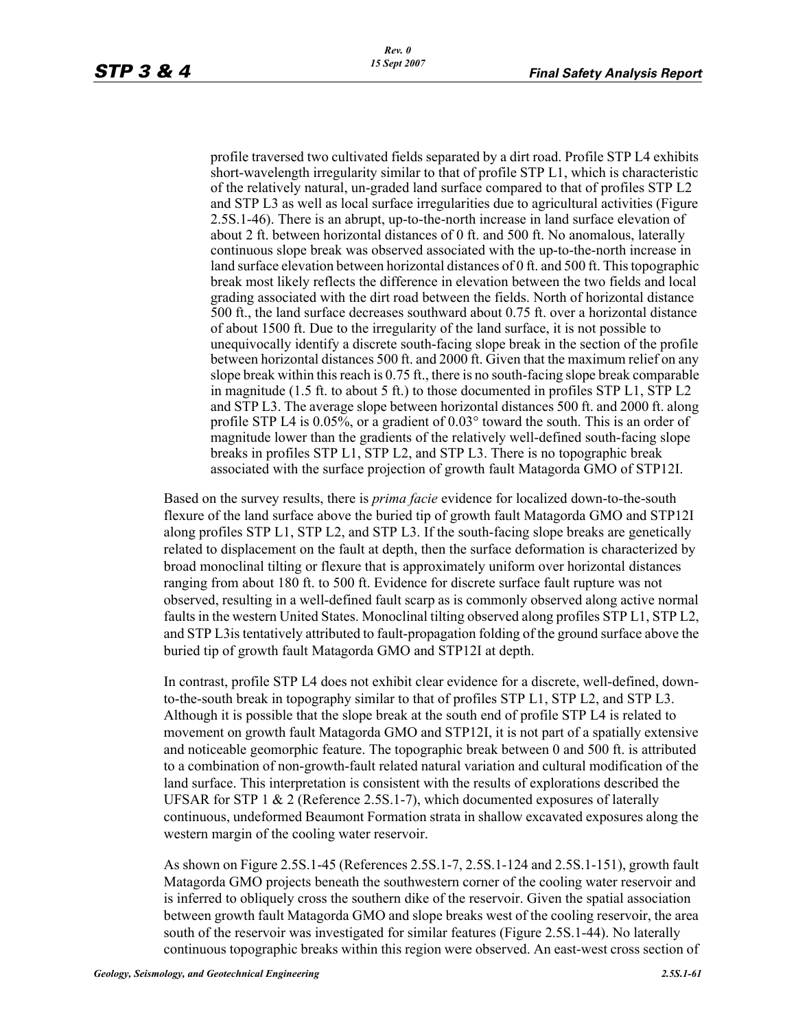profile traversed two cultivated fields separated by a dirt road. Profile STP L4 exhibits short-wavelength irregularity similar to that of profile STP L1, which is characteristic of the relatively natural, un-graded land surface compared to that of profiles STP L2 and STP L3 as well as local surface irregularities due to agricultural activities (Figure 2.5S.1-46). There is an abrupt, up-to-the-north increase in land surface elevation of about 2 ft. between horizontal distances of 0 ft. and 500 ft. No anomalous, laterally continuous slope break was observed associated with the up-to-the-north increase in land surface elevation between horizontal distances of 0 ft. and 500 ft. This topographic break most likely reflects the difference in elevation between the two fields and local grading associated with the dirt road between the fields. North of horizontal distance 500 ft., the land surface decreases southward about 0.75 ft. over a horizontal distance of about 1500 ft. Due to the irregularity of the land surface, it is not possible to unequivocally identify a discrete south-facing slope break in the section of the profile between horizontal distances 500 ft. and 2000 ft. Given that the maximum relief on any slope break within this reach is 0.75 ft., there is no south-facing slope break comparable in magnitude (1.5 ft. to about 5 ft.) to those documented in profiles STP L1, STP L2 and STP L3. The average slope between horizontal distances 500 ft. and 2000 ft. along profile STP L4 is 0.05%, or a gradient of 0.03° toward the south. This is an order of magnitude lower than the gradients of the relatively well-defined south-facing slope breaks in profiles STP L1, STP L2, and STP L3. There is no topographic break associated with the surface projection of growth fault Matagorda GMO of STP12I.

Based on the survey results, there is *prima facie* evidence for localized down-to-the-south flexure of the land surface above the buried tip of growth fault Matagorda GMO and STP12I along profiles STP L1, STP L2, and STP L3. If the south-facing slope breaks are genetically related to displacement on the fault at depth, then the surface deformation is characterized by broad monoclinal tilting or flexure that is approximately uniform over horizontal distances ranging from about 180 ft. to 500 ft. Evidence for discrete surface fault rupture was not observed, resulting in a well-defined fault scarp as is commonly observed along active normal faults in the western United States. Monoclinal tilting observed along profiles STP L1, STP L2, and STP L3is tentatively attributed to fault-propagation folding of the ground surface above the buried tip of growth fault Matagorda GMO and STP12I at depth.

In contrast, profile STP L4 does not exhibit clear evidence for a discrete, well-defined, down-to-the-south break in topography similar to that of profiles STP L1, STP L2, and STP L3. Although it is possible that the slope break at the south end of profile STP L4 is related to movement on growth fault Matagorda GMO and STP12I, it is not part of a spatially extensive and noticeable geomorphic feature. The topographic break between 0 and 500 ft. is attributed to a combination of non-growth-fault related natural variation and cultural modification of the land surface. This interpretation is consistent with the results of explorations described the UFSAR for STP 1 & 2 (Reference 2.5S.1-7), which documented exposures of laterally continuous, undeformed Beaumont Formation strata in shallow excavated exposures along the western margin of the cooling water reservoir.

As shown on Figure 2.5S.1-45 (References 2.5S.1-7, 2.5S.1-124 and 2.5S.1-151), growth fault Matagorda GMO projects beneath the southwestern corner of the cooling water reservoir and is inferred to obliquely cross the southern dike of the reservoir. Given the spatial association between growth fault Matagorda GMO and slope breaks west of the cooling reservoir, the area south of the reservoir was investigated for similar features (Figure 2.5S.1-44). No laterally continuous topographic breaks within this region were observed. An east-west cross section of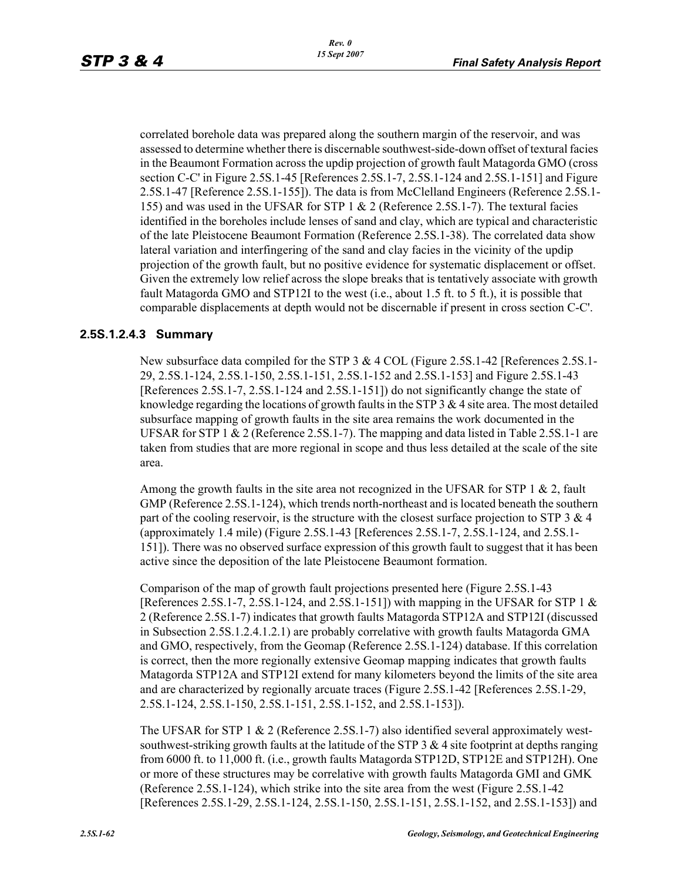correlated borehole data was prepared along the southern margin of the reservoir, and was assessed to determine whether there is discernable southwest-side-down offset of textural facies in the Beaumont Formation across the updip projection of growth fault Matagorda GMO (cross section C-C' in Figure 2.5S.1-45 [References 2.5S.1-7, 2.5S.1-124 and 2.5S.1-151] and Figure 2.5S.1-47 [Reference 2.5S.1-155]). The data is from McClelland Engineers (Reference 2.5S.1-155) and was used in the UFSAR for STP 1 & 2 (Reference 2.5S.1-7). The textural facies identified in the boreholes include lenses of sand and clay, which are typical and characteristic of the late Pleistocene Beaumont Formation (Reference 2.5S.1-38). The correlated data show lateral variation and interfingering of the sand and clay facies in the vicinity of the updip projection of the growth fault, but no positive evidence for systematic displacement or offset. Given the extremely low relief across the slope breaks that is tentatively associate with growth fault Matagorda GMO and STP12I to the west (i.e., about 1.5 ft. to 5 ft.), it is possible that comparable displacements at depth would not be discernable if present in cross section C-C'.

### 2.5S.1.2.4.3 Summary

New subsurface data compiled for the STP 3 & 4 COL (Figure 2.5S.1-42 [References 2.5S.1-29, 2.5S.1-124, 2.5S.1-150, 2.5S.1-151, 2.5S.1-152 and 2.5S.1-153] and Figure 2.5S.1-43 [References 2.5S.1-7, 2.5S.1-124 and 2.5S.1-151]) do not significantly change the state of knowledge regarding the locations of growth faults in the STP 3 & 4 site area. The most detailed subsurface mapping of growth faults in the site area remains the work documented in the UFSAR for STP 1 & 2 (Reference 2.5S.1-7). The mapping and data listed in Table 2.5S.1-1 are taken from studies that are more regional in scope and thus less detailed at the scale of the site area.

Among the growth faults in the site area not recognized in the UFSAR for STP 1 & 2, fault GMP (Reference 2.5S.1-124), which trends north-northeast and is located beneath the southern part of the cooling reservoir, is the structure with the closest surface projection to STP 3 & 4 (approximately 1.4 mile) (Figure 2.5S.1-43 [References 2.5S.1-7, 2.5S.1-124, and 2.5S.1-151]). There was no observed surface expression of this growth fault to suggest that it has been active since the deposition of the late Pleistocene Beaumont formation.

Comparison of the map of growth fault projections presented here (Figure 2.5S.1-43 [References 2.5S.1-7, 2.5S.1-124, and 2.5S.1-151]) with mapping in the UFSAR for STP 1 & 2 (Reference 2.5S.1-7) indicates that growth faults Matagorda STP12A and STP12I (discussed in Subsection 2.5S.1.2.4.1.2.1) are probably correlative with growth faults Matagorda GMA and GMO, respectively, from the Geomap (Reference 2.5S.1-124) database. If this correlation is correct, then the more regionally extensive Geomap mapping indicates that growth faults Matagorda STP12A and STP12I extend for many kilometers beyond the limits of the site area and are characterized by regionally arcuate traces (Figure 2.5S.1-42 [References 2.5S.1-29, 2.5S.1-124, 2.5S.1-150, 2.5S.1-151, 2.5S.1-152, and 2.5S.1-153]).

The UFSAR for STP 1 & 2 (Reference 2.5S.1-7) also identified several approximately west-southwest-striking growth faults at the latitude of the STP 3 & 4 site footprint at depths ranging from 6000 ft. to 11,000 ft. (i.e., growth faults Matagorda STP12D, STP12E and STP12H). One or more of these structures may be correlative with growth faults Matagorda GMI and GMK (Reference 2.5S.1-124), which strike into the site area from the west (Figure 2.5S.1-42 [References 2.5S.1-29, 2.5S.1-124, 2.5S.1-150, 2.5S.1-151, 2.5S.1-152, and 2.5S.1-153]) and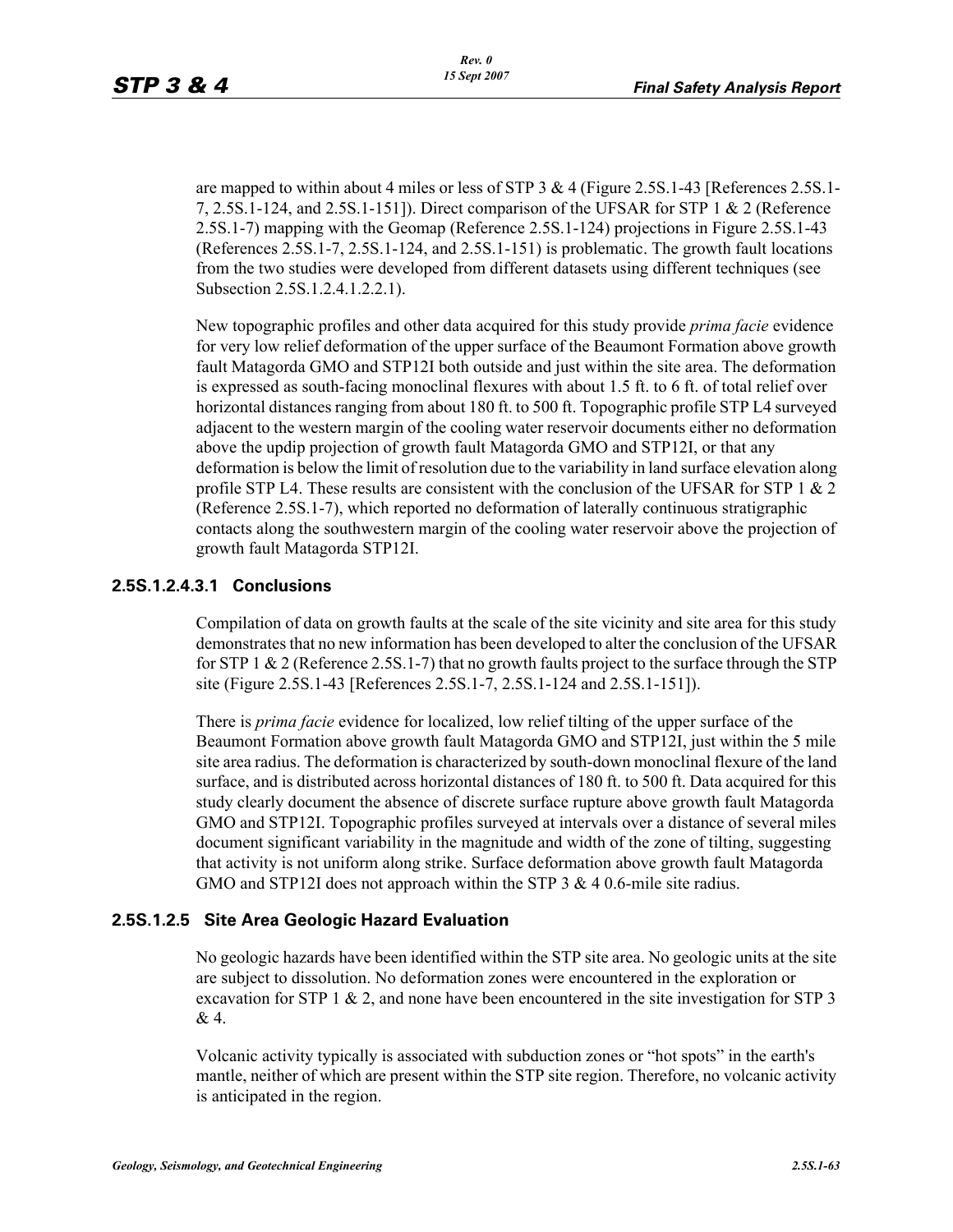are mapped to within about 4 miles or less of STP 3 & 4 (Figure 2.5S.1-43 [References 2.5S.1-7, 2.5S.1-124, and 2.5S.1-151]). Direct comparison of the UFSAR for STP 1 & 2 (Reference 2.5S.1-7) mapping with the Geomap (Reference 2.5S.1-124) projections in Figure 2.5S.1-43 (References 2.5S.1-7, 2.5S.1-124, and 2.5S.1-151) is problematic. The growth fault locations from the two studies were developed from different datasets using different techniques (see Subsection 2.5S.1.2.4.1.2.2.1).

New topographic profiles and other data acquired for this study provide *prima facie* evidence for very low relief deformation of the upper surface of the Beaumont Formation above growth fault Matagorda GMO and STP12I both outside and just within the site area. The deformation is expressed as south-facing monoclinal flexures with about 1.5 ft. to 6 ft. of total relief over horizontal distances ranging from about 180 ft. to 500 ft. Topographic profile STP L4 surveyed adjacent to the western margin of the cooling water reservoir documents either no deformation above the updip projection of growth fault Matagorda GMO and STP12I, or that any deformation is below the limit of resolution due to the variability in land surface elevation along profile STP L4. These results are consistent with the conclusion of the UFSAR for STP 1 & 2 (Reference 2.5S.1-7), which reported no deformation of laterally continuous stratigraphic contacts along the southwestern margin of the cooling water reservoir above the projection of growth fault Matagorda STP12I.

#### 2.5S.1.2.4.3.1 Conclusions

Compilation of data on growth faults at the scale of the site vicinity and site area for this study demonstrates that no new information has been developed to alter the conclusion of the UFSAR for STP 1 & 2 (Reference 2.5S.1-7) that no growth faults project to the surface through the STP site (Figure 2.5S.1-43 [References 2.5S.1-7, 2.5S.1-124 and 2.5S.1-151]).

There is *prima facie* evidence for localized, low relief tilting of the upper surface of the Beaumont Formation above growth fault Matagorda GMO and STP12I, just within the 5 mile site area radius. The deformation is characterized by south-down monoclinal flexure of the land surface, and is distributed across horizontal distances of 180 ft. to 500 ft. Data acquired for this study clearly document the absence of discrete surface rupture above growth fault Matagorda GMO and STP12I. Topographic profiles surveyed at intervals over a distance of several miles document significant variability in the magnitude and width of the zone of tilting, suggesting that activity is not uniform along strike. Surface deformation above growth fault Matagorda GMO and STP12I does not approach within the STP 3 & 4 0.6-mile site radius.

### 2.5S.1.2.5 Site Area Geologic Hazard Evaluation

No geologic hazards have been identified within the STP site area. No geologic units at the site are subject to dissolution. No deformation zones were encountered in the exploration or excavation for STP 1 & 2, and none have been encountered in the site investigation for STP 3 & 4.

Volcanic activity typically is associated with subduction zones or “hot spots” in the earth's mantle, neither of which are present within the STP site region. Therefore, no volcanic activity is anticipated in the region.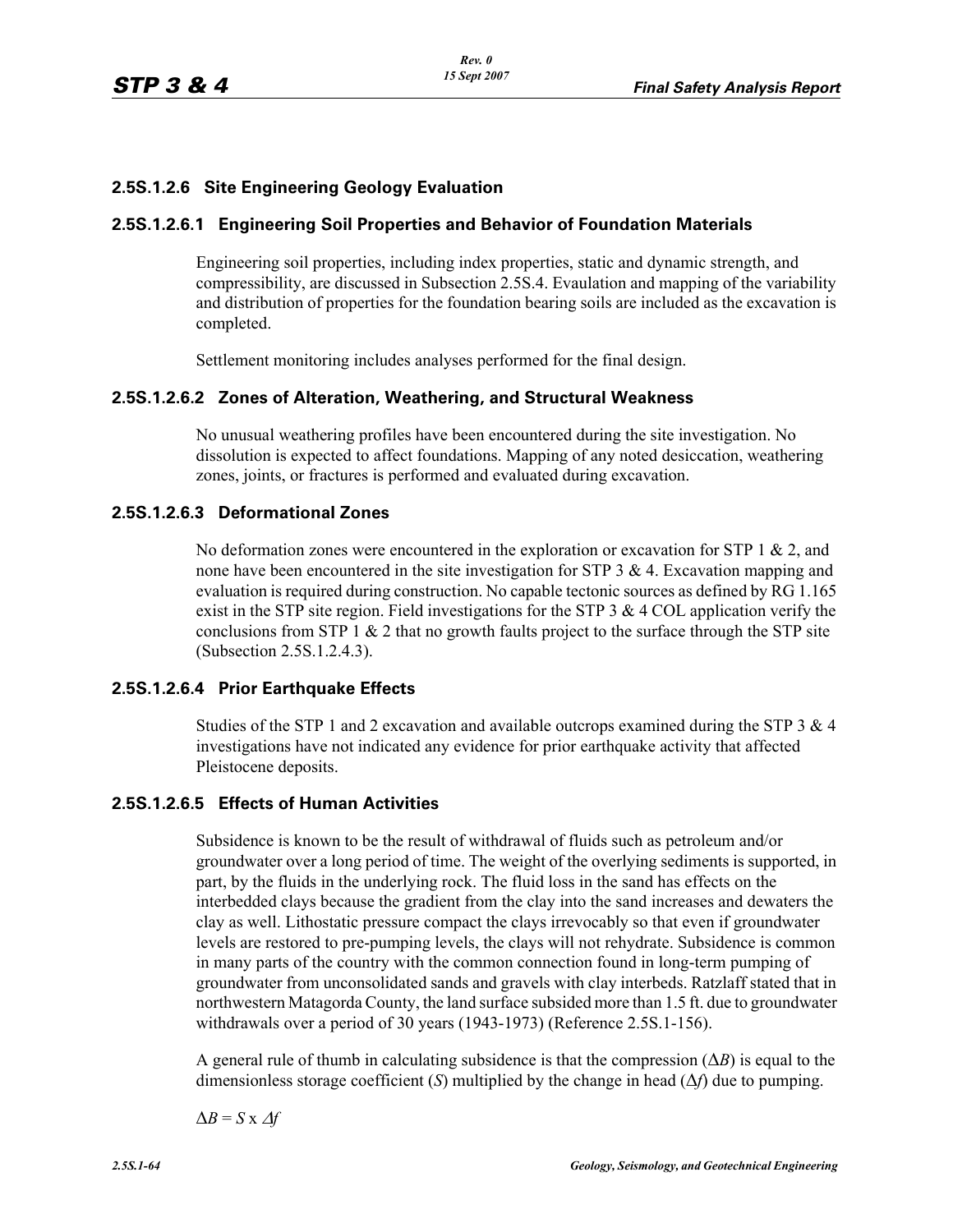### 2.5S.1.2.6 Site Engineering Geology Evaluation

#### 2.5S.1.2.6.1 Engineering Soil Properties and Behavior of Foundation Materials

Engineering soil properties, including index properties, static and dynamic strength, and compressibility, are discussed in Subsection 2.5S.4. Evaluation and mapping of the variability and distribution of properties for the foundation bearing soils are included as the excavation is completed.

Settlement monitoring includes analyses performed for the final design.

#### 2.5S.1.2.6.2 Zones of Alteration, Weathering, and Structural Weakness

No unusual weathering profiles have been encountered during the site investigation. No dissolution is expected to affect foundations. Mapping of any noted desiccation, weathering zones, joints, or fractures is performed and evaluated during excavation.

#### 2.5S.1.2.6.3 Deformational Zones

No deformation zones were encountered in the exploration or excavation for STP 1 & 2, and none have been encountered in the site investigation for STP 3 & 4. Excavation mapping and evaluation is required during construction. No capable tectonic sources as defined by RG 1.165 exist in the STP site region. Field investigations for the STP 3 & 4 COL application verify the conclusions from STP 1 & 2 that no growth faults project to the surface through the STP site (Subsection 2.5S.1.2.4.3).

#### 2.5S.1.2.6.4 Prior Earthquake Effects

Studies of the STP 1 and 2 excavation and available outcrops examined during the STP 3 & 4 investigations have not indicated any evidence for prior earthquake activity that affected Pleistocene deposits.

#### 2.5S.1.2.6.5 Effects of Human Activities

Subsidence is known to be the result of withdrawal of fluids such as petroleum and/or groundwater over a long period of time. The weight of the overlying sediments is supported, in part, by the fluids in the underlying rock. The fluid loss in the sand has effects on the interbedded clays because the gradient from the clay into the sand increases and dewaters the clay as well. Lithostatic pressure compact the clays irrevocably so that even if groundwater levels are restored to pre-pumping levels, the clays will not rehydrate. Subsidence is common in many parts of the country with the common connection found in long-term pumping of groundwater from unconsolidated sands and gravels with clay interbeds. Ratzlaff stated that in northwestern Matagorda County, the land surface subsided more than 1.5 ft. due to groundwater withdrawals over a period of 30 years (1943-1973) (Reference 2.5S.1-156).

A general rule of thumb in calculating subsidence is that the compression ($\Delta B$) is equal to the dimensionless storage coefficient ($S$) multiplied by the change in head ($\Delta f$) due to pumping.

$$\Delta B = S \times \Delta f$$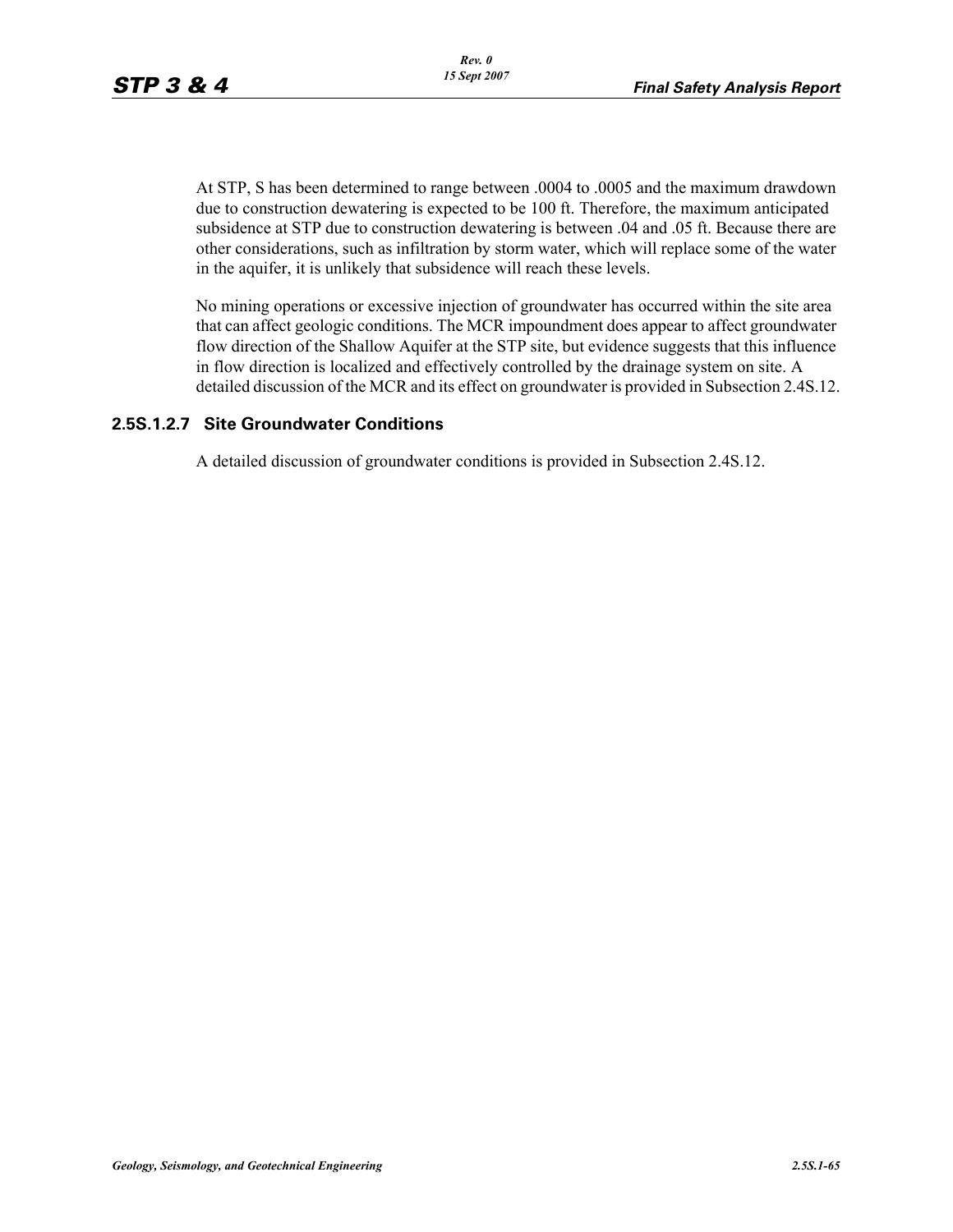At STP, $S$ has been determined to range between .0004 to .0005 and the maximum drawdown due to construction dewatering is expected to be 100 ft. Therefore, the maximum anticipated subsidence at STP due to construction dewatering is between .04 and .05 ft. Because there are other considerations, such as infiltration by storm water, which will replace some of the water in the aquifer, it is unlikely that subsidence will reach these levels.

No mining operations or excessive injection of groundwater has occurred within the site area that can affect geologic conditions. The MCR impoundment does appear to affect groundwater flow direction of the Shallow Aquifer at the STP site, but evidence suggests that this influence in flow direction is localized and effectively controlled by the drainage system on site. A detailed discussion of the MCR and its effect on groundwater is provided in Subsection 2.4S.12.

### 2.5S.1.2.7 Site Groundwater Conditions

A detailed discussion of groundwater conditions is provided in Subsection 2.4S.12.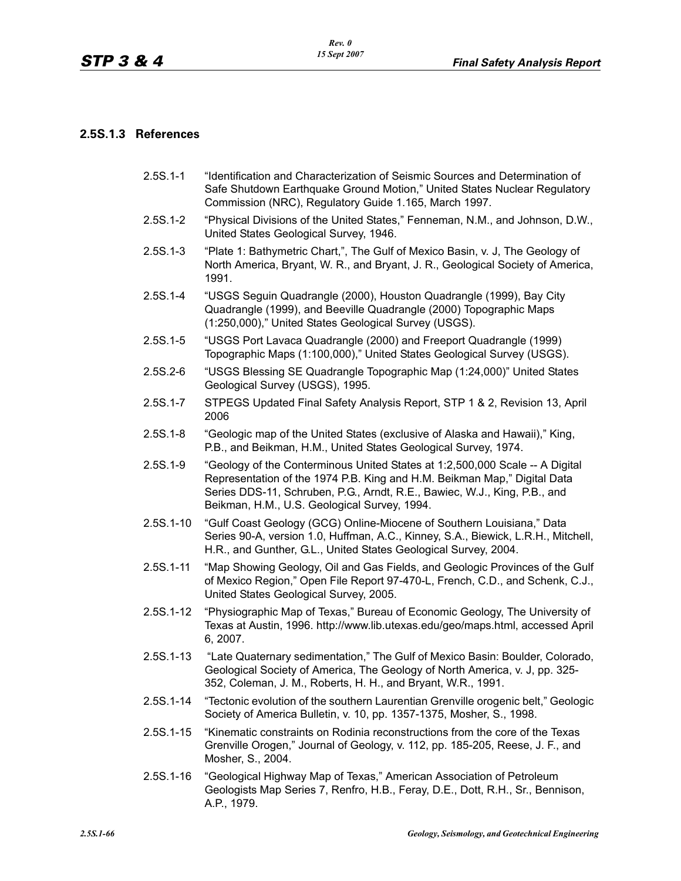### 2.5S.1.3 References

2.5S.1-1 "Identification and Characterization of Seismic Sources and Determination of Safe Shutdown Earthquake Ground Motion," United States Nuclear Regulatory Commission (NRC), Regulatory Guide 1.165, March 1997.

2.5S.1-2 "Physical Divisions of the United States," Fenneman, N.M., and Johnson, D.W., United States Geological Survey, 1946.

2.5S.1-3 "Plate 1: Bathymetric Chart,", The Gulf of Mexico Basin, v. J, The Geology of North America, Bryant, W. R., and Bryant, J. R., Geological Society of America, 1991.

2.5S.1-4 "USGS Seguin Quadrangle (2000), Houston Quadrangle (1999), Bay City Quadrangle (1999), and Beeville Quadrangle (2000) Topographic Maps (1:250,000)," United States Geological Survey (USGS).

2.5S.1-5 "USGS Port Lavaca Quadrangle (2000) and Freeport Quadrangle (1999) Topographic Maps (1:100,000)," United States Geological Survey (USGS).

2.5S.2-6 "USGS Blessing SE Quadrangle Topographic Map (1:24,000)" United States Geological Survey (USGS), 1995.

2.5S.1-7 STPEGS Updated Final Safety Analysis Report, STP 1 & 2, Revision 13, April 2006

2.5S.1-8 "Geologic map of the United States (exclusive of Alaska and Hawaii)," King, P.B., and Beikman, H.M., United States Geological Survey, 1974.

2.5S.1-9 "Geology of the Conterminous United States at 1:2,500,000 Scale -- A Digital Representation of the 1974 P.B. King and H.M. Beikman Map," Digital Data Series DDS-11, Schruben, P.G., Arndt, R.E., Bawiec, W.J., King, P.B., and Beikman, H.M., U.S. Geological Survey, 1994.

2.5S.1-10 "Gulf Coast Geology (GCG) Online-Miocene of Southern Louisiana," Data Series 90-A, version 1.0, Huffman, A.C., Kinney, S.A., Biewick, L.R.H., Mitchell, H.R., and Gunther, G.L., United States Geological Survey, 2004.

2.5S.1-11 "Map Showing Geology, Oil and Gas Fields, and Geologic Provinces of the Gulf of Mexico Region," Open File Report 97-470-L, French, C.D., and Schenk, C.J., United States Geological Survey, 2005.

2.5S.1-12 "Physiographic Map of Texas," Bureau of Economic Geology, The University of Texas at Austin, 1996. http://www.lib.utexas.edu/geo/maps.html, accessed April 6, 2007.

2.5S.1-13 "Late Quaternary sedimentation," The Gulf of Mexico Basin: Boulder, Colorado, Geological Society of America, The Geology of North America, v. J, pp. 325-352, Coleman, J. M., Roberts, H. H., and Bryant, W.R., 1991.

2.5S.1-14 "Tectonic evolution of the southern Laurentian Grenville orogenic belt," Geologic Society of America Bulletin, v. 10, pp. 1357-1375, Mosher, S., 1998.

2.5S.1-15 "Kinematic constraints on Rodinia reconstructions from the core of the Texas Grenville Orogen," Journal of Geology, v. 112, pp. 185-205, Reese, J. F., and Mosher, S., 2004.

2.5S.1-16 "Geological Highway Map of Texas," American Association of Petroleum Geologists Map Series 7, Renfro, H.B., Feray, D.E., Dott, R.H., Sr., Bennison, A.P., 1979.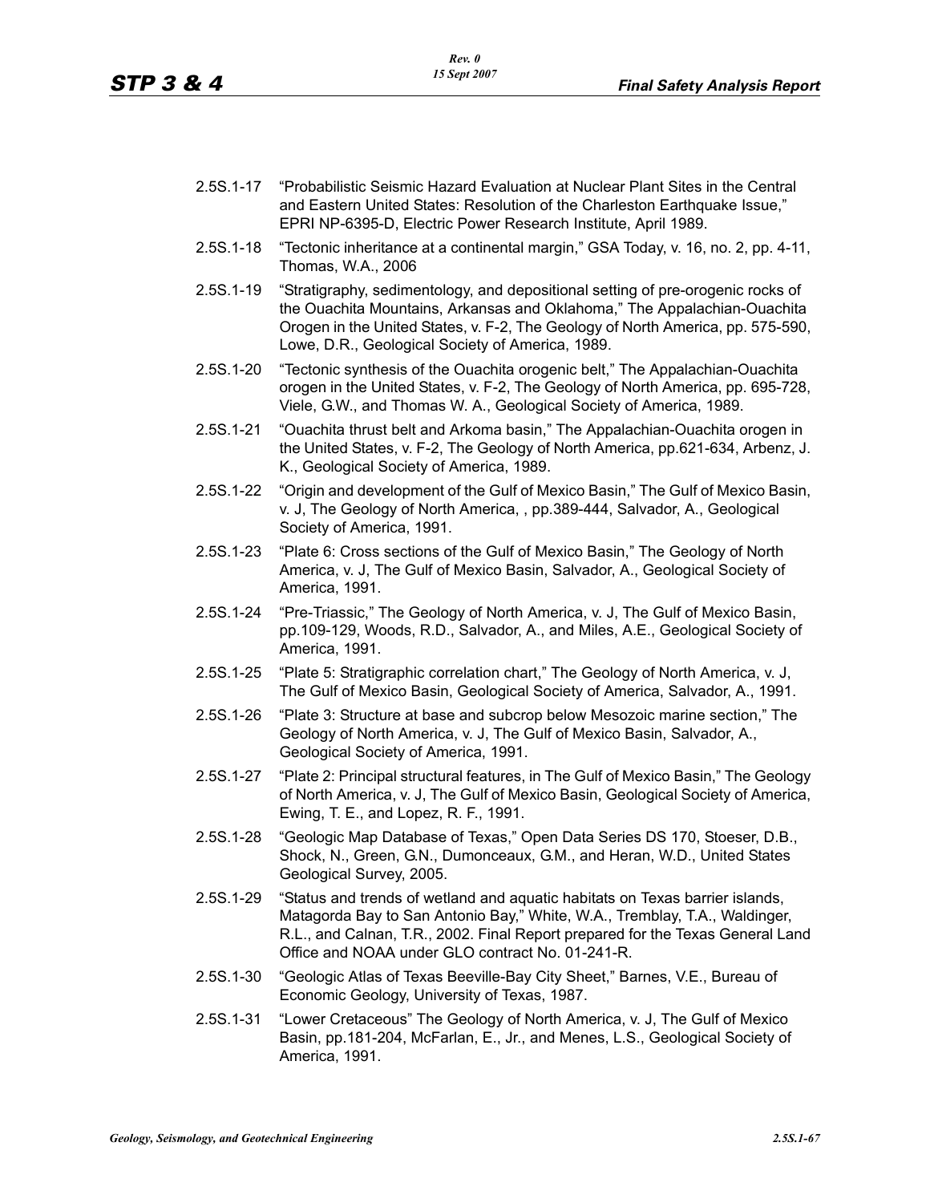2.5S.1-17 "Probabilistic Seismic Hazard Evaluation at Nuclear Plant Sites in the Central and Eastern United States: Resolution of the Charleston Earthquake Issue," EPRI NP-6395-D, Electric Power Research Institute, April 1989.

2.5S.1-18 "Tectonic inheritance at a continental margin," GSA Today, v. 16, no. 2, pp. 4-11, Thomas, W.A., 2006

2.5S.1-19 "Stratigraphy, sedimentology, and depositional setting of pre-orogenic rocks of the Ouachita Mountains, Arkansas and Oklahoma," The Appalachian-Ouachita Orogen in the United States, v. F-2, The Geology of North America, pp. 575-590, Lowe, D.R., Geological Society of America, 1989.

2.5S.1-20 "Tectonic synthesis of the Ouachita orogenic belt," The Appalachian-Ouachita orogen in the United States, v. F-2, The Geology of North America, pp. 695-728, Viele, G.W., and Thomas W. A., Geological Society of America, 1989.

2.5S.1-21 "Ouachita thrust belt and Arkoma basin," The Appalachian-Ouachita orogen in the United States, v. F-2, The Geology of North America, pp.621-634, Arbenz, J. K., Geological Society of America, 1989.

2.5S.1-22 "Origin and development of the Gulf of Mexico Basin," The Gulf of Mexico Basin, v. J, The Geology of North America, , pp.389-444, Salvador, A., Geological Society of America, 1991.

2.5S.1-23 "Plate 6: Cross sections of the Gulf of Mexico Basin," The Geology of North America, v. J, The Gulf of Mexico Basin, Salvador, A., Geological Society of America, 1991.

2.5S.1-24 "Pre-Triassic," The Geology of North America, v. J, The Gulf of Mexico Basin, pp.109-129, Woods, R.D., Salvador, A., and Miles, A.E., Geological Society of America, 1991.

2.5S.1-25 "Plate 5: Stratigraphic correlation chart," The Geology of North America, v. J, The Gulf of Mexico Basin, Geological Society of America, Salvador, A., 1991.

2.5S.1-26 "Plate 3: Structure at base and subcrop below Mesozoic marine section," The Geology of North America, v. J, The Gulf of Mexico Basin, Salvador, A., Geological Society of America, 1991.

2.5S.1-27 "Plate 2: Principal structural features, in The Gulf of Mexico Basin," The Geology of North America, v. J, The Gulf of Mexico Basin, Geological Society of America, Ewing, T. E., and Lopez, R. F., 1991.

2.5S.1-28 "Geologic Map Database of Texas," Open Data Series DS 170, Stoeser, D.B., Shock, N., Green, G.N., Dumonceaux, G.M., and Heran, W.D., United States Geological Survey, 2005.

2.5S.1-29 "Status and trends of wetland and aquatic habitats on Texas barrier islands, Matagorda Bay to San Antonio Bay," White, W.A., Tremblay, T.A., Waldinger, R.L., and Calnan, T.R., 2002. Final Report prepared for the Texas General Land Office and NOAA under GLO contract No. 01-241-R.

2.5S.1-30 "Geologic Atlas of Texas Beeville-Bay City Sheet," Barnes, V.E., Bureau of Economic Geology, University of Texas, 1987.

2.5S.1-31 "Lower Cretaceous" The Geology of North America, v. J, The Gulf of Mexico Basin, pp.181-204, McFarlan, E., Jr., and Menes, L.S., Geological Society of America, 1991.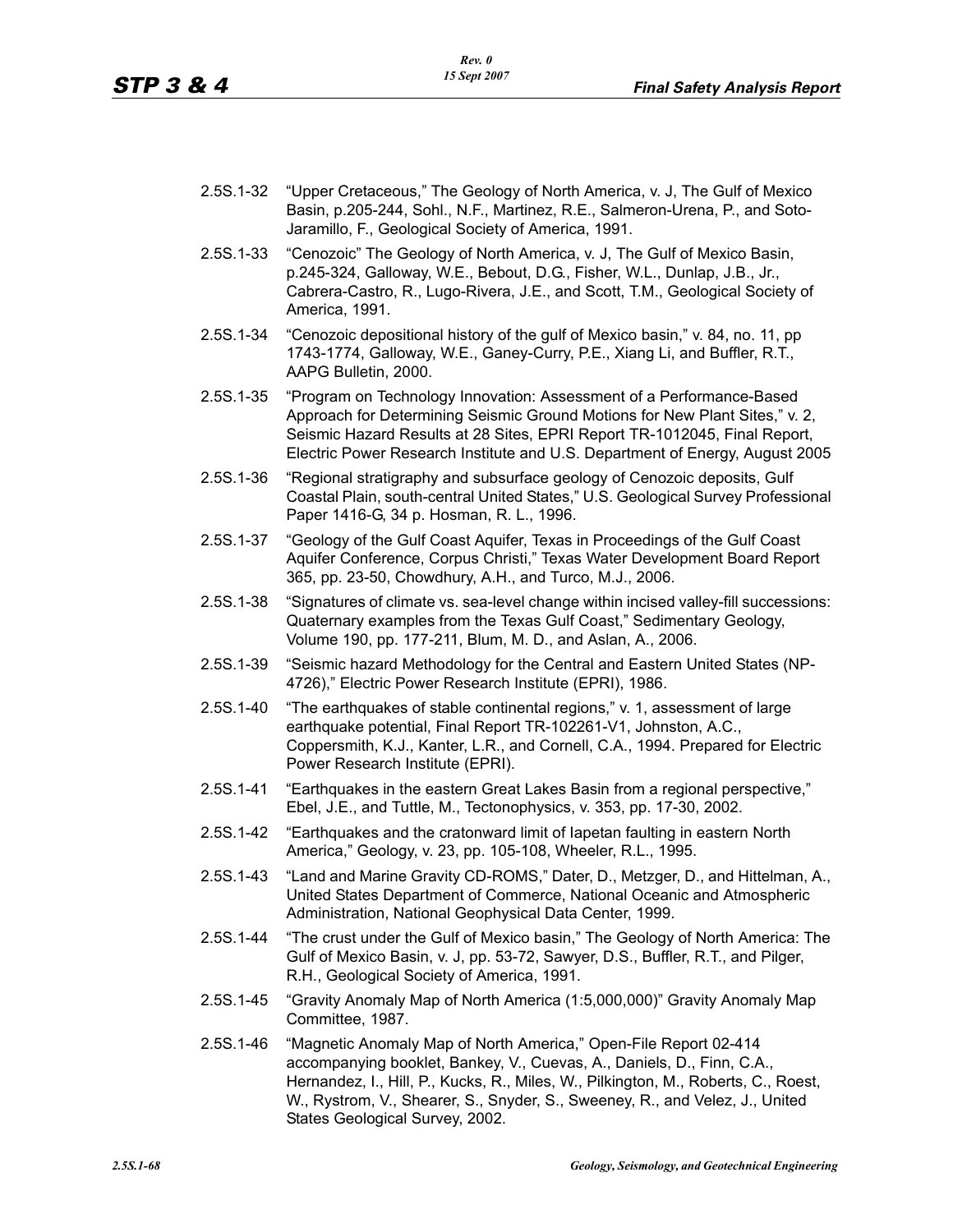2.5S.1-32 "Upper Cretaceous," The Geology of North America, v. J, The Gulf of Mexico Basin, p.205-244, Sohl., N.F., Martinez, R.E., Salmeron-Urena, P., and Soto-Jaramillo, F., Geological Society of America, 1991.

2.5S.1-33 "Cenozoic" The Geology of North America, v. J, The Gulf of Mexico Basin, p.245-324, Galloway, W.E., Bebout, D.G., Fisher, W.L., Dunlap, J.B., Jr., Cabrera-Castro, R., Lugo-Rivera, J.E., and Scott, T.M., Geological Society of America, 1991.

2.5S.1-34 "Cenozoic depositional history of the gulf of Mexico basin," v. 84, no. 11, pp 1743-1774, Galloway, W.E., Ganey-Curry, P.E., Xiang Li, and Buffler, R.T., AAPG Bulletin, 2000.

2.5S.1-35 "Program on Technology Innovation: Assessment of a Performance-Based Approach for Determining Seismic Ground Motions for New Plant Sites," v. 2, Seismic Hazard Results at 28 Sites, EPRI Report TR-1012045, Final Report, Electric Power Research Institute and U.S. Department of Energy, August 2005

2.5S.1-36 "Regional stratigraphy and subsurface geology of Cenozoic deposits, Gulf Coastal Plain, south-central United States," U.S. Geological Survey Professional Paper 1416-G, 34 p. Hosman, R. L., 1996.

2.5S.1-37 "Geology of the Gulf Coast Aquifer, Texas in Proceedings of the Gulf Coast Aquifer Conference, Corpus Christi," Texas Water Development Board Report 365, pp. 23-50, Chowdhury, A.H., and Turco, M.J., 2006.

2.5S.1-38 "Signatures of climate vs. sea-level change within incised valley-fill successions: Quaternary examples from the Texas Gulf Coast," Sedimentary Geology, Volume 190, pp. 177-211, Blum, M. D., and Aslan, A., 2006.

2.5S.1-39 "Seismic hazard Methodology for the Central and Eastern United States (NP-4726)," Electric Power Research Institute (EPRI), 1986.

2.5S.1-40 "The earthquakes of stable continental regions," v. 1, assessment of large earthquake potential, Final Report TR-102261-V1, Johnston, A.C., Coppersmith, K.J., Kanter, L.R., and Cornell, C.A., 1994. Prepared for Electric Power Research Institute (EPRI).

2.5S.1-41 "Earthquakes in the eastern Great Lakes Basin from a regional perspective," Ebel, J.E., and Tuttle, M., Tectonophysics, v. 353, pp. 17-30, 2002.

2.5S.1-42 "Earthquakes and the cratonward limit of Iapetan faulting in eastern North America," Geology, v. 23, pp. 105-108, Wheeler, R.L., 1995.

2.5S.1-43 "Land and Marine Gravity CD-ROMS," Dater, D., Metzger, D., and Hittelman, A., United States Department of Commerce, National Oceanic and Atmospheric Administration, National Geophysical Data Center, 1999.

2.5S.1-44 "The crust under the Gulf of Mexico basin," The Geology of North America: The Gulf of Mexico Basin, v. J, pp. 53-72, Sawyer, D.S., Buffler, R.T., and Pilger, R.H., Geological Society of America, 1991.

2.5S.1-45 "Gravity Anomaly Map of North America (1:5,000,000)" Gravity Anomaly Map Committee, 1987.

2.5S.1-46 "Magnetic Anomaly Map of North America," Open-File Report 02-414 accompanying booklet, Bankey, V., Cuevas, A., Daniels, D., Finn, C.A., Hernandez, I., Hill, P., Kucks, R., Miles, W., Pilkington, M., Roberts, C., Roest, W., Rystrom, V., Shearer, S., Snyder, S., Sweeney, R., and Velez, J., United States Geological Survey, 2002.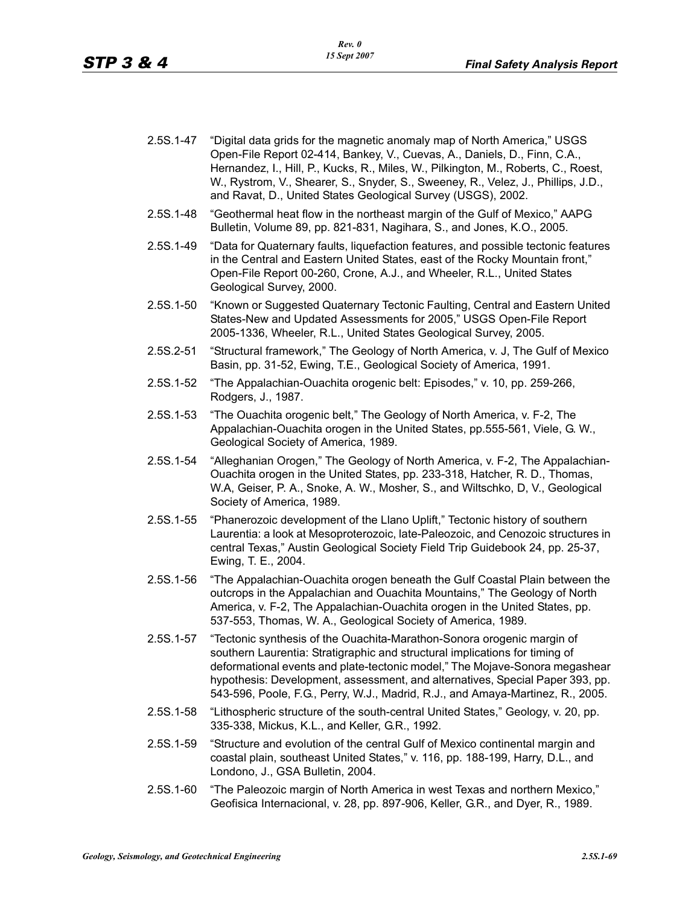2.5S.1-47 “Digital data grids for the magnetic anomaly map of North America,” USGS Open-File Report 02-414, Bankey, V., Cuevas, A., Daniels, D., Finn, C.A., Hernandez, I., Hill, P., Kucks, R., Miles, W., Pilkington, M., Roberts, C., Roest, W., Rystrom, V., Shearer, S., Snyder, S., Sweeney, R., Velez, J., Phillips, J.D., and Ravat, D., United States Geological Survey (USGS), 2002.

2.5S.1-48 “Geothermal heat flow in the northeast margin of the Gulf of Mexico,” AAPG Bulletin, Volume 89, pp. 821-831, Nagihara, S., and Jones, K.O., 2005.

2.5S.1-49 “Data for Quaternary faults, liquefaction features, and possible tectonic features in the Central and Eastern United States, east of the Rocky Mountain front,” Open-File Report 00-260, Crone, A.J., and Wheeler, R.L., United States Geological Survey, 2000.

2.5S.1-50 “Known or Suggested Quaternary Tectonic Faulting, Central and Eastern United States-New and Updated Assessments for 2005,” USGS Open-File Report 2005-1336, Wheeler, R.L., United States Geological Survey, 2005.

2.5S.2-51 “Structural framework,” The Geology of North America, v. J, The Gulf of Mexico Basin, pp. 31-52, Ewing, T.E., Geological Society of America, 1991.

2.5S.1-52 “The Appalachian-Ouachita orogenic belt: Episodes,” v. 10, pp. 259-266, Rodgers, J., 1987.

2.5S.1-53 “The Ouachita orogenic belt,” The Geology of North America, v. F-2, The Appalachian-Ouachita orogen in the United States, pp.555-561, Viele, G. W., Geological Society of America, 1989.

2.5S.1-54 “Alleghanian Orogen,” The Geology of North America, v. F-2, The Appalachian-Ouachita orogen in the United States, pp. 233-318, Hatcher, R. D., Thomas, W.A, Geiser, P. A., Snoke, A. W., Mosher, S., and Wiltschko, D, V., Geological Society of America, 1989.

2.5S.1-55 “Phanerozoic development of the Llano Uplift,” Tectonic history of southern Laurentia: a look at Mesoproterozoic, late-Paleozoic, and Cenozoic structures in central Texas,” Austin Geological Society Field Trip Guidebook 24, pp. 25-37, Ewing, T. E., 2004.

2.5S.1-56 “The Appalachian-Ouachita orogen beneath the Gulf Coastal Plain between the outcrops in the Appalachian and Ouachita Mountains,” The Geology of North America, v. F-2, The Appalachian-Ouachita orogen in the United States, pp. 537-553, Thomas, W. A., Geological Society of America, 1989.

2.5S.1-57 “Tectonic synthesis of the Ouachita-Marathon-Sonora orogenic margin of southern Laurentia: Stratigraphic and structural implications for timing of deformational events and plate-tectonic model,” The Mojave-Sonora megashear hypothesis: Development, assessment, and alternatives, Special Paper 393, pp. 543-596, Poole, F.G., Perry, W.J., Madrid, R.J., and Amaya-Martinez, R., 2005.

2.5S.1-58 “Lithospheric structure of the south-central United States,” Geology, v. 20, pp. 335-338, Mickus, K.L., and Keller, G.R., 1992.

2.5S.1-59 “Structure and evolution of the central Gulf of Mexico continental margin and coastal plain, southeast United States,” v. 116, pp. 188-199, Harry, D.L., and Londono, J., GSA Bulletin, 2004.

2.5S.1-60 “The Paleozoic margin of North America in west Texas and northern Mexico,” Geofisica Internacional, v. 28, pp. 897-906, Keller, G.R., and Dyer, R., 1989.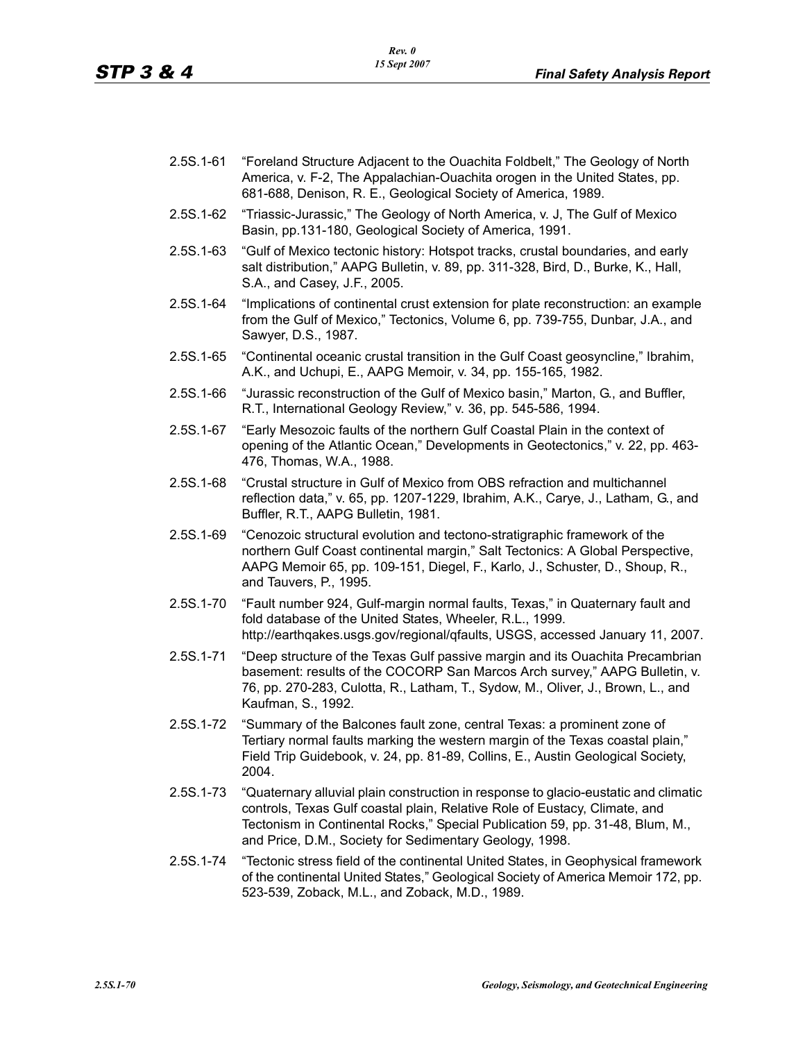2.5S.1-61 "Foreland Structure Adjacent to the Ouachita Foldbelt," The Geology of North America, v. F-2, The Appalachian-Ouachita orogen in the United States, pp. 681-688, Denison, R. E., Geological Society of America, 1989.

2.5S.1-62 "Triassic-Jurassic," The Geology of North America, v. J, The Gulf of Mexico Basin, pp.131-180, Geological Society of America, 1991.

2.5S.1-63 "Gulf of Mexico tectonic history: Hotspot tracks, crustal boundaries, and early salt distribution," AAPG Bulletin, v. 89, pp. 311-328, Bird, D., Burke, K., Hall, S.A., and Casey, J.F., 2005.

2.5S.1-64 "Implications of continental crust extension for plate reconstruction: an example from the Gulf of Mexico," Tectonics, Volume 6, pp. 739-755, Dunbar, J.A., and Sawyer, D.S., 1987.

2.5S.1-65 "Continental oceanic crustal transition in the Gulf Coast geosyncline," Ibrahim, A.K., and Uchupi, E., AAPG Memoir, v. 34, pp. 155-165, 1982.

2.5S.1-66 "Jurassic reconstruction of the Gulf of Mexico basin," Marton, G., and Buffler, R.T., International Geology Review," v. 36, pp. 545-586, 1994.

2.5S.1-67 "Early Mesozoic faults of the northern Gulf Coastal Plain in the context of opening of the Atlantic Ocean," Developments in Geotectonics," v. 22, pp. 463-476, Thomas, W.A., 1988.

2.5S.1-68 "Crustal structure in Gulf of Mexico from OBS refraction and multichannel reflection data," v. 65, pp. 1207-1229, Ibrahim, A.K., Carye, J., Latham, G., and Buffler, R.T., AAPG Bulletin, 1981.

2.5S.1-69 "Cenozoic structural evolution and tectono-stratigraphic framework of the northern Gulf Coast continental margin," Salt Tectonics: A Global Perspective, AAPG Memoir 65, pp. 109-151, Diegel, F., Karlo, J., Schuster, D., Shoup, R., and Tauvers, P., 1995.

2.5S.1-70 "Fault number 924, Gulf-margin normal faults, Texas," in Quaternary fault and fold database of the United States, Wheeler, R.L., 1999. http://earthqakes.usgs.gov/regional/qfaults, USGS, accessed January 11, 2007.

2.5S.1-71 "Deep structure of the Texas Gulf passive margin and its Ouachita Precambrian basement: results of the COCORP San Marcos Arch survey," AAPG Bulletin, v. 76, pp. 270-283, Culotta, R., Latham, T., Sydow, M., Oliver, J., Brown, L., and Kaufman, S., 1992.

2.5S.1-72 "Summary of the Balcones fault zone, central Texas: a prominent zone of Tertiary normal faults marking the western margin of the Texas coastal plain," Field Trip Guidebook, v. 24, pp. 81-89, Collins, E., Austin Geological Society, 2004.

2.5S.1-73 "Quaternary alluvial plain construction in response to glacio-eustatic and climatic controls, Texas Gulf coastal plain, Relative Role of Eustacy, Climate, and Tectonism in Continental Rocks," Special Publication 59, pp. 31-48, Blum, M., and Price, D.M., Society for Sedimentary Geology, 1998.

2.5S.1-74 "Tectonic stress field of the continental United States, in Geophysical framework of the continental United States," Geological Society of America Memoir 172, pp. 523-539, Zoback, M.L., and Zoback, M.D., 1989.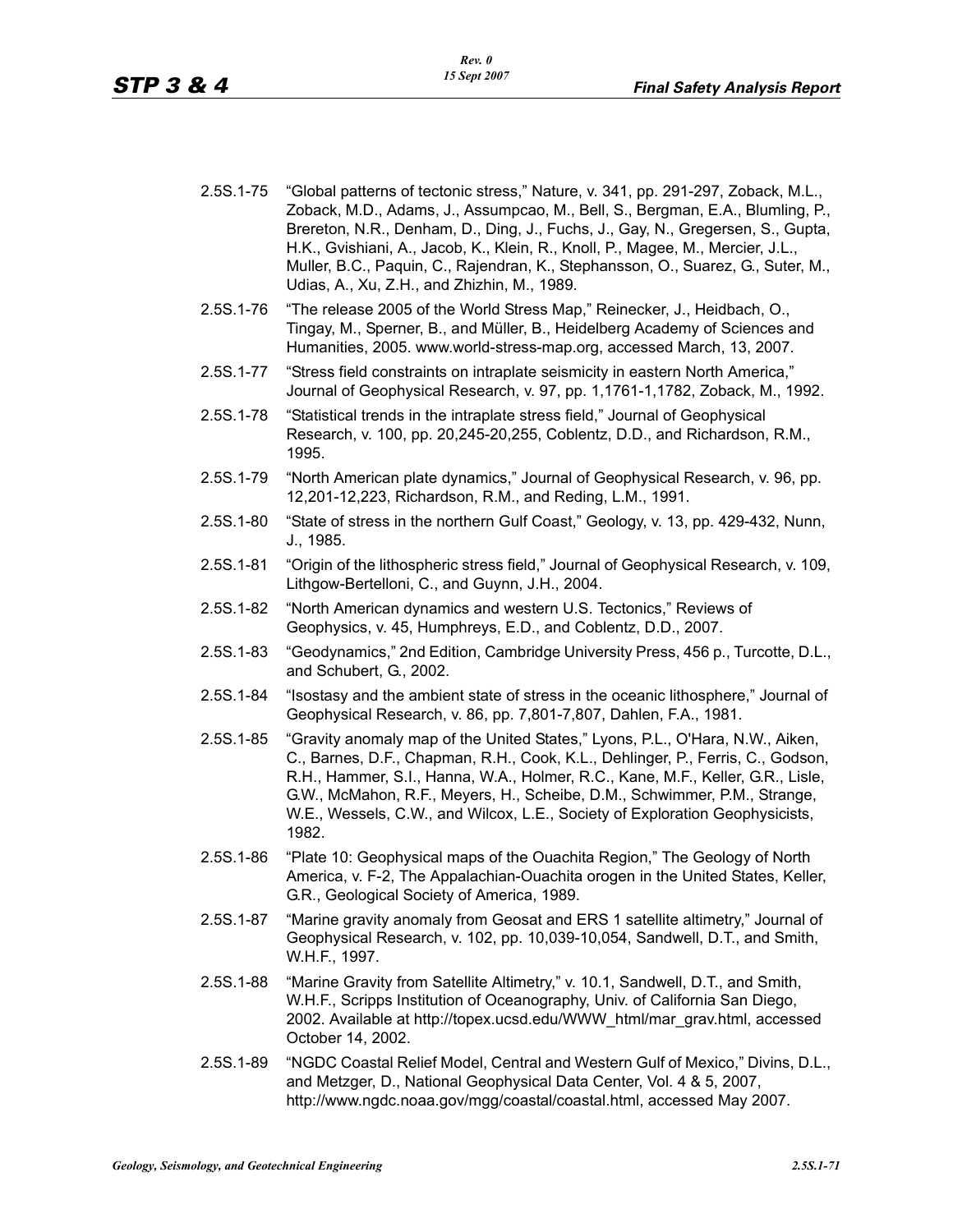2.5S.1-75 "Global patterns of tectonic stress," Nature, v. 341, pp. 291-297, Zoback, M.L., Zoback, M.D., Adams, J., Assumpcao, M., Bell, S., Bergman, E.A., Blumling, P., Brereton, N.R., Denham, D., Ding, J., Fuchs, J., Gay, N., Gregersen, S., Gupta, H.K., Gvishiani, A., Jacob, K., Klein, R., Knoll, P., Magee, M., Mercier, J.L., Muller, B.C., Paquin, C., Rajendran, K., Stephansson, O., Suarez, G., Suter, M., Udias, A., Xu, Z.H., and Zhizhin, M., 1989.

2.5S.1-76 "The release 2005 of the World Stress Map," Reinecker, J., Heidbach, O., Tingay, M., Sperner, B., and Müller, B., Heidelberg Academy of Sciences and Humanities, 2005. www.world-stress-map.org, accessed March, 13, 2007.

2.5S.1-77 "Stress field constraints on intraplate seismicity in eastern North America," Journal of Geophysical Research, v. 97, pp. 1,1761-1,1782, Zoback, M., 1992.

2.5S.1-78 "Statistical trends in the intraplate stress field," Journal of Geophysical Research, v. 100, pp. 20,245-20,255, Coblentz, D.D., and Richardson, R.M., 1995.

2.5S.1-79 "North American plate dynamics," Journal of Geophysical Research, v. 96, pp. 12,201-12,223, Richardson, R.M., and Reding, L.M., 1991.

2.5S.1-80 "State of stress in the northern Gulf Coast," Geology, v. 13, pp. 429-432, Nunn, J., 1985.

2.5S.1-81 "Origin of the lithospheric stress field," Journal of Geophysical Research, v. 109, Lithgow-Bertelloni, C., and Guynn, J.H., 2004.

2.5S.1-82 "North American dynamics and western U.S. Tectonics," Reviews of Geophysics, v. 45, Humphreys, E.D., and Coblentz, D.D., 2007.

2.5S.1-83 "Geodynamics," 2nd Edition, Cambridge University Press, 456 p., Turcotte, D.L., and Schubert, G., 2002.

2.5S.1-84 "Isostasy and the ambient state of stress in the oceanic lithosphere," Journal of Geophysical Research, v. 86, pp. 7,801-7,807, Dahlen, F.A., 1981.

2.5S.1-85 "Gravity anomaly map of the United States," Lyons, P.L., O'Hara, N.W., Aiken, C., Barnes, D.F., Chapman, R.H., Cook, K.L., Dehlinger, P., Ferris, C., Godson, R.H., Hammer, S.I., Hanna, W.A., Holmer, R.C., Kane, M.F., Keller, G.R., Lisle, G.W., McMahon, R.F., Meyers, H., Scheibe, D.M., Schwimmer, P.M., Strange, W.E., Wessels, C.W., and Wilcox, L.E., Society of Exploration Geophysicists, 1982.

2.5S.1-86 "Plate 10: Geophysical maps of the Ouachita Region," The Geology of North America, v. F-2, The Appalachian-Ouachita orogen in the United States, Keller, G.R., Geological Society of America, 1989.

2.5S.1-87 "Marine gravity anomaly from Geosat and ERS 1 satellite altimetry," Journal of Geophysical Research, v. 102, pp. 10,039-10,054, Sandwell, D.T., and Smith, W.H.F., 1997.

2.5S.1-88 "Marine Gravity from Satellite Altimetry," v. 10.1, Sandwell, D.T., and Smith, W.H.F., Scripps Institution of Oceanography, Univ. of California San Diego, 2002. Available at http://topex.ucsd.edu/WWW_html/mar_grav.html, accessed October 14, 2002.

2.5S.1-89 "NGDC Coastal Relief Model, Central and Western Gulf of Mexico," Divins, D.L., and Metzger, D., National Geophysical Data Center, Vol. 4 & 5, 2007, http://www.ngdc.noaa.gov/mgg/coastal/coastal.html, accessed May 2007.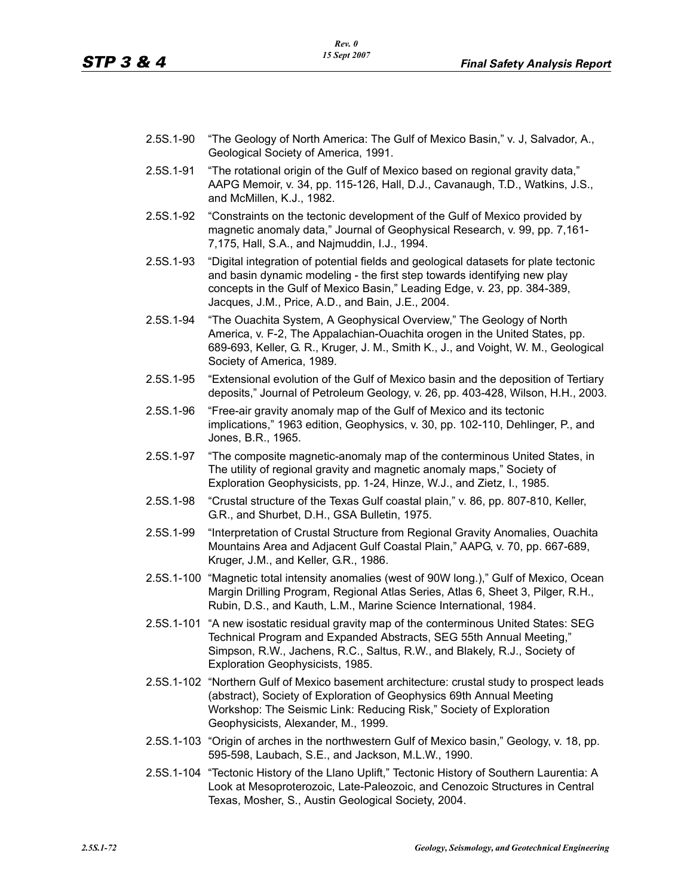2.5S.1-90 "The Geology of North America: The Gulf of Mexico Basin," v. J, Salvador, A., Geological Society of America, 1991.

2.5S.1-91 "The rotational origin of the Gulf of Mexico based on regional gravity data," AAPG Memoir, v. 34, pp. 115-126, Hall, D.J., Cavanaugh, T.D., Watkins, J.S., and McMillen, K.J., 1982.

2.5S.1-92 "Constraints on the tectonic development of the Gulf of Mexico provided by magnetic anomaly data," Journal of Geophysical Research, v. 99, pp. 7,161-7,175, Hall, S.A., and Najmuddin, I.J., 1994.

2.5S.1-93 "Digital integration of potential fields and geological datasets for plate tectonic and basin dynamic modeling - the first step towards identifying new play concepts in the Gulf of Mexico Basin," Leading Edge, v. 23, pp. 384-389, Jacques, J.M., Price, A.D., and Bain, J.E., 2004.

2.5S.1-94 "The Ouachita System, A Geophysical Overview," The Geology of North America, v. F-2, The Appalachian-Ouachita orogen in the United States, pp. 689-693, Keller, G. R., Kruger, J. M., Smith K., J., and Voight, W. M., Geological Society of America, 1989.

2.5S.1-95 "Extensional evolution of the Gulf of Mexico basin and the deposition of Tertiary deposits," Journal of Petroleum Geology, v. 26, pp. 403-428, Wilson, H.H., 2003.

2.5S.1-96 "Free-air gravity anomaly map of the Gulf of Mexico and its tectonic implications," 1963 edition, Geophysics, v. 30, pp. 102-110, Dehlinger, P., and Jones, B.R., 1965.

2.5S.1-97 "The composite magnetic-anomaly map of the conterminous United States, in The utility of regional gravity and magnetic anomaly maps," Society of Exploration Geophysicists, pp. 1-24, Hinze, W.J., and Zietz, I., 1985.

2.5S.1-98 "Crustal structure of the Texas Gulf coastal plain," v. 86, pp. 807-810, Keller, G.R., and Shurbet, D.H., GSA Bulletin, 1975.

2.5S.1-99 "Interpretation of Crustal Structure from Regional Gravity Anomalies, Ouachita Mountains Area and Adjacent Gulf Coastal Plain," AAPG, v. 70, pp. 667-689, Kruger, J.M., and Keller, G.R., 1986.

2.5S.1-100 "Magnetic total intensity anomalies (west of 90W long.)," Gulf of Mexico, Ocean Margin Drilling Program, Regional Atlas Series, Atlas 6, Sheet 3, Pilger, R.H., Rubin, D.S., and Kauth, L.M., Marine Science International, 1984.

2.5S.1-101 "A new isostatic residual gravity map of the conterminous United States: SEG Technical Program and Expanded Abstracts, SEG 55th Annual Meeting," Simpson, R.W., Jachens, R.C., Saltus, R.W., and Blakely, R.J., Society of Exploration Geophysicists, 1985.

2.5S.1-102 "Northern Gulf of Mexico basement architecture: crustal study to prospect leads (abstract), Society of Exploration of Geophysics 69th Annual Meeting Workshop: The Seismic Link: Reducing Risk," Society of Exploration Geophysicists, Alexander, M., 1999.

2.5S.1-103 "Origin of arches in the northwestern Gulf of Mexico basin," Geology, v. 18, pp. 595-598, Laubach, S.E., and Jackson, M.L.W., 1990.

2.5S.1-104 "Tectonic History of the Llano Uplift," Tectonic History of Southern Laurentia: A Look at Mesoproterozoic, Late-Paleozoic, and Cenozoic Structures in Central Texas, Mosher, S., Austin Geological Society, 2004.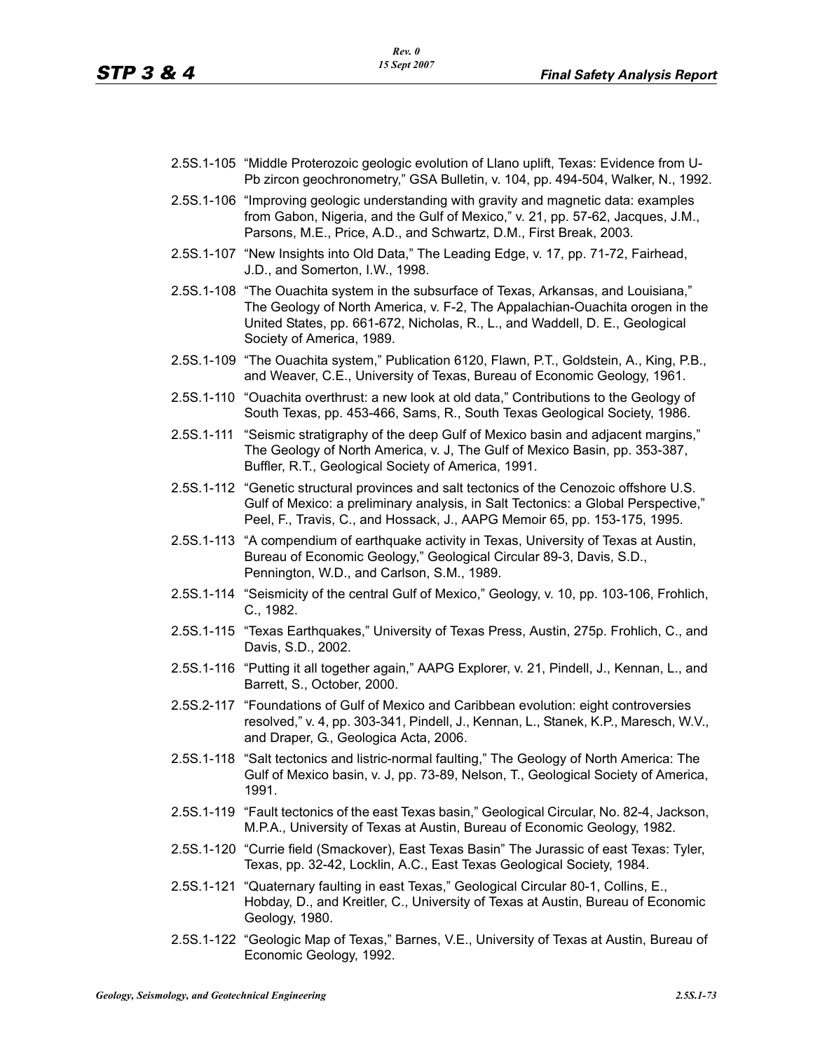2.5S.1-105 "Middle Proterozoic geologic evolution of Llano uplift, Texas: Evidence from U-Pb zircon geochronometry," GSA Bulletin, v. 104, pp. 494-504, Walker, N., 1992.

2.5S.1-106 "Improving geologic understanding with gravity and magnetic data: examples from Gabon, Nigeria, and the Gulf of Mexico," v. 21, pp. 57-62, Jacques, J.M., Parsons, M.E., Price, A.D., and Schwartz, D.M., First Break, 2003.

2.5S.1-107 "New Insights into Old Data," The Leading Edge, v. 17, pp. 71-72, Fairhead, J.D., and Somerton, I.W., 1998.

2.5S.1-108 "The Ouachita system in the subsurface of Texas, Arkansas, and Louisiana," The Geology of North America, v. F-2, The Appalachian-Ouachita orogen in the United States, pp. 661-672, Nicholas, R., L., and Waddell, D. E., Geological Society of America, 1989.

2.5S.1-109 "The Ouachita system," Publication 6120, Flawn, P.T., Goldstein, A., King, P.B., and Weaver, C.E., University of Texas, Bureau of Economic Geology, 1961.

2.5S.1-110 "Ouachita overthrust: a new look at old data," Contributions to the Geology of South Texas, pp. 453-466, Sams, R., South Texas Geological Society, 1986.

2.5S.1-111 "Seismic stratigraphy of the deep Gulf of Mexico basin and adjacent margins," The Geology of North America, v. J, The Gulf of Mexico Basin, pp. 353-387, Buffler, R.T., Geological Society of America, 1991.

2.5S.1-112 "Genetic structural provinces and salt tectonics of the Cenozoic offshore U.S. Gulf of Mexico: a preliminary analysis, in Salt Tectonics: a Global Perspective," Peel, F., Travis, C., and Hossack, J., AAPG Memoir 65, pp. 153-175, 1995.

2.5S.1-113 "A compendium of earthquake activity in Texas, University of Texas at Austin, Bureau of Economic Geology," Geological Circular 89-3, Davis, S.D., Pennington, W.D., and Carlson, S.M., 1989.

2.5S.1-114 "Seismicity of the central Gulf of Mexico," Geology, v. 10, pp. 103-106, Frohlich, C., 1982.

2.5S.1-115 "Texas Earthquakes," University of Texas Press, Austin, 275p. Frohlich, C., and Davis, S.D., 2002.

2.5S.1-116 "Putting it all together again," AAPG Explorer, v. 21, Pindell, J., Kennan, L., and Barrett, S., October, 2000.

2.5S.2-117 "Foundations of Gulf of Mexico and Caribbean evolution: eight controversies resolved," v. 4, pp. 303-341, Pindell, J., Kennan, L., Stanek, K.P., Maresch, W.V., and Draper, G., Geologica Acta, 2006.

2.5S.1-118 "Salt tectonics and listric-normal faulting," The Geology of North America: The Gulf of Mexico basin, v. J, pp. 73-89, Nelson, T., Geological Society of America, 1991.

2.5S.1-119 "Fault tectonics of the east Texas basin," Geological Circular, No. 82-4, Jackson, M.P.A., University of Texas at Austin, Bureau of Economic Geology, 1982.

2.5S.1-120 "Currie field (Smackover), East Texas Basin" The Jurassic of east Texas: Tyler, Texas, pp. 32-42, Locklin, A.C., East Texas Geological Society, 1984.

2.5S.1-121 "Quaternary faulting in east Texas," Geological Circular 80-1, Collins, E., Hobday, D., and Kreitler, C., University of Texas at Austin, Bureau of Economic Geology, 1980.

2.5S.1-122 "Geologic Map of Texas," Barnes, V.E., University of Texas at Austin, Bureau of Economic Geology, 1992.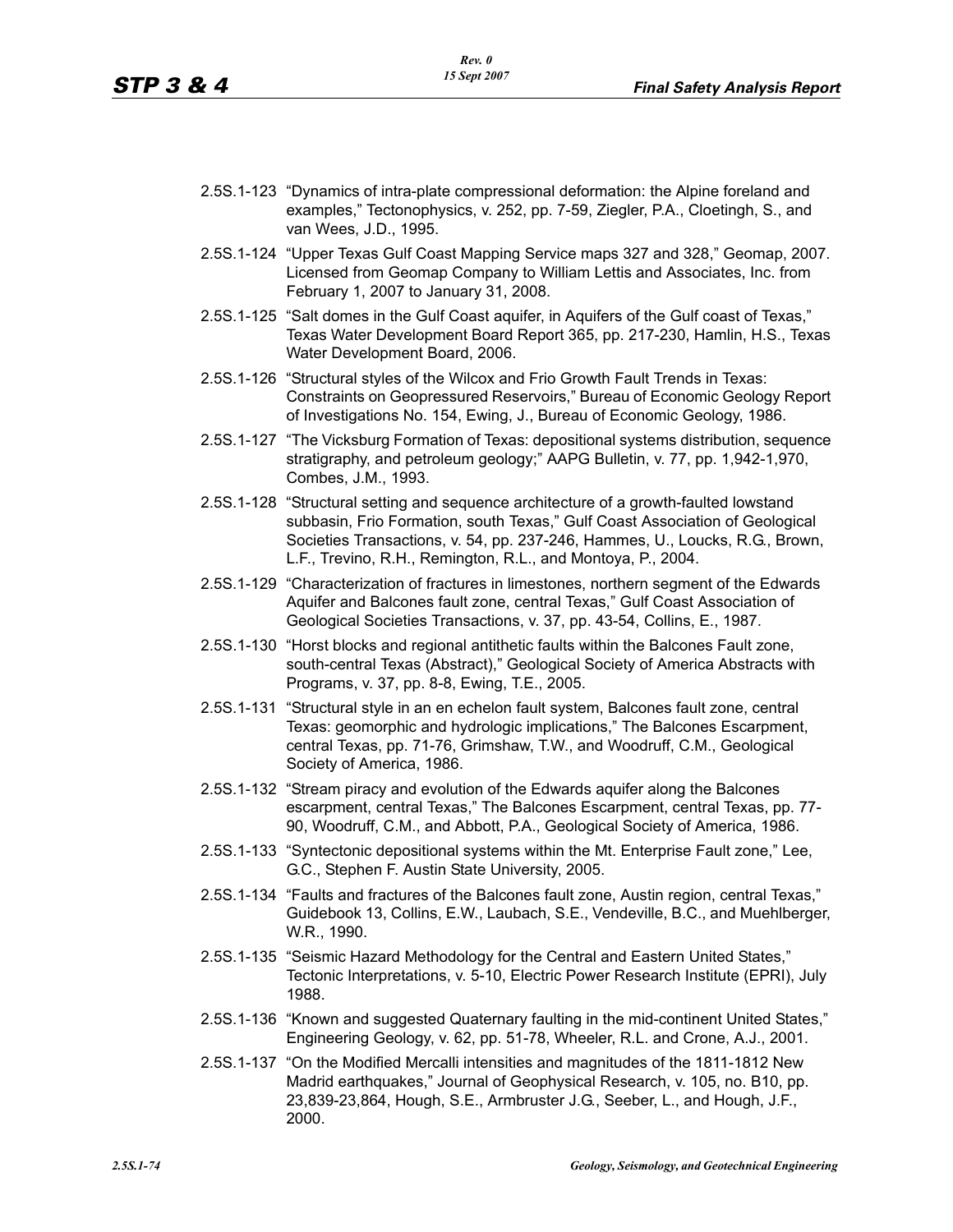2.5S.1-123 "Dynamics of intra-plate compressional deformation: the Alpine foreland and examples," Tectonophysics, v. 252, pp. 7-59, Ziegler, P.A., Cloetingh, S., and van Wees, J.D., 1995.

2.5S.1-124 "Upper Texas Gulf Coast Mapping Service maps 327 and 328," Geomap, 2007. Licensed from Geomap Company to William Lettis and Associates, Inc. from February 1, 2007 to January 31, 2008.

2.5S.1-125 "Salt domes in the Gulf Coast aquifer, in Aquifers of the Gulf coast of Texas," Texas Water Development Board Report 365, pp. 217-230, Hamlin, H.S., Texas Water Development Board, 2006.

2.5S.1-126 "Structural styles of the Wilcox and Frio Growth Fault Trends in Texas: Constraints on Geopressured Reservoirs," Bureau of Economic Geology Report of Investigations No. 154, Ewing, J., Bureau of Economic Geology, 1986.

2.5S.1-127 "The Vicksburg Formation of Texas: depositional systems distribution, sequence stratigraphy, and petroleum geology;" AAPG Bulletin, v. 77, pp. 1,942-1,970, Combes, J.M., 1993.

2.5S.1-128 "Structural setting and sequence architecture of a growth-faulted lowstand subbasin, Frio Formation, south Texas," Gulf Coast Association of Geological Societies Transactions, v. 54, pp. 237-246, Hammes, U., Loucks, R.G., Brown, L.F., Trevino, R.H., Remington, R.L., and Montoya, P., 2004.

2.5S.1-129 "Characterization of fractures in limestones, northern segment of the Edwards Aquifer and Balcones fault zone, central Texas," Gulf Coast Association of Geological Societies Transactions, v. 37, pp. 43-54, Collins, E., 1987.

2.5S.1-130 "Horst blocks and regional antithetic faults within the Balcones Fault zone, south-central Texas (Abstract)," Geological Society of America Abstracts with Programs, v. 37, pp. 8-8, Ewing, T.E., 2005.

2.5S.1-131 "Structural style in an en echelon fault system, Balcones fault zone, central Texas: geomorphic and hydrologic implications," The Balcones Escarpment, central Texas, pp. 71-76, Grimshaw, T.W., and Woodruff, C.M., Geological Society of America, 1986.

2.5S.1-132 "Stream piracy and evolution of the Edwards aquifer along the Balcones escarpment, central Texas," The Balcones Escarpment, central Texas, pp. 77-90, Woodruff, C.M., and Abbott, P.A., Geological Society of America, 1986.

2.5S.1-133 "Syntectonic depositional systems within the Mt. Enterprise Fault zone," Lee, G.C., Stephen F. Austin State University, 2005.

2.5S.1-134 "Faults and fractures of the Balcones fault zone, Austin region, central Texas," Guidebook 13, Collins, E.W., Laubach, S.E., Vendeville, B.C., and Muehlberger, W.R., 1990.

2.5S.1-135 "Seismic Hazard Methodology for the Central and Eastern United States," Tectonic Interpretations, v. 5-10, Electric Power Research Institute (EPRI), July 1988.

2.5S.1-136 "Known and suggested Quaternary faulting in the mid-continent United States," Engineering Geology, v. 62, pp. 51-78, Wheeler, R.L. and Crone, A.J., 2001.

2.5S.1-137 "On the Modified Mercalli intensities and magnitudes of the 1811-1812 New Madrid earthquakes," Journal of Geophysical Research, v. 105, no. B10, pp. 23,839-23,864, Hough, S.E., Armbruster J.G., Seeber, L., and Hough, J.F., 2000.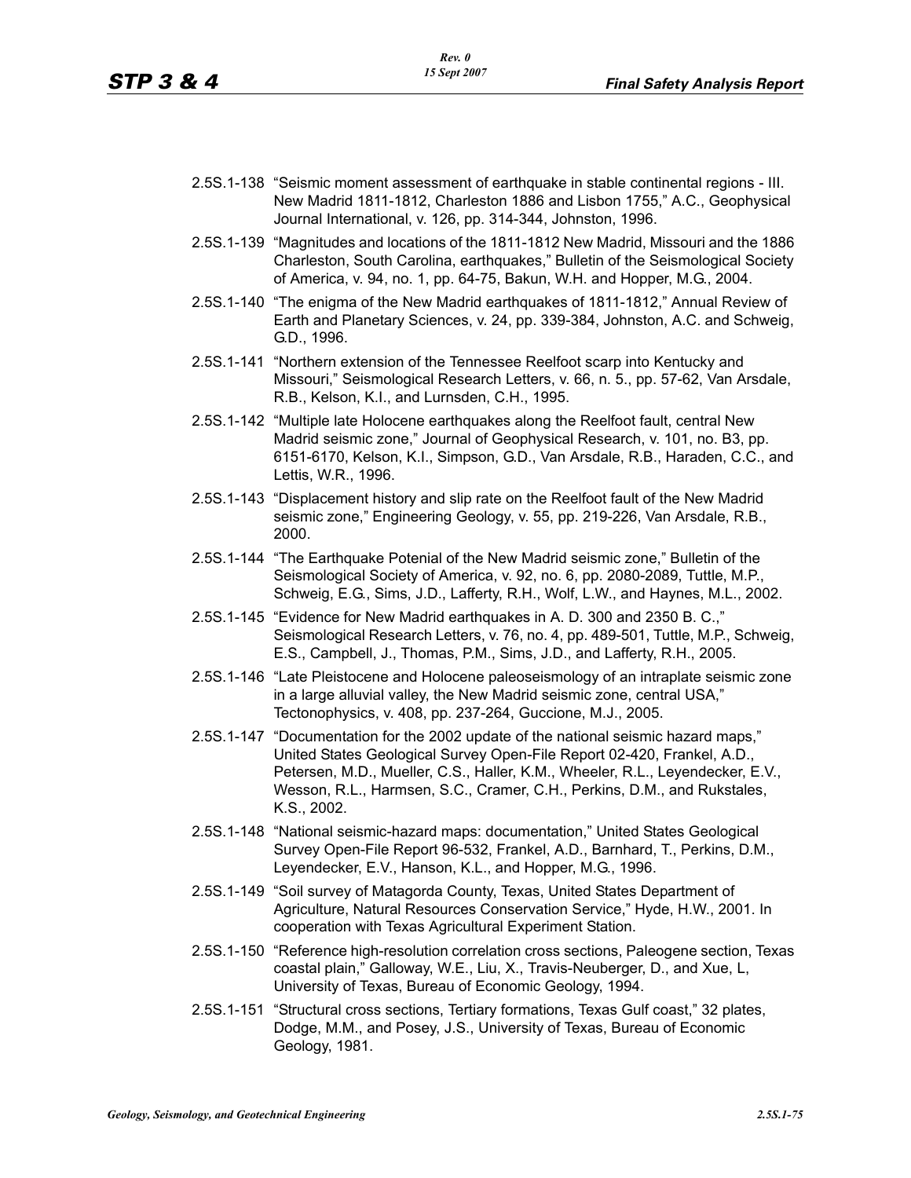2.5S.1-138 "Seismic moment assessment of earthquake in stable continental regions - III. New Madrid 1811-1812, Charleston 1886 and Lisbon 1755," A.C., Geophysical Journal International, v. 126, pp. 314-344, Johnston, 1996.

2.5S.1-139 "Magnitudes and locations of the 1811-1812 New Madrid, Missouri and the 1886 Charleston, South Carolina, earthquakes," Bulletin of the Seismological Society of America, v. 94, no. 1, pp. 64-75, Bakun, W.H. and Hopper, M.G., 2004.

2.5S.1-140 "The enigma of the New Madrid earthquakes of 1811-1812," Annual Review of Earth and Planetary Sciences, v. 24, pp. 339-384, Johnston, A.C. and Schweig, G.D., 1996.

2.5S.1-141 "Northern extension of the Tennessee Reelfoot scarp into Kentucky and Missouri," Seismological Research Letters, v. 66, n. 5., pp. 57-62, Van Arsdale, R.B., Kelson, K.I., and Lurnsden, C.H., 1995.

2.5S.1-142 "Multiple late Holocene earthquakes along the Reelfoot fault, central New Madrid seismic zone," Journal of Geophysical Research, v. 101, no. B3, pp. 6151-6170, Kelson, K.I., Simpson, G.D., Van Arsdale, R.B., Haraden, C.C., and Lettis, W.R., 1996.

2.5S.1-143 "Displacement history and slip rate on the Reelfoot fault of the New Madrid seismic zone," Engineering Geology, v. 55, pp. 219-226, Van Arsdale, R.B., 2000.

2.5S.1-144 "The Earthquake Potenial of the New Madrid seismic zone," Bulletin of the Seismological Society of America, v. 92, no. 6, pp. 2080-2089, Tuttle, M.P., Schweig, E.G., Sims, J.D., Lafferty, R.H., Wolf, L.W., and Haynes, M.L., 2002.

2.5S.1-145 "Evidence for New Madrid earthquakes in A. D. 300 and 2350 B. C.," Seismological Research Letters, v. 76, no. 4, pp. 489-501, Tuttle, M.P., Schweig, E.S., Campbell, J., Thomas, P.M., Sims, J.D., and Lafferty, R.H., 2005.

2.5S.1-146 "Late Pleistocene and Holocene paleoseismology of an intraplate seismic zone in a large alluvial valley, the New Madrid seismic zone, central USA," Tectonophysics, v. 408, pp. 237-264, Guccione, M.J., 2005.

2.5S.1-147 "Documentation for the 2002 update of the national seismic hazard maps," United States Geological Survey Open-File Report 02-420, Frankel, A.D., Petersen, M.D., Mueller, C.S., Haller, K.M., Wheeler, R.L., Leyendecker, E.V., Wesson, R.L., Harmsen, S.C., Cramer, C.H., Perkins, D.M., and Rukstales, K.S., 2002.

2.5S.1-148 "National seismic-hazard maps: documentation," United States Geological Survey Open-File Report 96-532, Frankel, A.D., Barnhard, T., Perkins, D.M., Leyendecker, E.V., Hanson, K.L., and Hopper, M.G., 1996.

2.5S.1-149 "Soil survey of Matagorda County, Texas, United States Department of Agriculture, Natural Resources Conservation Service," Hyde, H.W., 2001. In cooperation with Texas Agricultural Experiment Station.

2.5S.1-150 "Reference high-resolution correlation cross sections, Paleogene section, Texas coastal plain," Galloway, W.E., Liu, X., Travis-Neuberger, D., and Xue, L, University of Texas, Bureau of Economic Geology, 1994.

2.5S.1-151 "Structural cross sections, Tertiary formations, Texas Gulf coast," 32 plates, Dodge, M.M., and Posey, J.S., University of Texas, Bureau of Economic Geology, 1981.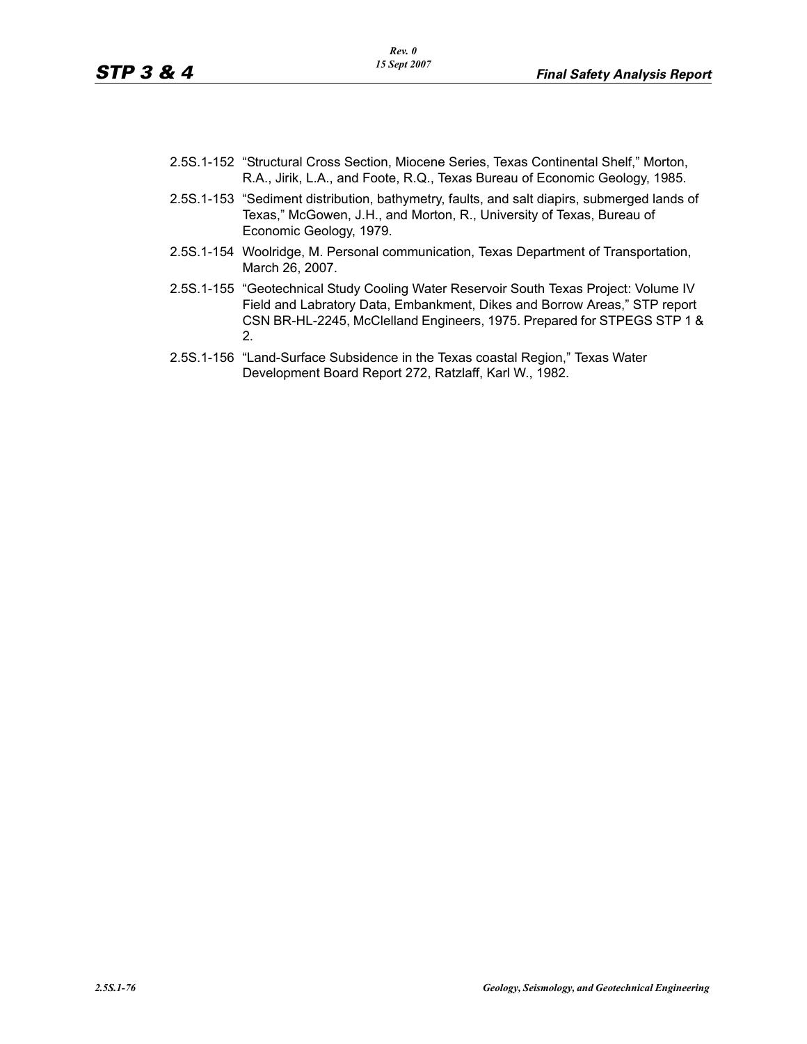2.5S.1-152 "Structural Cross Section, Miocene Series, Texas Continental Shelf," Morton, R.A., Jirik, L.A., and Foote, R.Q., Texas Bureau of Economic Geology, 1985.

2.5S.1-153 "Sediment distribution, bathymetry, faults, and salt diapirs, submerged lands of Texas," McGowen, J.H., and Morton, R., University of Texas, Bureau of Economic Geology, 1979.

2.5S.1-154 Woolridge, M. Personal communication, Texas Department of Transportation, March 26, 2007.

2.5S.1-155 "Geotechnical Study Cooling Water Reservoir South Texas Project: Volume IV Field and Labratory Data, Embankment, Dikes and Borrow Areas," STP report CSN BR-HL-2245, McClelland Engineers, 1975. Prepared for STPEGS STP 1 & 2.

2.5S.1-156 "Land-Surface Subsidence in the Texas coastal Region," Texas Water Development Board Report 272, Ratzlaff, Karl W., 1982.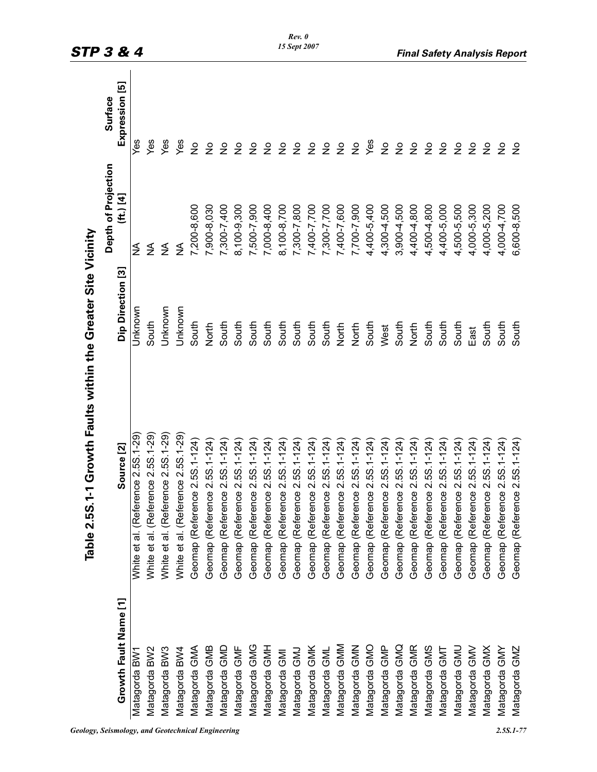## Table 2.5S.1-1 Growth Faults within the Greater Site Vicinity

| Growth Fault Name [1] | Source [2] | Dip Direction [3] | Depth of Projection (ft.) [4] | Surface Expression [5] |
|---|---|---|---|---|
| Matagorda BW1 | White et al. (Reference 2.5S.1-29) | Unknown | NA | Yes |
| Matagorda BW2 | White et al. (Reference 2.5S.1-29) | South | NA | Yes |
| Matagorda BW3 | White et al. (Reference 2.5S.1-29) | Unknown | NA | Yes |
| Matagorda BW4 | White et al. (Reference 2.5S.1-29) | Unknown | NA | Yes |
| Matagorda GMA | Geomap (Reference 2.5S.1-124) | South | 7,200-8,600 | No |
| Matagorda GMB | Geomap (Reference 2.5S.1-124) | North | 7,900-8,030 | No |
| Matagorda GMD | Geomap (Reference 2.5S.1-124) | South | 7,300-7,400 | No |
| Matagorda GMF | Geomap (Reference 2.5S.1-124) | South | 8,100-9,300 | No |
| Matagorda GMG | Geomap (Reference 2.5S.1-124) | South | 7,500-7,900 | No |
| Matagorda GMH | Geomap (Reference 2.5S.1-124) | South | 7,000-8,400 | No |
| Matagorda GMI | Geomap (Reference 2.5S.1-124) | South | 8,100-8,700 | No |
| Matagorda GMJ | Geomap (Reference 2.5S.1-124) | South | 7,300-7,800 | No |
| Matagorda GMK | Geomap (Reference 2.5S.1-124) | South | 7,400-7,700 | No |
| Matagorda GML | Geomap (Reference 2.5S.1-124) | South | 7,300-7,700 | No |
| Matagorda GMM | Geomap (Reference 2.5S.1-124) | North | 7,400-7,600 | No |
| Matagorda GMN | Geomap (Reference 2.5S.1-124) | North | 7,700-7,900 | No |
| Matagorda GMO | Geomap (Reference 2.5S.1-124) | South | 4,400-5,400 | Yes |
| Matagorda GMP | Geomap (Reference 2.5S.1-124) | West | 4,300-4,500 | No |
| Matagorda GMQ | Geomap (Reference 2.5S.1-124) | South | 3,900-4,500 | No |
| Matagorda GMR | Geomap (Reference 2.5S.1-124) | North | 4,400-4,800 | No |
| Matagorda GMS | Geomap (Reference 2.5S.1-124) | South | 4,500-4,800 | No |
| Matagorda GMT | Geomap (Reference 2.5S.1-124) | South | 4,400-5,000 | No |
| Matagorda GMU | Geomap (Reference 2.5S.1-124) | South | 4,500-5,500 | No |
| Matagorda GMV | Geomap (Reference 2.5S.1-124) | East | 4,000-5,300 | No |
| Matagorda GMX | Geomap (Reference 2.5S.1-124) | South | 4,000-5,200 | No |
| Matagorda GMY | Geomap (Reference 2.5S.1-124) | South | 4,000-4,700 | No |
| Matagorda GMZ | Geomap (Reference 2.5S.1-124) | South | 6,600-8,500 | No |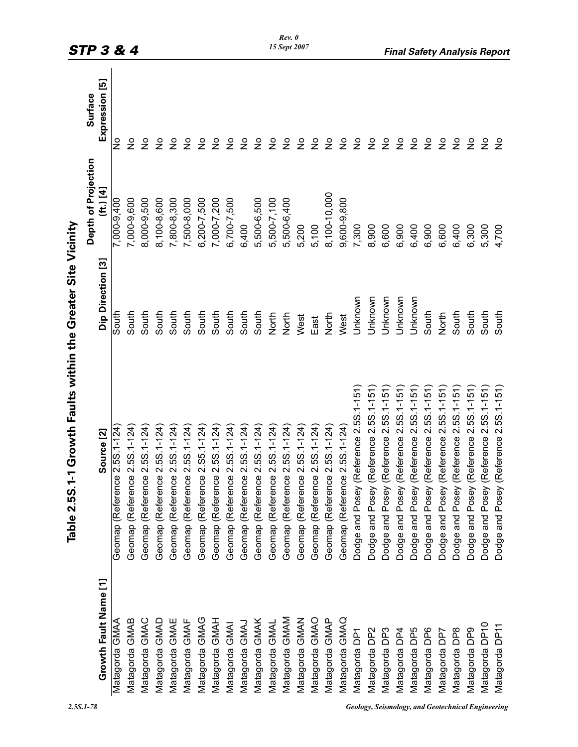## Table 2.5S.1-1 Growth Faults within the Greater Site Vicinity

| Growth Fault Name [1] | Source [2] | Dip Direction [3] | Depth of Projection (ft.) [4] | Surface Expression [5] |
|---|---|---|---|---|
| Matagorda GMAA | Geomap (Reference 2.5S.1-124) | South | 7,000-9,400 | No |
| Matagorda GMAB | Geomap (Reference 2.5S.1-124) | South | 7,000-9,600 | No |
| Matagorda GMAC | Geomap (Reference 2.5S.1-124) | South | 8,000-9,500 | No |
| Matagorda GMAD | Geomap (Reference 2.5S.1-124) | South | 8,100-8,600 | No |
| Matagorda GMAE | Geomap (Reference 2.5S.1-124) | South | 7,800-8,300 | No |
| Matagorda GMAF | Geomap (Reference 2.5S.1-124) | South | 7,500-8,000 | No |
| Matagorda GMAG | Geomap (Reference 2.5S.1-124) | South | 6,200-7,500 | No |
| Matagorda GMAH | Geomap (Reference 2.5S.1-124) | South | 7,000-7,200 | No |
| Matagorda GMAI | Geomap (Reference 2.5S.1-124) | South | 6,700-7,500 | No |
| Matagorda GMAJ | Geomap (Reference 2.5S.1-124) | South | 6,400 | No |
| Matagorda GMAK | Geomap (Reference 2.5S.1-124) | South | 5,500-6,500 | No |
| Matagorda GMAL | Geomap (Reference 2.5S.1-124) | North | 5,500-7,100 | No |
| Matagorda GMAM | Geomap (Reference 2.5S.1-124) | North | 5,500-6,400 | No |
| Matagorda GMAN | Geomap (Reference 2.5S.1-124) | West | 5,200 | No |
| Matagorda GMAO | Geomap (Reference 2.5S.1-124) | East | 5,100 | No |
| Matagorda GMAP | Geomap (Reference 2.5S.1-124) | North | 8,100-10,000 | No |
| Matagorda GMAQ | Geomap (Reference 2.5S.1-124) | West | 9,600-9,800 | No |
| Matagorda DP1 | Dodge and Posey (Reference 2.5S.1-151) | Unknown | 7,300 | No |
| Matagorda DP2 | Dodge and Posey (Reference 2.5S.1-151) | Unknown | 8,900 | No |
| Matagorda DP3 | Dodge and Posey (Reference 2.5S.1-151) | Unknown | 6,600 | No |
| Matagorda DP4 | Dodge and Posey (Reference 2.5S.1-151) | Unknown | 6,900 | No |
| Matagorda DP5 | Dodge and Posey (Reference 2.5S.1-151) | Unknown | 6,400 | No |
| Matagorda DP6 | Dodge and Posey (Reference 2.5S.1-151) | South | 6,900 | No |
| Matagorda DP7 | Dodge and Posey (Reference 2.5S.1-151) | North | 6,600 | No |
| Matagorda DP8 | Dodge and Posey (Reference 2.5S.1-151) | South | 6,400 | No |
| Matagorda DP9 | Dodge and Posey (Reference 2.5S.1-151) | South | 6,300 | No |
| Matagorda DP10 | Dodge and Posey (Reference 2.5S.1-151) | South | 5,300 | No |
| Matagorda DP11 | Dodge and Posey (Reference 2.5S.1-151) | South | 4,700 | No |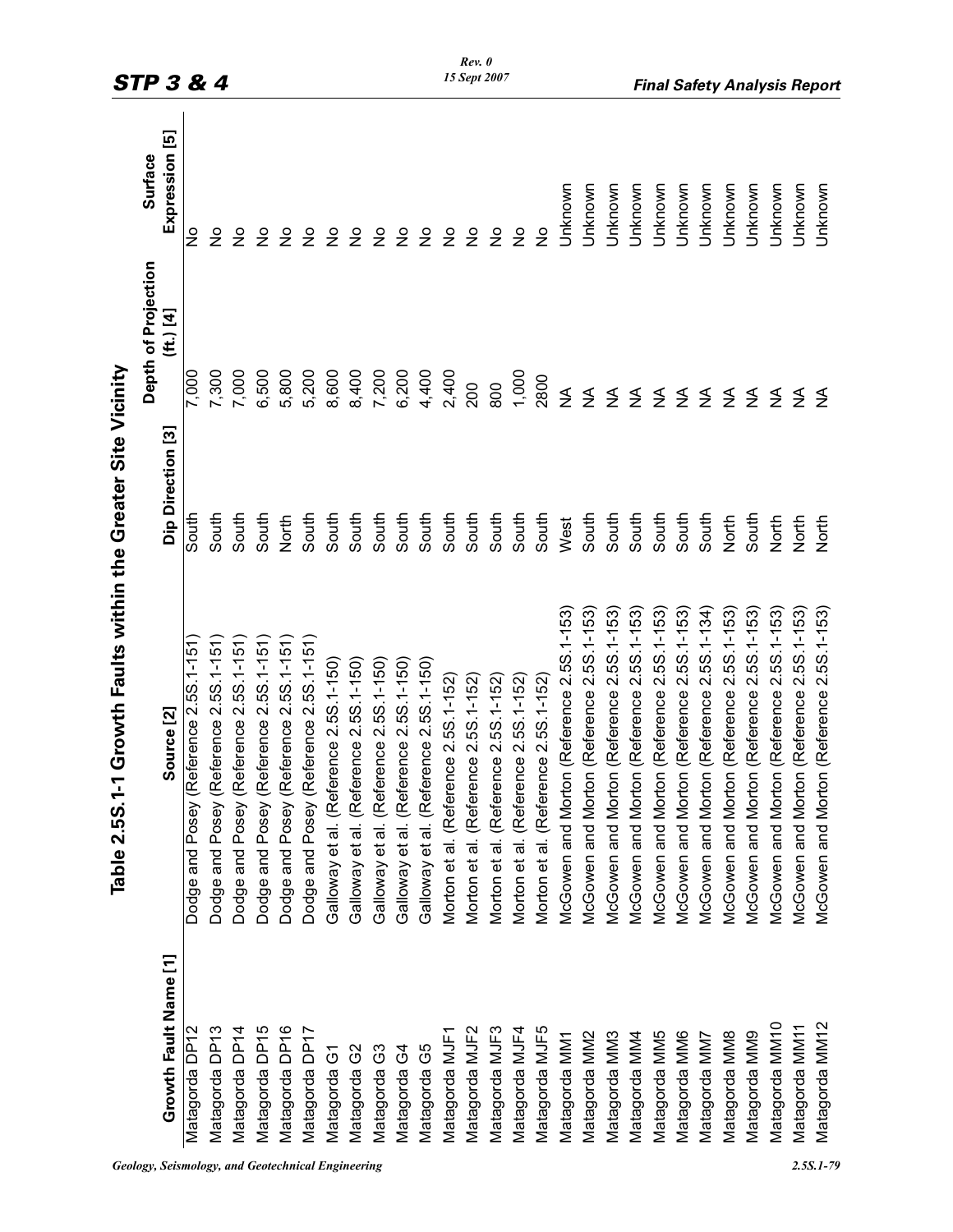## Table 2.5S.1-1 Growth Faults within the Greater Site Vicinity

| Growth Fault Name [1] | Source [2] | Dip Direction [3] | Depth of Projection (ft.) [4] | Surface Expression [5] |
|---|---|---|---|---|
| Matagorda DP12 | Dodge and Posey (Reference 2.5S.1-151) | South | 7,000 | No |
| Matagorda DP13 | Dodge and Posey (Reference 2.5S.1-151) | South | 7,300 | No |
| Matagorda DP14 | Dodge and Posey (Reference 2.5S.1-151) | South | 7,000 | No |
| Matagorda DP15 | Dodge and Posey (Reference 2.5S.1-151) | South | 6,500 | No |
| Matagorda DP16 | Dodge and Posey (Reference 2.5S.1-151) | North | 5,800 | No |
| Matagorda DP17 | Dodge and Posey (Reference 2.5S.1-151) | South | 5,200 | No |
| Matagorda G1 | Galloway et al. (Reference 2.5S.1-150) | South | 8,600 | No |
| Matagorda G2 | Galloway et al. (Reference 2.5S.1-150) | South | 8,400 | No |
| Matagorda G3 | Galloway et al. (Reference 2.5S.1-150) | South | 7,200 | No |
| Matagorda G4 | Galloway et al. (Reference 2.5S.1-150) | South | 6,200 | No |
| Matagorda G5 | Galloway et al. (Reference 2.5S.1-150) | South | 4,400 | No |
| Matagorda MJF1 | Morton et al. (Reference 2.5S.1-152) | South | 2,400 | No |
| Matagorda MJF2 | Morton et al. (Reference 2.5S.1-152) | South | 200 | No |
| Matagorda MJF3 | Morton et al. (Reference 2.5S.1-152) | South | 800 | No |
| Matagorda MJF4 | Morton et al. (Reference 2.5S.1-152) | South | 1,000 | No |
| Matagorda MJF5 | Morton et al. (Reference 2.5S.1-152) | South | 2800 | No |
| Matagorda MM1 | McGowen and Morton (Reference 2.5S.1-153) | West | NA | Unknown |
| Matagorda MM2 | McGowen and Morton (Reference 2.5S.1-153) | South | NA | Unknown |
| Matagorda MM3 | McGowen and Morton (Reference 2.5S.1-153) | South | NA | Unknown |
| Matagorda MM4 | McGowen and Morton (Reference 2.5S.1-153) | South | NA | Unknown |
| Matagorda MM5 | McGowen and Morton (Reference 2.5S.1-153) | South | NA | Unknown |
| Matagorda MM6 | McGowen and Morton (Reference 2.5S.1-153) | South | NA | Unknown |
| Matagorda MM7 | McGowen and Morton (Reference 2.5S.1-134) | South | NA | Unknown |
| Matagorda MM8 | McGowen and Morton (Reference 2.5S.1-153) | North | NA | Unknown |
| Matagorda MM9 | McGowen and Morton (Reference 2.5S.1-153) | South | NA | Unknown |
| Matagorda MM10 | McGowen and Morton (Reference 2.5S.1-153) | North | NA | Unknown |
| Matagorda MM11 | McGowen and Morton (Reference 2.5S.1-153) | North | NA | Unknown |
| Matagorda MM12 | McGowen and Morton (Reference 2.5S.1-153) | North | NA | Unknown |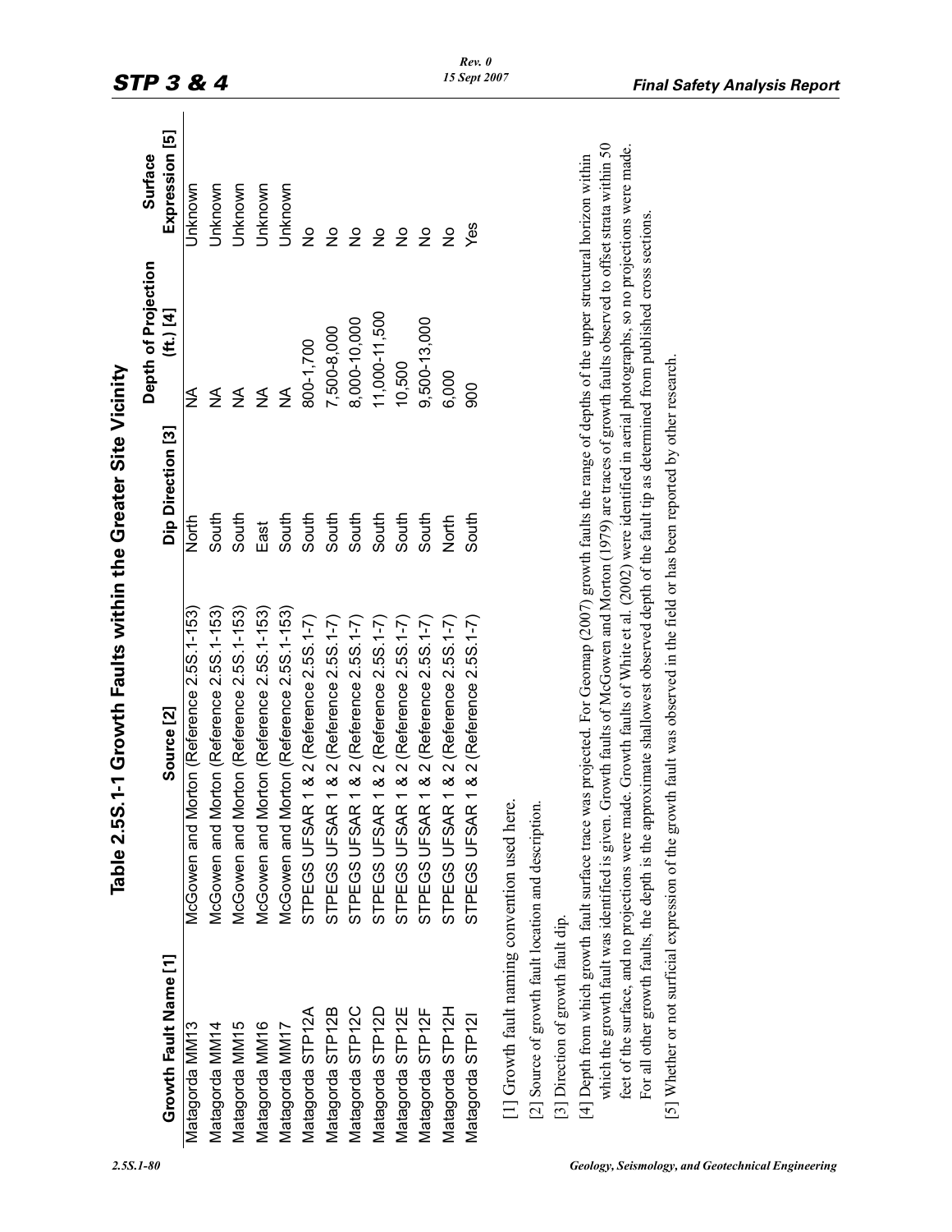# Table 2.5S.1-1 Growth Faults within the Greater Site Vicinity

| Growth Fault Name [1] | Source [2] | Dip Direction [3] | Depth of Projection (ft.) [4] | Surface Expression [5] |
|---|---|---|---|---|
| Matagorda MM13 | McGowen and Morton (Reference 2.5S.1-153) | North | NA | Unknown |
| Matagorda MM14 | McGowen and Morton (Reference 2.5S.1-153) | South | NA | Unknown |
| Matagorda MM15 | McGowen and Morton (Reference 2.5S.1-153) | South | NA | Unknown |
| Matagorda MM16 | McGowen and Morton (Reference 2.5S.1-153) | East | NA | Unknown |
| Matagorda MM17 | McGowen and Morton (Reference 2.5S.1-153) | South | NA | Unknown |
| Matagorda STP12A | STPEGS UFSAR 1 & 2 (Reference 2.5S.1-7) | South | 800-1,700 | No |
| Matagorda STP12B | STPEGS UFSAR 1 & 2 (Reference 2.5S.1-7) | South | 7,500-8,000 | No |
| Matagorda STP12C | STPEGS UFSAR 1 & 2 (Reference 2.5S.1-7) | South | 8,000-10,000 | No |
| Matagorda STP12D | STPEGS UFSAR 1 & 2 (Reference 2.5S.1-7) | South | 11,000-11,500 | No |
| Matagorda STP12E | STPEGS UFSAR 1 & 2 (Reference 2.5S.1-7) | South | 10,500 | No |
| Matagorda STP12F | STPEGS UFSAR 1 & 2 (Reference 2.5S.1-7) | South | 9,500-13,000 | No |
| Matagorda STP12H | STPEGS UFSAR 1 & 2 (Reference 2.5S.1-7) | North | 6,000 | No |
| Matagorda STP12I | STPEGS UFSAR 1 & 2 (Reference 2.5S.1-7) | South | 900 | Yes |

[1] Growth fault naming convention used here.

[2] Source of growth fault location and description.

[3] Direction of growth fault dip.

[4] Depth from which growth fault surface trace was projected. For Geomap (2007) growth faults the range of depths of the upper structural horizon within which the growth fault was identified is given. Growth faults of McGowen and Morton (1979) are traces of growth faults observed to offset strata within 50 feet of the surface, and no projections were made. Growth faults of White et al. (2002) were identified in aerial photographs, so no projections were made. For all other growth faults, the depth is the approximate shallowest observed depth of the fault tip as determined from published cross sections.

[5] Whether or not surficial expression of the growth fault was observed in the field or has been reported by other research.